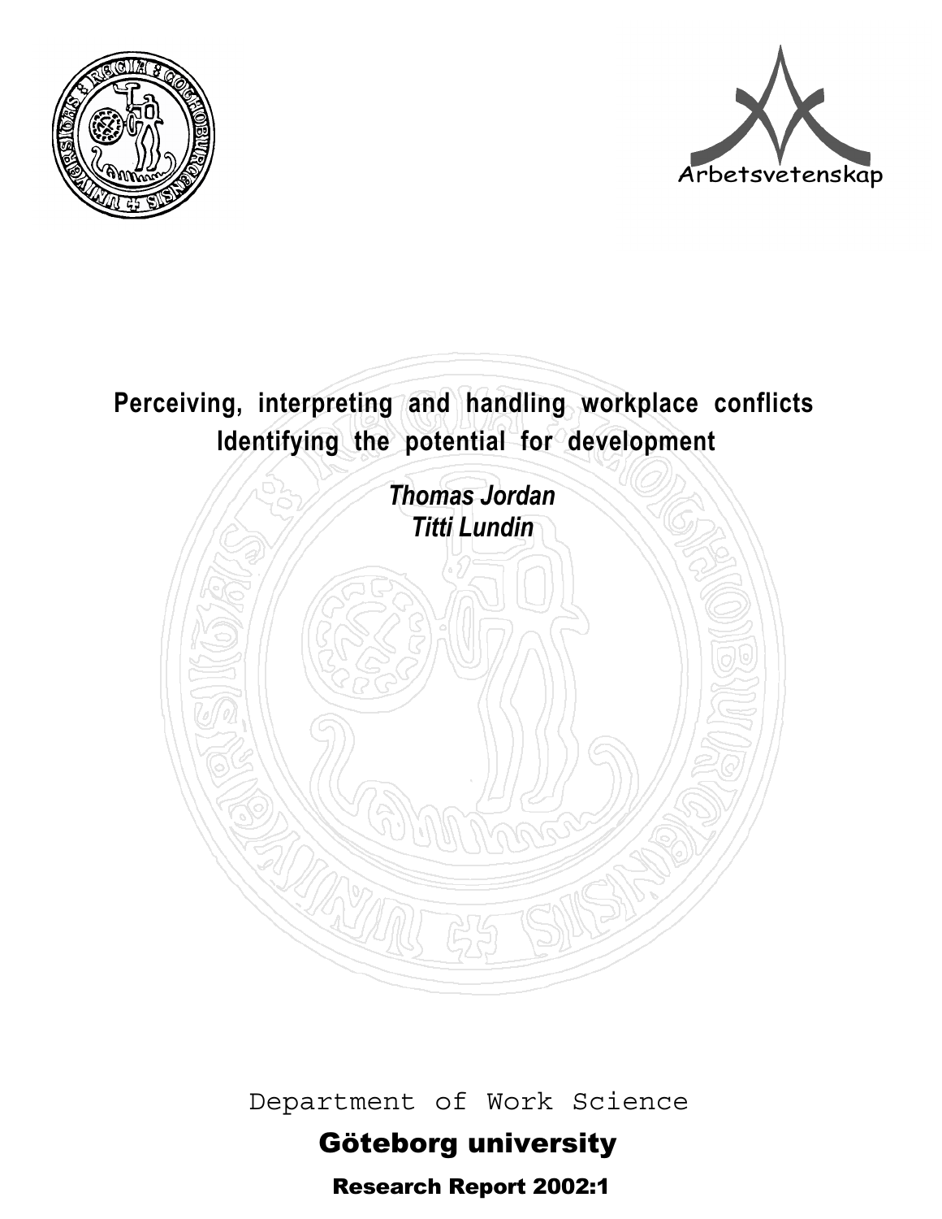Arbetsvetenskap

# Perceiving, interpreting and handling workplace conflicts
## Identifying the potential for development

*Thomas Jordan*
*Titti Lundin*

Department of Work Science

**Göteborg university**

**Research Report 2002:1**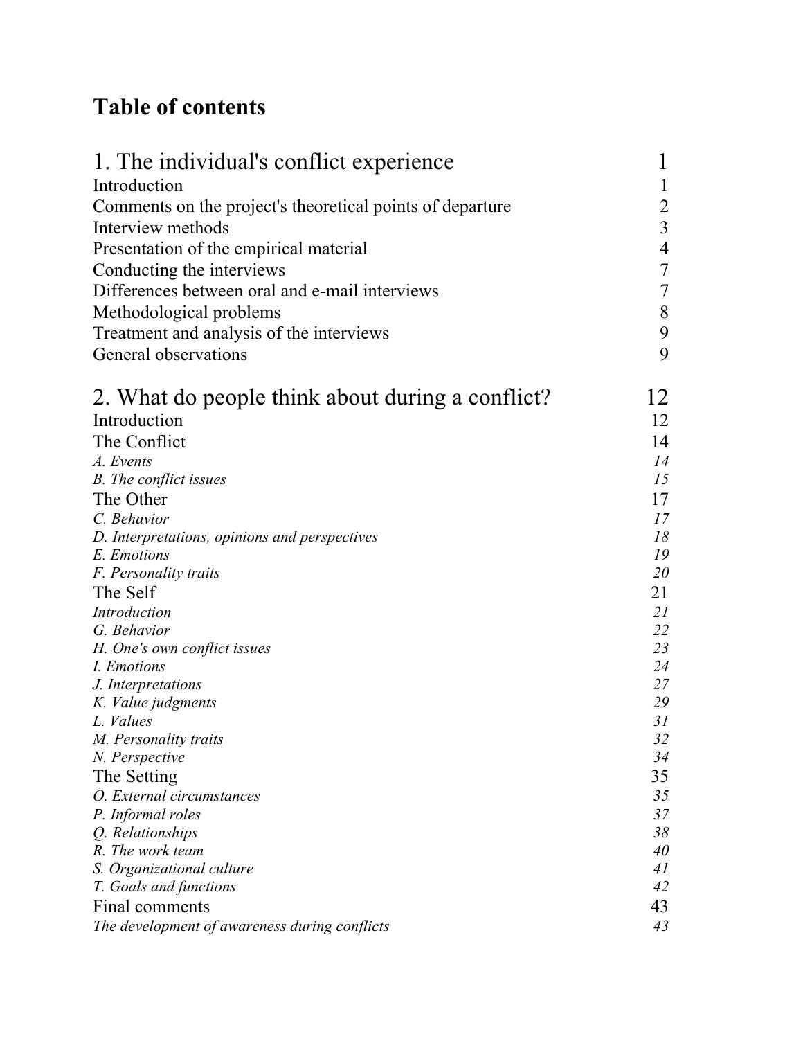# Table of contents

| | |
|---|---|
| **1. The individual's conflict experience** | **1** |
| Introduction | 1 |
| Comments on the project's theoretical points of departure | 2 |
| Interview methods | 3 |
| Presentation of the empirical material | 4 |
| Conducting the interviews | 7 |
| Differences between oral and e-mail interviews | 7 |
| Methodological problems | 8 |
| Treatment and analysis of the interviews | 9 |
| General observations | 9 |
| **2. What do people think about during a conflict?** | **12** |
| Introduction | 12 |
| The Conflict | 14 |
| *A. Events* | *14* |
| *B. The conflict issues* | *15* |
| The Other | 17 |
| *C. Behavior* | *17* |
| *D. Interpretations, opinions and perspectives* | *18* |
| *E. Emotions* | *19* |
| *F. Personality traits* | *20* |
| The Self | 21 |
| *Introduction* | *21* |
| *G. Behavior* | *22* |
| *H. One's own conflict issues* | *23* |
| *I. Emotions* | *24* |
| *J. Interpretations* | *27* |
| *K. Value judgments* | *29* |
| *L. Values* | *31* |
| *M. Personality traits* | *32* |
| *N. Perspective* | *34* |
| The Setting | 35 |
| *O. External circumstances* | *35* |
| *P. Informal roles* | *37* |
| *Q. Relationships* | *38* |
| *R. The work team* | *40* |
| *S. Organizational culture* | *41* |
| *T. Goals and functions* | *42* |
| Final comments | 43 |
| *The development of awareness during conflicts* | *43* |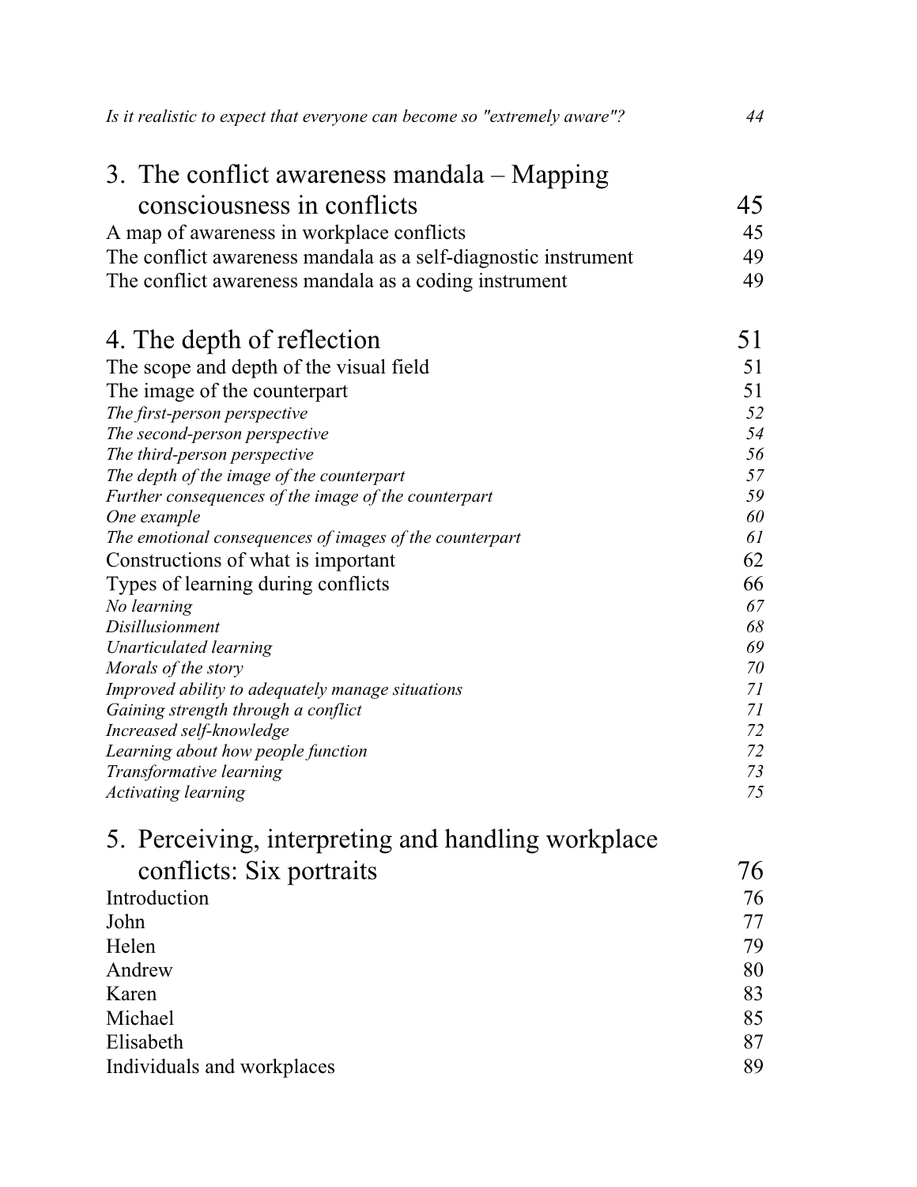*Is it realistic to expect that everyone can become so "extremely aware"?* 44

## 3. The conflict awareness mandala – Mapping consciousness in conflicts 45

A map of awareness in workplace conflicts 45

The conflict awareness mandala as a self-diagnostic instrument 49

The conflict awareness mandala as a coding instrument 49

## 4. The depth of reflection 51

The scope and depth of the visual field 51

The image of the counterpart 51

*The first-person perspective* 52

*The second-person perspective* 54

*The third-person perspective* 56

*The depth of the image of the counterpart* 57

*Further consequences of the image of the counterpart* 59

*One example* 60

*The emotional consequences of images of the counterpart* 61

Constructions of what is important 62

Types of learning during conflicts 66

*No learning* 67

*Disillusionment* 68

*Unarticulated learning* 69

*Morals of the story* 70

*Improved ability to adequately manage situations* 71

*Gaining strength through a conflict* 71

*Increased self-knowledge* 72

*Learning about how people function* 72

*Transformative learning* 73

*Activating learning* 75

## 5. Perceiving, interpreting and handling workplace conflicts: Six portraits 76

Introduction 76

John 77

Helen 79

Andrew 80

Karen 83

Michael 85

Elisabeth 87

Individuals and workplaces 89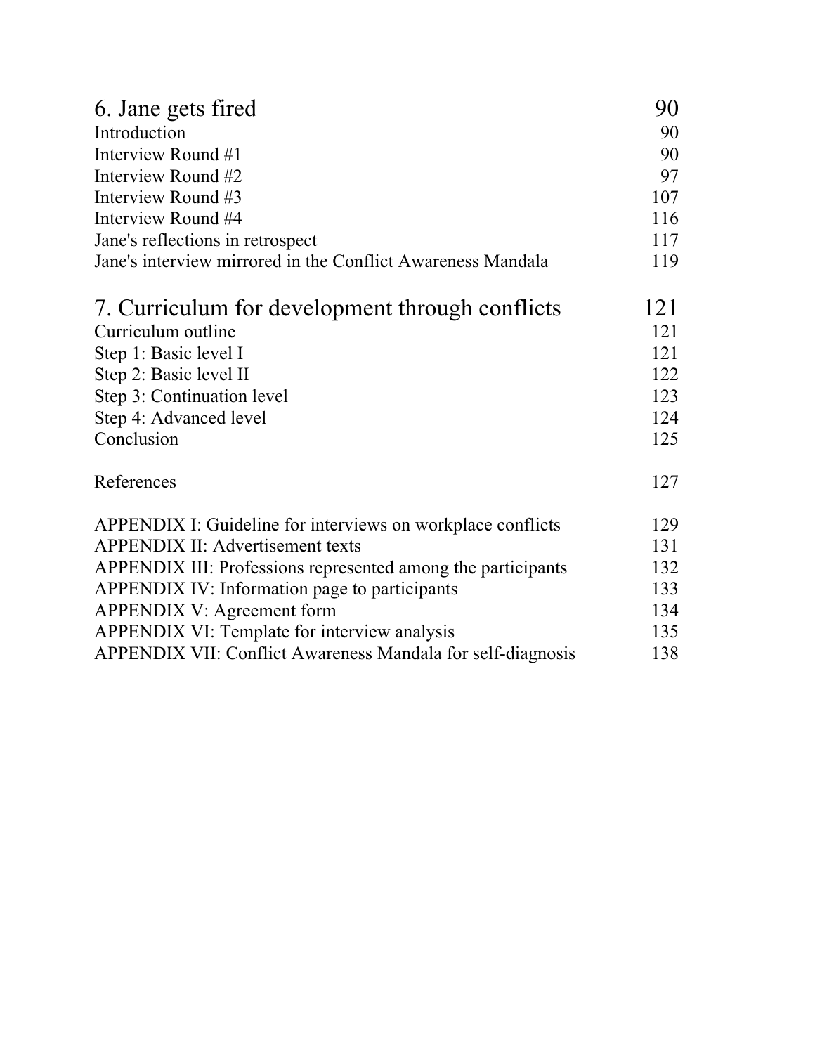| | |
|---|---|
| **6. Jane gets fired** | **90** |
| Introduction | 90 |
| Interview Round #1 | 90 |
| Interview Round #2 | 97 |
| Interview Round #3 | 107 |
| Interview Round #4 | 116 |
| Jane's reflections in retrospect | 117 |
| Jane's interview mirrored in the Conflict Awareness Mandala | 119 |
| **7. Curriculum for development through conflicts** | **121** |
| Curriculum outline | 121 |
| Step 1: Basic level I | 121 |
| Step 2: Basic level II | 122 |
| Step 3: Continuation level | 123 |
| Step 4: Advanced level | 124 |
| Conclusion | 125 |
| References | 127 |
| APPENDIX I: Guideline for interviews on workplace conflicts | 129 |
| APPENDIX II: Advertisement texts | 131 |
| APPENDIX III: Professions represented among the participants | 132 |
| APPENDIX IV: Information page to participants | 133 |
| APPENDIX V: Agreement form | 134 |
| APPENDIX VI: Template for interview analysis | 135 |
| APPENDIX VII: Conflict Awareness Mandala for self-diagnosis | 138 |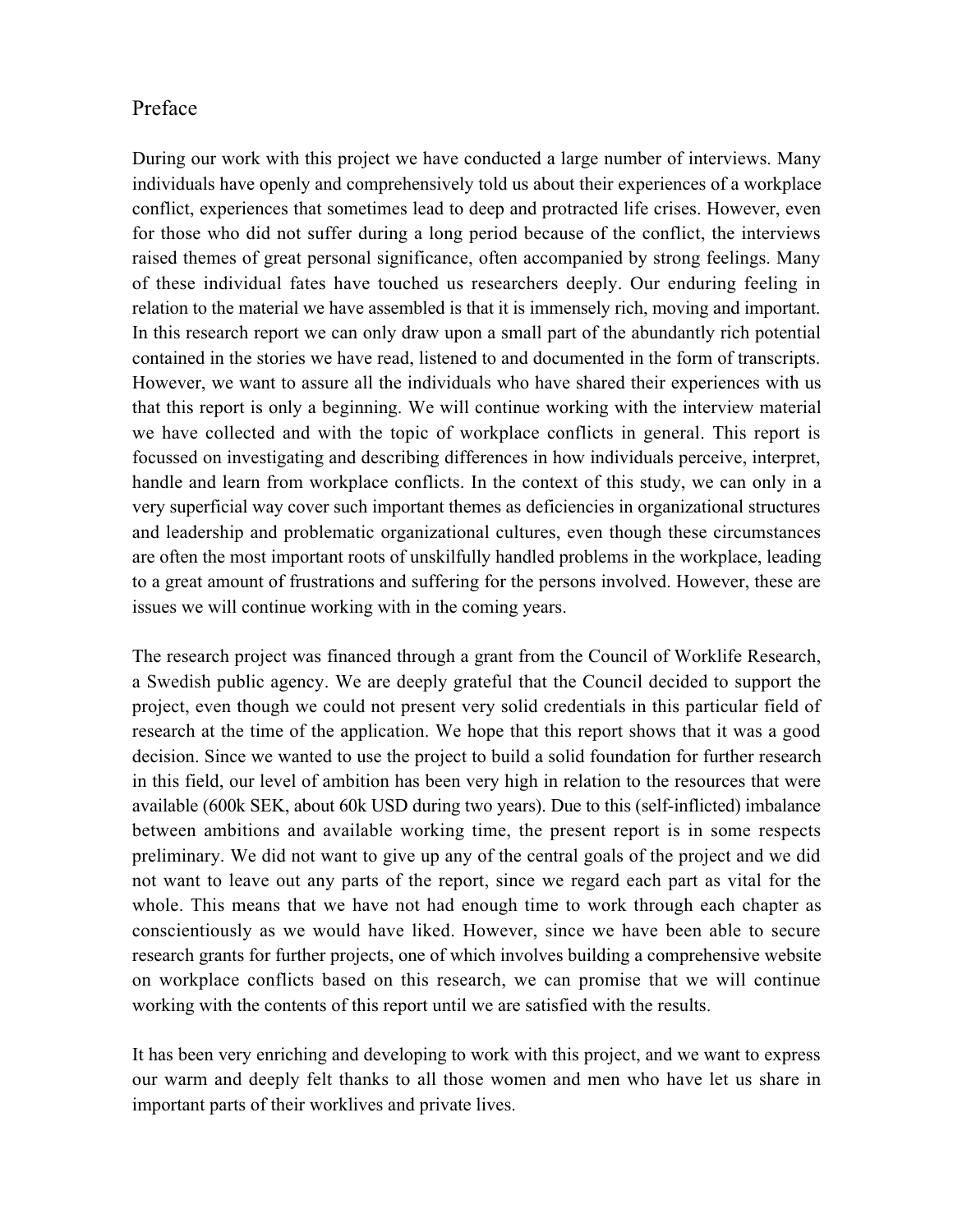# Preface

During our work with this project we have conducted a large number of interviews. Many individuals have openly and comprehensively told us about their experiences of a workplace conflict, experiences that sometimes lead to deep and protracted life crises. However, even for those who did not suffer during a long period because of the conflict, the interviews raised themes of great personal significance, often accompanied by strong feelings. Many of these individual fates have touched us researchers deeply. Our enduring feeling in relation to the material we have assembled is that it is immensely rich, moving and important. In this research report we can only draw upon a small part of the abundantly rich potential contained in the stories we have read, listened to and documented in the form of transcripts. However, we want to assure all the individuals who have shared their experiences with us that this report is only a beginning. We will continue working with the interview material we have collected and with the topic of workplace conflicts in general. This report is focussed on investigating and describing differences in how individuals perceive, interpret, handle and learn from workplace conflicts. In the context of this study, we can only in a very superficial way cover such important themes as deficiencies in organizational structures and leadership and problematic organizational cultures, even though these circumstances are often the most important roots of unskilfully handled problems in the workplace, leading to a great amount of frustrations and suffering for the persons involved. However, these are issues we will continue working with in the coming years.

The research project was financed through a grant from the Council of Worklife Research, a Swedish public agency. We are deeply grateful that the Council decided to support the project, even though we could not present very solid credentials in this particular field of research at the time of the application. We hope that this report shows that it was a good decision. Since we wanted to use the project to build a solid foundation for further research in this field, our level of ambition has been very high in relation to the resources that were available (600k SEK, about 60k USD during two years). Due to this (self-inflicted) imbalance between ambitions and available working time, the present report is in some respects preliminary. We did not want to give up any of the central goals of the project and we did not want to leave out any parts of the report, since we regard each part as vital for the whole. This means that we have not had enough time to work through each chapter as conscientiously as we would have liked. However, since we have been able to secure research grants for further projects, one of which involves building a comprehensive website on workplace conflicts based on this research, we can promise that we will continue working with the contents of this report until we are satisfied with the results.

It has been very enriching and developing to work with this project, and we want to express our warm and deeply felt thanks to all those women and men who have let us share in important parts of their worklives and private lives.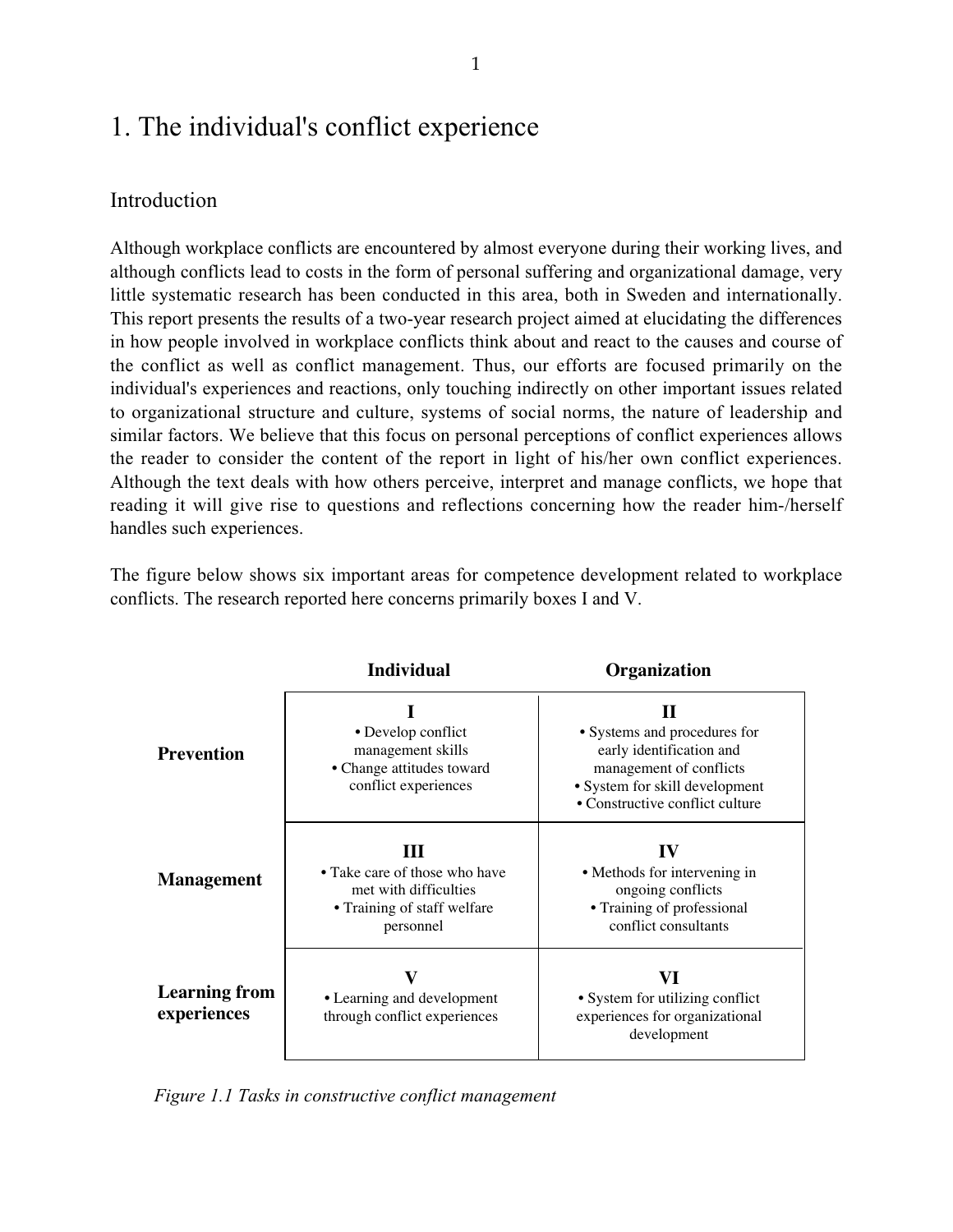# 1. The individual's conflict experience

## Introduction

Although workplace conflicts are encountered by almost everyone during their working lives, and although conflicts lead to costs in the form of personal suffering and organizational damage, very little systematic research has been conducted in this area, both in Sweden and internationally. This report presents the results of a two-year research project aimed at elucidating the differences in how people involved in workplace conflicts think about and react to the causes and course of the conflict as well as conflict management. Thus, our efforts are focused primarily on the individual's experiences and reactions, only touching indirectly on other important issues related to organizational structure and culture, systems of social norms, the nature of leadership and similar factors. We believe that this focus on personal perceptions of conflict experiences allows the reader to consider the content of the report in light of his/her own conflict experiences. Although the text deals with how others perceive, interpret and manage conflicts, we hope that reading it will give rise to questions and reflections concerning how the reader him-/herself handles such experiences.

The figure below shows six important areas for competence development related to workplace conflicts. The research reported here concerns primarily boxes I and V.

| | **Individual** | **Organization** |
|---|---|---|
| **Prevention** | **I**<br>• Develop conflict management skills<br>• Change attitudes toward conflict experiences | **II**<br>• Systems and procedures for early identification and management of conflicts<br>• System for skill development<br>• Constructive conflict culture |
| **Management** | **III**<br>• Take care of those who have met with difficulties<br>• Training of staff welfare personnel | **IV**<br>• Methods for intervening in ongoing conflicts<br>• Training of professional conflict consultants |
| **Learning from experiences** | **V**<br>• Learning and development through conflict experiences | **VI**<br>• System for utilizing conflict experiences for organizational development |

*Figure 1.1 Tasks in constructive conflict management*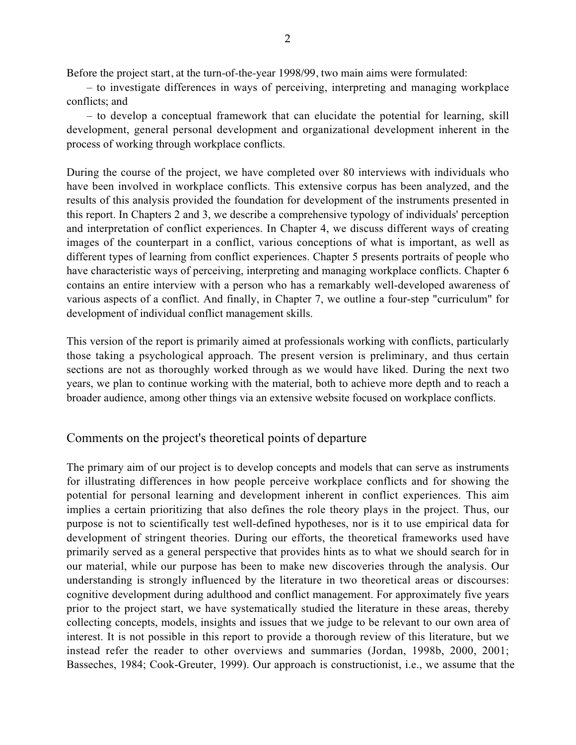Before the project start, at the turn-of-the-year 1998/99, two main aims were formulated:

– to investigate differences in ways of perceiving, interpreting and managing workplace conflicts; and

– to develop a conceptual framework that can elucidate the potential for learning, skill development, general personal development and organizational development inherent in the process of working through workplace conflicts.

During the course of the project, we have completed over 80 interviews with individuals who have been involved in workplace conflicts. This extensive corpus has been analyzed, and the results of this analysis provided the foundation for development of the instruments presented in this report. In Chapters 2 and 3, we describe a comprehensive typology of individuals' perception and interpretation of conflict experiences. In Chapter 4, we discuss different ways of creating images of the counterpart in a conflict, various conceptions of what is important, as well as different types of learning from conflict experiences. Chapter 5 presents portraits of people who have characteristic ways of perceiving, interpreting and managing workplace conflicts. Chapter 6 contains an entire interview with a person who has a remarkably well-developed awareness of various aspects of a conflict. And finally, in Chapter 7, we outline a four-step "curriculum" for development of individual conflict management skills.

This version of the report is primarily aimed at professionals working with conflicts, particularly those taking a psychological approach. The present version is preliminary, and thus certain sections are not as thoroughly worked through as we would have liked. During the next two years, we plan to continue working with the material, both to achieve more depth and to reach a broader audience, among other things via an extensive website focused on workplace conflicts.

## Comments on the project's theoretical points of departure

The primary aim of our project is to develop concepts and models that can serve as instruments for illustrating differences in how people perceive workplace conflicts and for showing the potential for personal learning and development inherent in conflict experiences. This aim implies a certain prioritizing that also defines the role theory plays in the project. Thus, our purpose is not to scientifically test well-defined hypotheses, nor is it to use empirical data for development of stringent theories. During our efforts, the theoretical frameworks used have primarily served as a general perspective that provides hints as to what we should search for in our material, while our purpose has been to make new discoveries through the analysis. Our understanding is strongly influenced by the literature in two theoretical areas or discourses: cognitive development during adulthood and conflict management. For approximately five years prior to the project start, we have systematically studied the literature in these areas, thereby collecting concepts, models, insights and issues that we judge to be relevant to our own area of interest. It is not possible in this report to provide a thorough review of this literature, but we instead refer the reader to other overviews and summaries (Jordan, 1998b, 2000, 2001; Basseches, 1984; Cook-Greuter, 1999). Our approach is constructionist, i.e., we assume that the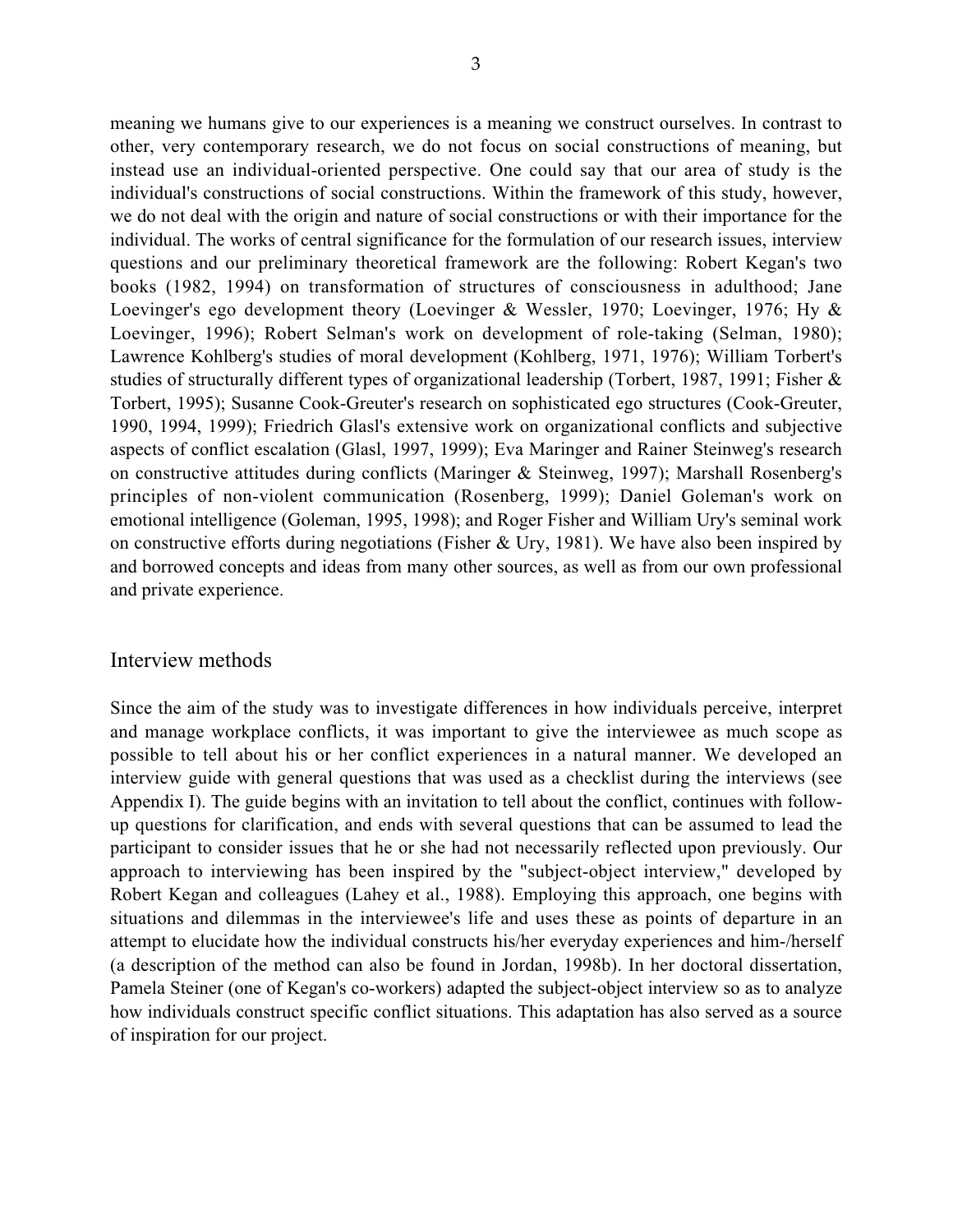meaning we humans give to our experiences is a meaning we construct ourselves. In contrast to other, very contemporary research, we do not focus on social constructions of meaning, but instead use an individual-oriented perspective. One could say that our area of study is the individual's constructions of social constructions. Within the framework of this study, however, we do not deal with the origin and nature of social constructions or with their importance for the individual. The works of central significance for the formulation of our research issues, interview questions and our preliminary theoretical framework are the following: Robert Kegan's two books (1982, 1994) on transformation of structures of consciousness in adulthood; Jane Loevinger's ego development theory (Loevinger & Wessler, 1970; Loevinger, 1976; Hy & Loevinger, 1996); Robert Selman's work on development of role-taking (Selman, 1980); Lawrence Kohlberg's studies of moral development (Kohlberg, 1971, 1976); William Torbert's studies of structurally different types of organizational leadership (Torbert, 1987, 1991; Fisher & Torbert, 1995); Susanne Cook-Greuter's research on sophisticated ego structures (Cook-Greuter, 1990, 1994, 1999); Friedrich Glasl's extensive work on organizational conflicts and subjective aspects of conflict escalation (Glasl, 1997, 1999); Eva Maringer and Rainer Steinweg's research on constructive attitudes during conflicts (Maringer & Steinweg, 1997); Marshall Rosenberg's principles of non-violent communication (Rosenberg, 1999); Daniel Goleman's work on emotional intelligence (Goleman, 1995, 1998); and Roger Fisher and William Ury's seminal work on constructive efforts during negotiations (Fisher & Ury, 1981). We have also been inspired by and borrowed concepts and ideas from many other sources, as well as from our own professional and private experience.

## Interview methods

Since the aim of the study was to investigate differences in how individuals perceive, interpret and manage workplace conflicts, it was important to give the interviewee as much scope as possible to tell about his or her conflict experiences in a natural manner. We developed an interview guide with general questions that was used as a checklist during the interviews (see Appendix I). The guide begins with an invitation to tell about the conflict, continues with follow-up questions for clarification, and ends with several questions that can be assumed to lead the participant to consider issues that he or she had not necessarily reflected upon previously. Our approach to interviewing has been inspired by the "subject-object interview," developed by Robert Kegan and colleagues (Lahey et al., 1988). Employing this approach, one begins with situations and dilemmas in the interviewee's life and uses these as points of departure in an attempt to elucidate how the individual constructs his/her everyday experiences and him-/herself (a description of the method can also be found in Jordan, 1998b). In her doctoral dissertation, Pamela Steiner (one of Kegan's co-workers) adapted the subject-object interview so as to analyze how individuals construct specific conflict situations. This adaptation has also served as a source of inspiration for our project.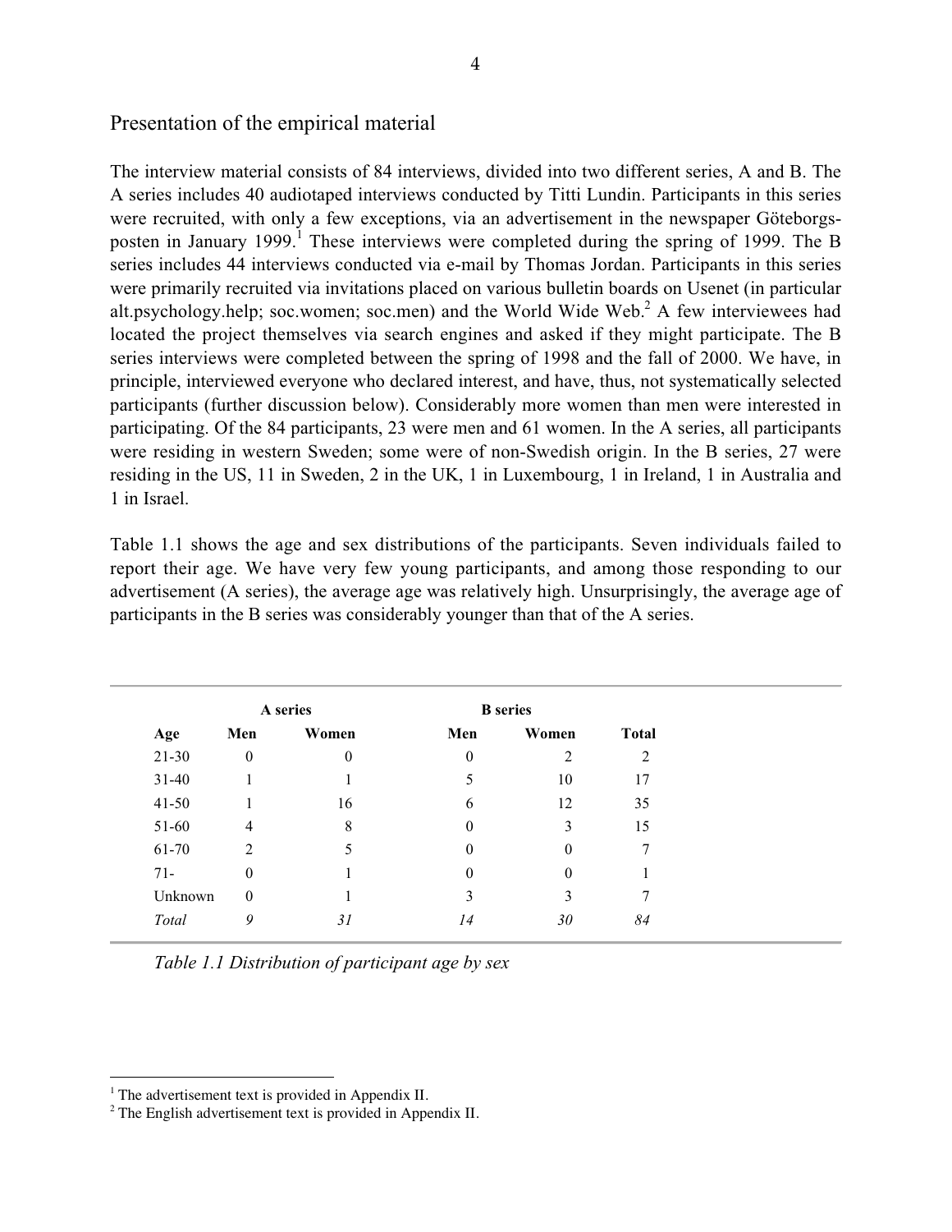## Presentation of the empirical material

The interview material consists of 84 interviews, divided into two different series, A and B. The A series includes 40 audiotaped interviews conducted by Titti Lundin. Participants in this series were recruited, with only a few exceptions, via an advertisement in the newspaper Göteborgs-posten in January 1999.[1] These interviews were completed during the spring of 1999. The B series includes 44 interviews conducted via e-mail by Thomas Jordan. Participants in this series were primarily recruited via invitations placed on various bulletin boards on Usenet (in particular alt.psychology.help; soc.women; soc.men) and the World Wide Web.[2] A few interviewees had located the project themselves via search engines and asked if they might participate. The B series interviews were completed between the spring of 1998 and the fall of 2000. We have, in principle, interviewed everyone who declared interest, and have, thus, not systematically selected participants (further discussion below). Considerably more women than men were interested in participating. Of the 84 participants, 23 were men and 61 women. In the A series, all participants were residing in western Sweden; some were of non-Swedish origin. In the B series, 27 were residing in the US, 11 in Sweden, 2 in the UK, 1 in Luxembourg, 1 in Ireland, 1 in Australia and 1 in Israel.

Table 1.1 shows the age and sex distributions of the participants. Seven individuals failed to report their age. We have very few young participants, and among those responding to our advertisement (A series), the average age was relatively high. Unsurprisingly, the average age of participants in the B series was considerably younger than that of the A series.

| | **A series** | | **B series** | | |
|---|---|---|---|---|---|
| **Age** | **Men** | **Women** | **Men** | **Women** | **Total** |
| 21-30 | 0 | 0 | 0 | 2 | 2 |
| 31-40 | 1 | 1 | 5 | 10 | 17 |
| 41-50 | 1 | 16 | 6 | 12 | 35 |
| 51-60 | 4 | 8 | 0 | 3 | 15 |
| 61-70 | 2 | 5 | 0 | 0 | 7 |
| 71- | 0 | 1 | 0 | 0 | 1 |
| Unknown | 0 | 1 | 3 | 3 | 7 |
| *Total* | *9* | *31* | *14* | *30* | *84* |

*Table 1.1 Distribution of participant age by sex*

---

[1] The advertisement text is provided in Appendix II.

[2] The English advertisement text is provided in Appendix II.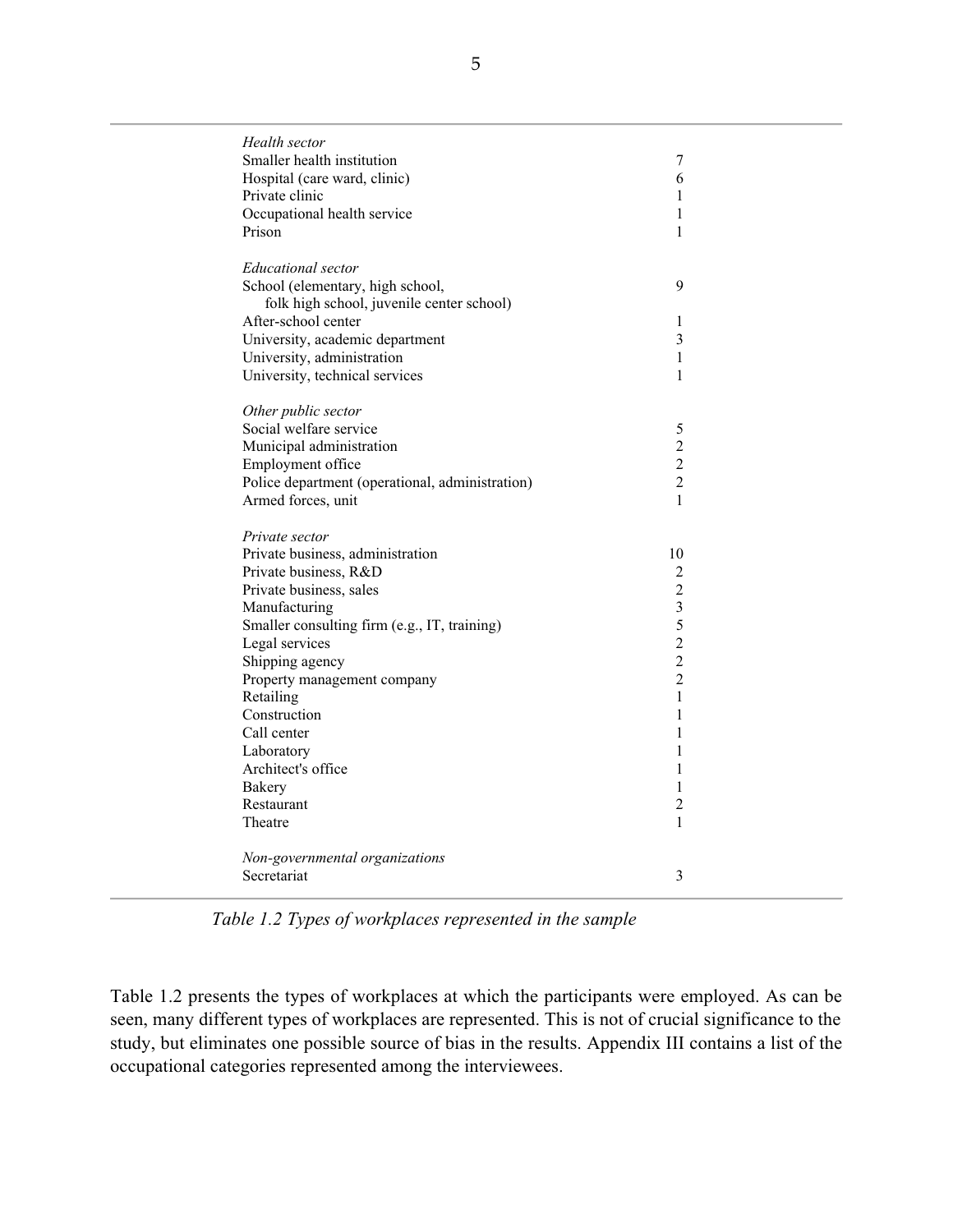| | |
|---|---|
| *Health sector* | |
| Smaller health institution | 7 |
| Hospital (care ward, clinic) | 6 |
| Private clinic | 1 |
| Occupational health service | 1 |
| Prison | 1 |
| | |
| *Educational sector* | |
| School (elementary, high school, folk high school, juvenile center school) | 9 |
| After-school center | 1 |
| University, academic department | 3 |
| University, administration | 1 |
| University, technical services | 1 |
| | |
| *Other public sector* | |
| Social welfare service | 5 |
| Municipal administration | 2 |
| Employment office | 2 |
| Police department (operational, administration) | 2 |
| Armed forces, unit | 1 |
| | |
| *Private sector* | |
| Private business, administration | 10 |
| Private business, R&D | 2 |
| Private business, sales | 2 |
| Manufacturing | 3 |
| Smaller consulting firm (e.g., IT, training) | 5 |
| Legal services | 2 |
| Shipping agency | 2 |
| Property management company | 2 |
| Retailing | 1 |
| Construction | 1 |
| Call center | 1 |
| Laboratory | 1 |
| Architect's office | 1 |
| Bakery | 1 |
| Restaurant | 2 |
| Theatre | 1 |
| | |
| *Non-governmental organizations* | |
| Secretariat | 3 |

*Table 1.2 Types of workplaces represented in the sample*

Table 1.2 presents the types of workplaces at which the participants were employed. As can be seen, many different types of workplaces are represented. This is not of crucial significance to the study, but eliminates one possible source of bias in the results. Appendix III contains a list of the occupational categories represented among the interviewees.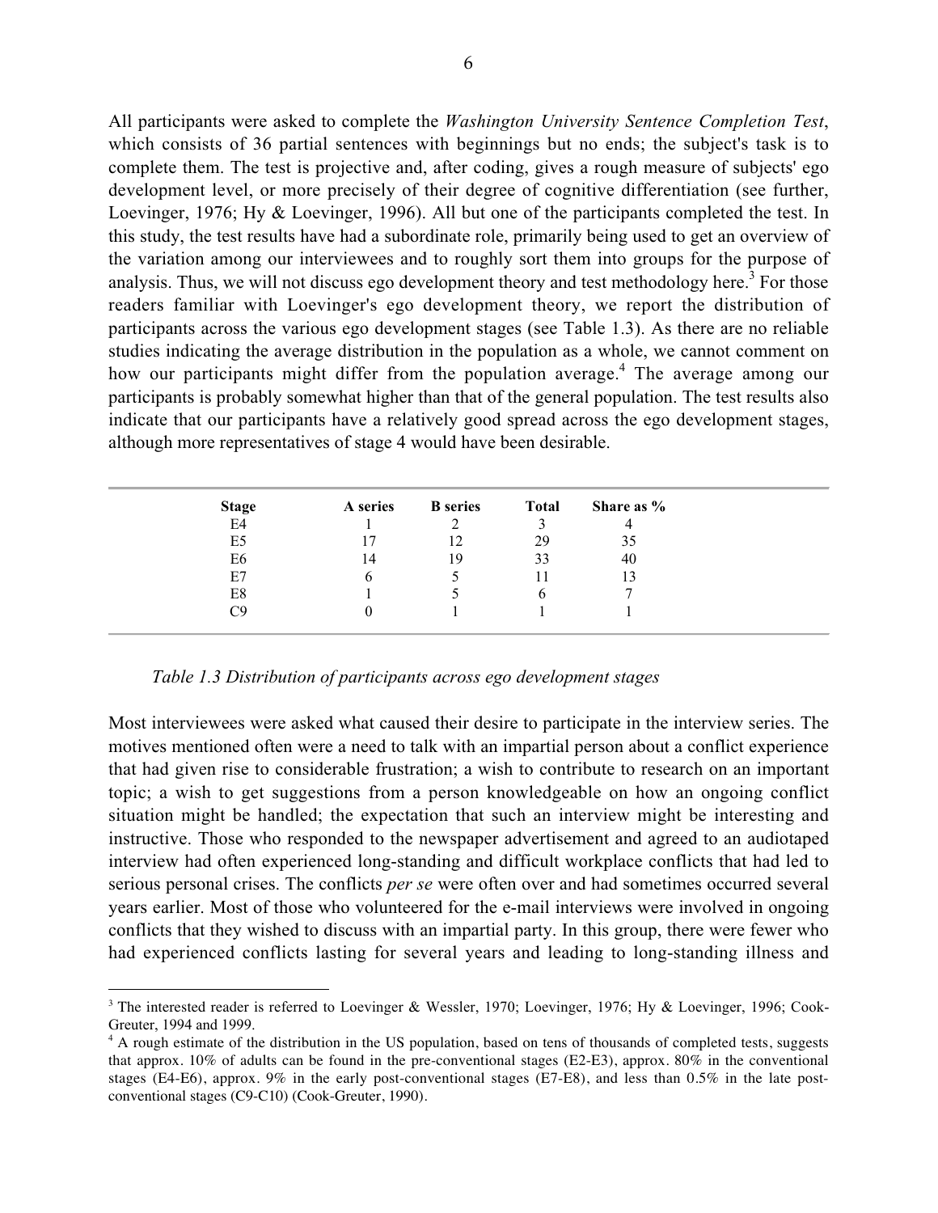All participants were asked to complete the *Washington University Sentence Completion Test*, which consists of 36 partial sentences with beginnings but no ends; the subject's task is to complete them. The test is projective and, after coding, gives a rough measure of subjects' ego development level, or more precisely of their degree of cognitive differentiation (see further, Loevinger, 1976; Hy & Loevinger, 1996). All but one of the participants completed the test. In this study, the test results have had a subordinate role, primarily being used to get an overview of the variation among our interviewees and to roughly sort them into groups for the purpose of analysis. Thus, we will not discuss ego development theory and test methodology here.[3] For those readers familiar with Loevinger's ego development theory, we report the distribution of participants across the various ego development stages (see Table 1.3). As there are no reliable studies indicating the average distribution in the population as a whole, we cannot comment on how our participants might differ from the population average.[4] The average among our participants is probably somewhat higher than that of the general population. The test results also indicate that our participants have a relatively good spread across the ego development stages, although more representatives of stage 4 would have been desirable.

| Stage | A series | B series | Total | Share as % |
|---|---|---|---|---|
| E4 | 1 | 2 | 3 | 4 |
| E5 | 17 | 12 | 29 | 35 |
| E6 | 14 | 19 | 33 | 40 |
| E7 | 6 | 5 | 11 | 13 |
| E8 | 1 | 5 | 6 | 7 |
| C9 | 0 | 1 | 1 | 1 |

*Table 1.3 Distribution of participants across ego development stages*

Most interviewees were asked what caused their desire to participate in the interview series. The motives mentioned often were a need to talk with an impartial person about a conflict experience that had given rise to considerable frustration; a wish to contribute to research on an important topic; a wish to get suggestions from a person knowledgeable on how an ongoing conflict situation might be handled; the expectation that such an interview might be interesting and instructive. Those who responded to the newspaper advertisement and agreed to an audiotaped interview had often experienced long-standing and difficult workplace conflicts that had led to serious personal crises. The conflicts *per se* were often over and had sometimes occurred several years earlier. Most of those who volunteered for the e-mail interviews were involved in ongoing conflicts that they wished to discuss with an impartial party. In this group, there were fewer who had experienced conflicts lasting for several years and leading to long-standing illness and

---

[3] The interested reader is referred to Loevinger & Wessler, 1970; Loevinger, 1976; Hy & Loevinger, 1996; Cook-Greuter, 1994 and 1999.

[4] A rough estimate of the distribution in the US population, based on tens of thousands of completed tests, suggests that approx. 10% of adults can be found in the pre-conventional stages (E2-E3), approx. 80% in the conventional stages (E4-E6), approx. 9% in the early post-conventional stages (E7-E8), and less than 0.5% in the late post-conventional stages (C9-C10) (Cook-Greuter, 1990).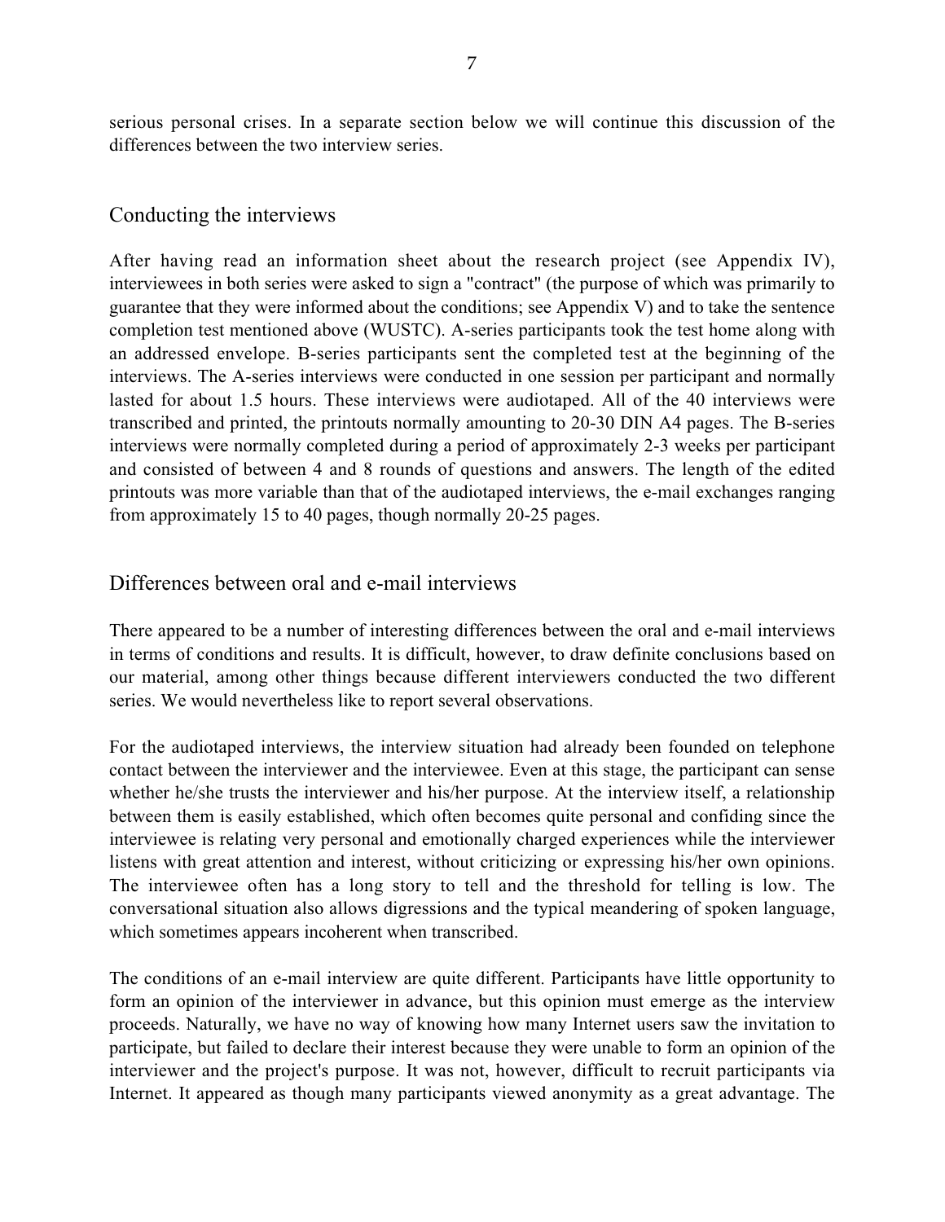serious personal crises. In a separate section below we will continue this discussion of the differences between the two interview series.

## Conducting the interviews

After having read an information sheet about the research project (see Appendix IV), interviewees in both series were asked to sign a "contract" (the purpose of which was primarily to guarantee that they were informed about the conditions; see Appendix V) and to take the sentence completion test mentioned above (WUSTC). A-series participants took the test home along with an addressed envelope. B-series participants sent the completed test at the beginning of the interviews. The A-series interviews were conducted in one session per participant and normally lasted for about 1.5 hours. These interviews were audiotaped. All of the 40 interviews were transcribed and printed, the printouts normally amounting to 20-30 DIN A4 pages. The B-series interviews were normally completed during a period of approximately 2-3 weeks per participant and consisted of between 4 and 8 rounds of questions and answers. The length of the edited printouts was more variable than that of the audiotaped interviews, the e-mail exchanges ranging from approximately 15 to 40 pages, though normally 20-25 pages.

## Differences between oral and e-mail interviews

There appeared to be a number of interesting differences between the oral and e-mail interviews in terms of conditions and results. It is difficult, however, to draw definite conclusions based on our material, among other things because different interviewers conducted the two different series. We would nevertheless like to report several observations.

For the audiotaped interviews, the interview situation had already been founded on telephone contact between the interviewer and the interviewee. Even at this stage, the participant can sense whether he/she trusts the interviewer and his/her purpose. At the interview itself, a relationship between them is easily established, which often becomes quite personal and confiding since the interviewee is relating very personal and emotionally charged experiences while the interviewer listens with great attention and interest, without criticizing or expressing his/her own opinions. The interviewee often has a long story to tell and the threshold for telling is low. The conversational situation also allows digressions and the typical meandering of spoken language, which sometimes appears incoherent when transcribed.

The conditions of an e-mail interview are quite different. Participants have little opportunity to form an opinion of the interviewer in advance, but this opinion must emerge as the interview proceeds. Naturally, we have no way of knowing how many Internet users saw the invitation to participate, but failed to declare their interest because they were unable to form an opinion of the interviewer and the project's purpose. It was not, however, difficult to recruit participants via Internet. It appeared as though many participants viewed anonymity as a great advantage. The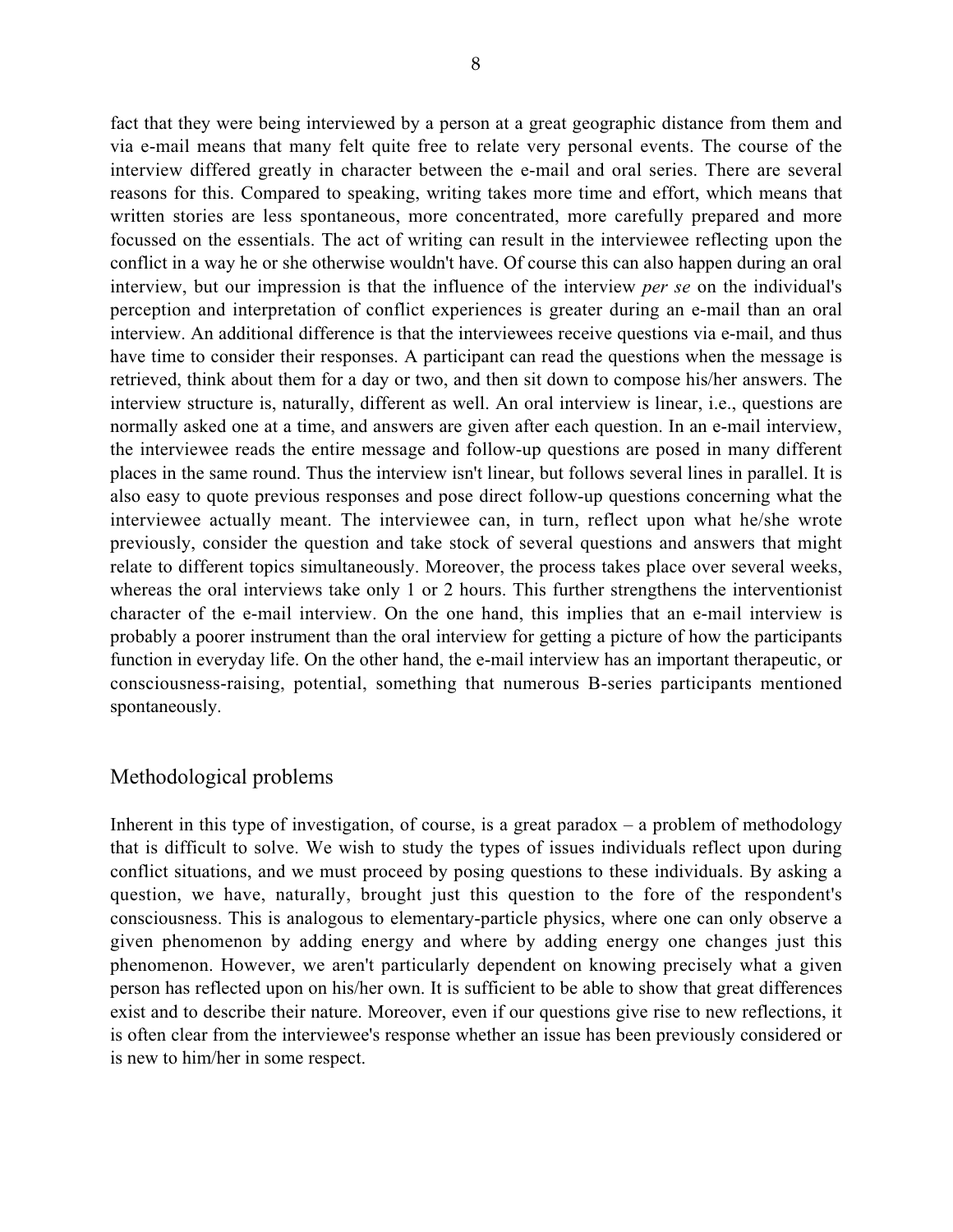fact that they were being interviewed by a person at a great geographic distance from them and via e-mail means that many felt quite free to relate very personal events. The course of the interview differed greatly in character between the e-mail and oral series. There are several reasons for this. Compared to speaking, writing takes more time and effort, which means that written stories are less spontaneous, more concentrated, more carefully prepared and more focussed on the essentials. The act of writing can result in the interviewee reflecting upon the conflict in a way he or she otherwise wouldn't have. Of course this can also happen during an oral interview, but our impression is that the influence of the interview *per se* on the individual's perception and interpretation of conflict experiences is greater during an e-mail than an oral interview. An additional difference is that the interviewees receive questions via e-mail, and thus have time to consider their responses. A participant can read the questions when the message is retrieved, think about them for a day or two, and then sit down to compose his/her answers. The interview structure is, naturally, different as well. An oral interview is linear, i.e., questions are normally asked one at a time, and answers are given after each question. In an e-mail interview, the interviewee reads the entire message and follow-up questions are posed in many different places in the same round. Thus the interview isn't linear, but follows several lines in parallel. It is also easy to quote previous responses and pose direct follow-up questions concerning what the interviewee actually meant. The interviewee can, in turn, reflect upon what he/she wrote previously, consider the question and take stock of several questions and answers that might relate to different topics simultaneously. Moreover, the process takes place over several weeks, whereas the oral interviews take only 1 or 2 hours. This further strengthens the interventionist character of the e-mail interview. On the one hand, this implies that an e-mail interview is probably a poorer instrument than the oral interview for getting a picture of how the participants function in everyday life. On the other hand, the e-mail interview has an important therapeutic, or consciousness-raising, potential, something that numerous B-series participants mentioned spontaneously.

## Methodological problems

Inherent in this type of investigation, of course, is a great paradox – a problem of methodology that is difficult to solve. We wish to study the types of issues individuals reflect upon during conflict situations, and we must proceed by posing questions to these individuals. By asking a question, we have, naturally, brought just this question to the fore of the respondent's consciousness. This is analogous to elementary-particle physics, where one can only observe a given phenomenon by adding energy and where by adding energy one changes just this phenomenon. However, we aren't particularly dependent on knowing precisely what a given person has reflected upon on his/her own. It is sufficient to be able to show that great differences exist and to describe their nature. Moreover, even if our questions give rise to new reflections, it is often clear from the interviewee's response whether an issue has been previously considered or is new to him/her in some respect.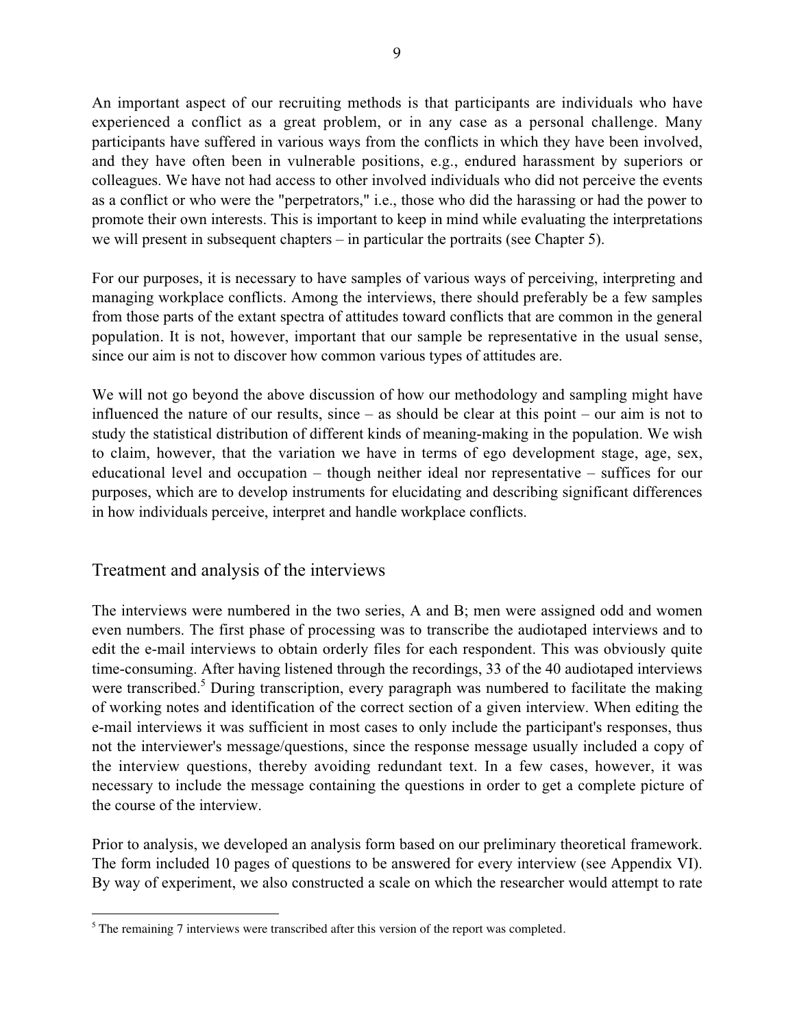An important aspect of our recruiting methods is that participants are individuals who have experienced a conflict as a great problem, or in any case as a personal challenge. Many participants have suffered in various ways from the conflicts in which they have been involved, and they have often been in vulnerable positions, e.g., endured harassment by superiors or colleagues. We have not had access to other involved individuals who did not perceive the events as a conflict or who were the "perpetrators," i.e., those who did the harassing or had the power to promote their own interests. This is important to keep in mind while evaluating the interpretations we will present in subsequent chapters – in particular the portraits (see Chapter 5).

For our purposes, it is necessary to have samples of various ways of perceiving, interpreting and managing workplace conflicts. Among the interviews, there should preferably be a few samples from those parts of the extant spectra of attitudes toward conflicts that are common in the general population. It is not, however, important that our sample be representative in the usual sense, since our aim is not to discover how common various types of attitudes are.

We will not go beyond the above discussion of how our methodology and sampling might have influenced the nature of our results, since – as should be clear at this point – our aim is not to study the statistical distribution of different kinds of meaning-making in the population. We wish to claim, however, that the variation we have in terms of ego development stage, age, sex, educational level and occupation – though neither ideal nor representative – suffices for our purposes, which are to develop instruments for elucidating and describing significant differences in how individuals perceive, interpret and handle workplace conflicts.

## Treatment and analysis of the interviews

The interviews were numbered in the two series, A and B; men were assigned odd and women even numbers. The first phase of processing was to transcribe the audiotaped interviews and to edit the e-mail interviews to obtain orderly files for each respondent. This was obviously quite time-consuming. After having listened through the recordings, 33 of the 40 audiotaped interviews were transcribed.[5] During transcription, every paragraph was numbered to facilitate the making of working notes and identification of the correct section of a given interview. When editing the e-mail interviews it was sufficient in most cases to only include the participant's responses, thus not the interviewer's message/questions, since the response message usually included a copy of the interview questions, thereby avoiding redundant text. In a few cases, however, it was necessary to include the message containing the questions in order to get a complete picture of the course of the interview.

Prior to analysis, we developed an analysis form based on our preliminary theoretical framework. The form included 10 pages of questions to be answered for every interview (see Appendix VI). By way of experiment, we also constructed a scale on which the researcher would attempt to rate

[5] The remaining 7 interviews were transcribed after this version of the report was completed.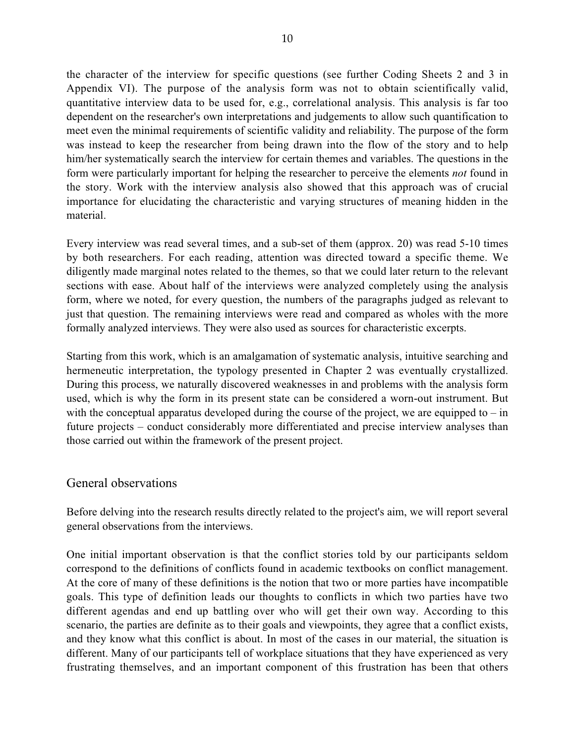the character of the interview for specific questions (see further Coding Sheets 2 and 3 in Appendix VI). The purpose of the analysis form was not to obtain scientifically valid, quantitative interview data to be used for, e.g., correlational analysis. This analysis is far too dependent on the researcher's own interpretations and judgements to allow such quantification to meet even the minimal requirements of scientific validity and reliability. The purpose of the form was instead to keep the researcher from being drawn into the flow of the story and to help him/her systematically search the interview for certain themes and variables. The questions in the form were particularly important for helping the researcher to perceive the elements *not* found in the story. Work with the interview analysis also showed that this approach was of crucial importance for elucidating the characteristic and varying structures of meaning hidden in the material.

Every interview was read several times, and a sub-set of them (approx. 20) was read 5-10 times by both researchers. For each reading, attention was directed toward a specific theme. We diligently made marginal notes related to the themes, so that we could later return to the relevant sections with ease. About half of the interviews were analyzed completely using the analysis form, where we noted, for every question, the numbers of the paragraphs judged as relevant to just that question. The remaining interviews were read and compared as wholes with the more formally analyzed interviews. They were also used as sources for characteristic excerpts.

Starting from this work, which is an amalgamation of systematic analysis, intuitive searching and hermeneutic interpretation, the typology presented in Chapter 2 was eventually crystallized. During this process, we naturally discovered weaknesses in and problems with the analysis form used, which is why the form in its present state can be considered a worn-out instrument. But with the conceptual apparatus developed during the course of the project, we are equipped to – in future projects – conduct considerably more differentiated and precise interview analyses than those carried out within the framework of the present project.

## General observations

Before delving into the research results directly related to the project's aim, we will report several general observations from the interviews.

One initial important observation is that the conflict stories told by our participants seldom correspond to the definitions of conflicts found in academic textbooks on conflict management. At the core of many of these definitions is the notion that two or more parties have incompatible goals. This type of definition leads our thoughts to conflicts in which two parties have two different agendas and end up battling over who will get their own way. According to this scenario, the parties are definite as to their goals and viewpoints, they agree that a conflict exists, and they know what this conflict is about. In most of the cases in our material, the situation is different. Many of our participants tell of workplace situations that they have experienced as very frustrating themselves, and an important component of this frustration has been that others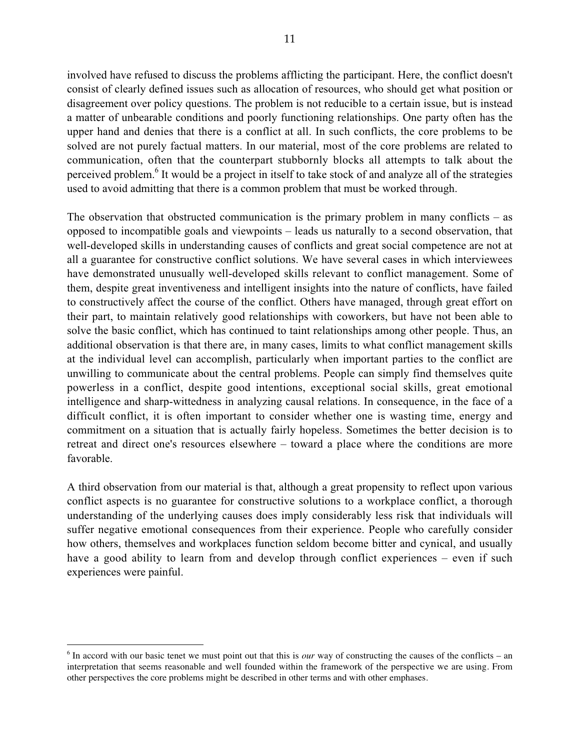involved have refused to discuss the problems afflicting the participant. Here, the conflict doesn't consist of clearly defined issues such as allocation of resources, who should get what position or disagreement over policy questions. The problem is not reducible to a certain issue, but is instead a matter of unbearable conditions and poorly functioning relationships. One party often has the upper hand and denies that there is a conflict at all. In such conflicts, the core problems to be solved are not purely factual matters. In our material, most of the core problems are related to communication, often that the counterpart stubbornly blocks all attempts to talk about the perceived problem.[6] It would be a project in itself to take stock of and analyze all of the strategies used to avoid admitting that there is a common problem that must be worked through.

The observation that obstructed communication is the primary problem in many conflicts – as opposed to incompatible goals and viewpoints – leads us naturally to a second observation, that well-developed skills in understanding causes of conflicts and great social competence are not at all a guarantee for constructive conflict solutions. We have several cases in which interviewees have demonstrated unusually well-developed skills relevant to conflict management. Some of them, despite great inventiveness and intelligent insights into the nature of conflicts, have failed to constructively affect the course of the conflict. Others have managed, through great effort on their part, to maintain relatively good relationships with coworkers, but have not been able to solve the basic conflict, which has continued to taint relationships among other people. Thus, an additional observation is that there are, in many cases, limits to what conflict management skills at the individual level can accomplish, particularly when important parties to the conflict are unwilling to communicate about the central problems. People can simply find themselves quite powerless in a conflict, despite good intentions, exceptional social skills, great emotional intelligence and sharp-wittedness in analyzing causal relations. In consequence, in the face of a difficult conflict, it is often important to consider whether one is wasting time, energy and commitment on a situation that is actually fairly hopeless. Sometimes the better decision is to retreat and direct one's resources elsewhere – toward a place where the conditions are more favorable.

A third observation from our material is that, although a great propensity to reflect upon various conflict aspects is no guarantee for constructive solutions to a workplace conflict, a thorough understanding of the underlying causes does imply considerably less risk that individuals will suffer negative emotional consequences from their experience. People who carefully consider how others, themselves and workplaces function seldom become bitter and cynical, and usually have a good ability to learn from and develop through conflict experiences – even if such experiences were painful.

---

[6] In accord with our basic tenet we must point out that this is *our* way of constructing the causes of the conflicts – an interpretation that seems reasonable and well founded within the framework of the perspective we are using. From other perspectives the core problems might be described in other terms and with other emphases.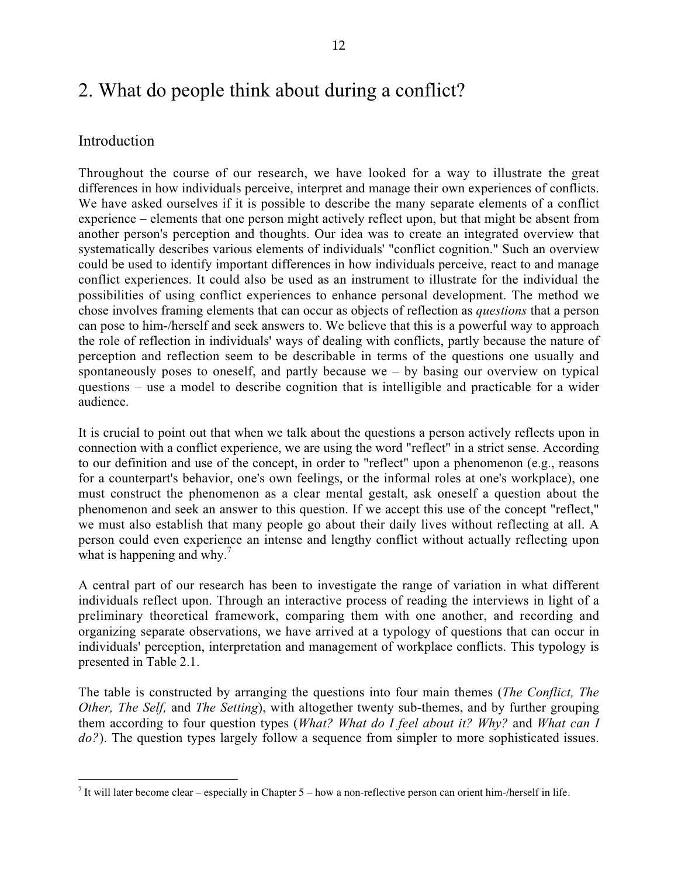# 2. What do people think about during a conflict?

## Introduction

Throughout the course of our research, we have looked for a way to illustrate the great differences in how individuals perceive, interpret and manage their own experiences of conflicts. We have asked ourselves if it is possible to describe the many separate elements of a conflict experience – elements that one person might actively reflect upon, but that might be absent from another person's perception and thoughts. Our idea was to create an integrated overview that systematically describes various elements of individuals' "conflict cognition." Such an overview could be used to identify important differences in how individuals perceive, react to and manage conflict experiences. It could also be used as an instrument to illustrate for the individual the possibilities of using conflict experiences to enhance personal development. The method we chose involves framing elements that can occur as objects of reflection as *questions* that a person can pose to him-/herself and seek answers to. We believe that this is a powerful way to approach the role of reflection in individuals' ways of dealing with conflicts, partly because the nature of perception and reflection seem to be describable in terms of the questions one usually and spontaneously poses to oneself, and partly because we – by basing our overview on typical questions – use a model to describe cognition that is intelligible and practicable for a wider audience.

It is crucial to point out that when we talk about the questions a person actively reflects upon in connection with a conflict experience, we are using the word "reflect" in a strict sense. According to our definition and use of the concept, in order to "reflect" upon a phenomenon (e.g., reasons for a counterpart's behavior, one's own feelings, or the informal roles at one's workplace), one must construct the phenomenon as a clear mental gestalt, ask oneself a question about the phenomenon and seek an answer to this question. If we accept this use of the concept "reflect," we must also establish that many people go about their daily lives without reflecting at all. A person could even experience an intense and lengthy conflict without actually reflecting upon what is happening and why.[7]

A central part of our research has been to investigate the range of variation in what different individuals reflect upon. Through an interactive process of reading the interviews in light of a preliminary theoretical framework, comparing them with one another, and recording and organizing separate observations, we have arrived at a typology of questions that can occur in individuals' perception, interpretation and management of workplace conflicts. This typology is presented in Table 2.1.

The table is constructed by arranging the questions into four main themes (*The Conflict, The Other, The Self,* and *The Setting*), with altogether twenty sub-themes, and by further grouping them according to four question types (*What? What do I feel about it? Why?* and *What can I do?*). The question types largely follow a sequence from simpler to more sophisticated issues.

[7] It will later become clear – especially in Chapter 5 – how a non-reflective person can orient him-/herself in life.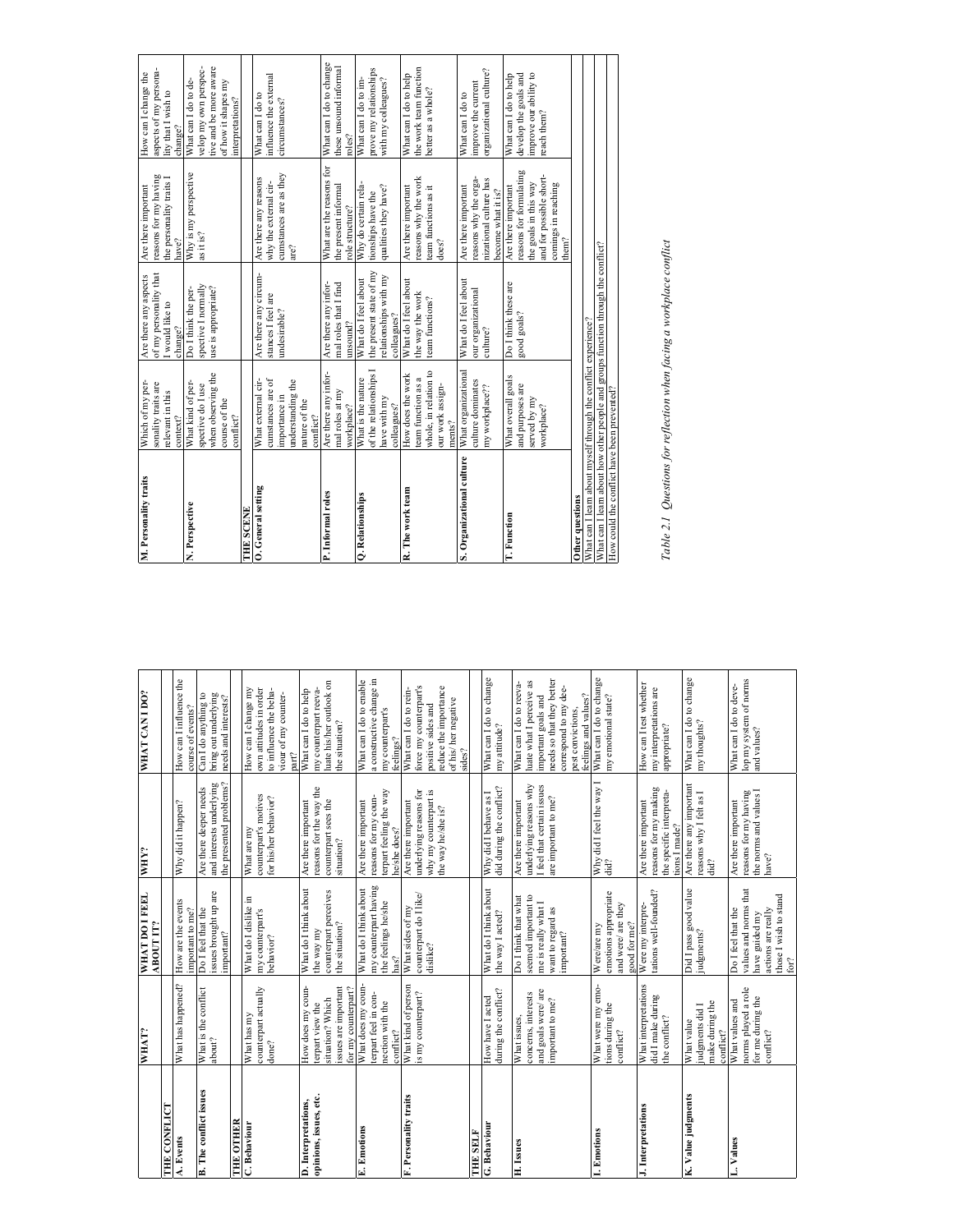| | WHAT? | WHAT DO I FEEL ABOUT IT? | WHY? | WHAT CAN I DO? |
|---|---|---|---|---|
| **THE CONFLICT** | | | | |
| **A. Events** | What has happened? | How are the events important to me? | Why did it happen? | How can I influence the course of events? |
| **B. The conflict issues** | What is the conflict about? | Do I feel that the issues brought up are important? | Are there deeper needs and interests underlying the presented problems? | Can I do anything to bring out underlying needs and interests? |
| **THE OTHER** | | | | |
| **C. Behaviour** | What has my counterpart actually done? | What do I dislike in my counterpart's behavior? | What are my counterpart's motives for his/her behavior? | How can I change my own attitudes in order to influence the behaviour of my counterpart? |
| **D. Interpretations, opinions, issues, etc.** | How does my counterpart view the situation? Which issues are important for my counterpart? | What do I think about the way my counterpart perceives the situation? | Are there important reasons for the way the counterpart sees the situation? | What can I do to help my counterpart reevaluate his/her outlook on the situation? |
| **E. Emotions** | What does my counterpart feel in connection with the conflict? | What do I think about my counterpart having the feelings he/she has? | Are there important reasons for my counterpart feeling the way he/she does? | What can I do to enable a constructive change in my counterpart's feelings? |
| **F. Personality traits** | What kind of person is my counterpart? | What sides of my counterpart do I like/dislike? | Are there important underlying reasons for why my counterpart is the way he/she is? | What can I do to reinforce my counterpart's positive sides and reduce the importance of his/her negative sides? |
| **THE SELF** | | | | |
| **G. Behaviour** | How have I acted during the conflict? | What do I think about the way I acted? | Why did I behave as I did during the conflict? | What can I do to change my attitude? |
| **H. Issues** | What issues, concerns, interests and goals were/are important to me? | Do I think that what seemed important to me is really what I want to regard as important? | Are there important underlying reasons why I feel that certain issues are important to me? | What can I do to reevaluate what I perceive as important goals and needs so that they better correspond to my deepest convictions, feelings and values? |
| **I. Emotions** | What were my emotions during the conflict? | Were/are my emotions appropriate and were/are they good for me? | Why did I feel the way I did? | What can I do to change my emotional state? |
| **J. Interpretations** | What interpretations did I make during the conflict? | Were my interpretations well-founded? | Are there important reasons for my making the specific interpretations I made? | How can I test whether my interpretations are appropriate? |
| **K. Value judgments** | What value judgments did I make during the conflict? | Did I pass good value judgments? | Are there any important reasons why I felt as I did? | What can I do to change my thoughts? |
| **L. Values** | What values and norms played a role for me during the conflict? | Do I feel that the values and norms that have guided my actions are really those I wish to stand for? | Are there important reasons for my having the norms and values I have? | What can I do to develop my system of norms and values? |
| **M. Personality traits** | Which of my personality traits are relevant in this context? | Are there any aspects of my personality that I would like to change? | Are there important reasons for my having the personality traits I have? | How can I change the aspects of my personality that I wish to change? |
| **N. Perspective** | What kind of perspective do I use when observing the course of the conflict? | Do I think the perspective I normally use is appropriate? | Why is my perspective as it is? | What can I do to develop my own perspective and be more aware of how it shapes my interpretations? |
| **THE SCENE** | | | | |
| **O. General setting** | What external circumstances are of importance in understanding the nature of the conflict? | Are there any circumstances I feel are undesirable? | Are there any reasons why the external circumstances are as they are? | What can I do to influence the external circumstances? |
| **P. Informal roles** | Are there any informal roles at my workplace? | Are there any informal roles that I find unsound? | What are the reasons for the present informal role structure? | What can I do to change these unsound informal roles? |
| **Q. Relationships** | What is the nature of the relationships I have with my colleagues? | What do I feel about the present state of my relationships with my colleagues? | Why do certain relationships have the qualities they have? | What can I do to improve my relationships with my colleagues? |
| **R. The work team** | How does the work team function as a whole, in relation to our work assignments? | What do I feel about the way the work team functions? | Are there important reasons why the work team functions as it does? | What can I do to help the work team function better as a whole? |
| **S. Organizational culture** | What organizational culture dominates my workplace?? | What do I feel about our organizational culture? | Are there important reasons why the organizational culture has become what it is? | What can I do to improve the current organizational culture? |
| **T. Function** | What overall goals and purposes are served by my workplace? | Do I think these are good goals? | Are there important reasons for formulating the goals in this way and for possible shortcomings in reaching them? | What can I do to help develop the goals and improve our ability to reach them? |
| **Other questions** | | | | |
| What can I learn about myself through the conflict experience? | | | | |
| What can I learn about how other people and groups function through the conflict? | | | | |
| How could the conflict have been prevented? | | | | |

*Table 2.1 Questions for reflection when facing a workplace conflict*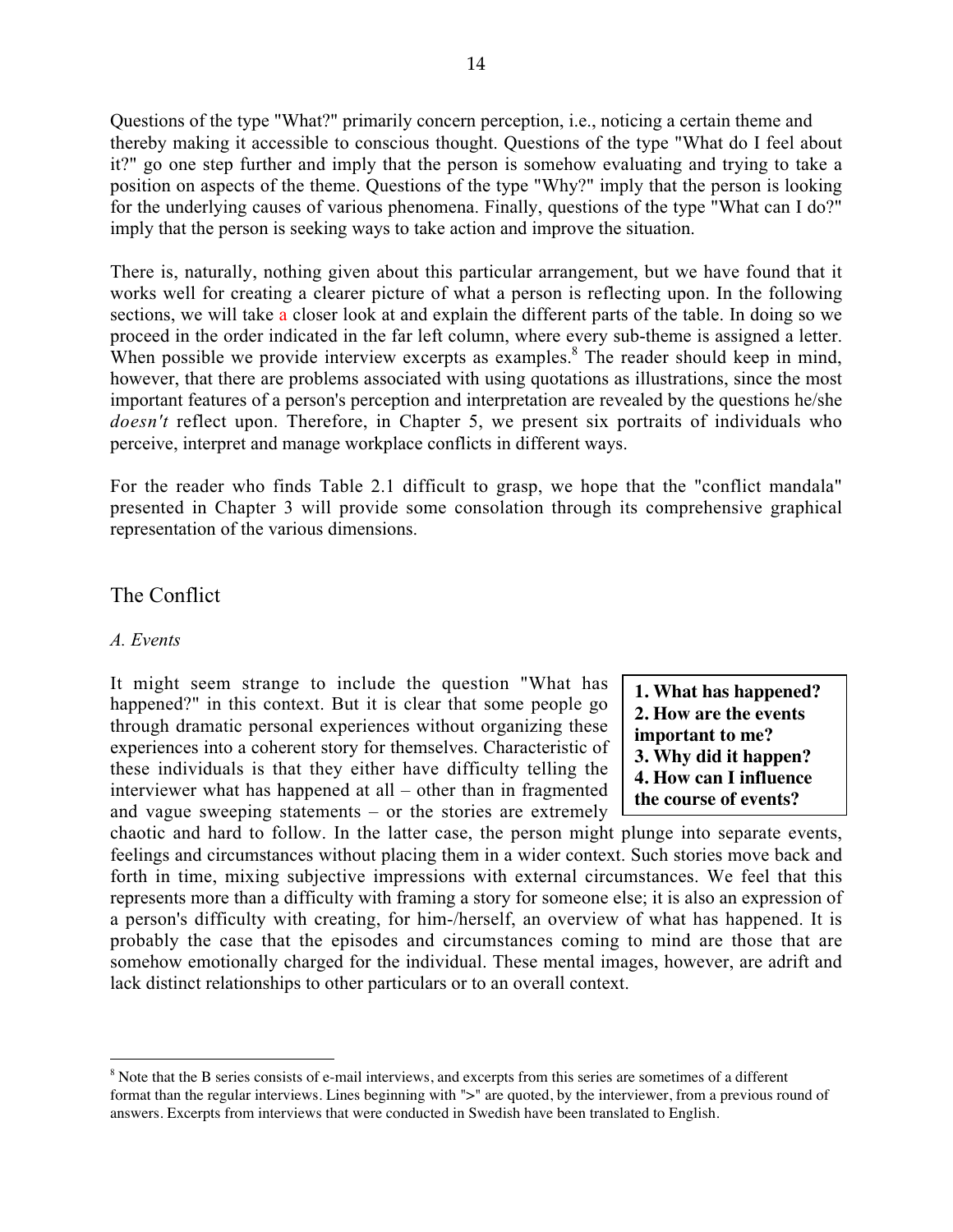Questions of the type "What?" primarily concern perception, i.e., noticing a certain theme and thereby making it accessible to conscious thought. Questions of the type "What do I feel about it?" go one step further and imply that the person is somehow evaluating and trying to take a position on aspects of the theme. Questions of the type "Why?" imply that the person is looking for the underlying causes of various phenomena. Finally, questions of the type "What can I do?" imply that the person is seeking ways to take action and improve the situation.

There is, naturally, nothing given about this particular arrangement, but we have found that it works well for creating a clearer picture of what a person is reflecting upon. In the following sections, we will take a closer look at and explain the different parts of the table. In doing so we proceed in the order indicated in the far left column, where every sub-theme is assigned a letter. When possible we provide interview excerpts as examples.[8] The reader should keep in mind, however, that there are problems associated with using quotations as illustrations, since the most important features of a person's perception and interpretation are revealed by the questions he/she *doesn't* reflect upon. Therefore, in Chapter 5, we present six portraits of individuals who perceive, interpret and manage workplace conflicts in different ways.

For the reader who finds Table 2.1 difficult to grasp, we hope that the "conflict mandala" presented in Chapter 3 will provide some consolation through its comprehensive graphical representation of the various dimensions.

## The Conflict

### *A. Events*

> **1. What has happened?**
> **2. How are the events important to me?**
> **3. Why did it happen?**
> **4. How can I influence the course of events?**

It might seem strange to include the question "What has happened?" in this context. But it is clear that some people go through dramatic personal experiences without organizing these experiences into a coherent story for themselves. Characteristic of these individuals is that they either have difficulty telling the interviewer what has happened at all – other than in fragmented and vague sweeping statements – or the stories are extremely chaotic and hard to follow. In the latter case, the person might plunge into separate events, feelings and circumstances without placing them in a wider context. Such stories move back and forth in time, mixing subjective impressions with external circumstances. We feel that this represents more than a difficulty with framing a story for someone else; it is also an expression of a person's difficulty with creating, for him-/herself, an overview of what has happened. It is probably the case that the episodes and circumstances coming to mind are those that are somehow emotionally charged for the individual. These mental images, however, are adrift and lack distinct relationships to other particulars or to an overall context.

---

[8] Note that the B series consists of e-mail interviews, and excerpts from this series are sometimes of a different format than the regular interviews. Lines beginning with ">" are quoted, by the interviewer, from a previous round of answers. Excerpts from interviews that were conducted in Swedish have been translated to English.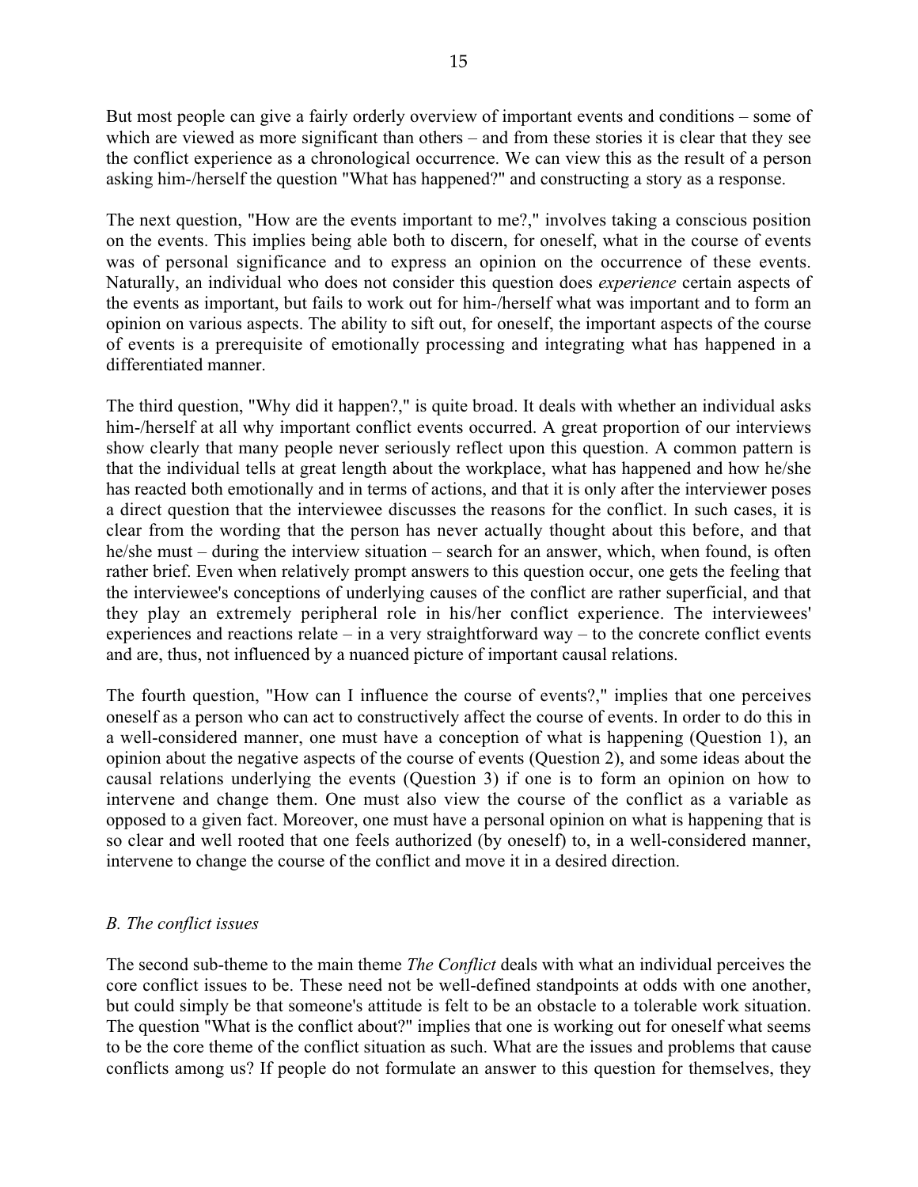But most people can give a fairly orderly overview of important events and conditions – some of which are viewed as more significant than others – and from these stories it is clear that they see the conflict experience as a chronological occurrence. We can view this as the result of a person asking him-/herself the question "What has happened?" and constructing a story as a response.

The next question, "How are the events important to me?," involves taking a conscious position on the events. This implies being able both to discern, for oneself, what in the course of events was of personal significance and to express an opinion on the occurrence of these events. Naturally, an individual who does not consider this question does *experience* certain aspects of the events as important, but fails to work out for him-/herself what was important and to form an opinion on various aspects. The ability to sift out, for oneself, the important aspects of the course of events is a prerequisite of emotionally processing and integrating what has happened in a differentiated manner.

The third question, "Why did it happen?," is quite broad. It deals with whether an individual asks him-/herself at all why important conflict events occurred. A great proportion of our interviews show clearly that many people never seriously reflect upon this question. A common pattern is that the individual tells at great length about the workplace, what has happened and how he/she has reacted both emotionally and in terms of actions, and that it is only after the interviewer poses a direct question that the interviewee discusses the reasons for the conflict. In such cases, it is clear from the wording that the person has never actually thought about this before, and that he/she must – during the interview situation – search for an answer, which, when found, is often rather brief. Even when relatively prompt answers to this question occur, one gets the feeling that the interviewee's conceptions of underlying causes of the conflict are rather superficial, and that they play an extremely peripheral role in his/her conflict experience. The interviewees' experiences and reactions relate – in a very straightforward way – to the concrete conflict events and are, thus, not influenced by a nuanced picture of important causal relations.

The fourth question, "How can I influence the course of events?," implies that one perceives oneself as a person who can act to constructively affect the course of events. In order to do this in a well-considered manner, one must have a conception of what is happening (Question 1), an opinion about the negative aspects of the course of events (Question 2), and some ideas about the causal relations underlying the events (Question 3) if one is to form an opinion on how to intervene and change them. One must also view the course of the conflict as a variable as opposed to a given fact. Moreover, one must have a personal opinion on what is happening that is so clear and well rooted that one feels authorized (by oneself) to, in a well-considered manner, intervene to change the course of the conflict and move it in a desired direction.

### *B. The conflict issues*

The second sub-theme to the main theme *The Conflict* deals with what an individual perceives the core conflict issues to be. These need not be well-defined standpoints at odds with one another, but could simply be that someone's attitude is felt to be an obstacle to a tolerable work situation. The question "What is the conflict about?" implies that one is working out for oneself what seems to be the core theme of the conflict situation as such. What are the issues and problems that cause conflicts among us? If people do not formulate an answer to this question for themselves, they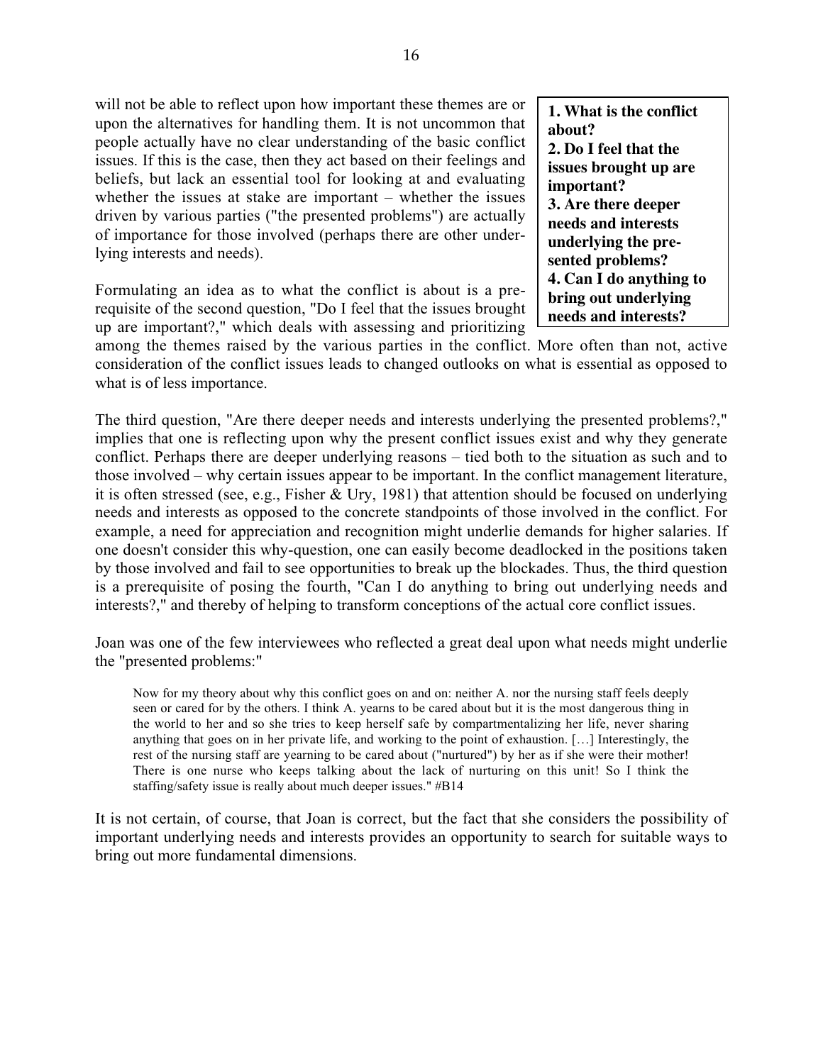will not be able to reflect upon how important these themes are or upon the alternatives for handling them. It is not uncommon that people actually have no clear understanding of the basic conflict issues. If this is the case, then they act based on their feelings and beliefs, but lack an essential tool for looking at and evaluating whether the issues at stake are important – whether the issues driven by various parties ("the presented problems") are actually of importance for those involved (perhaps there are other underlying interests and needs).

> **1. What is the conflict about?**
> **2. Do I feel that the issues brought up are important?**
> **3. Are there deeper needs and interests underlying the presented problems?**
> **4. Can I do anything to bring out underlying needs and interests?**

Formulating an idea as to what the conflict is about is a prerequisite of the second question, "Do I feel that the issues brought up are important?," which deals with assessing and prioritizing among the themes raised by the various parties in the conflict. More often than not, active consideration of the conflict issues leads to changed outlooks on what is essential as opposed to what is of less importance.

The third question, "Are there deeper needs and interests underlying the presented problems?," implies that one is reflecting upon why the present conflict issues exist and why they generate conflict. Perhaps there are deeper underlying reasons – tied both to the situation as such and to those involved – why certain issues appear to be important. In the conflict management literature, it is often stressed (see, e.g., Fisher & Ury, 1981) that attention should be focused on underlying needs and interests as opposed to the concrete standpoints of those involved in the conflict. For example, a need for appreciation and recognition might underlie demands for higher salaries. If one doesn't consider this why-question, one can easily become deadlocked in the positions taken by those involved and fail to see opportunities to break up the blockades. Thus, the third question is a prerequisite of posing the fourth, "Can I do anything to bring out underlying needs and interests?," and thereby of helping to transform conceptions of the actual core conflict issues.

Joan was one of the few interviewees who reflected a great deal upon what needs might underlie the "presented problems:"

> Now for my theory about why this conflict goes on and on: neither A. nor the nursing staff feels deeply seen or cared for by the others. I think A. yearns to be cared about but it is the most dangerous thing in the world to her and so she tries to keep herself safe by compartmentalizing her life, never sharing anything that goes on in her private life, and working to the point of exhaustion. […] Interestingly, the rest of the nursing staff are yearning to be cared about ("nurtured") by her as if she were their mother! There is one nurse who keeps talking about the lack of nurturing on this unit! So I think the staffing/safety issue is really about much deeper issues." #B14

It is not certain, of course, that Joan is correct, but the fact that she considers the possibility of important underlying needs and interests provides an opportunity to search for suitable ways to bring out more fundamental dimensions.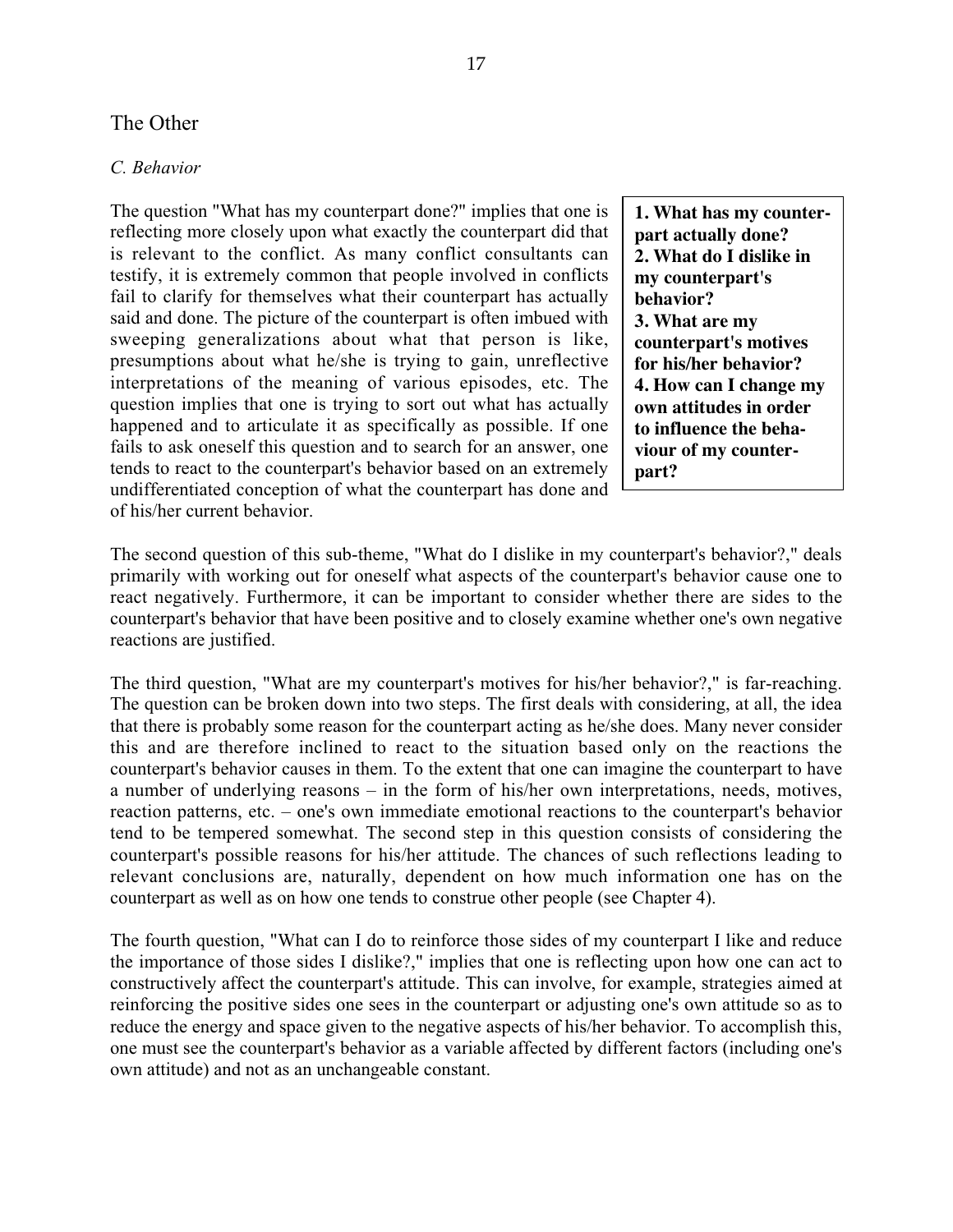## The Other

### *C. Behavior*

**1. What has my counterpart actually done?**
**2. What do I dislike in my counterpart's behavior?**
**3. What are my counterpart's motives for his/her behavior?**
**4. How can I change my own attitudes in order to influence the behaviour of my counterpart?**

The question "What has my counterpart done?" implies that one is reflecting more closely upon what exactly the counterpart did that is relevant to the conflict. As many conflict consultants can testify, it is extremely common that people involved in conflicts fail to clarify for themselves what their counterpart has actually said and done. The picture of the counterpart is often imbued with sweeping generalizations about what that person is like, presumptions about what he/she is trying to gain, unreflective interpretations of the meaning of various episodes, etc. The question implies that one is trying to sort out what has actually happened and to articulate it as specifically as possible. If one fails to ask oneself this question and to search for an answer, one tends to react to the counterpart's behavior based on an extremely undifferentiated conception of what the counterpart has done and of his/her current behavior.

The second question of this sub-theme, "What do I dislike in my counterpart's behavior?," deals primarily with working out for oneself what aspects of the counterpart's behavior cause one to react negatively. Furthermore, it can be important to consider whether there are sides to the counterpart's behavior that have been positive and to closely examine whether one's own negative reactions are justified.

The third question, "What are my counterpart's motives for his/her behavior?," is far-reaching. The question can be broken down into two steps. The first deals with considering, at all, the idea that there is probably some reason for the counterpart acting as he/she does. Many never consider this and are therefore inclined to react to the situation based only on the reactions the counterpart's behavior causes in them. To the extent that one can imagine the counterpart to have a number of underlying reasons – in the form of his/her own interpretations, needs, motives, reaction patterns, etc. – one's own immediate emotional reactions to the counterpart's behavior tend to be tempered somewhat. The second step in this question consists of considering the counterpart's possible reasons for his/her attitude. The chances of such reflections leading to relevant conclusions are, naturally, dependent on how much information one has on the counterpart as well as on how one tends to construe other people (see Chapter 4).

The fourth question, "What can I do to reinforce those sides of my counterpart I like and reduce the importance of those sides I dislike?," implies that one is reflecting upon how one can act to constructively affect the counterpart's attitude. This can involve, for example, strategies aimed at reinforcing the positive sides one sees in the counterpart or adjusting one's own attitude so as to reduce the energy and space given to the negative aspects of his/her behavior. To accomplish this, one must see the counterpart's behavior as a variable affected by different factors (including one's own attitude) and not as an unchangeable constant.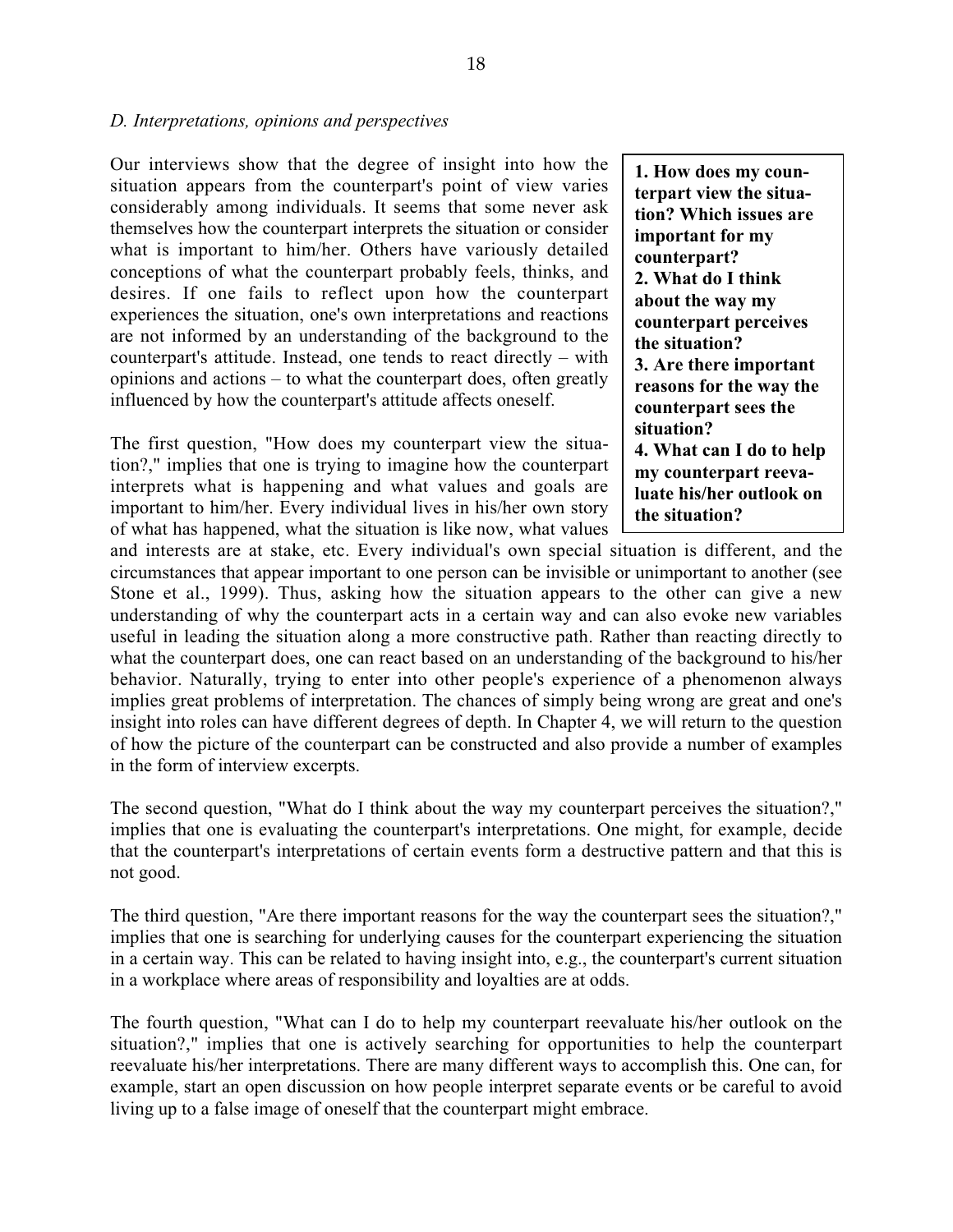*D. Interpretations, opinions and perspectives*

**1. How does my counterpart view the situation? Which issues are important for my counterpart?**
**2. What do I think about the way my counterpart perceives the situation?**
**3. Are there important reasons for the way the counterpart sees the situation?**
**4. What can I do to help my counterpart reevaluate his/her outlook on the situation?**

Our interviews show that the degree of insight into how the situation appears from the counterpart's point of view varies considerably among individuals. It seems that some never ask themselves how the counterpart interprets the situation or consider what is important to him/her. Others have variously detailed conceptions of what the counterpart probably feels, thinks, and desires. If one fails to reflect upon how the counterpart experiences the situation, one's own interpretations and reactions are not informed by an understanding of the background to the counterpart's attitude. Instead, one tends to react directly – with opinions and actions – to what the counterpart does, often greatly influenced by how the counterpart's attitude affects oneself.

The first question, "How does my counterpart view the situation?," implies that one is trying to imagine how the counterpart interprets what is happening and what values and goals are important to him/her. Every individual lives in his/her own story of what has happened, what the situation is like now, what values and interests are at stake, etc. Every individual's own special situation is different, and the circumstances that appear important to one person can be invisible or unimportant to another (see Stone et al., 1999). Thus, asking how the situation appears to the other can give a new understanding of why the counterpart acts in a certain way and can also evoke new variables useful in leading the situation along a more constructive path. Rather than reacting directly to what the counterpart does, one can react based on an understanding of the background to his/her behavior. Naturally, trying to enter into other people's experience of a phenomenon always implies great problems of interpretation. The chances of simply being wrong are great and one's insight into roles can have different degrees of depth. In Chapter 4, we will return to the question of how the picture of the counterpart can be constructed and also provide a number of examples in the form of interview excerpts.

The second question, "What do I think about the way my counterpart perceives the situation?," implies that one is evaluating the counterpart's interpretations. One might, for example, decide that the counterpart's interpretations of certain events form a destructive pattern and that this is not good.

The third question, "Are there important reasons for the way the counterpart sees the situation?," implies that one is searching for underlying causes for the counterpart experiencing the situation in a certain way. This can be related to having insight into, e.g., the counterpart's current situation in a workplace where areas of responsibility and loyalties are at odds.

The fourth question, "What can I do to help my counterpart reevaluate his/her outlook on the situation?," implies that one is actively searching for opportunities to help the counterpart reevaluate his/her interpretations. There are many different ways to accomplish this. One can, for example, start an open discussion on how people interpret separate events or be careful to avoid living up to a false image of oneself that the counterpart might embrace.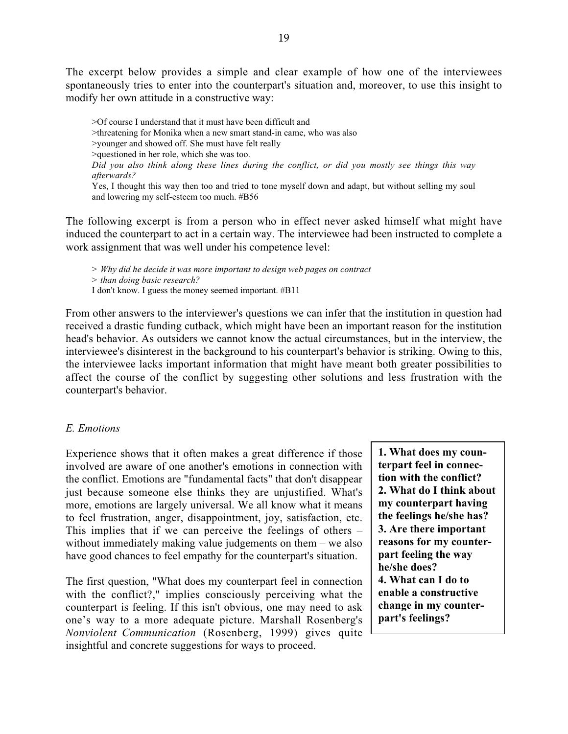The excerpt below provides a simple and clear example of how one of the interviewees spontaneously tries to enter into the counterpart's situation and, moreover, to use this insight to modify her own attitude in a constructive way:

> >Of course I understand that it must have been difficult and
> >threatening for Monika when a new smart stand-in came, who was also
> >younger and showed off. She must have felt really
> >questioned in her role, which she was too.
> *Did you also think along these lines during the conflict, or did you mostly see things this way afterwards?*
> Yes, I thought this way then too and tried to tone myself down and adapt, but without selling my soul and lowering my self-esteem too much. #B56

The following excerpt is from a person who in effect never asked himself what might have induced the counterpart to act in a certain way. The interviewee had been instructed to complete a work assignment that was well under his competence level:

> > *Why did he decide it was more important to design web pages on contract*
> > *than doing basic research?*
> I don't know. I guess the money seemed important. #B11

From other answers to the interviewer's questions we can infer that the institution in question had received a drastic funding cutback, which might have been an important reason for the institution head's behavior. As outsiders we cannot know the actual circumstances, but in the interview, the interviewee's disinterest in the background to his counterpart's behavior is striking. Owing to this, the interviewee lacks important information that might have meant both greater possibilities to affect the course of the conflict by suggesting other solutions and less frustration with the counterpart's behavior.

### *E. Emotions*

**1. What does my counterpart feel in connection with the conflict?**
**2. What do I think about my counterpart having the feelings he/she has?**
**3. Are there important reasons for my counterpart feeling the way he/she does?**
**4. What can I do to enable a constructive change in my counterpart's feelings?**

Experience shows that it often makes a great difference if those involved are aware of one another's emotions in connection with the conflict. Emotions are "fundamental facts" that don't disappear just because someone else thinks they are unjustified. What's more, emotions are largely universal. We all know what it means to feel frustration, anger, disappointment, joy, satisfaction, etc. This implies that if we can perceive the feelings of others – without immediately making value judgements on them – we also have good chances to feel empathy for the counterpart's situation.

The first question, "What does my counterpart feel in connection with the conflict?," implies consciously perceiving what the counterpart is feeling. If this isn't obvious, one may need to ask one's way to a more adequate picture. Marshall Rosenberg's *Nonviolent Communication* (Rosenberg, 1999) gives quite insightful and concrete suggestions for ways to proceed.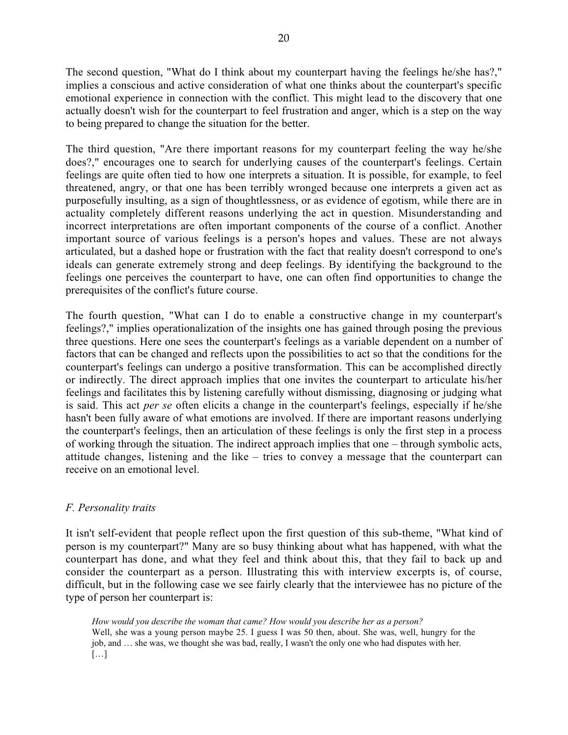The second question, "What do I think about my counterpart having the feelings he/she has?," implies a conscious and active consideration of what one thinks about the counterpart's specific emotional experience in connection with the conflict. This might lead to the discovery that one actually doesn't wish for the counterpart to feel frustration and anger, which is a step on the way to being prepared to change the situation for the better.

The third question, "Are there important reasons for my counterpart feeling the way he/she does?," encourages one to search for underlying causes of the counterpart's feelings. Certain feelings are quite often tied to how one interprets a situation. It is possible, for example, to feel threatened, angry, or that one has been terribly wronged because one interprets a given act as purposefully insulting, as a sign of thoughtlessness, or as evidence of egotism, while there are in actuality completely different reasons underlying the act in question. Misunderstanding and incorrect interpretations are often important components of the course of a conflict. Another important source of various feelings is a person's hopes and values. These are not always articulated, but a dashed hope or frustration with the fact that reality doesn't correspond to one's ideals can generate extremely strong and deep feelings. By identifying the background to the feelings one perceives the counterpart to have, one can often find opportunities to change the prerequisites of the conflict's future course.

The fourth question, "What can I do to enable a constructive change in my counterpart's feelings?," implies operationalization of the insights one has gained through posing the previous three questions. Here one sees the counterpart's feelings as a variable dependent on a number of factors that can be changed and reflects upon the possibilities to act so that the conditions for the counterpart's feelings can undergo a positive transformation. This can be accomplished directly or indirectly. The direct approach implies that one invites the counterpart to articulate his/her feelings and facilitates this by listening carefully without dismissing, diagnosing or judging what is said. This act *per se* often elicits a change in the counterpart's feelings, especially if he/she hasn't been fully aware of what emotions are involved. If there are important reasons underlying the counterpart's feelings, then an articulation of these feelings is only the first step in a process of working through the situation. The indirect approach implies that one – through symbolic acts, attitude changes, listening and the like – tries to convey a message that the counterpart can receive on an emotional level.

### *F. Personality traits*

It isn't self-evident that people reflect upon the first question of this sub-theme, "What kind of person is my counterpart?" Many are so busy thinking about what has happened, with what the counterpart has done, and what they feel and think about this, that they fail to back up and consider the counterpart as a person. Illustrating this with interview excerpts is, of course, difficult, but in the following case we see fairly clearly that the interviewee has no picture of the type of person her counterpart is:

> *How would you describe the woman that came? How would you describe her as a person?*
> Well, she was a young person maybe 25. I guess I was 50 then, about. She was, well, hungry for the job, and … she was, we thought she was bad, really, I wasn't the only one who had disputes with her.
> […]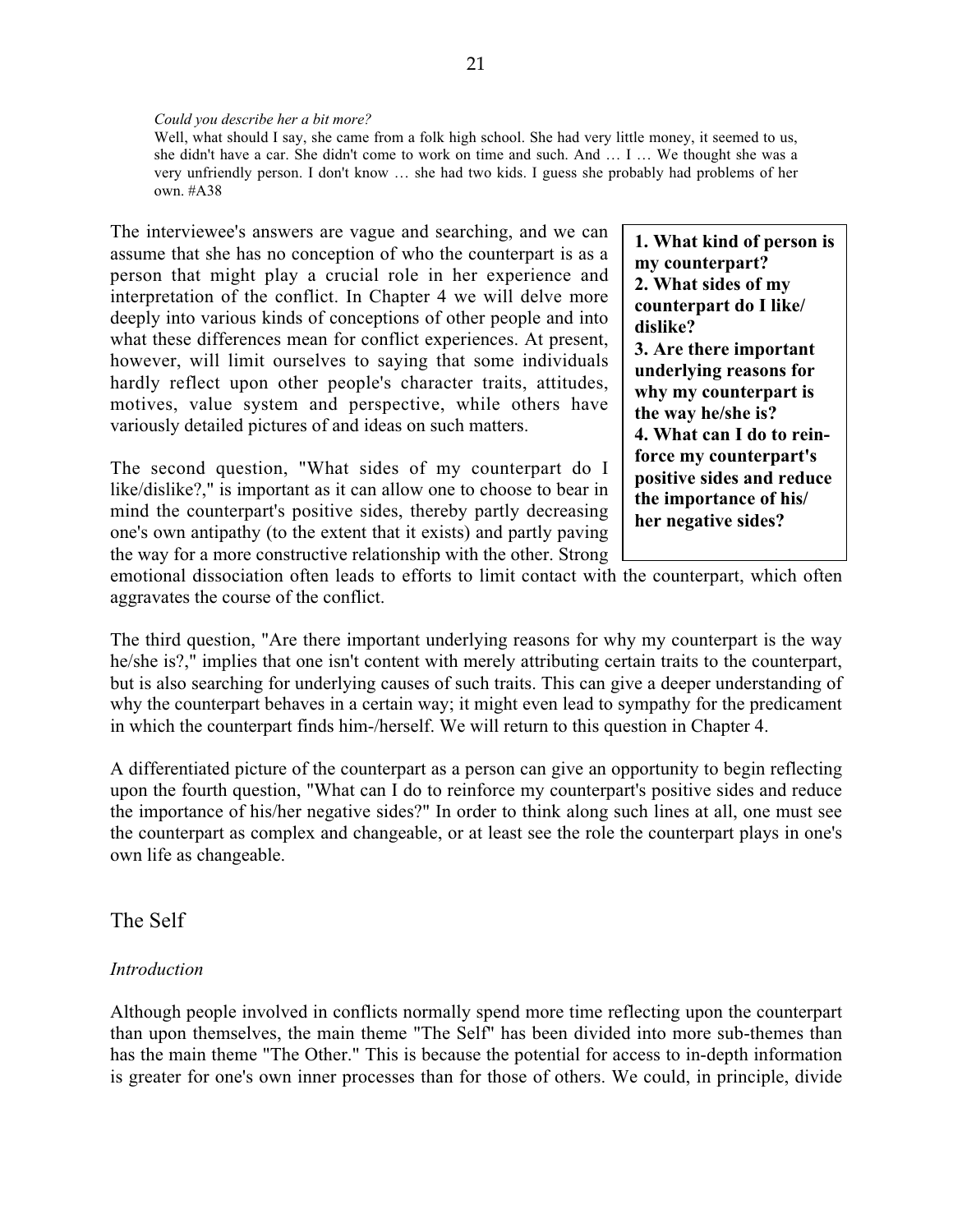*Could you describe her a bit more?*

Well, what should I say, she came from a folk high school. She had very little money, it seemed to us, she didn't have a car. She didn't come to work on time and such. And … I … We thought she was a very unfriendly person. I don't know … she had two kids. I guess she probably had problems of her own. #A38

**1. What kind of person is my counterpart?**
**2. What sides of my counterpart do I like/ dislike?**
**3. Are there important underlying reasons for why my counterpart is the way he/she is?**
**4. What can I do to reinforce my counterpart's positive sides and reduce the importance of his/ her negative sides?**

The interviewee's answers are vague and searching, and we can assume that she has no conception of who the counterpart is as a person that might play a crucial role in her experience and interpretation of the conflict. In Chapter 4 we will delve more deeply into various kinds of conceptions of other people and into what these differences mean for conflict experiences. At present, however, will limit ourselves to saying that some individuals hardly reflect upon other people's character traits, attitudes, motives, value system and perspective, while others have variously detailed pictures of and ideas on such matters.

The second question, "What sides of my counterpart do I like/dislike?," is important as it can allow one to choose to bear in mind the counterpart's positive sides, thereby partly decreasing one's own antipathy (to the extent that it exists) and partly paving the way for a more constructive relationship with the other. Strong emotional dissociation often leads to efforts to limit contact with the counterpart, which often aggravates the course of the conflict.

The third question, "Are there important underlying reasons for why my counterpart is the way he/she is?," implies that one isn't content with merely attributing certain traits to the counterpart, but is also searching for underlying causes of such traits. This can give a deeper understanding of why the counterpart behaves in a certain way; it might even lead to sympathy for the predicament in which the counterpart finds him-/herself. We will return to this question in Chapter 4.

A differentiated picture of the counterpart as a person can give an opportunity to begin reflecting upon the fourth question, "What can I do to reinforce my counterpart's positive sides and reduce the importance of his/her negative sides?" In order to think along such lines at all, one must see the counterpart as complex and changeable, or at least see the role the counterpart plays in one's own life as changeable.

## The Self

*Introduction*

Although people involved in conflicts normally spend more time reflecting upon the counterpart than upon themselves, the main theme "The Self" has been divided into more sub-themes than has the main theme "The Other." This is because the potential for access to in-depth information is greater for one's own inner processes than for those of others. We could, in principle, divide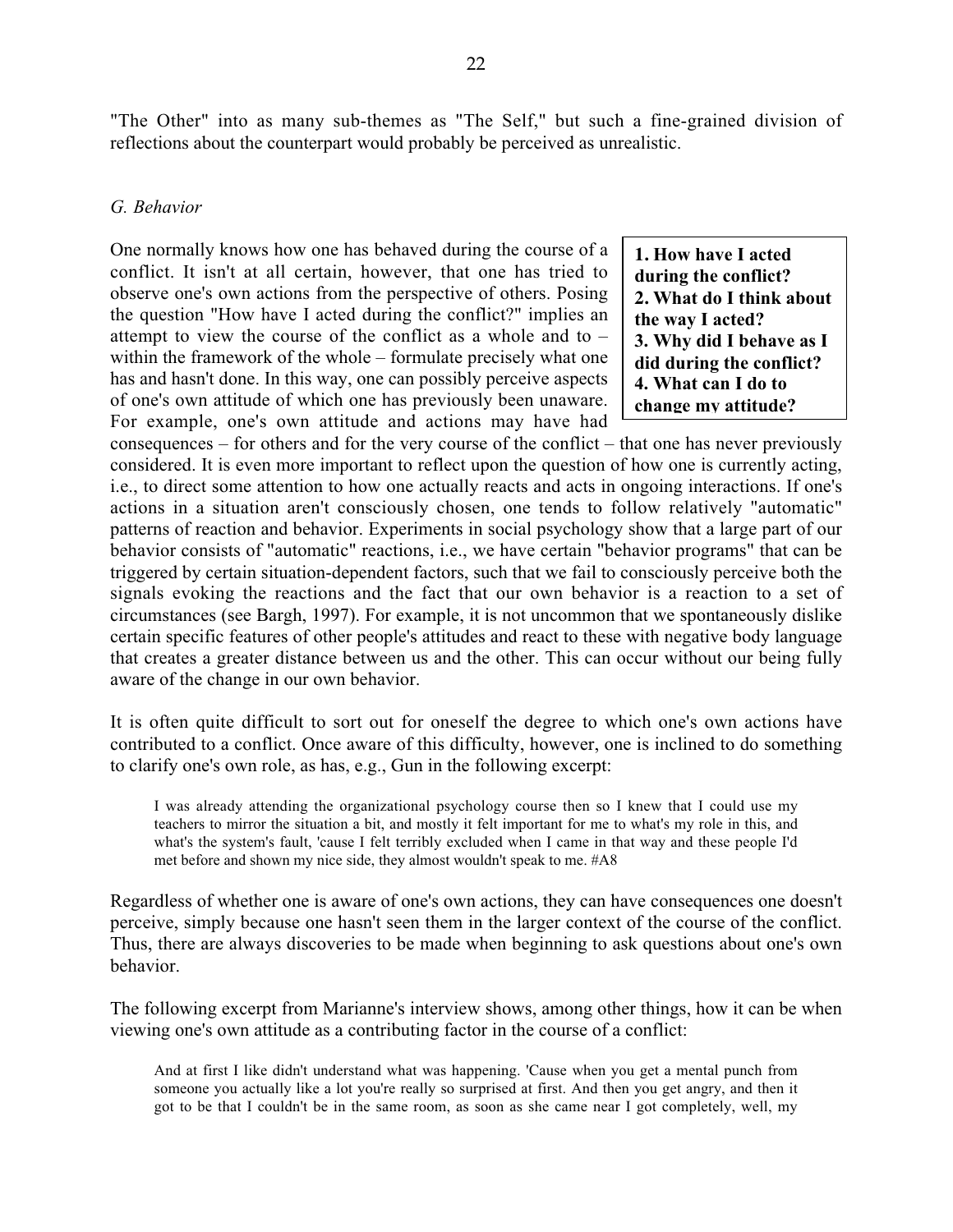"The Other" into as many sub-themes as "The Self," but such a fine-grained division of reflections about the counterpart would probably be perceived as unrealistic.

### *G. Behavior*

> **1. How have I acted during the conflict?**
> **2. What do I think about the way I acted?**
> **3. Why did I behave as I did during the conflict?**
> **4. What can I do to change my attitude?**

One normally knows how one has behaved during the course of a conflict. It isn't at all certain, however, that one has tried to observe one's own actions from the perspective of others. Posing the question "How have I acted during the conflict?" implies an attempt to view the course of the conflict as a whole and to – within the framework of the whole – formulate precisely what one has and hasn't done. In this way, one can possibly perceive aspects of one's own attitude of which one has previously been unaware. For example, one's own attitude and actions may have had consequences – for others and for the very course of the conflict – that one has never previously considered. It is even more important to reflect upon the question of how one is currently acting, i.e., to direct some attention to how one actually reacts and acts in ongoing interactions. If one's actions in a situation aren't consciously chosen, one tends to follow relatively "automatic" patterns of reaction and behavior. Experiments in social psychology show that a large part of our behavior consists of "automatic" reactions, i.e., we have certain "behavior programs" that can be triggered by certain situation-dependent factors, such that we fail to consciously perceive both the signals evoking the reactions and the fact that our own behavior is a reaction to a set of circumstances (see Bargh, 1997). For example, it is not uncommon that we spontaneously dislike certain specific features of other people's attitudes and react to these with negative body language that creates a greater distance between us and the other. This can occur without our being fully aware of the change in our own behavior.

It is often quite difficult to sort out for oneself the degree to which one's own actions have contributed to a conflict. Once aware of this difficulty, however, one is inclined to do something to clarify one's own role, as has, e.g., Gun in the following excerpt:

> I was already attending the organizational psychology course then so I knew that I could use my teachers to mirror the situation a bit, and mostly it felt important for me to what's my role in this, and what's the system's fault, 'cause I felt terribly excluded when I came in that way and these people I'd met before and shown my nice side, they almost wouldn't speak to me. #A8

Regardless of whether one is aware of one's own actions, they can have consequences one doesn't perceive, simply because one hasn't seen them in the larger context of the course of the conflict. Thus, there are always discoveries to be made when beginning to ask questions about one's own behavior.

The following excerpt from Marianne's interview shows, among other things, how it can be when viewing one's own attitude as a contributing factor in the course of a conflict:

> And at first I like didn't understand what was happening. 'Cause when you get a mental punch from someone you actually like a lot you're really so surprised at first. And then you get angry, and then it got to be that I couldn't be in the same room, as soon as she came near I got completely, well, my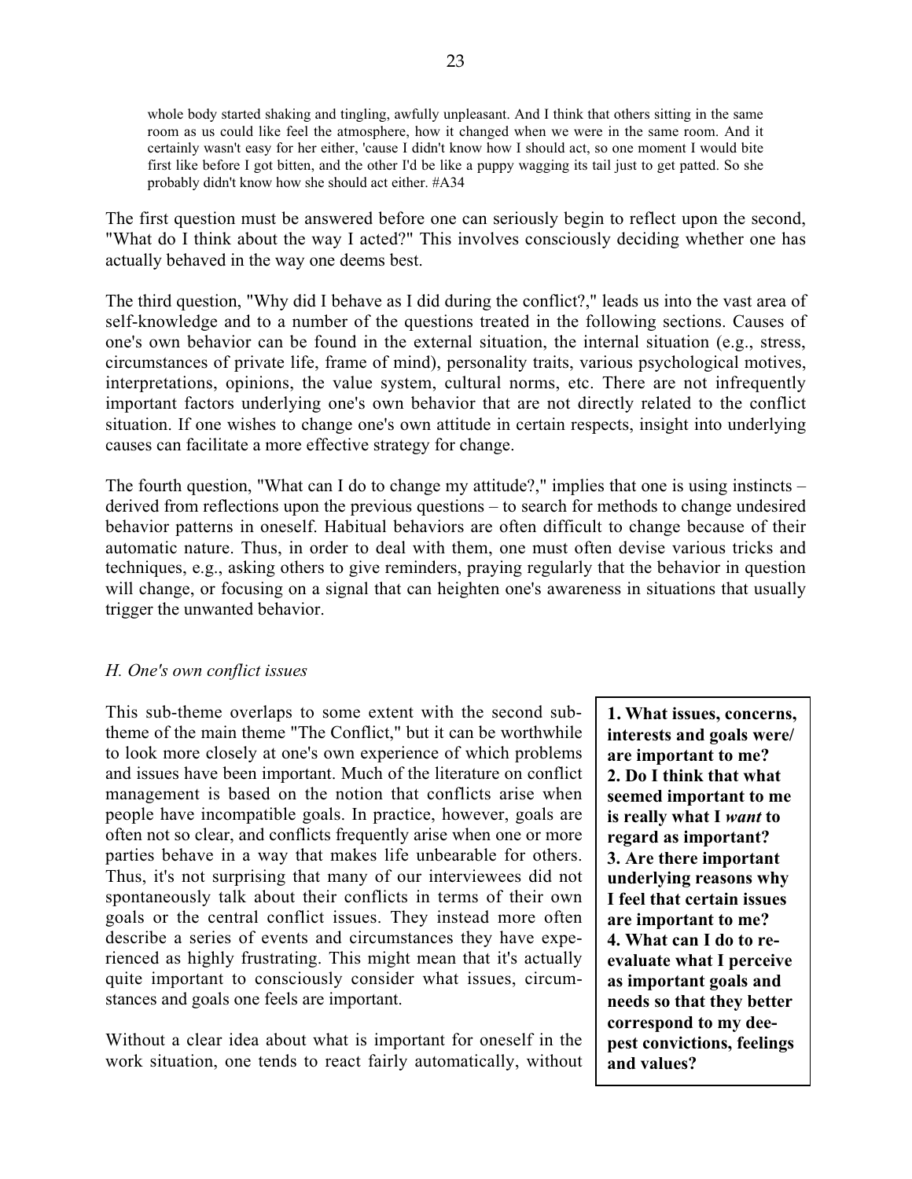> whole body started shaking and tingling, awfully unpleasant. And I think that others sitting in the same room as us could like feel the atmosphere, how it changed when we were in the same room. And it certainly wasn't easy for her either, 'cause I didn't know how I should act, so one moment I would bite first like before I got bitten, and the other I'd be like a puppy wagging its tail just to get patted. So she probably didn't know how she should act either. #A34

The first question must be answered before one can seriously begin to reflect upon the second, "What do I think about the way I acted?" This involves consciously deciding whether one has actually behaved in the way one deems best.

The third question, "Why did I behave as I did during the conflict?," leads us into the vast area of self-knowledge and to a number of the questions treated in the following sections. Causes of one's own behavior can be found in the external situation, the internal situation (e.g., stress, circumstances of private life, frame of mind), personality traits, various psychological motives, interpretations, opinions, the value system, cultural norms, etc. There are not infrequently important factors underlying one's own behavior that are not directly related to the conflict situation. If one wishes to change one's own attitude in certain respects, insight into underlying causes can facilitate a more effective strategy for change.

The fourth question, "What can I do to change my attitude?," implies that one is using instincts – derived from reflections upon the previous questions – to search for methods to change undesired behavior patterns in oneself. Habitual behaviors are often difficult to change because of their automatic nature. Thus, in order to deal with them, one must often devise various tricks and techniques, e.g., asking others to give reminders, praying regularly that the behavior in question will change, or focusing on a signal that can heighten one's awareness in situations that usually trigger the unwanted behavior.

### *H. One's own conflict issues*

**1. What issues, concerns, interests and goals were/ are important to me?**
**2. Do I think that what seemed important to me is really what I *want* to regard as important?**
**3. Are there important underlying reasons why I feel that certain issues are important to me?**
**4. What can I do to re-evaluate what I perceive as important goals and needs so that they better correspond to my deepest convictions, feelings and values?**

This sub-theme overlaps to some extent with the second sub-theme of the main theme "The Conflict," but it can be worthwhile to look more closely at one's own experience of which problems and issues have been important. Much of the literature on conflict management is based on the notion that conflicts arise when people have incompatible goals. In practice, however, goals are often not so clear, and conflicts frequently arise when one or more parties behave in a way that makes life unbearable for others. Thus, it's not surprising that many of our interviewees did not spontaneously talk about their conflicts in terms of their own goals or the central conflict issues. They instead more often describe a series of events and circumstances they have experienced as highly frustrating. This might mean that it's actually quite important to consciously consider what issues, circumstances and goals one feels are important.

Without a clear idea about what is important for oneself in the work situation, one tends to react fairly automatically, without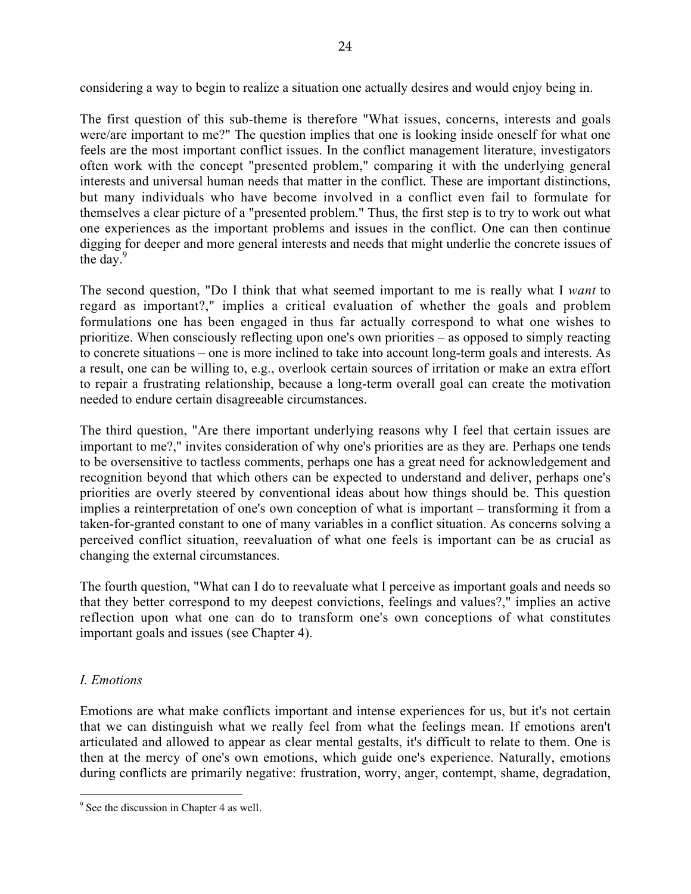considering a way to begin to realize a situation one actually desires and would enjoy being in.

The first question of this sub-theme is therefore "What issues, concerns, interests and goals were/are important to me?" The question implies that one is looking inside oneself for what one feels are the most important conflict issues. In the conflict management literature, investigators often work with the concept "presented problem," comparing it with the underlying general interests and universal human needs that matter in the conflict. These are important distinctions, but many individuals who have become involved in a conflict even fail to formulate for themselves a clear picture of a "presented problem." Thus, the first step is to try to work out what one experiences as the important problems and issues in the conflict. One can then continue digging for deeper and more general interests and needs that might underlie the concrete issues of the day.[9]

The second question, "Do I think that what seemed important to me is really what I *want* to regard as important?," implies a critical evaluation of whether the goals and problem formulations one has been engaged in thus far actually correspond to what one wishes to prioritize. When consciously reflecting upon one's own priorities – as opposed to simply reacting to concrete situations – one is more inclined to take into account long-term goals and interests. As a result, one can be willing to, e.g., overlook certain sources of irritation or make an extra effort to repair a frustrating relationship, because a long-term overall goal can create the motivation needed to endure certain disagreeable circumstances.

The third question, "Are there important underlying reasons why I feel that certain issues are important to me?," invites consideration of why one's priorities are as they are. Perhaps one tends to be oversensitive to tactless comments, perhaps one has a great need for acknowledgement and recognition beyond that which others can be expected to understand and deliver, perhaps one's priorities are overly steered by conventional ideas about how things should be. This question implies a reinterpretation of one's own conception of what is important – transforming it from a taken-for-granted constant to one of many variables in a conflict situation. As concerns solving a perceived conflict situation, reevaluation of what one feels is important can be as crucial as changing the external circumstances.

The fourth question, "What can I do to reevaluate what I perceive as important goals and needs so that they better correspond to my deepest convictions, feelings and values?," implies an active reflection upon what one can do to transform one's own conceptions of what constitutes important goals and issues (see Chapter 4).

### *I. Emotions*

Emotions are what make conflicts important and intense experiences for us, but it's not certain that we can distinguish what we really feel from what the feelings mean. If emotions aren't articulated and allowed to appear as clear mental gestalts, it's difficult to relate to them. One is then at the mercy of one's own emotions, which guide one's experience. Naturally, emotions during conflicts are primarily negative: frustration, worry, anger, contempt, shame, degradation,

---

[9] See the discussion in Chapter 4 as well.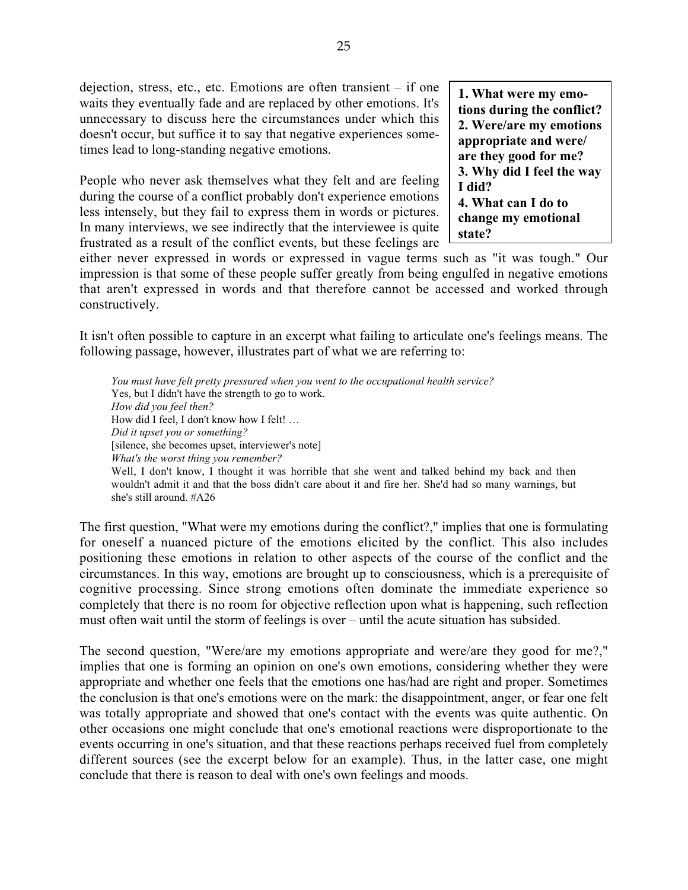dejection, stress, etc., etc. Emotions are often transient – if one waits they eventually fade and are replaced by other emotions. It's unnecessary to discuss here the circumstances under which this doesn't occur, but suffice it to say that negative experiences sometimes lead to long-standing negative emotions.

**1. What were my emotions during the conflict?**
**2. Were/are my emotions appropriate and were/are they good for me?**
**3. Why did I feel the way I did?**
**4. What can I do to change my emotional state?**

People who never ask themselves what they felt and are feeling during the course of a conflict probably don't experience emotions less intensely, but they fail to express them in words or pictures. In many interviews, we see indirectly that the interviewee is quite frustrated as a result of the conflict events, but these feelings are either never expressed in words or expressed in vague terms such as "it was tough." Our impression is that some of these people suffer greatly from being engulfed in negative emotions that aren't expressed in words and that therefore cannot be accessed and worked through constructively.

It isn't often possible to capture in an excerpt what failing to articulate one's feelings means. The following passage, however, illustrates part of what we are referring to:

> *You must have felt pretty pressured when you went to the occupational health service?*
> Yes, but I didn't have the strength to go to work.
> *How did you feel then?*
> How did I feel, I don't know how I felt! …
> *Did it upset you or something?*
> [silence, she becomes upset, interviewer's note]
> *What's the worst thing you remember?*
> Well, I don't know, I thought it was horrible that she went and talked behind my back and then wouldn't admit it and that the boss didn't care about it and fire her. She'd had so many warnings, but she's still around. #A26

The first question, "What were my emotions during the conflict?," implies that one is formulating for oneself a nuanced picture of the emotions elicited by the conflict. This also includes positioning these emotions in relation to other aspects of the course of the conflict and the circumstances. In this way, emotions are brought up to consciousness, which is a prerequisite of cognitive processing. Since strong emotions often dominate the immediate experience so completely that there is no room for objective reflection upon what is happening, such reflection must often wait until the storm of feelings is over – until the acute situation has subsided.

The second question, "Were/are my emotions appropriate and were/are they good for me?," implies that one is forming an opinion on one's own emotions, considering whether they were appropriate and whether one feels that the emotions one has/had are right and proper. Sometimes the conclusion is that one's emotions were on the mark: the disappointment, anger, or fear one felt was totally appropriate and showed that one's contact with the events was quite authentic. On other occasions one might conclude that one's emotional reactions were disproportionate to the events occurring in one's situation, and that these reactions perhaps received fuel from completely different sources (see the excerpt below for an example). Thus, in the latter case, one might conclude that there is reason to deal with one's own feelings and moods.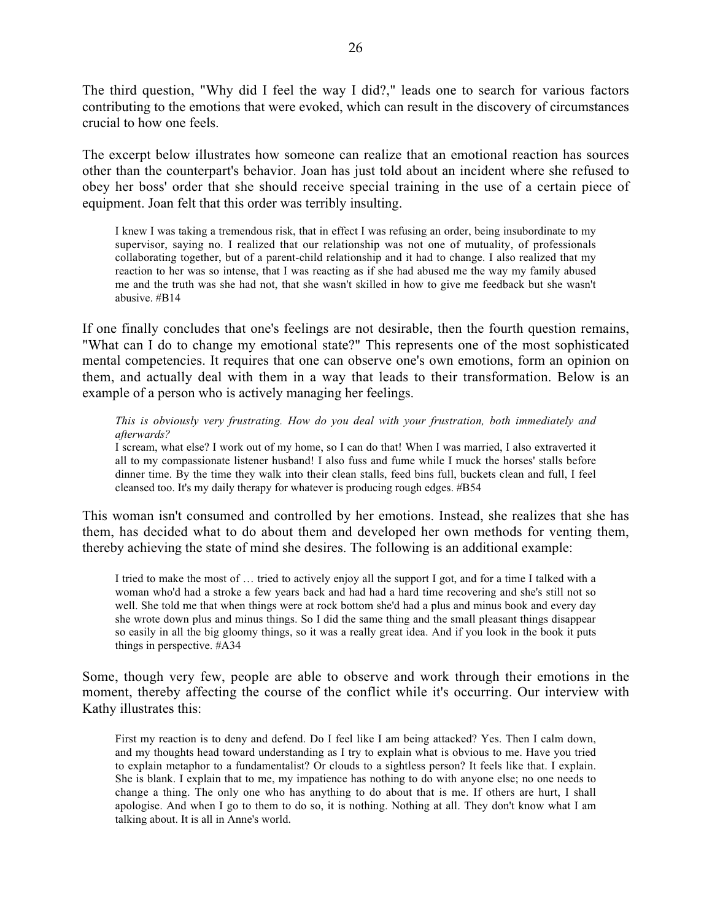The third question, "Why did I feel the way I did?," leads one to search for various factors contributing to the emotions that were evoked, which can result in the discovery of circumstances crucial to how one feels.

The excerpt below illustrates how someone can realize that an emotional reaction has sources other than the counterpart's behavior. Joan has just told about an incident where she refused to obey her boss' order that she should receive special training in the use of a certain piece of equipment. Joan felt that this order was terribly insulting.

> I knew I was taking a tremendous risk, that in effect I was refusing an order, being insubordinate to my supervisor, saying no. I realized that our relationship was not one of mutuality, of professionals collaborating together, but of a parent-child relationship and it had to change. I also realized that my reaction to her was so intense, that I was reacting as if she had abused me the way my family abused me and the truth was she had not, that she wasn't skilled in how to give me feedback but she wasn't abusive. #B14

If one finally concludes that one's feelings are not desirable, then the fourth question remains, "What can I do to change my emotional state?" This represents one of the most sophisticated mental competencies. It requires that one can observe one's own emotions, form an opinion on them, and actually deal with them in a way that leads to their transformation. Below is an example of a person who is actively managing her feelings.

> *This is obviously very frustrating. How do you deal with your frustration, both immediately and afterwards?*
> I scream, what else? I work out of my home, so I can do that! When I was married, I also extraverted it all to my compassionate listener husband! I also fuss and fume while I muck the horses' stalls before dinner time. By the time they walk into their clean stalls, feed bins full, buckets clean and full, I feel cleansed too. It's my daily therapy for whatever is producing rough edges. #B54

This woman isn't consumed and controlled by her emotions. Instead, she realizes that she has them, has decided what to do about them and developed her own methods for venting them, thereby achieving the state of mind she desires. The following is an additional example:

> I tried to make the most of … tried to actively enjoy all the support I got, and for a time I talked with a woman who'd had a stroke a few years back and had had a hard time recovering and she's still not so well. She told me that when things were at rock bottom she'd had a plus and minus book and every day she wrote down plus and minus things. So I did the same thing and the small pleasant things disappear so easily in all the big gloomy things, so it was a really great idea. And if you look in the book it puts things in perspective. #A34

Some, though very few, people are able to observe and work through their emotions in the moment, thereby affecting the course of the conflict while it's occurring. Our interview with Kathy illustrates this:

> First my reaction is to deny and defend. Do I feel like I am being attacked? Yes. Then I calm down, and my thoughts head toward understanding as I try to explain what is obvious to me. Have you tried to explain metaphor to a fundamentalist? Or clouds to a sightless person? It feels like that. I explain. She is blank. I explain that to me, my impatience has nothing to do with anyone else; no one needs to change a thing. The only one who has anything to do about that is me. If others are hurt, I shall apologise. And when I go to them to do so, it is nothing. Nothing at all. They don't know what I am talking about. It is all in Anne's world.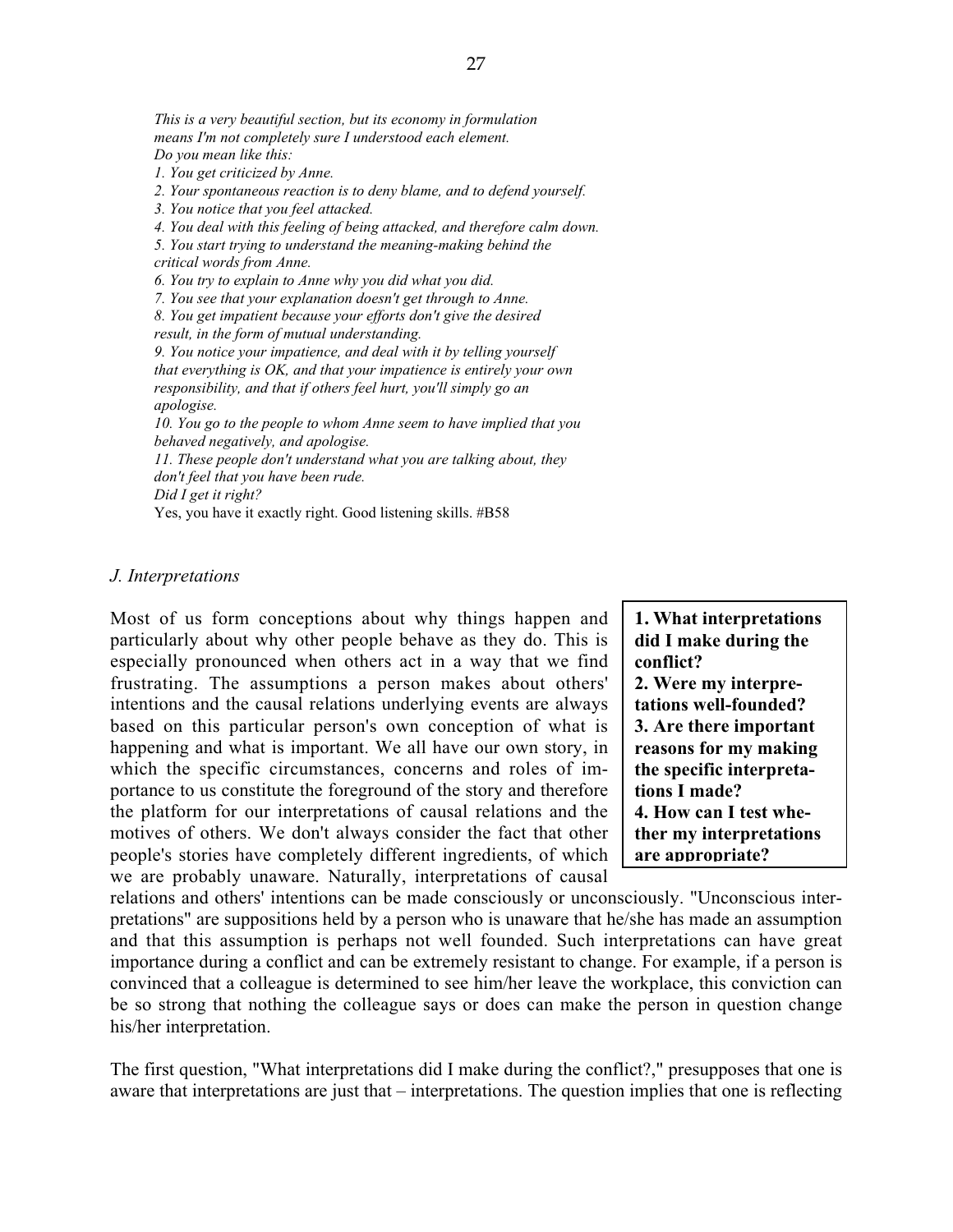*This is a very beautiful section, but its economy in formulation means I'm not completely sure I understood each element.*
*Do you mean like this:*
*1. You get criticized by Anne.*
*2. Your spontaneous reaction is to deny blame, and to defend yourself.*
*3. You notice that you feel attacked.*
*4. You deal with this feeling of being attacked, and therefore calm down.*
*5. You start trying to understand the meaning-making behind the critical words from Anne.*
*6. You try to explain to Anne why you did what you did.*
*7. You see that your explanation doesn't get through to Anne.*
*8. You get impatient because your efforts don't give the desired result, in the form of mutual understanding.*
*9. You notice your impatience, and deal with it by telling yourself that everything is OK, and that your impatience is entirely your own responsibility, and that if others feel hurt, you'll simply go an apologise.*
*10. You go to the people to whom Anne seem to have implied that you behaved negatively, and apologise.*
*11. These people don't understand what you are talking about, they don't feel that you have been rude.*
*Did I get it right?*
Yes, you have it exactly right. Good listening skills. #B58

## *J. Interpretations*

**1. What interpretations did I make during the conflict?**
**2. Were my interpretations well-founded?**
**3. Are there important reasons for my making the specific interpretations I made?**
**4. How can I test whether my interpretations are appropriate?**

Most of us form conceptions about why things happen and particularly about why other people behave as they do. This is especially pronounced when others act in a way that we find frustrating. The assumptions a person makes about others' intentions and the causal relations underlying events are always based on this particular person's own conception of what is happening and what is important. We all have our own story, in which the specific circumstances, concerns and roles of importance to us constitute the foreground of the story and therefore the platform for our interpretations of causal relations and the motives of others. We don't always consider the fact that other people's stories have completely different ingredients, of which we are probably unaware. Naturally, interpretations of causal relations and others' intentions can be made consciously or unconsciously. "Unconscious interpretations" are suppositions held by a person who is unaware that he/she has made an assumption and that this assumption is perhaps not well founded. Such interpretations can have great importance during a conflict and can be extremely resistant to change. For example, if a person is convinced that a colleague is determined to see him/her leave the workplace, this conviction can be so strong that nothing the colleague says or does can make the person in question change his/her interpretation.

The first question, "What interpretations did I make during the conflict?," presupposes that one is aware that interpretations are just that – interpretations. The question implies that one is reflecting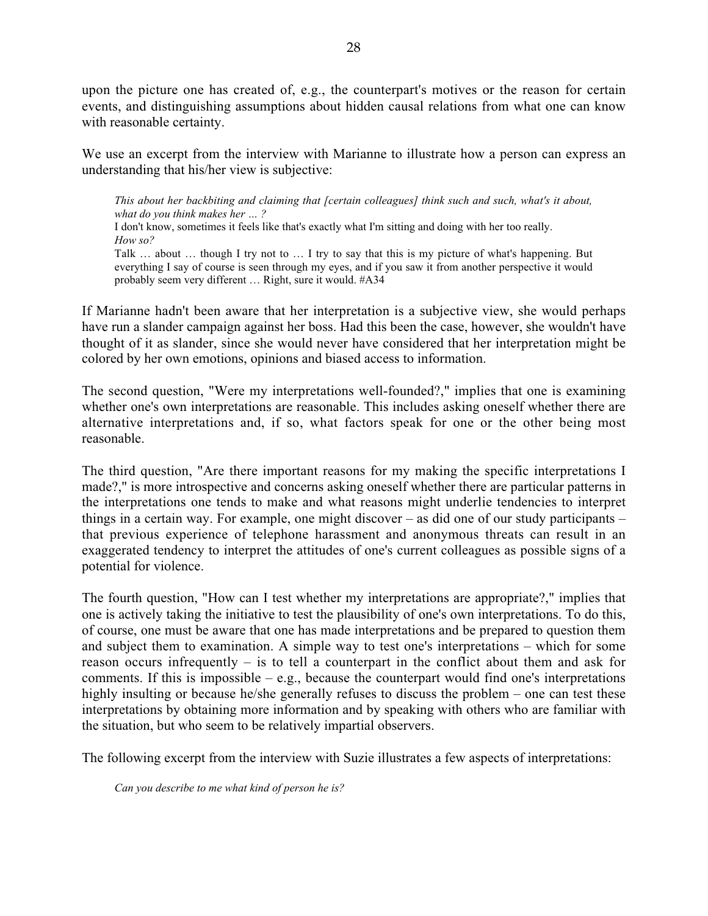upon the picture one has created of, e.g., the counterpart's motives or the reason for certain events, and distinguishing assumptions about hidden causal relations from what one can know with reasonable certainty.

We use an excerpt from the interview with Marianne to illustrate how a person can express an understanding that his/her view is subjective:

> *This about her backbiting and claiming that [certain colleagues] think such and such, what's it about, what do you think makes her … ?*
> I don't know, sometimes it feels like that's exactly what I'm sitting and doing with her too really.
> *How so?*
> Talk … about … though I try not to … I try to say that this is my picture of what's happening. But everything I say of course is seen through my eyes, and if you saw it from another perspective it would probably seem very different … Right, sure it would. #A34

If Marianne hadn't been aware that her interpretation is a subjective view, she would perhaps have run a slander campaign against her boss. Had this been the case, however, she wouldn't have thought of it as slander, since she would never have considered that her interpretation might be colored by her own emotions, opinions and biased access to information.

The second question, "Were my interpretations well-founded?," implies that one is examining whether one's own interpretations are reasonable. This includes asking oneself whether there are alternative interpretations and, if so, what factors speak for one or the other being most reasonable.

The third question, "Are there important reasons for my making the specific interpretations I made?," is more introspective and concerns asking oneself whether there are particular patterns in the interpretations one tends to make and what reasons might underlie tendencies to interpret things in a certain way. For example, one might discover – as did one of our study participants – that previous experience of telephone harassment and anonymous threats can result in an exaggerated tendency to interpret the attitudes of one's current colleagues as possible signs of a potential for violence.

The fourth question, "How can I test whether my interpretations are appropriate?," implies that one is actively taking the initiative to test the plausibility of one's own interpretations. To do this, of course, one must be aware that one has made interpretations and be prepared to question them and subject them to examination. A simple way to test one's interpretations – which for some reason occurs infrequently – is to tell a counterpart in the conflict about them and ask for comments. If this is impossible – e.g., because the counterpart would find one's interpretations highly insulting or because he/she generally refuses to discuss the problem – one can test these interpretations by obtaining more information and by speaking with others who are familiar with the situation, but who seem to be relatively impartial observers.

The following excerpt from the interview with Suzie illustrates a few aspects of interpretations:

> *Can you describe to me what kind of person he is?*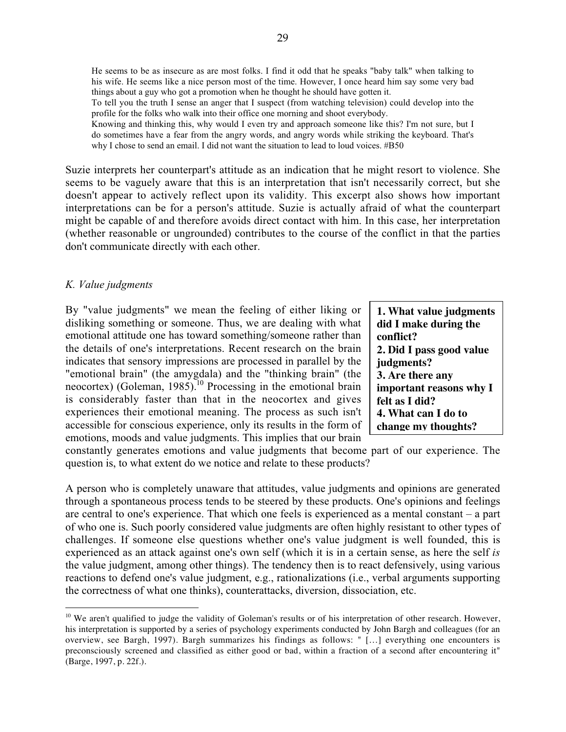> He seems to be as insecure as are most folks. I find it odd that he speaks "baby talk" when talking to his wife. He seems like a nice person most of the time. However, I once heard him say some very bad things about a guy who got a promotion when he thought he should have gotten it.
>
> To tell you the truth I sense an anger that I suspect (from watching television) could develop into the profile for the folks who walk into their office one morning and shoot everybody.
>
> Knowing and thinking this, why would I even try and approach someone like this? I'm not sure, but I do sometimes have a fear from the angry words, and angry words while striking the keyboard. That's why I chose to send an email. I did not want the situation to lead to loud voices. #B50

Suzie interprets her counterpart's attitude as an indication that he might resort to violence. She seems to be vaguely aware that this is an interpretation that isn't necessarily correct, but she doesn't appear to actively reflect upon its validity. This excerpt also shows how important interpretations can be for a person's attitude. Suzie is actually afraid of what the counterpart might be capable of and therefore avoids direct contact with him. In this case, her interpretation (whether reasonable or ungrounded) contributes to the course of the conflict in that the parties don't communicate directly with each other.

### *K. Value judgments*

**1. What value judgments did I make during the conflict?**
**2. Did I pass good value judgments?**
**3. Are there any important reasons why I felt as I did?**
**4. What can I do to change my thoughts?**

By "value judgments" we mean the feeling of either liking or disliking something or someone. Thus, we are dealing with what emotional attitude one has toward something/someone rather than the details of one's interpretations. Recent research on the brain indicates that sensory impressions are processed in parallel by the "emotional brain" (the amygdala) and the "thinking brain" (the neocortex) (Goleman, 1985).[10] Processing in the emotional brain is considerably faster than that in the neocortex and gives experiences their emotional meaning. The process as such isn't accessible for conscious experience, only its results in the form of emotions, moods and value judgments. This implies that our brain constantly generates emotions and value judgments that become part of our experience. The question is, to what extent do we notice and relate to these products?

A person who is completely unaware that attitudes, value judgments and opinions are generated through a spontaneous process tends to be steered by these products. One's opinions and feelings are central to one's experience. That which one feels is experienced as a mental constant – a part of who one is. Such poorly considered value judgments are often highly resistant to other types of challenges. If someone else questions whether one's value judgment is well founded, this is experienced as an attack against one's own self (which it is in a certain sense, as here the self *is* the value judgment, among other things). The tendency then is to react defensively, using various reactions to defend one's value judgment, e.g., rationalizations (i.e., verbal arguments supporting the correctness of what one thinks), counterattacks, diversion, dissociation, etc.

---

[10] We aren't qualified to judge the validity of Goleman's results or of his interpretation of other research. However, his interpretation is supported by a series of psychology experiments conducted by John Bargh and colleagues (for an overview, see Bargh, 1997). Bargh summarizes his findings as follows: " […] everything one encounters is preconsciously screened and classified as either good or bad, within a fraction of a second after encountering it" (Barge, 1997, p. 22f.).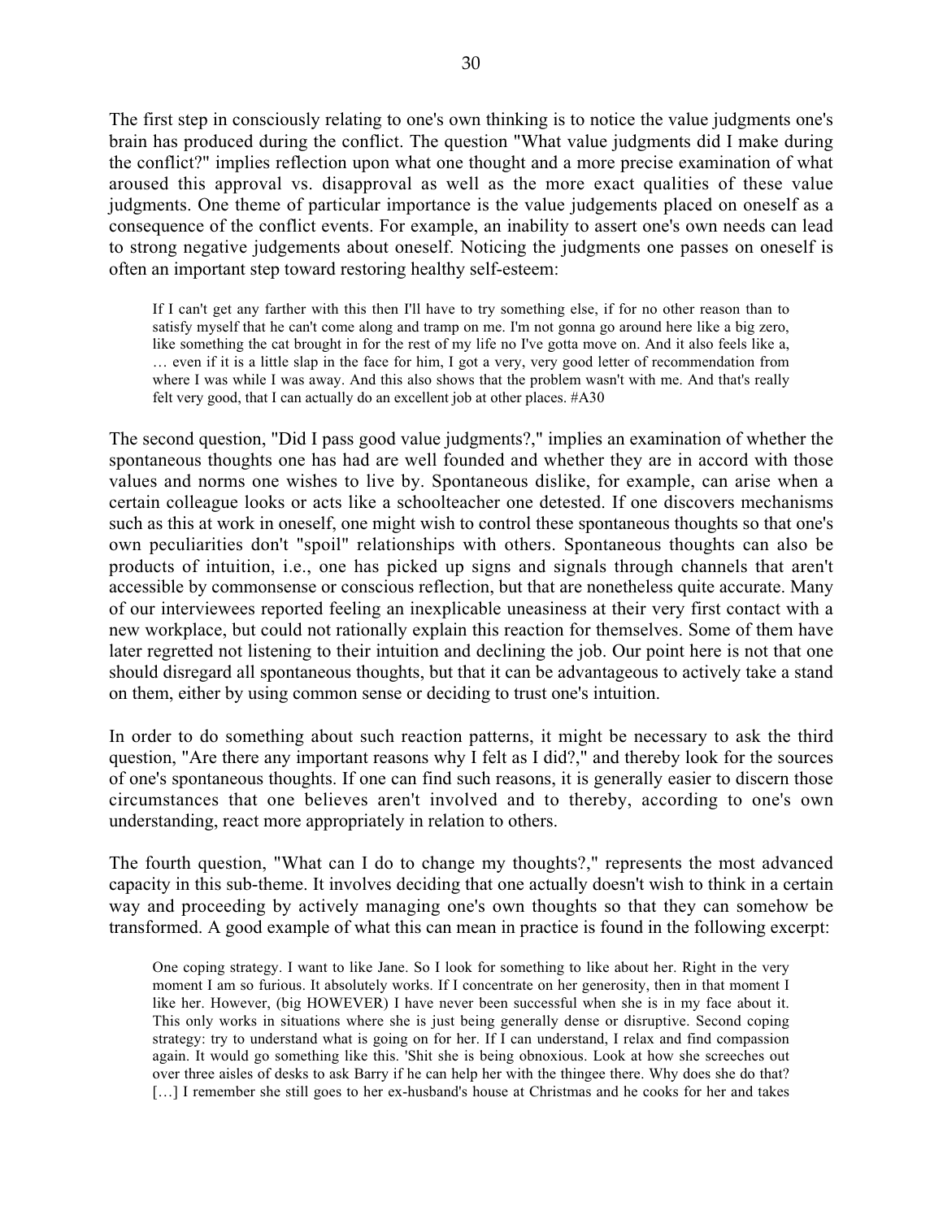The first step in consciously relating to one's own thinking is to notice the value judgments one's brain has produced during the conflict. The question "What value judgments did I make during the conflict?" implies reflection upon what one thought and a more precise examination of what aroused this approval vs. disapproval as well as the more exact qualities of these value judgments. One theme of particular importance is the value judgements placed on oneself as a consequence of the conflict events. For example, an inability to assert one's own needs can lead to strong negative judgements about oneself. Noticing the judgments one passes on oneself is often an important step toward restoring healthy self-esteem:

> If I can't get any farther with this then I'll have to try something else, if for no other reason than to satisfy myself that he can't come along and tramp on me. I'm not gonna go around here like a big zero, like something the cat brought in for the rest of my life no I've gotta move on. And it also feels like a, … even if it is a little slap in the face for him, I got a very, very good letter of recommendation from where I was while I was away. And this also shows that the problem wasn't with me. And that's really felt very good, that I can actually do an excellent job at other places. #A30

The second question, "Did I pass good value judgments?," implies an examination of whether the spontaneous thoughts one has had are well founded and whether they are in accord with those values and norms one wishes to live by. Spontaneous dislike, for example, can arise when a certain colleague looks or acts like a schoolteacher one detested. If one discovers mechanisms such as this at work in oneself, one might wish to control these spontaneous thoughts so that one's own peculiarities don't "spoil" relationships with others. Spontaneous thoughts can also be products of intuition, i.e., one has picked up signs and signals through channels that aren't accessible by commonsense or conscious reflection, but that are nonetheless quite accurate. Many of our interviewees reported feeling an inexplicable uneasiness at their very first contact with a new workplace, but could not rationally explain this reaction for themselves. Some of them have later regretted not listening to their intuition and declining the job. Our point here is not that one should disregard all spontaneous thoughts, but that it can be advantageous to actively take a stand on them, either by using common sense or deciding to trust one's intuition.

In order to do something about such reaction patterns, it might be necessary to ask the third question, "Are there any important reasons why I felt as I did?," and thereby look for the sources of one's spontaneous thoughts. If one can find such reasons, it is generally easier to discern those circumstances that one believes aren't involved and to thereby, according to one's own understanding, react more appropriately in relation to others.

The fourth question, "What can I do to change my thoughts?," represents the most advanced capacity in this sub-theme. It involves deciding that one actually doesn't wish to think in a certain way and proceeding by actively managing one's own thoughts so that they can somehow be transformed. A good example of what this can mean in practice is found in the following excerpt:

> One coping strategy. I want to like Jane. So I look for something to like about her. Right in the very moment I am so furious. It absolutely works. If I concentrate on her generosity, then in that moment I like her. However, (big HOWEVER) I have never been successful when she is in my face about it. This only works in situations where she is just being generally dense or disruptive. Second coping strategy: try to understand what is going on for her. If I can understand, I relax and find compassion again. It would go something like this. 'Shit she is being obnoxious. Look at how she screeches out over three aisles of desks to ask Barry if he can help her with the thingee there. Why does she do that? […] I remember she still goes to her ex-husband's house at Christmas and he cooks for her and takes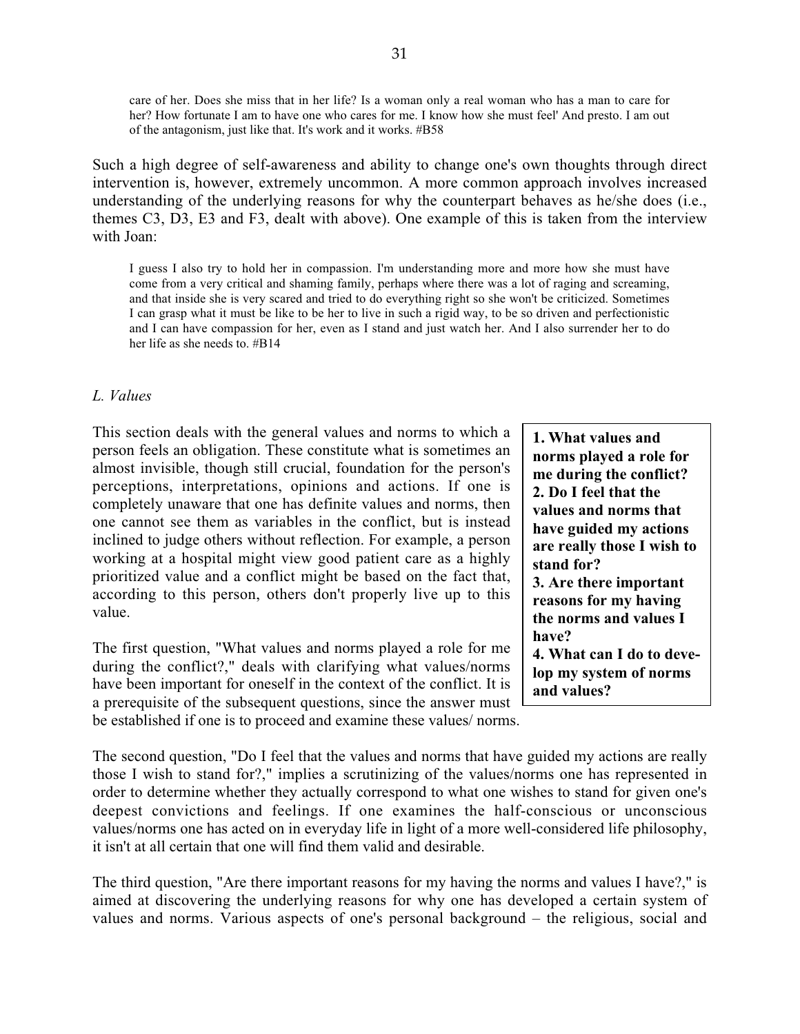> care of her. Does she miss that in her life? Is a woman only a real woman who has a man to care for her? How fortunate I am to have one who cares for me. I know how she must feel' And presto. I am out of the antagonism, just like that. It's work and it works. #B58

Such a high degree of self-awareness and ability to change one's own thoughts through direct intervention is, however, extremely uncommon. A more common approach involves increased understanding of the underlying reasons for why the counterpart behaves as he/she does (i.e., themes C3, D3, E3 and F3, dealt with above). One example of this is taken from the interview with Joan:

> I guess I also try to hold her in compassion. I'm understanding more and more how she must have come from a very critical and shaming family, perhaps where there was a lot of raging and screaming, and that inside she is very scared and tried to do everything right so she won't be criticized. Sometimes I can grasp what it must be like to be her to live in such a rigid way, to be so driven and perfectionistic and I can have compassion for her, even as I stand and just watch her. And I also surrender her to do her life as she needs to. #B14

### *L. Values*

**1. What values and norms played a role for me during the conflict?**
**2. Do I feel that the values and norms that have guided my actions are really those I wish to stand for?**
**3. Are there important reasons for my having the norms and values I have?**
**4. What can I do to develop my system of norms and values?**

This section deals with the general values and norms to which a person feels an obligation. These constitute what is sometimes an almost invisible, though still crucial, foundation for the person's perceptions, interpretations, opinions and actions. If one is completely unaware that one has definite values and norms, then one cannot see them as variables in the conflict, but is instead inclined to judge others without reflection. For example, a person working at a hospital might view good patient care as a highly prioritized value and a conflict might be based on the fact that, according to this person, others don't properly live up to this value.

The first question, "What values and norms played a role for me during the conflict?," deals with clarifying what values/norms have been important for oneself in the context of the conflict. It is a prerequisite of the subsequent questions, since the answer must be established if one is to proceed and examine these values/ norms.

The second question, "Do I feel that the values and norms that have guided my actions are really those I wish to stand for?," implies a scrutinizing of the values/norms one has represented in order to determine whether they actually correspond to what one wishes to stand for given one's deepest convictions and feelings. If one examines the half-conscious or unconscious values/norms one has acted on in everyday life in light of a more well-considered life philosophy, it isn't at all certain that one will find them valid and desirable.

The third question, "Are there important reasons for my having the norms and values I have?," is aimed at discovering the underlying reasons for why one has developed a certain system of values and norms. Various aspects of one's personal background – the religious, social and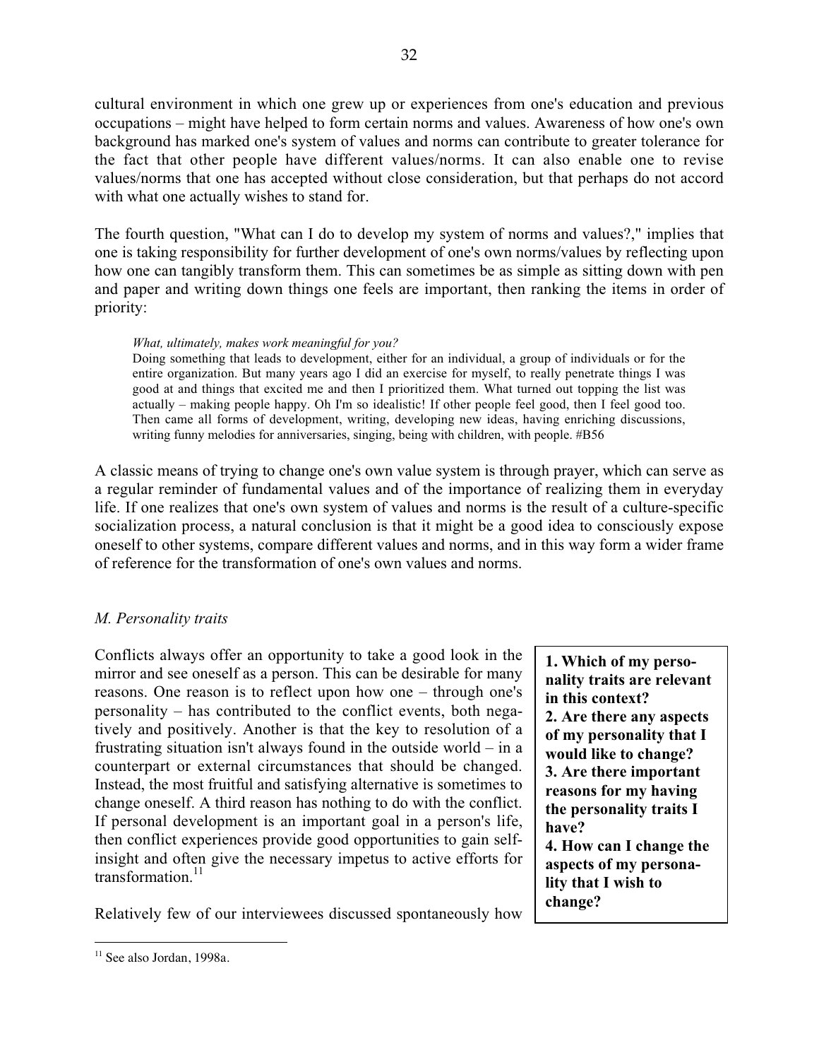cultural environment in which one grew up or experiences from one's education and previous occupations – might have helped to form certain norms and values. Awareness of how one's own background has marked one's system of values and norms can contribute to greater tolerance for the fact that other people have different values/norms. It can also enable one to revise values/norms that one has accepted without close consideration, but that perhaps do not accord with what one actually wishes to stand for.

The fourth question, "What can I do to develop my system of norms and values?," implies that one is taking responsibility for further development of one's own norms/values by reflecting upon how one can tangibly transform them. This can sometimes be as simple as sitting down with pen and paper and writing down things one feels are important, then ranking the items in order of priority:

> *What, ultimately, makes work meaningful for you?*
> Doing something that leads to development, either for an individual, a group of individuals or for the entire organization. But many years ago I did an exercise for myself, to really penetrate things I was good at and things that excited me and then I prioritized them. What turned out topping the list was actually – making people happy. Oh I'm so idealistic! If other people feel good, then I feel good too. Then came all forms of development, writing, developing new ideas, having enriching discussions, writing funny melodies for anniversaries, singing, being with children, with people. #B56

A classic means of trying to change one's own value system is through prayer, which can serve as a regular reminder of fundamental values and of the importance of realizing them in everyday life. If one realizes that one's own system of values and norms is the result of a culture-specific socialization process, a natural conclusion is that it might be a good idea to consciously expose oneself to other systems, compare different values and norms, and in this way form a wider frame of reference for the transformation of one's own values and norms.

## *M. Personality traits*

> **1. Which of my personality traits are relevant in this context?**
> **2. Are there any aspects of my personality that I would like to change?**
> **3. Are there important reasons for my having the personality traits I have?**
> **4. How can I change the aspects of my personality that I wish to change?**

Conflicts always offer an opportunity to take a good look in the mirror and see oneself as a person. This can be desirable for many reasons. One reason is to reflect upon how one – through one's personality – has contributed to the conflict events, both negatively and positively. Another is that the key to resolution of a frustrating situation isn't always found in the outside world – in a counterpart or external circumstances that should be changed. Instead, the most fruitful and satisfying alternative is sometimes to change oneself. A third reason has nothing to do with the conflict. If personal development is an important goal in a person's life, then conflict experiences provide good opportunities to gain self-insight and often give the necessary impetus to active efforts for transformation.[11]

Relatively few of our interviewees discussed spontaneously how

[11] See also Jordan, 1998a.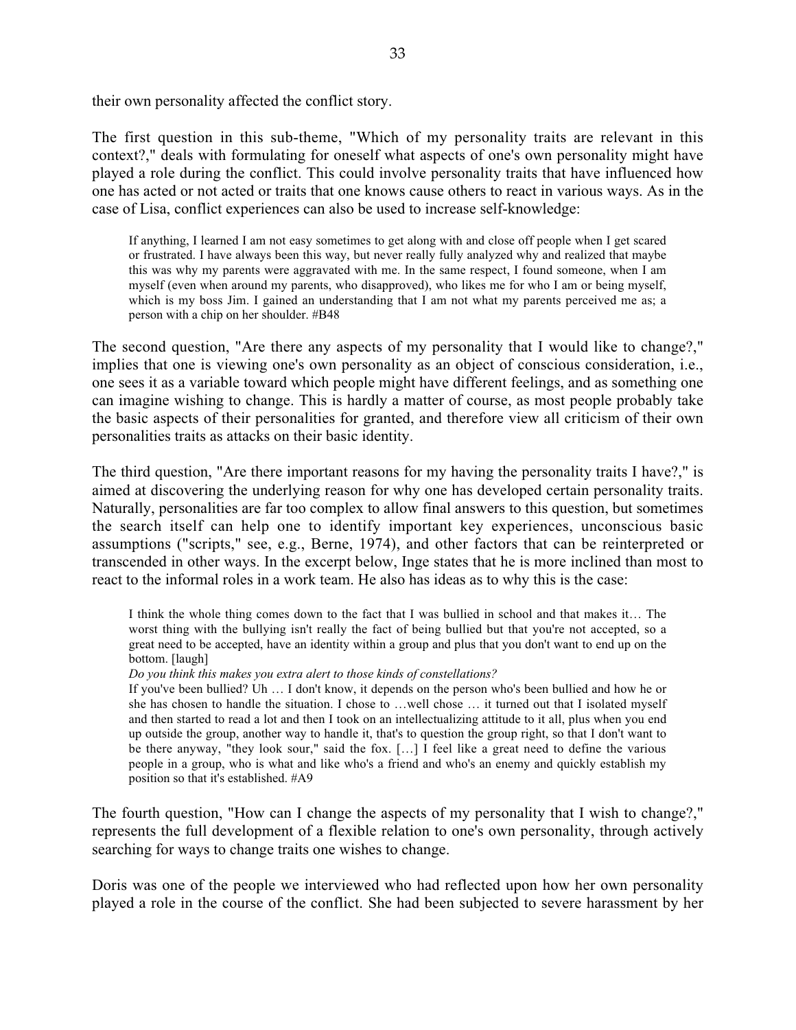their own personality affected the conflict story.

The first question in this sub-theme, "Which of my personality traits are relevant in this context?," deals with formulating for oneself what aspects of one's own personality might have played a role during the conflict. This could involve personality traits that have influenced how one has acted or not acted or traits that one knows cause others to react in various ways. As in the case of Lisa, conflict experiences can also be used to increase self-knowledge:

> If anything, I learned I am not easy sometimes to get along with and close off people when I get scared or frustrated. I have always been this way, but never really fully analyzed why and realized that maybe this was why my parents were aggravated with me. In the same respect, I found someone, when I am myself (even when around my parents, who disapproved), who likes me for who I am or being myself, which is my boss Jim. I gained an understanding that I am not what my parents perceived me as; a person with a chip on her shoulder. #B48

The second question, "Are there any aspects of my personality that I would like to change?," implies that one is viewing one's own personality as an object of conscious consideration, i.e., one sees it as a variable toward which people might have different feelings, and as something one can imagine wishing to change. This is hardly a matter of course, as most people probably take the basic aspects of their personalities for granted, and therefore view all criticism of their own personalities traits as attacks on their basic identity.

The third question, "Are there important reasons for my having the personality traits I have?," is aimed at discovering the underlying reason for why one has developed certain personality traits. Naturally, personalities are far too complex to allow final answers to this question, but sometimes the search itself can help one to identify important key experiences, unconscious basic assumptions ("scripts," see, e.g., Berne, 1974), and other factors that can be reinterpreted or transcended in other ways. In the excerpt below, Inge states that he is more inclined than most to react to the informal roles in a work team. He also has ideas as to why this is the case:

> I think the whole thing comes down to the fact that I was bullied in school and that makes it… The worst thing with the bullying isn't really the fact of being bullied but that you're not accepted, so a great need to be accepted, have an identity within a group and plus that you don't want to end up on the bottom. [laugh]
>
> *Do you think this makes you extra alert to those kinds of constellations?*
>
> If you've been bullied? Uh … I don't know, it depends on the person who's been bullied and how he or she has chosen to handle the situation. I chose to …well chose … it turned out that I isolated myself and then started to read a lot and then I took on an intellectualizing attitude to it all, plus when you end up outside the group, another way to handle it, that's to question the group right, so that I don't want to be there anyway, "they look sour," said the fox. […] I feel like a great need to define the various people in a group, who is what and like who's a friend and who's an enemy and quickly establish my position so that it's established. #A9

The fourth question, "How can I change the aspects of my personality that I wish to change?," represents the full development of a flexible relation to one's own personality, through actively searching for ways to change traits one wishes to change.

Doris was one of the people we interviewed who had reflected upon how her own personality played a role in the course of the conflict. She had been subjected to severe harassment by her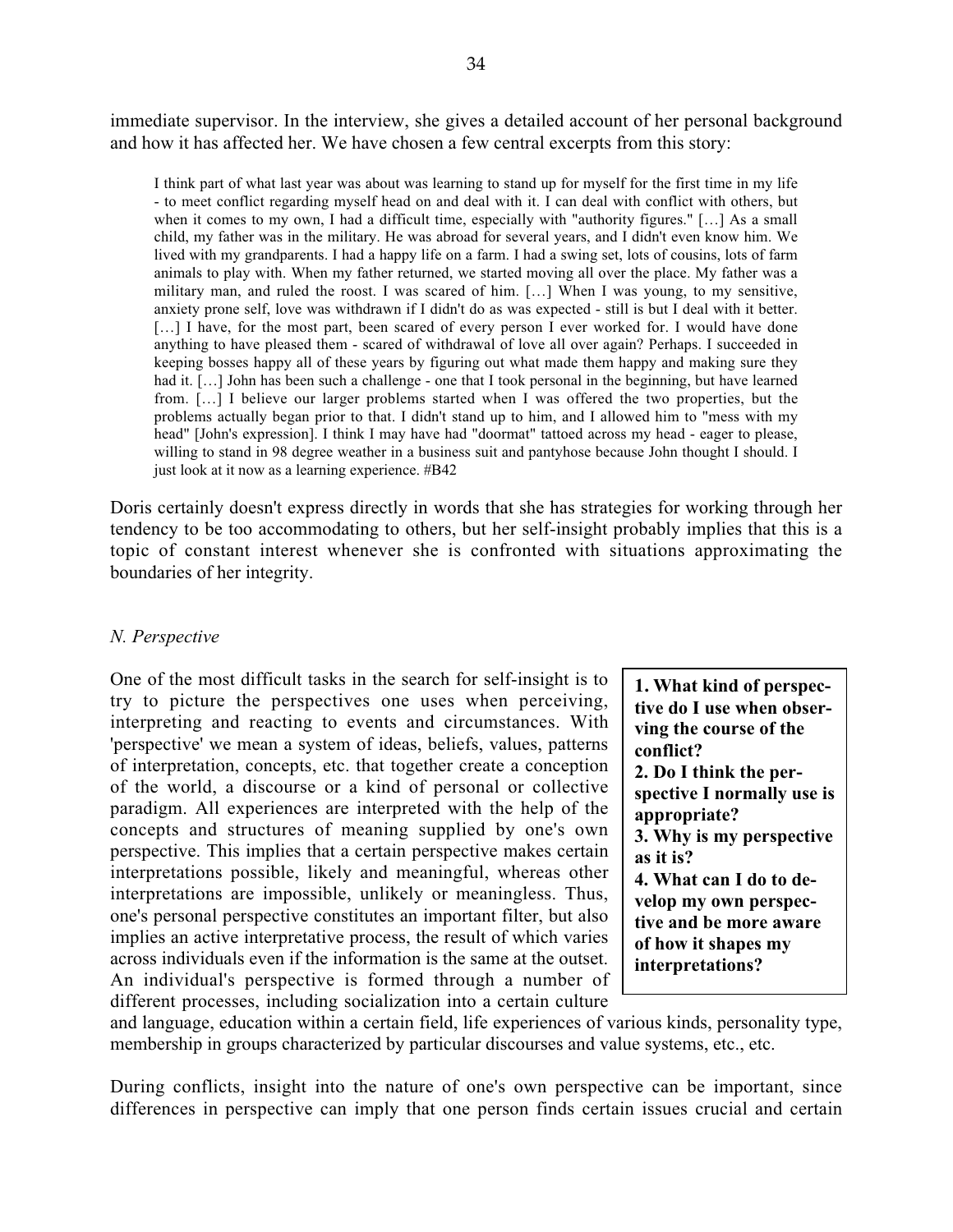immediate supervisor. In the interview, she gives a detailed account of her personal background and how it has affected her. We have chosen a few central excerpts from this story:

> I think part of what last year was about was learning to stand up for myself for the first time in my life - to meet conflict regarding myself head on and deal with it. I can deal with conflict with others, but when it comes to my own, I had a difficult time, especially with "authority figures." […] As a small child, my father was in the military. He was abroad for several years, and I didn't even know him. We lived with my grandparents. I had a happy life on a farm. I had a swing set, lots of cousins, lots of farm animals to play with. When my father returned, we started moving all over the place. My father was a military man, and ruled the roost. I was scared of him. […] When I was young, to my sensitive, anxiety prone self, love was withdrawn if I didn't do as was expected - still is but I deal with it better. […] I have, for the most part, been scared of every person I ever worked for. I would have done anything to have pleased them - scared of withdrawal of love all over again? Perhaps. I succeeded in keeping bosses happy all of these years by figuring out what made them happy and making sure they had it. […] John has been such a challenge - one that I took personal in the beginning, but have learned from. […] I believe our larger problems started when I was offered the two properties, but the problems actually began prior to that. I didn't stand up to him, and I allowed him to "mess with my head" [John's expression]. I think I may have had "doormat" tattooed across my head - eager to please, willing to stand in 98 degree weather in a business suit and pantyhose because John thought I should. I just look at it now as a learning experience. #B42

Doris certainly doesn't express directly in words that she has strategies for working through her tendency to be too accommodating to others, but her self-insight probably implies that this is a topic of constant interest whenever she is confronted with situations approximating the boundaries of her integrity.

### *N. Perspective*

One of the most difficult tasks in the search for self-insight is to try to picture the perspectives one uses when perceiving, interpreting and reacting to events and circumstances. With 'perspective' we mean a system of ideas, beliefs, values, patterns of interpretation, concepts, etc. that together create a conception of the world, a discourse or a kind of personal or collective paradigm. All experiences are interpreted with the help of the concepts and structures of meaning supplied by one's own perspective. This implies that a certain perspective makes certain interpretations possible, likely and meaningful, whereas other interpretations are impossible, unlikely or meaningless. Thus, one's personal perspective constitutes an important filter, but also implies an active interpretative process, the result of which varies across individuals even if the information is the same at the outset. An individual's perspective is formed through a number of different processes, including socialization into a certain culture and language, education within a certain field, life experiences of various kinds, personality type, membership in groups characterized by particular discourses and value systems, etc., etc.

> **1. What kind of perspective do I use when observing the course of the conflict?**
> **2. Do I think the perspective I normally use is appropriate?**
> **3. Why is my perspective as it is?**
> **4. What can I do to develop my own perspective and be more aware of how it shapes my interpretations?**

During conflicts, insight into the nature of one's own perspective can be important, since differences in perspective can imply that one person finds certain issues crucial and certain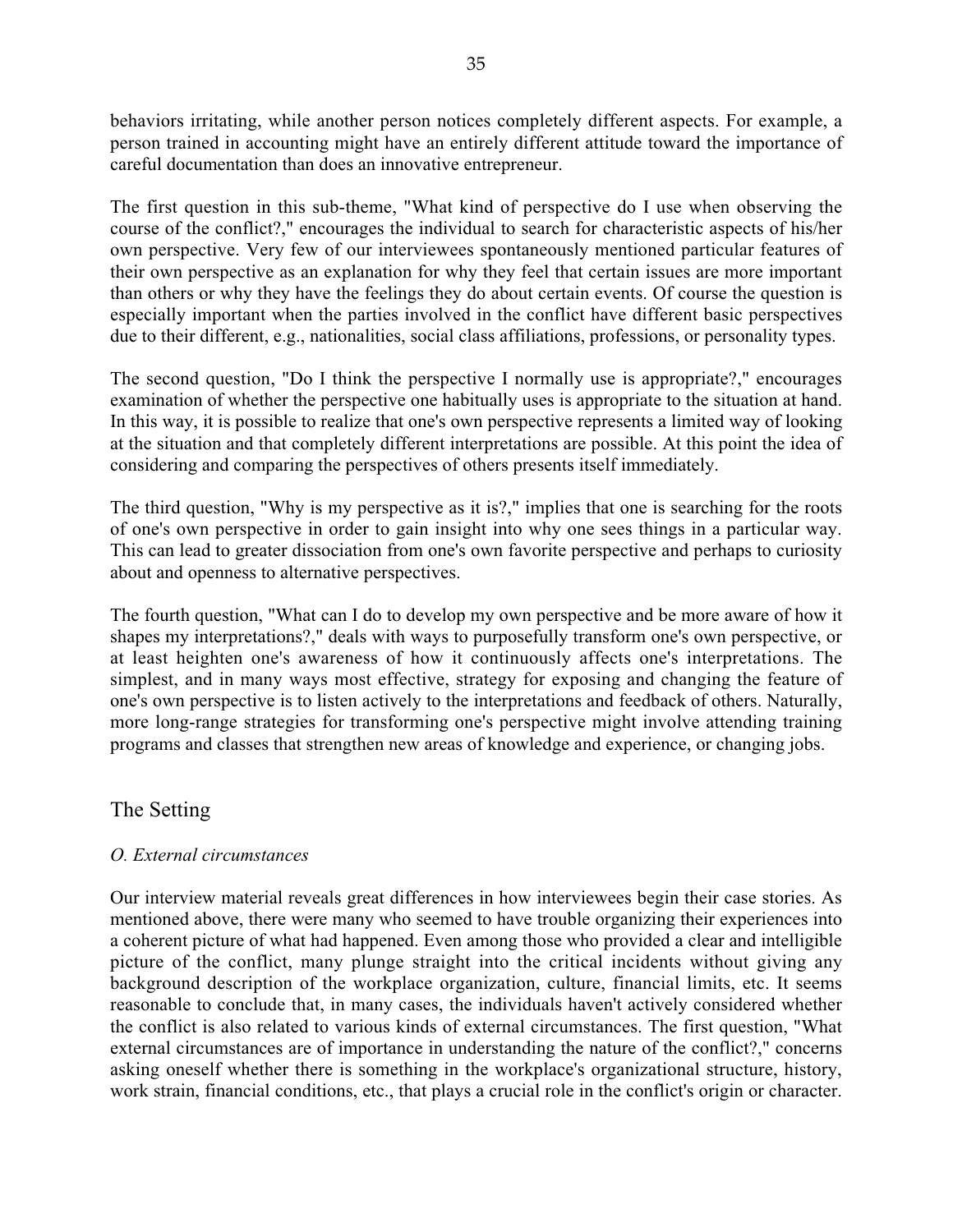behaviors irritating, while another person notices completely different aspects. For example, a person trained in accounting might have an entirely different attitude toward the importance of careful documentation than does an innovative entrepreneur.

The first question in this sub-theme, "What kind of perspective do I use when observing the course of the conflict?," encourages the individual to search for characteristic aspects of his/her own perspective. Very few of our interviewees spontaneously mentioned particular features of their own perspective as an explanation for why they feel that certain issues are more important than others or why they have the feelings they do about certain events. Of course the question is especially important when the parties involved in the conflict have different basic perspectives due to their different, e.g., nationalities, social class affiliations, professions, or personality types.

The second question, "Do I think the perspective I normally use is appropriate?," encourages examination of whether the perspective one habitually uses is appropriate to the situation at hand. In this way, it is possible to realize that one's own perspective represents a limited way of looking at the situation and that completely different interpretations are possible. At this point the idea of considering and comparing the perspectives of others presents itself immediately.

The third question, "Why is my perspective as it is?," implies that one is searching for the roots of one's own perspective in order to gain insight into why one sees things in a particular way. This can lead to greater dissociation from one's own favorite perspective and perhaps to curiosity about and openness to alternative perspectives.

The fourth question, "What can I do to develop my own perspective and be more aware of how it shapes my interpretations?," deals with ways to purposefully transform one's own perspective, or at least heighten one's awareness of how it continuously affects one's interpretations. The simplest, and in many ways most effective, strategy for exposing and changing the feature of one's own perspective is to listen actively to the interpretations and feedback of others. Naturally, more long-range strategies for transforming one's perspective might involve attending training programs and classes that strengthen new areas of knowledge and experience, or changing jobs.

## The Setting

### *O. External circumstances*

Our interview material reveals great differences in how interviewees begin their case stories. As mentioned above, there were many who seemed to have trouble organizing their experiences into a coherent picture of what had happened. Even among those who provided a clear and intelligible picture of the conflict, many plunge straight into the critical incidents without giving any background description of the workplace organization, culture, financial limits, etc. It seems reasonable to conclude that, in many cases, the individuals haven't actively considered whether the conflict is also related to various kinds of external circumstances. The first question, "What external circumstances are of importance in understanding the nature of the conflict?," concerns asking oneself whether there is something in the workplace's organizational structure, history, work strain, financial conditions, etc., that plays a crucial role in the conflict's origin or character.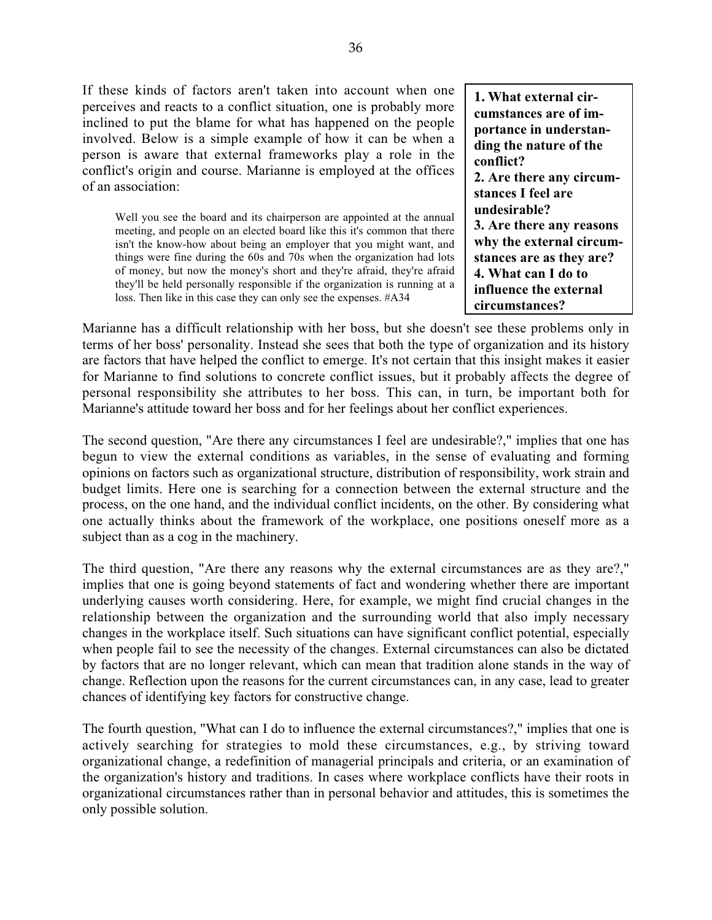If these kinds of factors aren't taken into account when one perceives and reacts to a conflict situation, one is probably more inclined to put the blame for what has happened on the people involved. Below is a simple example of how it can be when a person is aware that external frameworks play a role in the conflict's origin and course. Marianne is employed at the offices of an association:

> Well you see the board and its chairperson are appointed at the annual meeting, and people on an elected board like this it's common that there isn't the know-how about being an employer that you might want, and things were fine during the 60s and 70s when the organization had lots of money, but now the money's short and they're afraid, they're afraid they'll be held personally responsible if the organization is running at a loss. Then like in this case they can only see the expenses. #A34

> **1. What external circumstances are of importance in understanding the nature of the conflict?**
> **2. Are there any circumstances I feel are undesirable?**
> **3. Are there any reasons why the external circumstances are as they are?**
> **4. What can I do to influence the external circumstances?**

Marianne has a difficult relationship with her boss, but she doesn't see these problems only in terms of her boss' personality. Instead she sees that both the type of organization and its history are factors that have helped the conflict to emerge. It's not certain that this insight makes it easier for Marianne to find solutions to concrete conflict issues, but it probably affects the degree of personal responsibility she attributes to her boss. This can, in turn, be important both for Marianne's attitude toward her boss and for her feelings about her conflict experiences.

The second question, "Are there any circumstances I feel are undesirable?," implies that one has begun to view the external conditions as variables, in the sense of evaluating and forming opinions on factors such as organizational structure, distribution of responsibility, work strain and budget limits. Here one is searching for a connection between the external structure and the process, on the one hand, and the individual conflict incidents, on the other. By considering what one actually thinks about the framework of the workplace, one positions oneself more as a subject than as a cog in the machinery.

The third question, "Are there any reasons why the external circumstances are as they are?," implies that one is going beyond statements of fact and wondering whether there are important underlying causes worth considering. Here, for example, we might find crucial changes in the relationship between the organization and the surrounding world that also imply necessary changes in the workplace itself. Such situations can have significant conflict potential, especially when people fail to see the necessity of the changes. External circumstances can also be dictated by factors that are no longer relevant, which can mean that tradition alone stands in the way of change. Reflection upon the reasons for the current circumstances can, in any case, lead to greater chances of identifying key factors for constructive change.

The fourth question, "What can I do to influence the external circumstances?," implies that one is actively searching for strategies to mold these circumstances, e.g., by striving toward organizational change, a redefinition of managerial principals and criteria, or an examination of the organization's history and traditions. In cases where workplace conflicts have their roots in organizational circumstances rather than in personal behavior and attitudes, this is sometimes the only possible solution.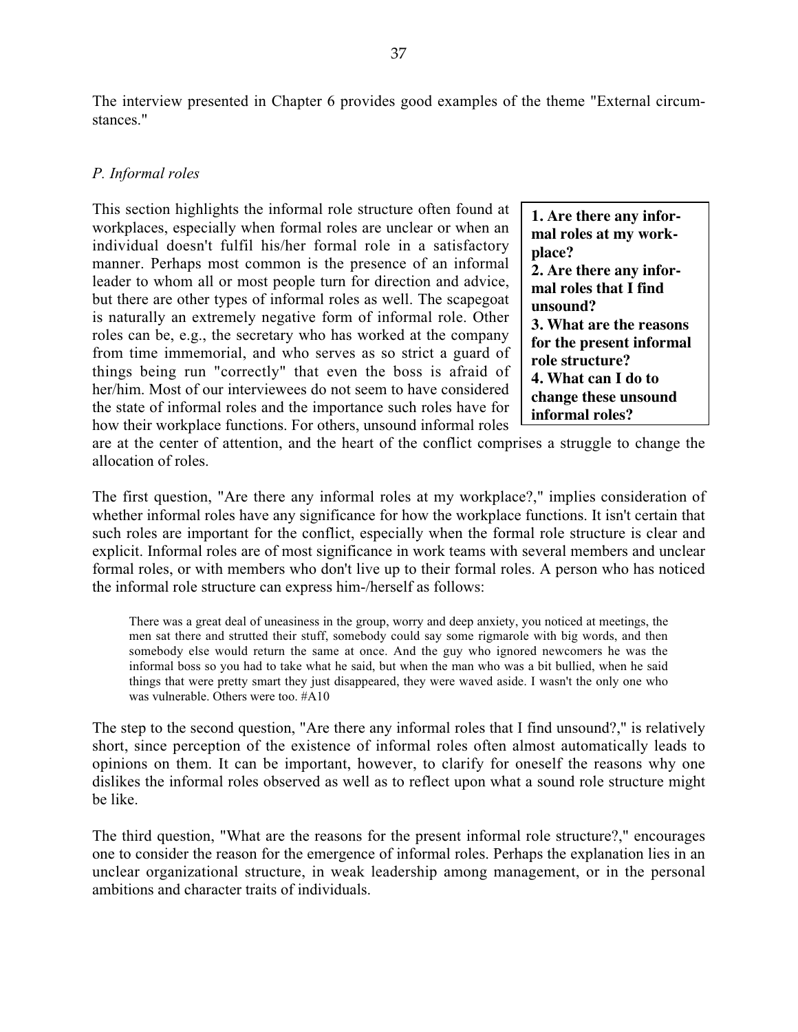The interview presented in Chapter 6 provides good examples of the theme "External circumstances."

*P. Informal roles*

> **1. Are there any informal roles at my workplace?**
> **2. Are there any informal roles that I find unsound?**
> **3. What are the reasons for the present informal role structure?**
> **4. What can I do to change these unsound informal roles?**

This section highlights the informal role structure often found at workplaces, especially when formal roles are unclear or when an individual doesn't fulfil his/her formal role in a satisfactory manner. Perhaps most common is the presence of an informal leader to whom all or most people turn for direction and advice, but there are other types of informal roles as well. The scapegoat is naturally an extremely negative form of informal role. Other roles can be, e.g., the secretary who has worked at the company from time immemorial, and who serves as so strict a guard of things being run "correctly" that even the boss is afraid of her/him. Most of our interviewees do not seem to have considered the state of informal roles and the importance such roles have for how their workplace functions. For others, unsound informal roles are at the center of attention, and the heart of the conflict comprises a struggle to change the allocation of roles.

The first question, "Are there any informal roles at my workplace?," implies consideration of whether informal roles have any significance for how the workplace functions. It isn't certain that such roles are important for the conflict, especially when the formal role structure is clear and explicit. Informal roles are of most significance in work teams with several members and unclear formal roles, or with members who don't live up to their formal roles. A person who has noticed the informal role structure can express him-/herself as follows:

> There was a great deal of uneasiness in the group, worry and deep anxiety, you noticed at meetings, the men sat there and strutted their stuff, somebody could say some rigmarole with big words, and then somebody else would return the same at once. And the guy who ignored newcomers he was the informal boss so you had to take what he said, but when the man who was a bit bullied, when he said things that were pretty smart they just disappeared, they were waved aside. I wasn't the only one who was vulnerable. Others were too. #A10

The step to the second question, "Are there any informal roles that I find unsound?," is relatively short, since perception of the existence of informal roles often almost automatically leads to opinions on them. It can be important, however, to clarify for oneself the reasons why one dislikes the informal roles observed as well as to reflect upon what a sound role structure might be like.

The third question, "What are the reasons for the present informal role structure?," encourages one to consider the reason for the emergence of informal roles. Perhaps the explanation lies in an unclear organizational structure, in weak leadership among management, or in the personal ambitions and character traits of individuals.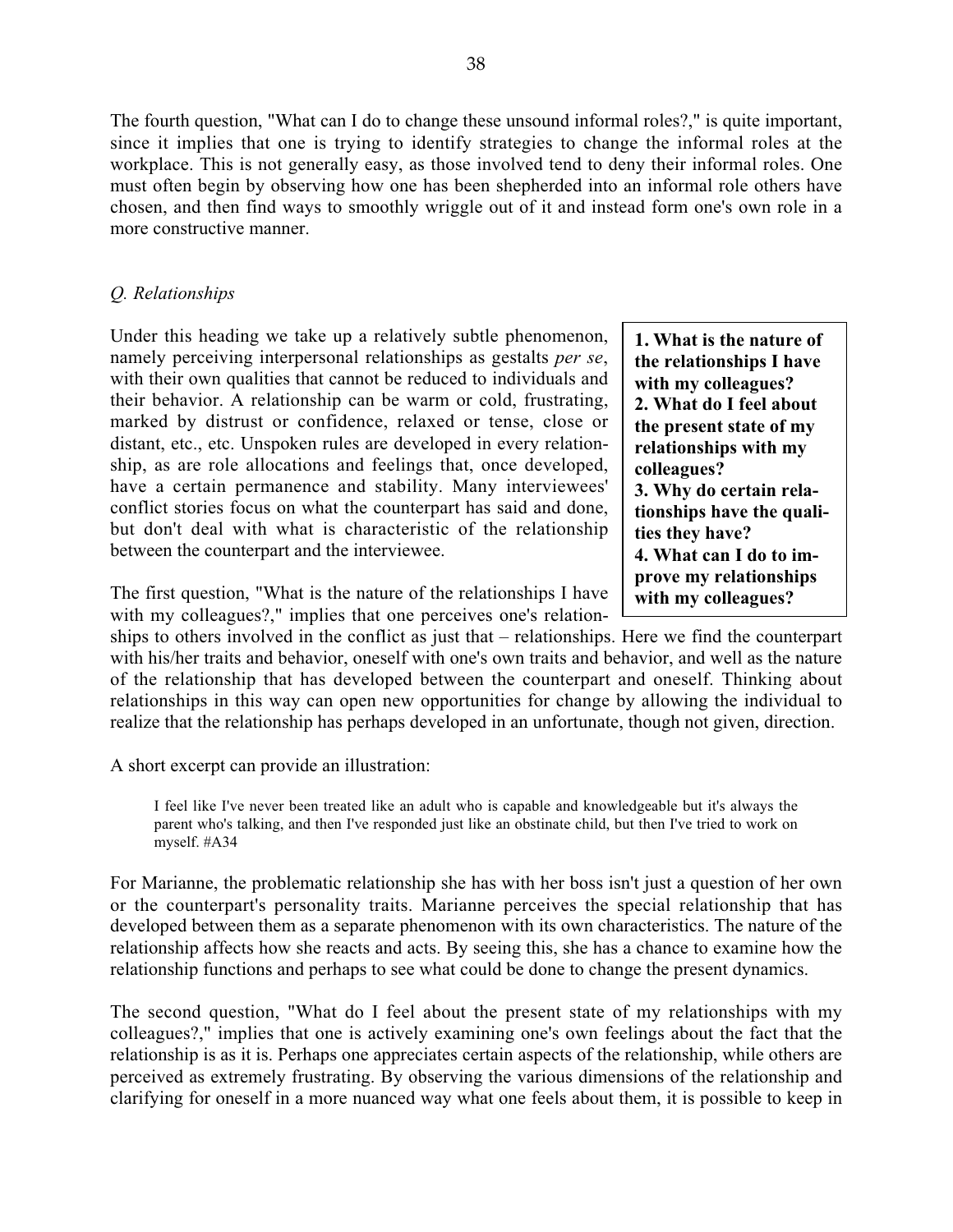The fourth question, "What can I do to change these unsound informal roles?," is quite important, since it implies that one is trying to identify strategies to change the informal roles at the workplace. This is not generally easy, as those involved tend to deny their informal roles. One must often begin by observing how one has been shepherded into an informal role others have chosen, and then find ways to smoothly wriggle out of it and instead form one's own role in a more constructive manner.

### *Q. Relationships*

**1. What is the nature of the relationships I have with my colleagues?**
**2. What do I feel about the present state of my relationships with my colleagues?**
**3. Why do certain relationships have the qualities they have?**
**4. What can I do to improve my relationships with my colleagues?**

Under this heading we take up a relatively subtle phenomenon, namely perceiving interpersonal relationships as gestalts *per se*, with their own qualities that cannot be reduced to individuals and their behavior. A relationship can be warm or cold, frustrating, marked by distrust or confidence, relaxed or tense, close or distant, etc., etc. Unspoken rules are developed in every relationship, as are role allocations and feelings that, once developed, have a certain permanence and stability. Many interviewees' conflict stories focus on what the counterpart has said and done, but don't deal with what is characteristic of the relationship between the counterpart and the interviewee.

The first question, "What is the nature of the relationships I have with my colleagues?," implies that one perceives one's relationships to others involved in the conflict as just that – relationships. Here we find the counterpart with his/her traits and behavior, oneself with one's own traits and behavior, and well as the nature of the relationship that has developed between the counterpart and oneself. Thinking about relationships in this way can open new opportunities for change by allowing the individual to realize that the relationship has perhaps developed in an unfortunate, though not given, direction.

A short excerpt can provide an illustration:

> I feel like I've never been treated like an adult who is capable and knowledgeable but it's always the parent who's talking, and then I've responded just like an obstinate child, but then I've tried to work on myself. #A34

For Marianne, the problematic relationship she has with her boss isn't just a question of her own or the counterpart's personality traits. Marianne perceives the special relationship that has developed between them as a separate phenomenon with its own characteristics. The nature of the relationship affects how she reacts and acts. By seeing this, she has a chance to examine how the relationship functions and perhaps to see what could be done to change the present dynamics.

The second question, "What do I feel about the present state of my relationships with my colleagues?," implies that one is actively examining one's own feelings about the fact that the relationship is as it is. Perhaps one appreciates certain aspects of the relationship, while others are perceived as extremely frustrating. By observing the various dimensions of the relationship and clarifying for oneself in a more nuanced way what one feels about them, it is possible to keep in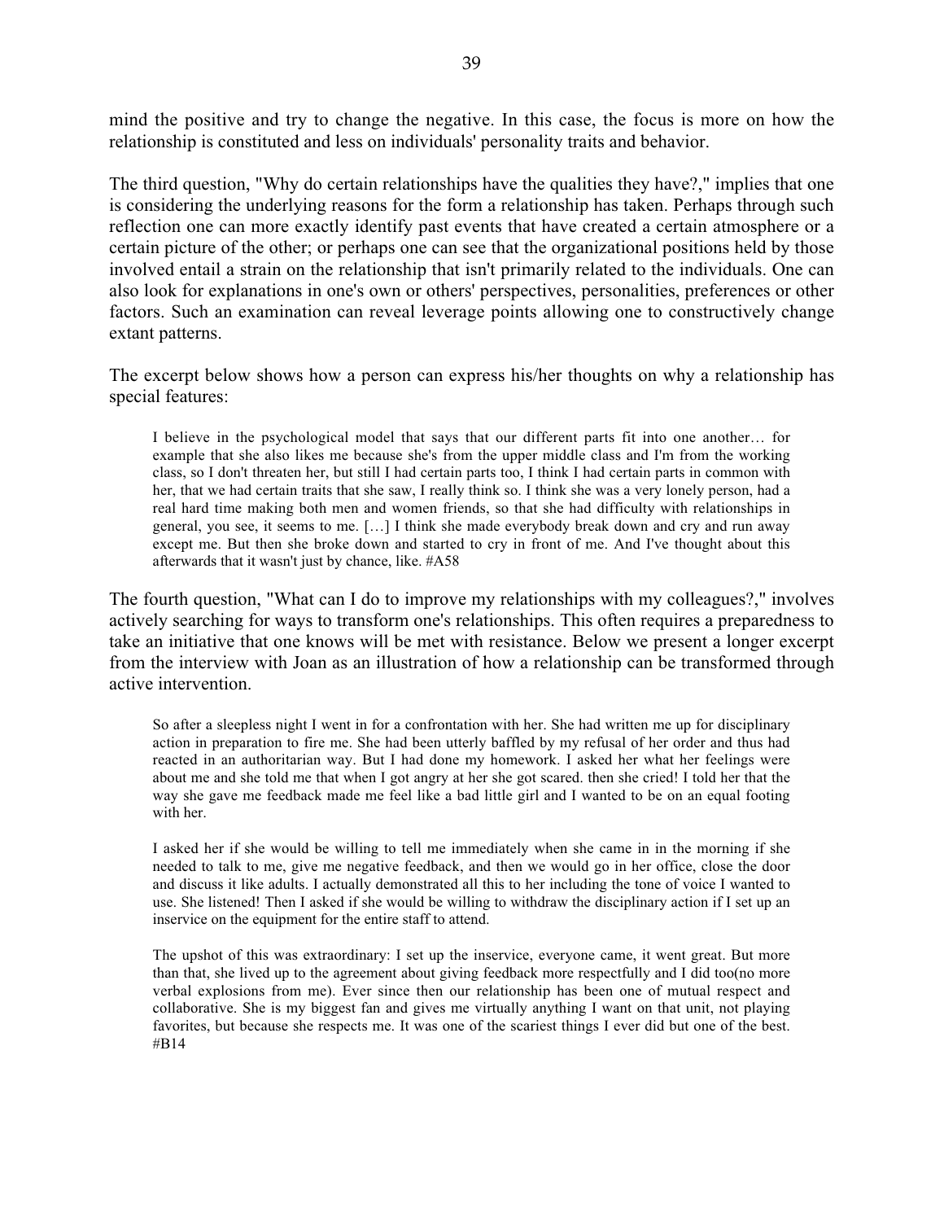mind the positive and try to change the negative. In this case, the focus is more on how the relationship is constituted and less on individuals' personality traits and behavior.

The third question, "Why do certain relationships have the qualities they have?," implies that one is considering the underlying reasons for the form a relationship has taken. Perhaps through such reflection one can more exactly identify past events that have created a certain atmosphere or a certain picture of the other; or perhaps one can see that the organizational positions held by those involved entail a strain on the relationship that isn't primarily related to the individuals. One can also look for explanations in one's own or others' perspectives, personalities, preferences or other factors. Such an examination can reveal leverage points allowing one to constructively change extant patterns.

The excerpt below shows how a person can express his/her thoughts on why a relationship has special features:

> I believe in the psychological model that says that our different parts fit into one another… for example that she also likes me because she's from the upper middle class and I'm from the working class, so I don't threaten her, but still I had certain parts too, I think I had certain parts in common with her, that we had certain traits that she saw, I really think so. I think she was a very lonely person, had a real hard time making both men and women friends, so that she had difficulty with relationships in general, you see, it seems to me. […] I think she made everybody break down and cry and run away except me. But then she broke down and started to cry in front of me. And I've thought about this afterwards that it wasn't just by chance, like. #A58

The fourth question, "What can I do to improve my relationships with my colleagues?," involves actively searching for ways to transform one's relationships. This often requires a preparedness to take an initiative that one knows will be met with resistance. Below we present a longer excerpt from the interview with Joan as an illustration of how a relationship can be transformed through active intervention.

> So after a sleepless night I went in for a confrontation with her. She had written me up for disciplinary action in preparation to fire me. She had been utterly baffled by my refusal of her order and thus had reacted in an authoritarian way. But I had done my homework. I asked her what her feelings were about me and she told me that when I got angry at her she got scared. then she cried! I told her that the way she gave me feedback made me feel like a bad little girl and I wanted to be on an equal footing with her.
>
> I asked her if she would be willing to tell me immediately when she came in in the morning if she needed to talk to me, give me negative feedback, and then we would go in her office, close the door and discuss it like adults. I actually demonstrated all this to her including the tone of voice I wanted to use. She listened! Then I asked if she would be willing to withdraw the disciplinary action if I set up an inservice on the equipment for the entire staff to attend.
>
> The upshot of this was extraordinary: I set up the inservice, everyone came, it went great. But more than that, she lived up to the agreement about giving feedback more respectfully and I did too(no more verbal explosions from me). Ever since then our relationship has been one of mutual respect and collaborative. She is my biggest fan and gives me virtually anything I want on that unit, not playing favorites, but because she respects me. It was one of the scariest things I ever did but one of the best. #B14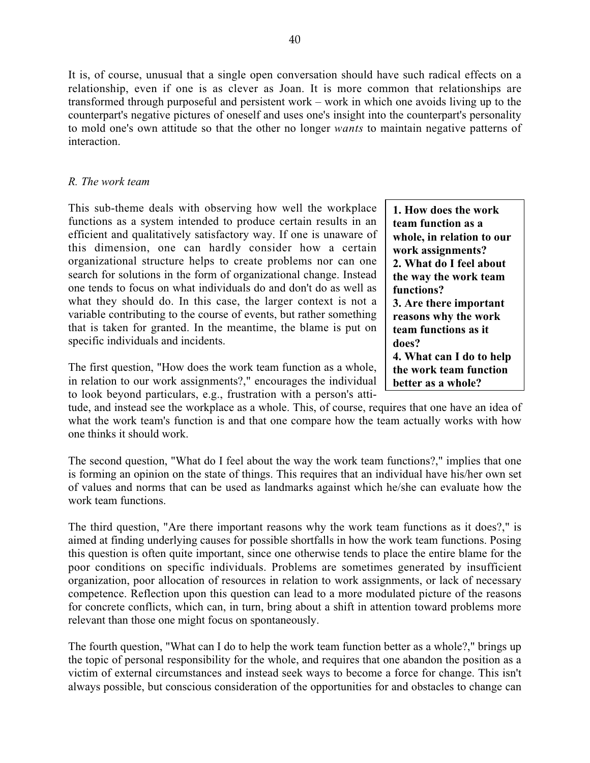It is, of course, unusual that a single open conversation should have such radical effects on a relationship, even if one is as clever as Joan. It is more common that relationships are transformed through purposeful and persistent work – work in which one avoids living up to the counterpart's negative pictures of oneself and uses one's insight into the counterpart's personality to mold one's own attitude so that the other no longer *wants* to maintain negative patterns of interaction.

### *R. The work team*

> **1. How does the work team function as a whole, in relation to our work assignments?**
> **2. What do I feel about the way the work team functions?**
> **3. Are there important reasons why the work team functions as it does?**
> **4. What can I do to help the work team function better as a whole?**

This sub-theme deals with observing how well the workplace functions as a system intended to produce certain results in an efficient and qualitatively satisfactory way. If one is unaware of this dimension, one can hardly consider how a certain organizational structure helps to create problems nor can one search for solutions in the form of organizational change. Instead one tends to focus on what individuals do and don't do as well as what they should do. In this case, the larger context is not a variable contributing to the course of events, but rather something that is taken for granted. In the meantime, the blame is put on specific individuals and incidents.

The first question, "How does the work team function as a whole, in relation to our work assignments?," encourages the individual to look beyond particulars, e.g., frustration with a person's attitude, and instead see the workplace as a whole. This, of course, requires that one have an idea of what the work team's function is and that one compare how the team actually works with how one thinks it should work.

The second question, "What do I feel about the way the work team functions?," implies that one is forming an opinion on the state of things. This requires that an individual have his/her own set of values and norms that can be used as landmarks against which he/she can evaluate how the work team functions.

The third question, "Are there important reasons why the work team functions as it does?," is aimed at finding underlying causes for possible shortfalls in how the work team functions. Posing this question is often quite important, since one otherwise tends to place the entire blame for the poor conditions on specific individuals. Problems are sometimes generated by insufficient organization, poor allocation of resources in relation to work assignments, or lack of necessary competence. Reflection upon this question can lead to a more modulated picture of the reasons for concrete conflicts, which can, in turn, bring about a shift in attention toward problems more relevant than those one might focus on spontaneously.

The fourth question, "What can I do to help the work team function better as a whole?," brings up the topic of personal responsibility for the whole, and requires that one abandon the position as a victim of external circumstances and instead seek ways to become a force for change. This isn't always possible, but conscious consideration of the opportunities for and obstacles to change can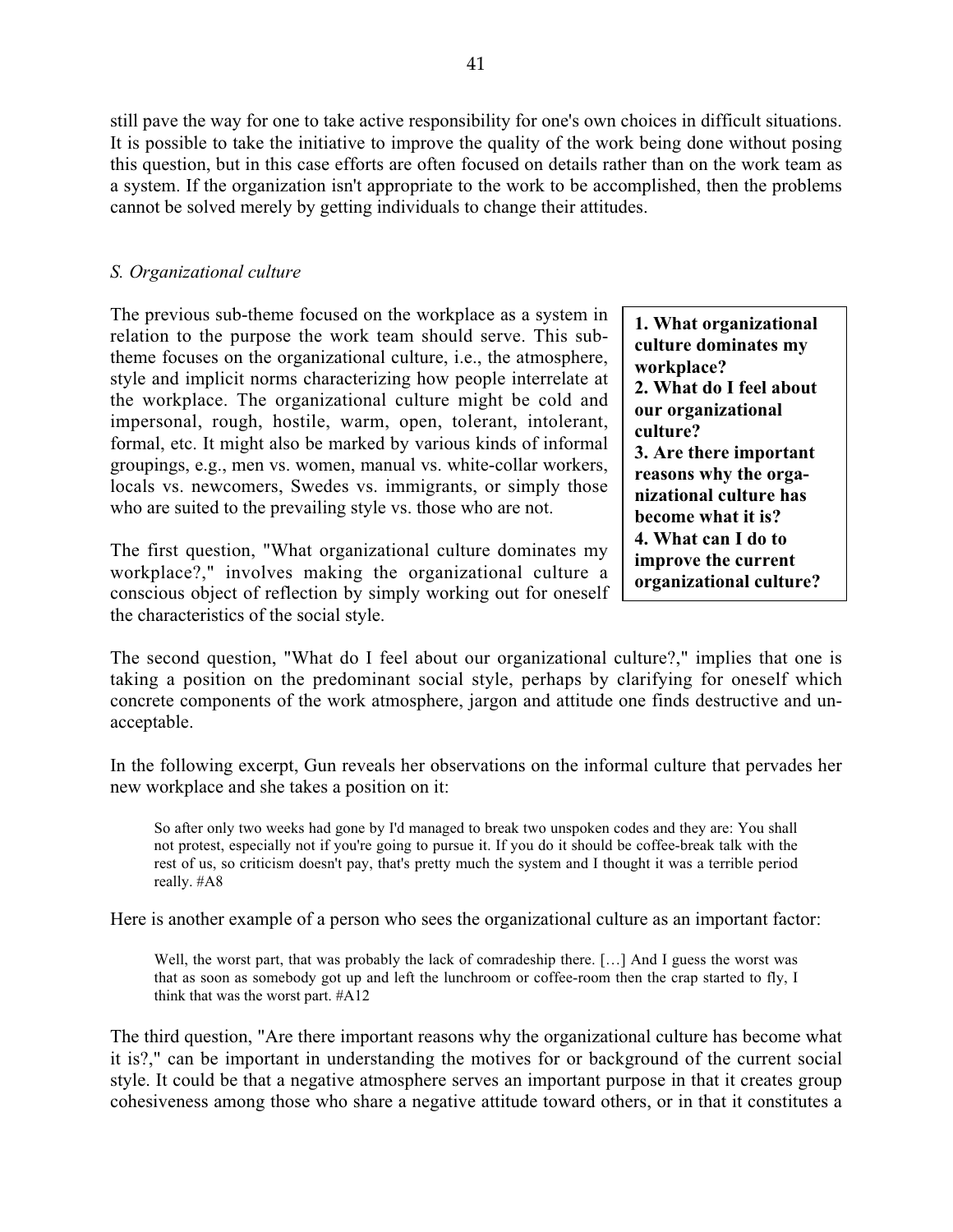still pave the way for one to take active responsibility for one's own choices in difficult situations. It is possible to take the initiative to improve the quality of the work being done without posing this question, but in this case efforts are often focused on details rather than on the work team as a system. If the organization isn't appropriate to the work to be accomplished, then the problems cannot be solved merely by getting individuals to change their attitudes.

### *S. Organizational culture*

> **1. What organizational culture dominates my workplace?**
> **2. What do I feel about our organizational culture?**
> **3. Are there important reasons why the organizational culture has become what it is?**
> **4. What can I do to improve the current organizational culture?**

The previous sub-theme focused on the workplace as a system in relation to the purpose the work team should serve. This sub-theme focuses on the organizational culture, i.e., the atmosphere, style and implicit norms characterizing how people interrelate at the workplace. The organizational culture might be cold and impersonal, rough, hostile, warm, open, tolerant, intolerant, formal, etc. It might also be marked by various kinds of informal groupings, e.g., men vs. women, manual vs. white-collar workers, locals vs. newcomers, Swedes vs. immigrants, or simply those who are suited to the prevailing style vs. those who are not.

The first question, "What organizational culture dominates my workplace?," involves making the organizational culture a conscious object of reflection by simply working out for oneself the characteristics of the social style.

The second question, "What do I feel about our organizational culture?," implies that one is taking a position on the predominant social style, perhaps by clarifying for oneself which concrete components of the work atmosphere, jargon and attitude one finds destructive and unacceptable.

In the following excerpt, Gun reveals her observations on the informal culture that pervades her new workplace and she takes a position on it:

> So after only two weeks had gone by I'd managed to break two unspoken codes and they are: You shall not protest, especially not if you're going to pursue it. If you do it should be coffee-break talk with the rest of us, so criticism doesn't pay, that's pretty much the system and I thought it was a terrible period really. #A8

Here is another example of a person who sees the organizational culture as an important factor:

> Well, the worst part, that was probably the lack of comradeship there. […] And I guess the worst was that as soon as somebody got up and left the lunchroom or coffee-room then the crap started to fly, I think that was the worst part. #A12

The third question, "Are there important reasons why the organizational culture has become what it is?," can be important in understanding the motives for or background of the current social style. It could be that a negative atmosphere serves an important purpose in that it creates group cohesiveness among those who share a negative attitude toward others, or in that it constitutes a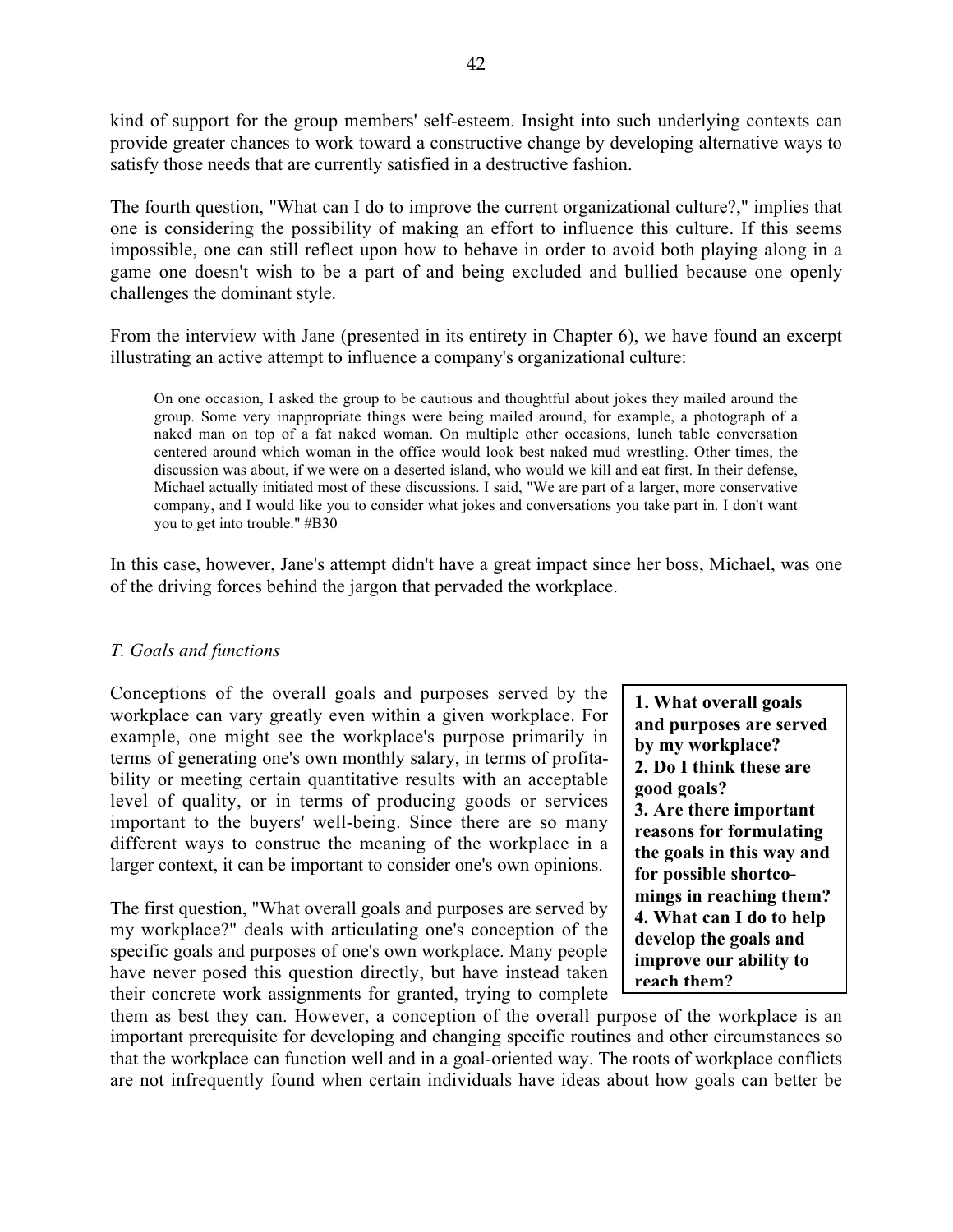kind of support for the group members' self-esteem. Insight into such underlying contexts can provide greater chances to work toward a constructive change by developing alternative ways to satisfy those needs that are currently satisfied in a destructive fashion.

The fourth question, "What can I do to improve the current organizational culture?," implies that one is considering the possibility of making an effort to influence this culture. If this seems impossible, one can still reflect upon how to behave in order to avoid both playing along in a game one doesn't wish to be a part of and being excluded and bullied because one openly challenges the dominant style.

From the interview with Jane (presented in its entirety in Chapter 6), we have found an excerpt illustrating an active attempt to influence a company's organizational culture:

> On one occasion, I asked the group to be cautious and thoughtful about jokes they mailed around the group. Some very inappropriate things were being mailed around, for example, a photograph of a naked man on top of a fat naked woman. On multiple other occasions, lunch table conversation centered around which woman in the office would look best naked mud wrestling. Other times, the discussion was about, if we were on a deserted island, who would we kill and eat first. In their defense, Michael actually initiated most of these discussions. I said, "We are part of a larger, more conservative company, and I would like you to consider what jokes and conversations you take part in. I don't want you to get into trouble." #B30

In this case, however, Jane's attempt didn't have a great impact since her boss, Michael, was one of the driving forces behind the jargon that pervaded the workplace.

### *T. Goals and functions*

> **1. What overall goals and purposes are served by my workplace?**
> **2. Do I think these are good goals?**
> **3. Are there important reasons for formulating the goals in this way and for possible shortcomings in reaching them?**
> **4. What can I do to help develop the goals and improve our ability to reach them?**

Conceptions of the overall goals and purposes served by the workplace can vary greatly even within a given workplace. For example, one might see the workplace's purpose primarily in terms of generating one's own monthly salary, in terms of profitability or meeting certain quantitative results with an acceptable level of quality, or in terms of producing goods or services important to the buyers' well-being. Since there are so many different ways to construe the meaning of the workplace in a larger context, it can be important to consider one's own opinions.

The first question, "What overall goals and purposes are served by my workplace?" deals with articulating one's conception of the specific goals and purposes of one's own workplace. Many people have never posed this question directly, but have instead taken their concrete work assignments for granted, trying to complete them as best they can. However, a conception of the overall purpose of the workplace is an important prerequisite for developing and changing specific routines and other circumstances so that the workplace can function well and in a goal-oriented way. The roots of workplace conflicts are not infrequently found when certain individuals have ideas about how goals can better be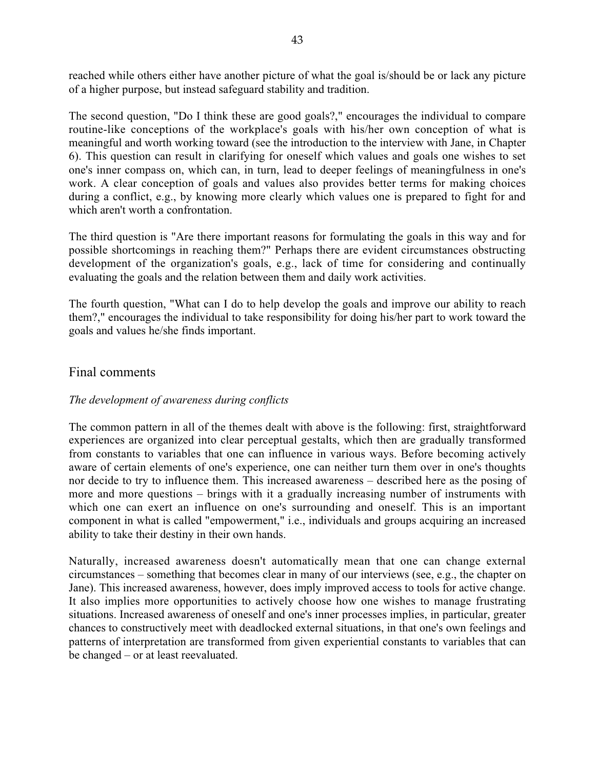reached while others either have another picture of what the goal is/should be or lack any picture of a higher purpose, but instead safeguard stability and tradition.

The second question, "Do I think these are good goals?," encourages the individual to compare routine-like conceptions of the workplace's goals with his/her own conception of what is meaningful and worth working toward (see the introduction to the interview with Jane, in Chapter 6). This question can result in clarifying for oneself which values and goals one wishes to set one's inner compass on, which can, in turn, lead to deeper feelings of meaningfulness in one's work. A clear conception of goals and values also provides better terms for making choices during a conflict, e.g., by knowing more clearly which values one is prepared to fight for and which aren't worth a confrontation.

The third question is "Are there important reasons for formulating the goals in this way and for possible shortcomings in reaching them?" Perhaps there are evident circumstances obstructing development of the organization's goals, e.g., lack of time for considering and continually evaluating the goals and the relation between them and daily work activities.

The fourth question, "What can I do to help develop the goals and improve our ability to reach them?," encourages the individual to take responsibility for doing his/her part to work toward the goals and values he/she finds important.

## Final comments

### *The development of awareness during conflicts*

The common pattern in all of the themes dealt with above is the following: first, straightforward experiences are organized into clear perceptual gestalts, which then are gradually transformed from constants to variables that one can influence in various ways. Before becoming actively aware of certain elements of one's experience, one can neither turn them over in one's thoughts nor decide to try to influence them. This increased awareness – described here as the posing of more and more questions – brings with it a gradually increasing number of instruments with which one can exert an influence on one's surrounding and oneself. This is an important component in what is called "empowerment," i.e., individuals and groups acquiring an increased ability to take their destiny in their own hands.

Naturally, increased awareness doesn't automatically mean that one can change external circumstances – something that becomes clear in many of our interviews (see, e.g., the chapter on Jane). This increased awareness, however, does imply improved access to tools for active change. It also implies more opportunities to actively choose how one wishes to manage frustrating situations. Increased awareness of oneself and one's inner processes implies, in particular, greater chances to constructively meet with deadlocked external situations, in that one's own feelings and patterns of interpretation are transformed from given experiential constants to variables that can be changed – or at least reevaluated.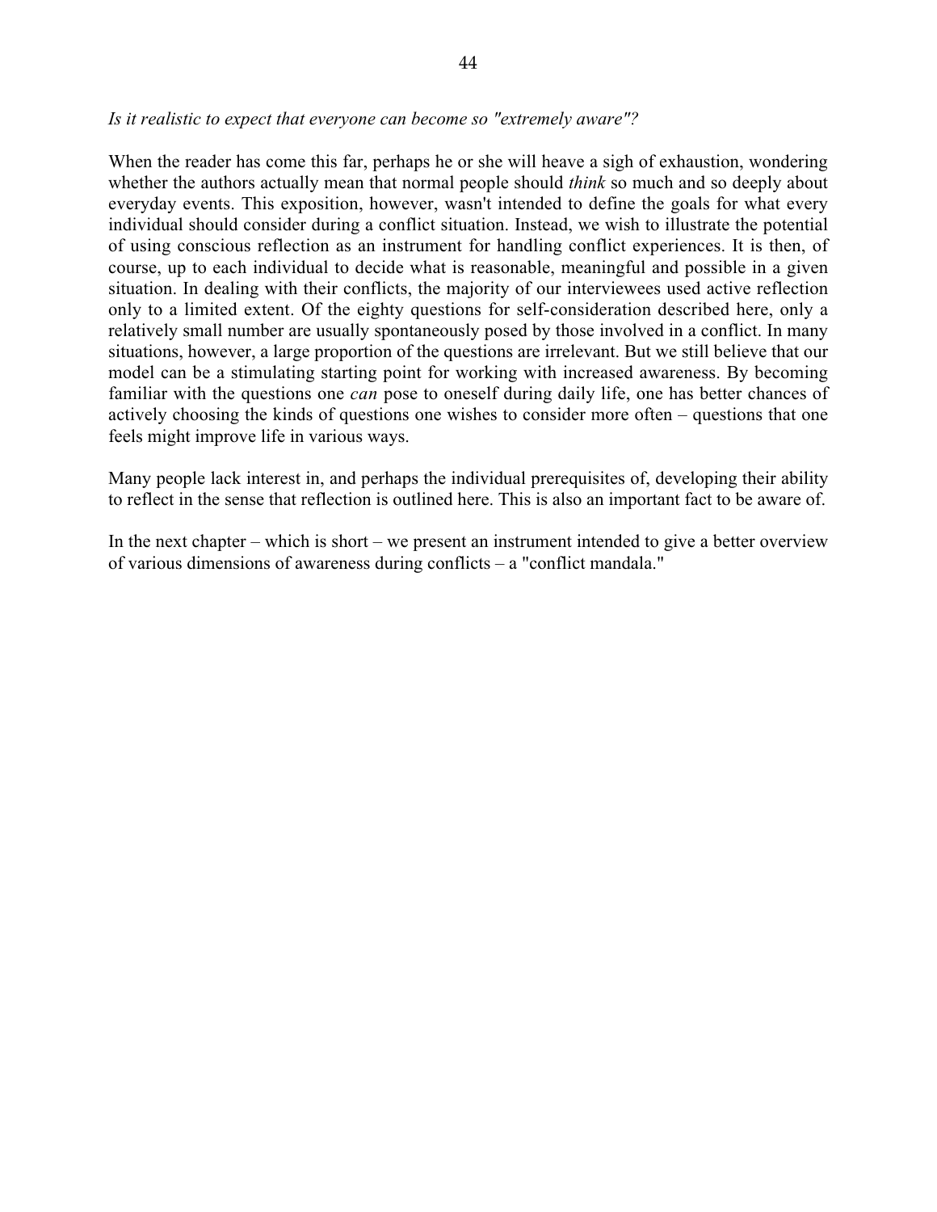*Is it realistic to expect that everyone can become so "extremely aware"?*

When the reader has come this far, perhaps he or she will heave a sigh of exhaustion, wondering whether the authors actually mean that normal people should *think* so much and so deeply about everyday events. This exposition, however, wasn't intended to define the goals for what every individual should consider during a conflict situation. Instead, we wish to illustrate the potential of using conscious reflection as an instrument for handling conflict experiences. It is then, of course, up to each individual to decide what is reasonable, meaningful and possible in a given situation. In dealing with their conflicts, the majority of our interviewees used active reflection only to a limited extent. Of the eighty questions for self-consideration described here, only a relatively small number are usually spontaneously posed by those involved in a conflict. In many situations, however, a large proportion of the questions are irrelevant. But we still believe that our model can be a stimulating starting point for working with increased awareness. By becoming familiar with the questions one *can* pose to oneself during daily life, one has better chances of actively choosing the kinds of questions one wishes to consider more often – questions that one feels might improve life in various ways.

Many people lack interest in, and perhaps the individual prerequisites of, developing their ability to reflect in the sense that reflection is outlined here. This is also an important fact to be aware of.

In the next chapter – which is short – we present an instrument intended to give a better overview of various dimensions of awareness during conflicts – a "conflict mandala."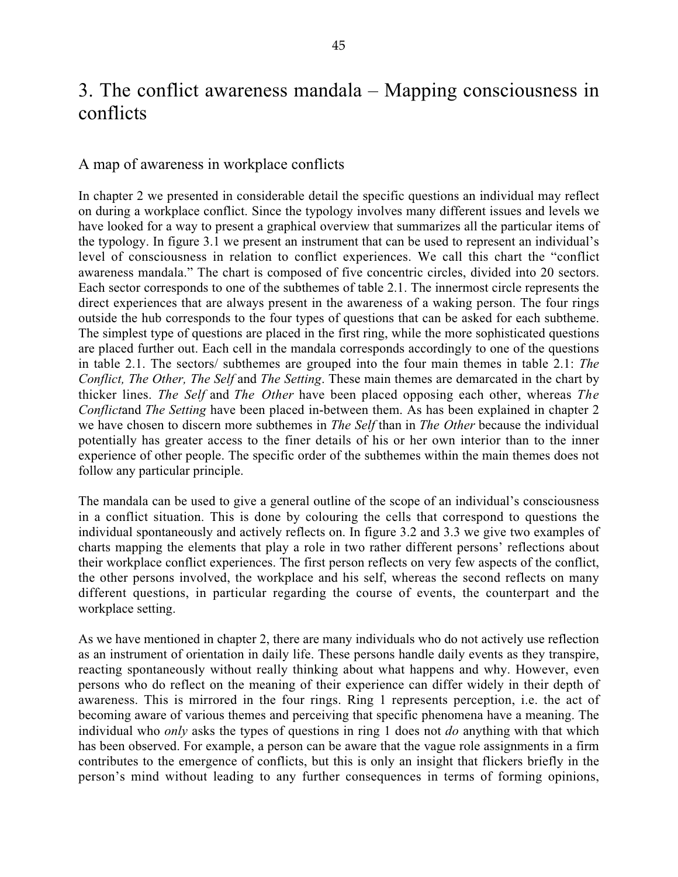# 3. The conflict awareness mandala – Mapping consciousness in conflicts

## A map of awareness in workplace conflicts

In chapter 2 we presented in considerable detail the specific questions an individual may reflect on during a workplace conflict. Since the typology involves many different issues and levels we have looked for a way to present a graphical overview that summarizes all the particular items of the typology. In figure 3.1 we present an instrument that can be used to represent an individual's level of consciousness in relation to conflict experiences. We call this chart the "conflict awareness mandala." The chart is composed of five concentric circles, divided into 20 sectors. Each sector corresponds to one of the subthemes of table 2.1. The innermost circle represents the direct experiences that are always present in the awareness of a waking person. The four rings outside the hub corresponds to the four types of questions that can be asked for each subtheme. The simplest type of questions are placed in the first ring, while the more sophisticated questions are placed further out. Each cell in the mandala corresponds accordingly to one of the questions in table 2.1. The sectors/ subthemes are grouped into the four main themes in table 2.1: *The Conflict, The Other, The Self* and *The Setting*. These main themes are demarcated in the chart by thicker lines. *The Self* and *The Other* have been placed opposing each other, whereas *The Conflict*and *The Setting* have been placed in-between them. As has been explained in chapter 2 we have chosen to discern more subthemes in *The Self* than in *The Other* because the individual potentially has greater access to the finer details of his or her own interior than to the inner experience of other people. The specific order of the subthemes within the main themes does not follow any particular principle.

The mandala can be used to give a general outline of the scope of an individual's consciousness in a conflict situation. This is done by colouring the cells that correspond to questions the individual spontaneously and actively reflects on. In figure 3.2 and 3.3 we give two examples of charts mapping the elements that play a role in two rather different persons' reflections about their workplace conflict experiences. The first person reflects on very few aspects of the conflict, the other persons involved, the workplace and his self, whereas the second reflects on many different questions, in particular regarding the course of events, the counterpart and the workplace setting.

As we have mentioned in chapter 2, there are many individuals who do not actively use reflection as an instrument of orientation in daily life. These persons handle daily events as they transpire, reacting spontaneously without really thinking about what happens and why. However, even persons who do reflect on the meaning of their experience can differ widely in their depth of awareness. This is mirrored in the four rings. Ring 1 represents perception, i.e. the act of becoming aware of various themes and perceiving that specific phenomena have a meaning. The individual who *only* asks the types of questions in ring 1 does not *do* anything with that which has been observed. For example, a person can be aware that the vague role assignments in a firm contributes to the emergence of conflicts, but this is only an insight that flickers briefly in the person's mind without leading to any further consequences in terms of forming opinions,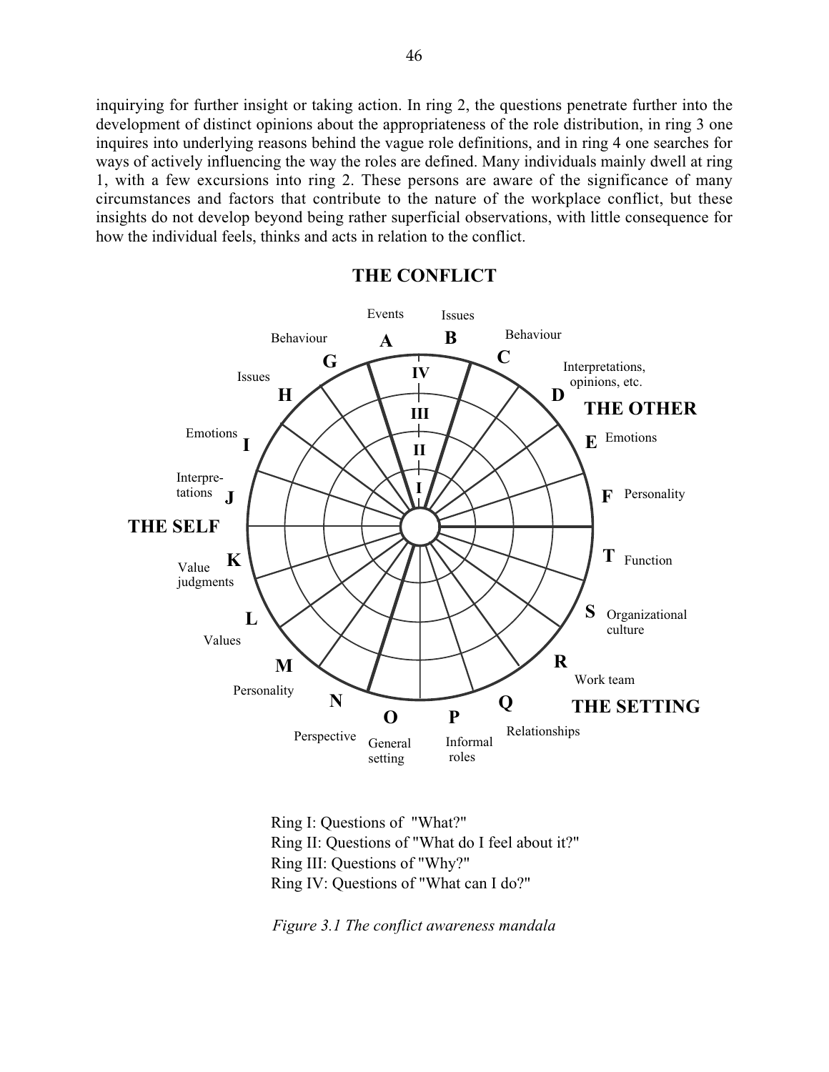inquirying for further insight or taking action. In ring 2, the questions penetrate further into the development of distinct opinions about the appropriateness of the role distribution, in ring 3 one inquires into underlying reasons behind the vague role definitions, and in ring 4 one searches for ways of actively influencing the way the roles are defined. Many individuals mainly dwell at ring 1, with a few excursions into ring 2. These persons are aware of the significance of many circumstances and factors that contribute to the nature of the workplace conflict, but these insights do not develop beyond being rather superficial observations, with little consequence for how the individual feels, thinks and acts in relation to the conflict.

**THE CONFLICT**

A Events · B Issues · C Behaviour · G Behaviour · H Issues

**THE OTHER**

D Interpretations, opinions, etc. · E Emotions · F Personality

**THE SELF**

I Emotions · J Interpretations · K Value judgments · L Values · M Personality · N Perspective

**THE SETTING**

O General setting · P Informal roles · Q Relationships · R Work team · S Organizational culture · T Function

Ring I: Questions of "What?"
Ring II: Questions of "What do I feel about it?"
Ring III: Questions of "Why?"
Ring IV: Questions of "What can I do?"

*Figure 3.1 The conflict awareness mandala*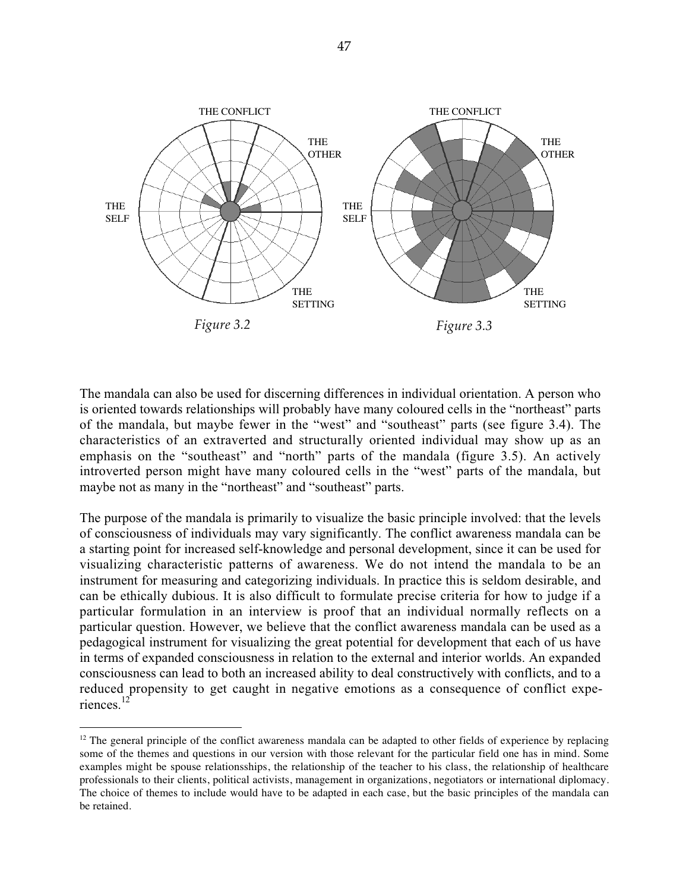THE CONFLICT

THE OTHER

THE SELF

THE SETTING

*Figure 3.2*

THE CONFLICT

THE OTHER

THE SELF

THE SETTING

*Figure 3.3*

The mandala can also be used for discerning differences in individual orientation. A person who is oriented towards relationships will probably have many coloured cells in the "northeast" parts of the mandala, but maybe fewer in the "west" and "southeast" parts (see figure 3.4). The characteristics of an extraverted and structurally oriented individual may show up as an emphasis on the "southeast" and "north" parts of the mandala (figure 3.5). An actively introverted person might have many coloured cells in the "west" parts of the mandala, but maybe not as many in the "northeast" and "southeast" parts.

The purpose of the mandala is primarily to visualize the basic principle involved: that the levels of consciousness of individuals may vary significantly. The conflict awareness mandala can be a starting point for increased self-knowledge and personal development, since it can be used for visualizing characteristic patterns of awareness. We do not intend the mandala to be an instrument for measuring and categorizing individuals. In practice this is seldom desirable, and can be ethically dubious. It is also difficult to formulate precise criteria for how to judge if a particular formulation in an interview is proof that an individual normally reflects on a particular question. However, we believe that the conflict awareness mandala can be used as a pedagogical instrument for visualizing the great potential for development that each of us have in terms of expanded consciousness in relation to the external and interior worlds. An expanded consciousness can lead to both an increased ability to deal constructively with conflicts, and to a reduced propensity to get caught in negative emotions as a consequence of conflict experiences.[12]

---

[12] The general principle of the conflict awareness mandala can be adapted to other fields of experience by replacing some of the themes and questions in our version with those relevant for the particular field one has in mind. Some examples might be spouse relationsships, the relationship of the teacher to his class, the relationship of healthcare professionals to their clients, political activists, management in organizations, negotiators or international diplomacy. The choice of themes to include would have to be adapted in each case, but the basic principles of the mandala can be retained.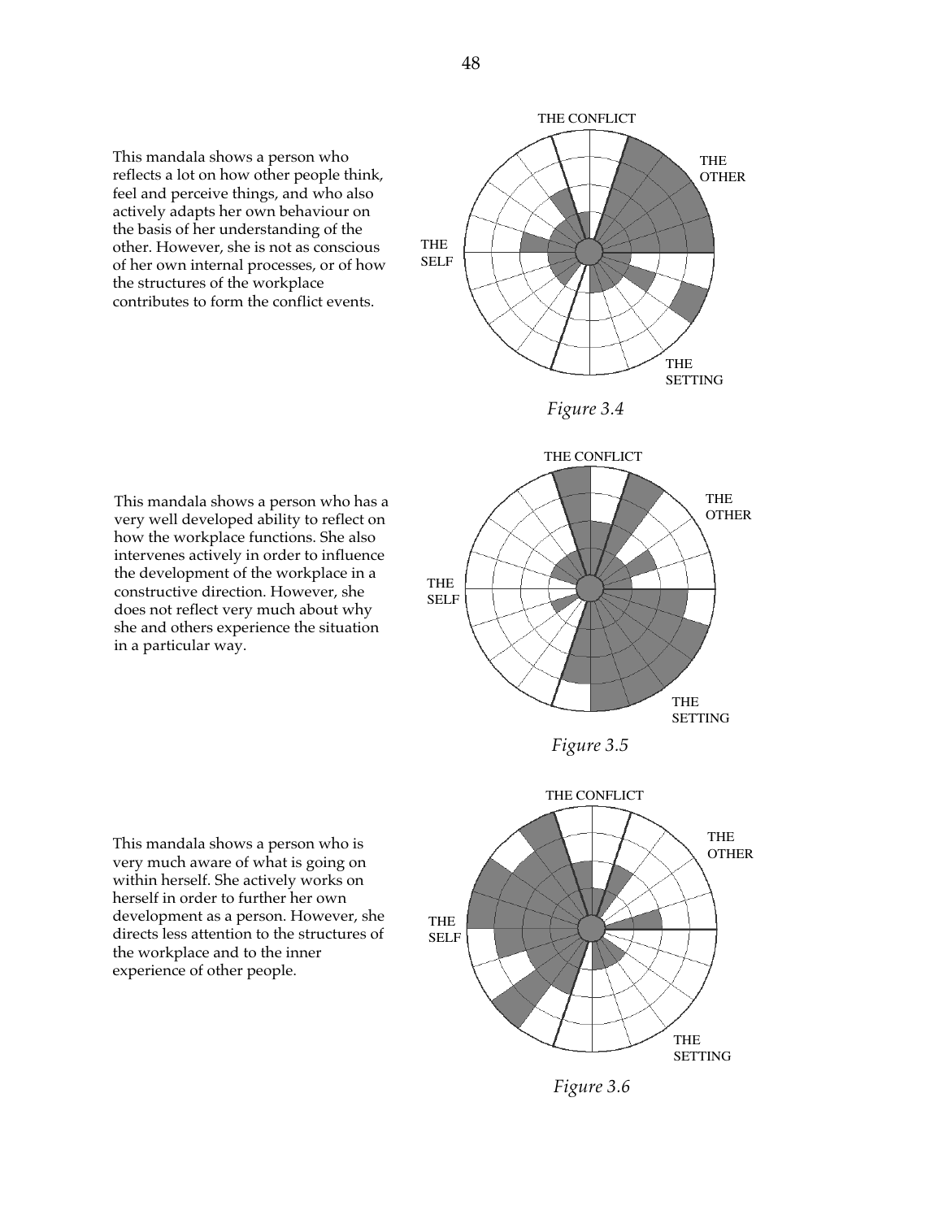This mandala shows a person who reflects a lot on how other people think, feel and perceive things, and who also actively adapts her own behaviour on the basis of her understanding of the other. However, she is not as conscious of her own internal processes, or of how the structures of the workplace contributes to form the conflict events.

THE CONFLICT

THE OTHER

THE SELF

THE SETTING

*Figure 3.4*

This mandala shows a person who has a very well developed ability to reflect on how the workplace functions. She also intervenes actively in order to influence the development of the workplace in a constructive direction. However, she does not reflect very much about why she and others experience the situation in a particular way.

THE CONFLICT

THE OTHER

THE SELF

THE SETTING

*Figure 3.5*

This mandala shows a person who is very much aware of what is going on within herself. She actively works on herself in order to further her own development as a person. However, she directs less attention to the structures of the workplace and to the inner experience of other people.

THE CONFLICT

THE OTHER

THE SELF

THE SETTING

*Figure 3.6*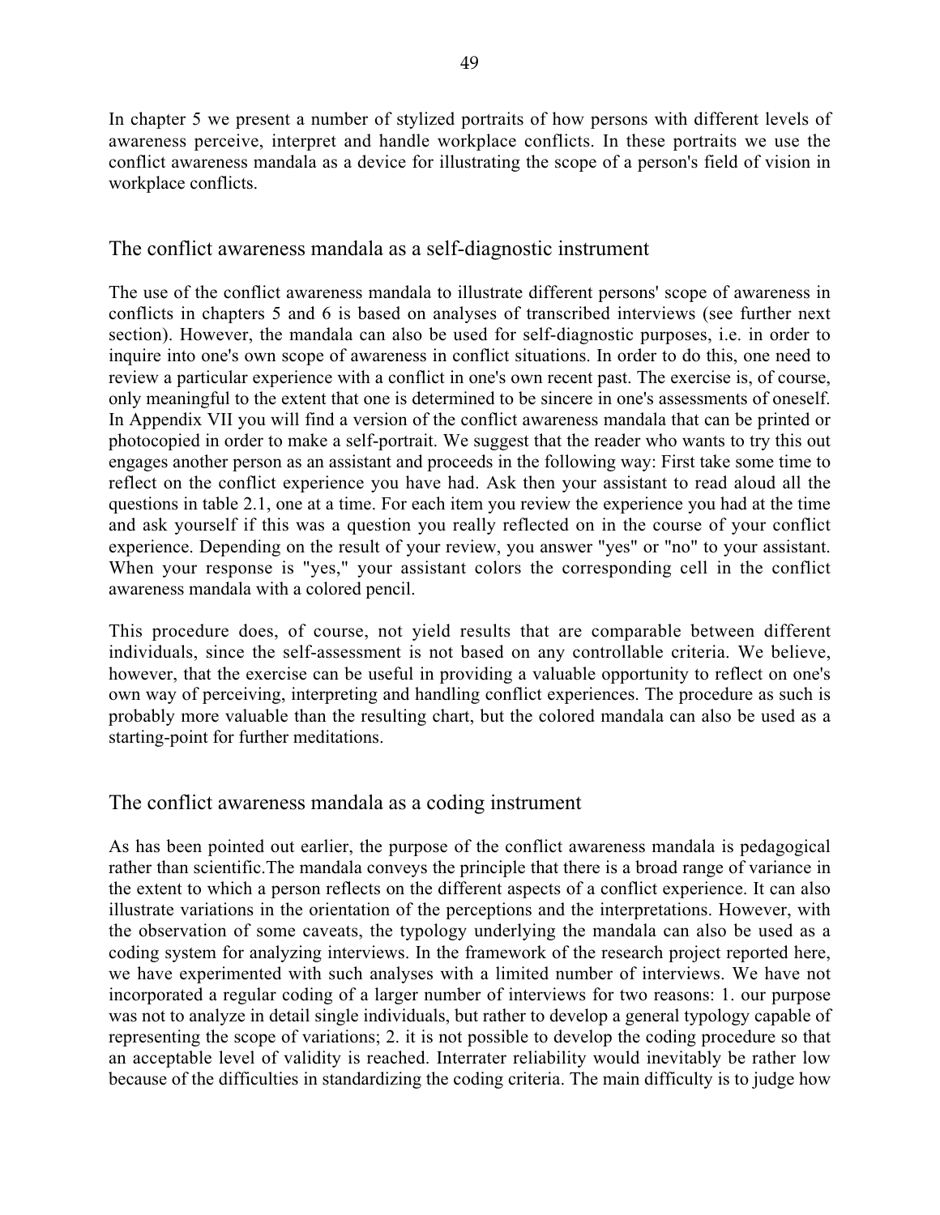In chapter 5 we present a number of stylized portraits of how persons with different levels of awareness perceive, interpret and handle workplace conflicts. In these portraits we use the conflict awareness mandala as a device for illustrating the scope of a person's field of vision in workplace conflicts.

## The conflict awareness mandala as a self-diagnostic instrument

The use of the conflict awareness mandala to illustrate different persons' scope of awareness in conflicts in chapters 5 and 6 is based on analyses of transcribed interviews (see further next section). However, the mandala can also be used for self-diagnostic purposes, i.e. in order to inquire into one's own scope of awareness in conflict situations. In order to do this, one need to review a particular experience with a conflict in one's own recent past. The exercise is, of course, only meaningful to the extent that one is determined to be sincere in one's assessments of oneself. In Appendix VII you will find a version of the conflict awareness mandala that can be printed or photocopied in order to make a self-portrait. We suggest that the reader who wants to try this out engages another person as an assistant and proceeds in the following way: First take some time to reflect on the conflict experience you have had. Ask then your assistant to read aloud all the questions in table 2.1, one at a time. For each item you review the experience you had at the time and ask yourself if this was a question you really reflected on in the course of your conflict experience. Depending on the result of your review, you answer "yes" or "no" to your assistant. When your response is "yes," your assistant colors the corresponding cell in the conflict awareness mandala with a colored pencil.

This procedure does, of course, not yield results that are comparable between different individuals, since the self-assessment is not based on any controllable criteria. We believe, however, that the exercise can be useful in providing a valuable opportunity to reflect on one's own way of perceiving, interpreting and handling conflict experiences. The procedure as such is probably more valuable than the resulting chart, but the colored mandala can also be used as a starting-point for further meditations.

## The conflict awareness mandala as a coding instrument

As has been pointed out earlier, the purpose of the conflict awareness mandala is pedagogical rather than scientific.The mandala conveys the principle that there is a broad range of variance in the extent to which a person reflects on the different aspects of a conflict experience. It can also illustrate variations in the orientation of the perceptions and the interpretations. However, with the observation of some caveats, the typology underlying the mandala can also be used as a coding system for analyzing interviews. In the framework of the research project reported here, we have experimented with such analyses with a limited number of interviews. We have not incorporated a regular coding of a larger number of interviews for two reasons: 1. our purpose was not to analyze in detail single individuals, but rather to develop a general typology capable of representing the scope of variations; 2. it is not possible to develop the coding procedure so that an acceptable level of validity is reached. Interrater reliability would inevitably be rather low because of the difficulties in standardizing the coding criteria. The main difficulty is to judge how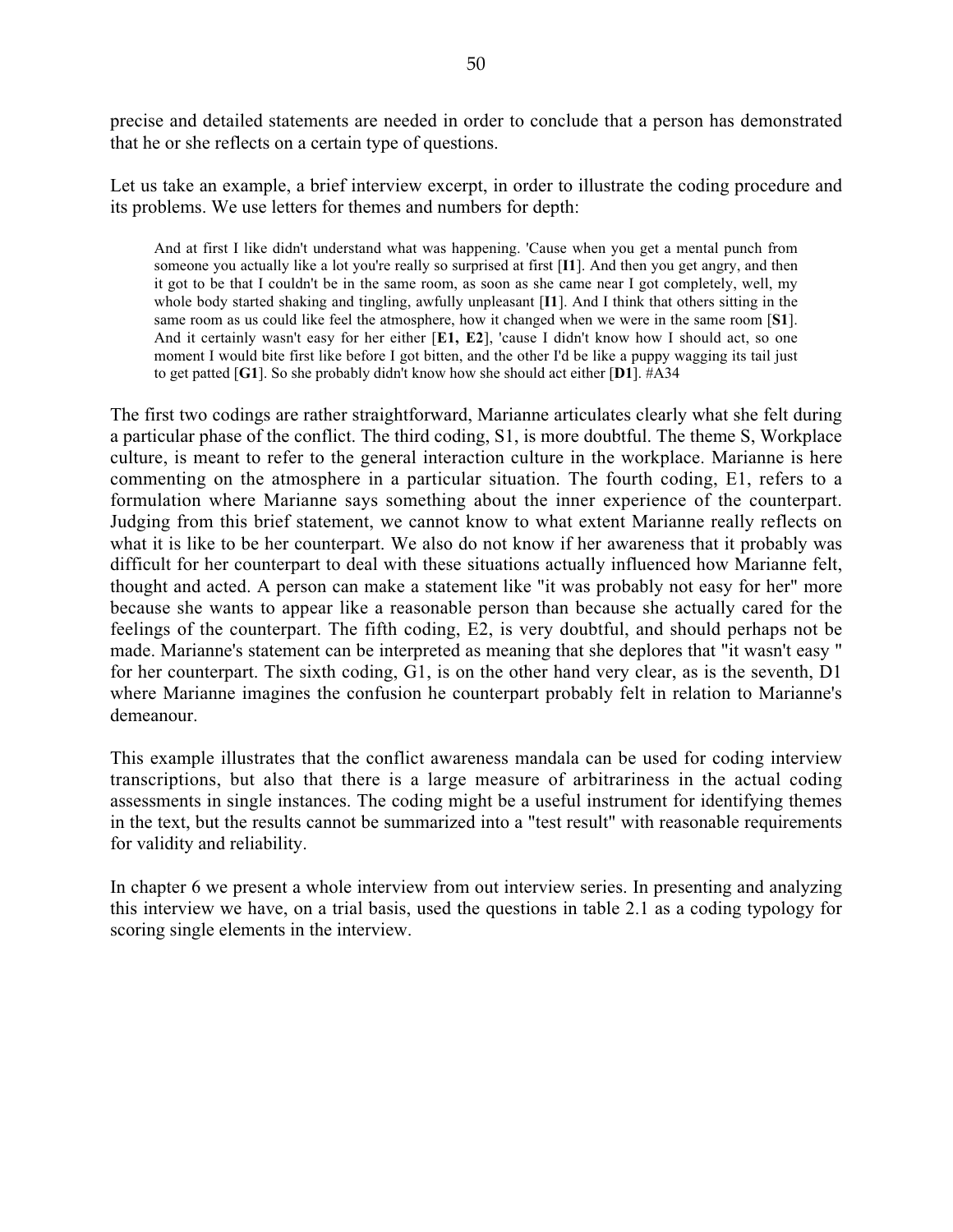precise and detailed statements are needed in order to conclude that a person has demonstrated that he or she reflects on a certain type of questions.

Let us take an example, a brief interview excerpt, in order to illustrate the coding procedure and its problems. We use letters for themes and numbers for depth:

> And at first I like didn't understand what was happening. 'Cause when you get a mental punch from someone you actually like a lot you're really so surprised at first [**I1**]. And then you get angry, and then it got to be that I couldn't be in the same room, as soon as she came near I got completely, well, my whole body started shaking and tingling, awfully unpleasant [**I1**]. And I think that others sitting in the same room as us could like feel the atmosphere, how it changed when we were in the same room [**S1**]. And it certainly wasn't easy for her either [**E1, E2**], 'cause I didn't know how I should act, so one moment I would bite first like before I got bitten, and the other I'd be like a puppy wagging its tail just to get patted [**G1**]. So she probably didn't know how she should act either [**D1**]. #A34

The first two codings are rather straightforward, Marianne articulates clearly what she felt during a particular phase of the conflict. The third coding, S1, is more doubtful. The theme S, Workplace culture, is meant to refer to the general interaction culture in the workplace. Marianne is here commenting on the atmosphere in a particular situation. The fourth coding, E1, refers to a formulation where Marianne says something about the inner experience of the counterpart. Judging from this brief statement, we cannot know to what extent Marianne really reflects on what it is like to be her counterpart. We also do not know if her awareness that it probably was difficult for her counterpart to deal with these situations actually influenced how Marianne felt, thought and acted. A person can make a statement like "it was probably not easy for her" more because she wants to appear like a reasonable person than because she actually cared for the feelings of the counterpart. The fifth coding, E2, is very doubtful, and should perhaps not be made. Marianne's statement can be interpreted as meaning that she deplores that "it wasn't easy " for her counterpart. The sixth coding, G1, is on the other hand very clear, as is the seventh, D1 where Marianne imagines the confusion he counterpart probably felt in relation to Marianne's demeanour.

This example illustrates that the conflict awareness mandala can be used for coding interview transcriptions, but also that there is a large measure of arbitrariness in the actual coding assessments in single instances. The coding might be a useful instrument for identifying themes in the text, but the results cannot be summarized into a "test result" with reasonable requirements for validity and reliability.

In chapter 6 we present a whole interview from out interview series. In presenting and analyzing this interview we have, on a trial basis, used the questions in table 2.1 as a coding typology for scoring single elements in the interview.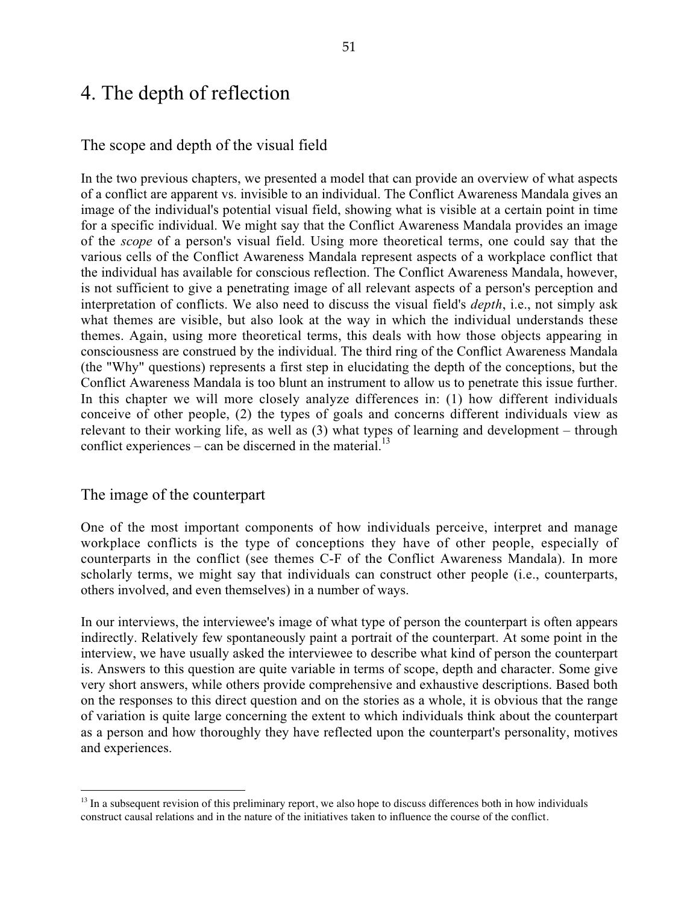# 4. The depth of reflection

## The scope and depth of the visual field

In the two previous chapters, we presented a model that can provide an overview of what aspects of a conflict are apparent vs. invisible to an individual. The Conflict Awareness Mandala gives an image of the individual's potential visual field, showing what is visible at a certain point in time for a specific individual. We might say that the Conflict Awareness Mandala provides an image of the *scope* of a person's visual field. Using more theoretical terms, one could say that the various cells of the Conflict Awareness Mandala represent aspects of a workplace conflict that the individual has available for conscious reflection. The Conflict Awareness Mandala, however, is not sufficient to give a penetrating image of all relevant aspects of a person's perception and interpretation of conflicts. We also need to discuss the visual field's *depth*, i.e., not simply ask what themes are visible, but also look at the way in which the individual understands these themes. Again, using more theoretical terms, this deals with how those objects appearing in consciousness are construed by the individual. The third ring of the Conflict Awareness Mandala (the "Why" questions) represents a first step in elucidating the depth of the conceptions, but the Conflict Awareness Mandala is too blunt an instrument to allow us to penetrate this issue further. In this chapter we will more closely analyze differences in: (1) how different individuals conceive of other people, (2) the types of goals and concerns different individuals view as relevant to their working life, as well as (3) what types of learning and development – through conflict experiences – can be discerned in the material.[13]

## The image of the counterpart

One of the most important components of how individuals perceive, interpret and manage workplace conflicts is the type of conceptions they have of other people, especially of counterparts in the conflict (see themes C-F of the Conflict Awareness Mandala). In more scholarly terms, we might say that individuals can construct other people (i.e., counterparts, others involved, and even themselves) in a number of ways.

In our interviews, the interviewee's image of what type of person the counterpart is often appears indirectly. Relatively few spontaneously paint a portrait of the counterpart. At some point in the interview, we have usually asked the interviewee to describe what kind of person the counterpart is. Answers to this question are quite variable in terms of scope, depth and character. Some give very short answers, while others provide comprehensive and exhaustive descriptions. Based both on the responses to this direct question and on the stories as a whole, it is obvious that the range of variation is quite large concerning the extent to which individuals think about the counterpart as a person and how thoroughly they have reflected upon the counterpart's personality, motives and experiences.

[13] In a subsequent revision of this preliminary report, we also hope to discuss differences both in how individuals construct causal relations and in the nature of the initiatives taken to influence the course of the conflict.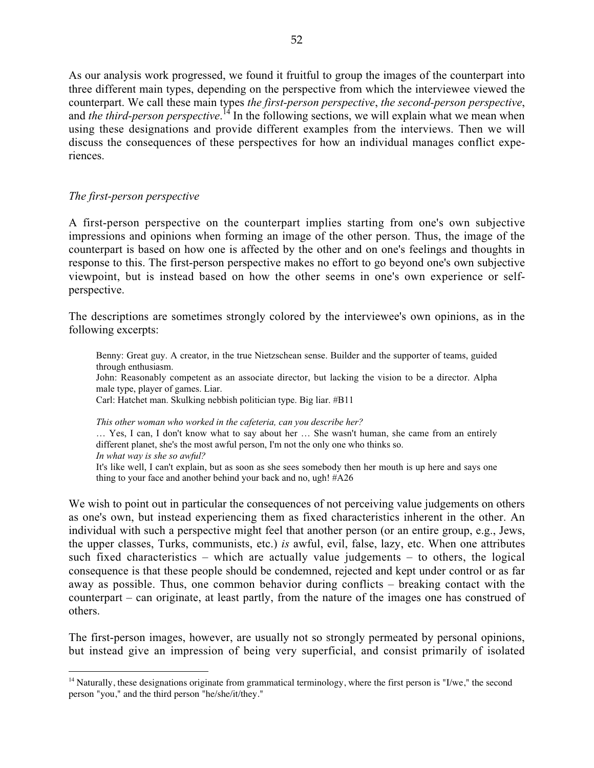As our analysis work progressed, we found it fruitful to group the images of the counterpart into three different main types, depending on the perspective from which the interviewee viewed the counterpart. We call these main types *the first-person perspective*, *the second-person perspective*, and *the third-person perspective*.[14] In the following sections, we will explain what we mean when using these designations and provide different examples from the interviews. Then we will discuss the consequences of these perspectives for how an individual manages conflict experiences.

### *The first-person perspective*

A first-person perspective on the counterpart implies starting from one's own subjective impressions and opinions when forming an image of the other person. Thus, the image of the counterpart is based on how one is affected by the other and on one's feelings and thoughts in response to this. The first-person perspective makes no effort to go beyond one's own subjective viewpoint, but is instead based on how the other seems in one's own experience or self-perspective.

The descriptions are sometimes strongly colored by the interviewee's own opinions, as in the following excerpts:

> Benny: Great guy. A creator, in the true Nietzschean sense. Builder and the supporter of teams, guided through enthusiasm.
> John: Reasonably competent as an associate director, but lacking the vision to be a director. Alpha male type, player of games. Liar.
> Carl: Hatchet man. Skulking nebbish politician type. Big liar. #B11

> *This other woman who worked in the cafeteria, can you describe her?*
> … Yes, I can, I don't know what to say about her … She wasn't human, she came from an entirely different planet, she's the most awful person, I'm not the only one who thinks so.
> *In what way is she so awful?*
> It's like well, I can't explain, but as soon as she sees somebody then her mouth is up here and says one thing to your face and another behind your back and no, ugh! #A26

We wish to point out in particular the consequences of not perceiving value judgements on others as one's own, but instead experiencing them as fixed characteristics inherent in the other. An individual with such a perspective might feel that another person (or an entire group, e.g., Jews, the upper classes, Turks, communists, etc.) *is* awful, evil, false, lazy, etc. When one attributes such fixed characteristics – which are actually value judgements – to others, the logical consequence is that these people should be condemned, rejected and kept under control or as far away as possible. Thus, one common behavior during conflicts – breaking contact with the counterpart – can originate, at least partly, from the nature of the images one has construed of others.

The first-person images, however, are usually not so strongly permeated by personal opinions, but instead give an impression of being very superficial, and consist primarily of isolated

[14] Naturally, these designations originate from grammatical terminology, where the first person is "I/we," the second person "you," and the third person "he/she/it/they."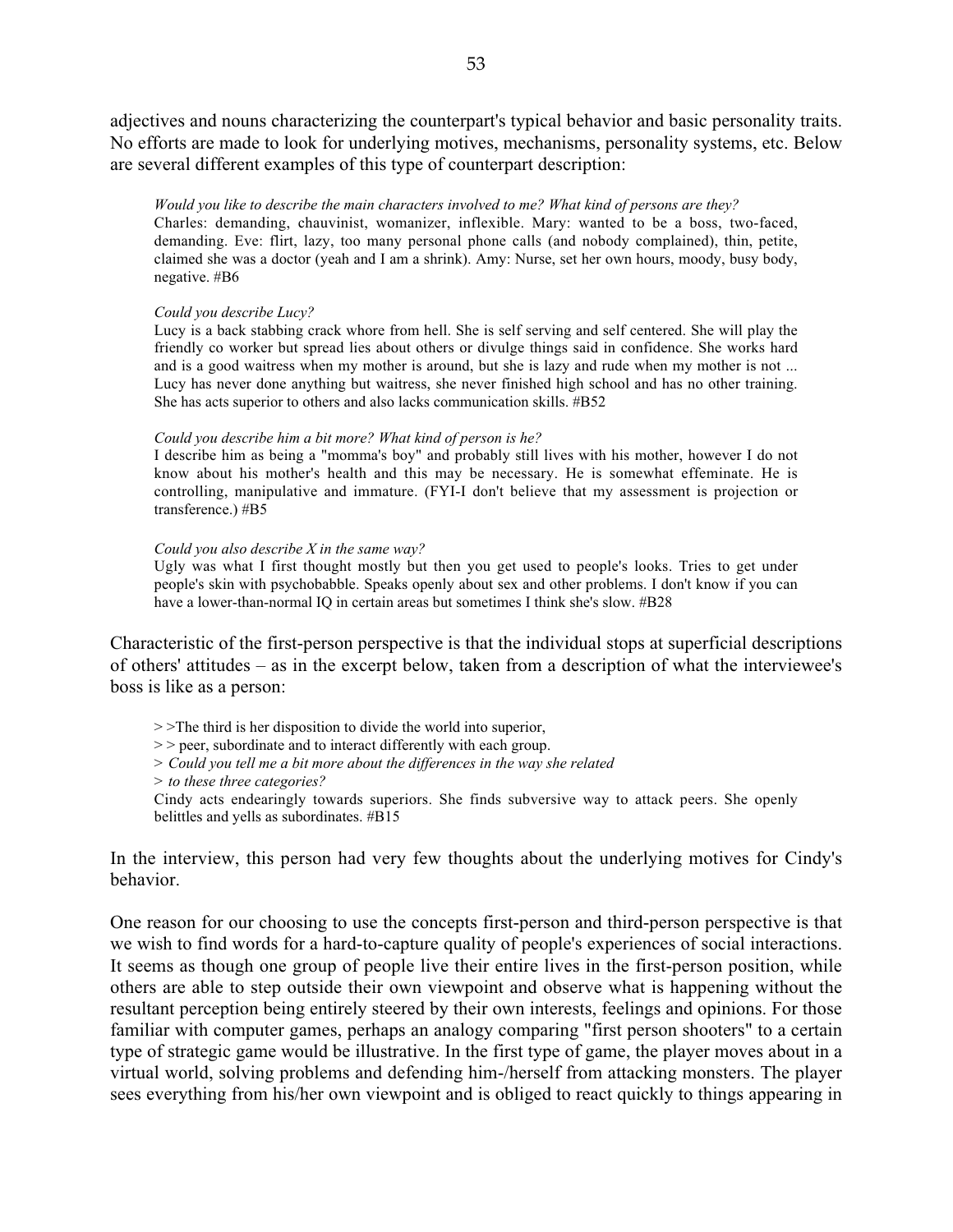adjectives and nouns characterizing the counterpart's typical behavior and basic personality traits. No efforts are made to look for underlying motives, mechanisms, personality systems, etc. Below are several different examples of this type of counterpart description:

> *Would you like to describe the main characters involved to me? What kind of persons are they?*
> Charles: demanding, chauvinist, womanizer, inflexible. Mary: wanted to be a boss, two-faced, demanding. Eve: flirt, lazy, too many personal phone calls (and nobody complained), thin, petite, claimed she was a doctor (yeah and I am a shrink). Amy: Nurse, set her own hours, moody, busy body, negative. #B6

> *Could you describe Lucy?*
> Lucy is a back stabbing crack whore from hell. She is self serving and self centered. She will play the friendly co worker but spread lies about others or divulge things said in confidence. She works hard and is a good waitress when my mother is around, but she is lazy and rude when my mother is not ... Lucy has never done anything but waitress, she never finished high school and has no other training. She has acts superior to others and also lacks communication skills. #B52

> *Could you describe him a bit more? What kind of person is he?*
> I describe him as being a "momma's boy" and probably still lives with his mother, however I do not know about his mother's health and this may be necessary. He is somewhat effeminate. He is controlling, manipulative and immature. (FYI-I don't believe that my assessment is projection or transference.) #B5

> *Could you also describe X in the same way?*
> Ugly was what I first thought mostly but then you get used to people's looks. Tries to get under people's skin with psychobabble. Speaks openly about sex and other problems. I don't know if you can have a lower-than-normal IQ in certain areas but sometimes I think she's slow. #B28

Characteristic of the first-person perspective is that the individual stops at superficial descriptions of others' attitudes – as in the excerpt below, taken from a description of what the interviewee's boss is like as a person:

> \> >The third is her disposition to divide the world into superior,
> \> > peer, subordinate and to interact differently with each group.
> \> *Could you tell me a bit more about the differences in the way she related*
> \> *to these three categories?*
> Cindy acts endearingly towards superiors. She finds subversive way to attack peers. She openly belittles and yells as subordinates. #B15

In the interview, this person had very few thoughts about the underlying motives for Cindy's behavior.

One reason for our choosing to use the concepts first-person and third-person perspective is that we wish to find words for a hard-to-capture quality of people's experiences of social interactions. It seems as though one group of people live their entire lives in the first-person position, while others are able to step outside their own viewpoint and observe what is happening without the resultant perception being entirely steered by their own interests, feelings and opinions. For those familiar with computer games, perhaps an analogy comparing "first person shooters" to a certain type of strategic game would be illustrative. In the first type of game, the player moves about in a virtual world, solving problems and defending him-/herself from attacking monsters. The player sees everything from his/her own viewpoint and is obliged to react quickly to things appearing in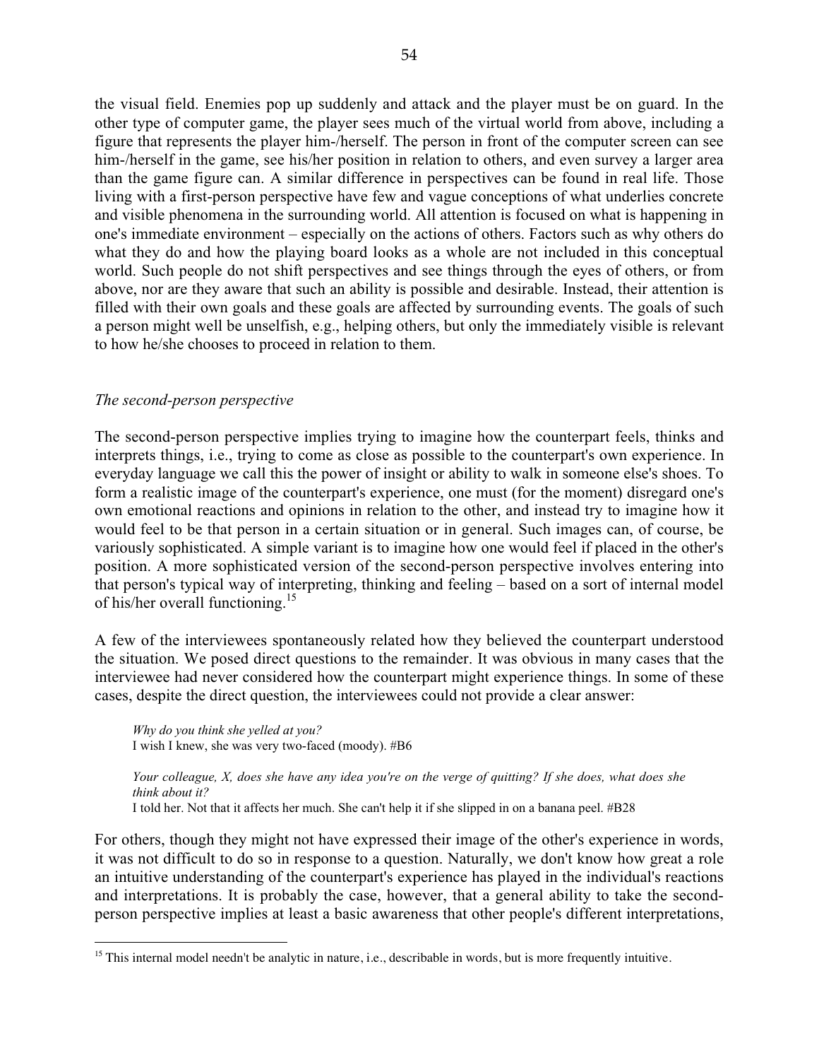the visual field. Enemies pop up suddenly and attack and the player must be on guard. In the other type of computer game, the player sees much of the virtual world from above, including a figure that represents the player him-/herself. The person in front of the computer screen can see him-/herself in the game, see his/her position in relation to others, and even survey a larger area than the game figure can. A similar difference in perspectives can be found in real life. Those living with a first-person perspective have few and vague conceptions of what underlies concrete and visible phenomena in the surrounding world. All attention is focused on what is happening in one's immediate environment – especially on the actions of others. Factors such as why others do what they do and how the playing board looks as a whole are not included in this conceptual world. Such people do not shift perspectives and see things through the eyes of others, or from above, nor are they aware that such an ability is possible and desirable. Instead, their attention is filled with their own goals and these goals are affected by surrounding events. The goals of such a person might well be unselfish, e.g., helping others, but only the immediately visible is relevant to how he/she chooses to proceed in relation to them.

### *The second-person perspective*

The second-person perspective implies trying to imagine how the counterpart feels, thinks and interprets things, i.e., trying to come as close as possible to the counterpart's own experience. In everyday language we call this the power of insight or ability to walk in someone else's shoes. To form a realistic image of the counterpart's experience, one must (for the moment) disregard one's own emotional reactions and opinions in relation to the other, and instead try to imagine how it would feel to be that person in a certain situation or in general. Such images can, of course, be variously sophisticated. A simple variant is to imagine how one would feel if placed in the other's position. A more sophisticated version of the second-person perspective involves entering into that person's typical way of interpreting, thinking and feeling – based on a sort of internal model of his/her overall functioning.[15]

A few of the interviewees spontaneously related how they believed the counterpart understood the situation. We posed direct questions to the remainder. It was obvious in many cases that the interviewee had never considered how the counterpart might experience things. In some of these cases, despite the direct question, the interviewees could not provide a clear answer:

> *Why do you think she yelled at you?*
> I wish I knew, she was very two-faced (moody). #B6

> *Your colleague, X, does she have any idea you're on the verge of quitting? If she does, what does she think about it?*
> I told her. Not that it affects her much. She can't help it if she slipped in on a banana peel. #B28

For others, though they might not have expressed their image of the other's experience in words, it was not difficult to do so in response to a question. Naturally, we don't know how great a role an intuitive understanding of the counterpart's experience has played in the individual's reactions and interpretations. It is probably the case, however, that a general ability to take the second-person perspective implies at least a basic awareness that other people's different interpretations,

[15] This internal model needn't be analytic in nature, i.e., describable in words, but is more frequently intuitive.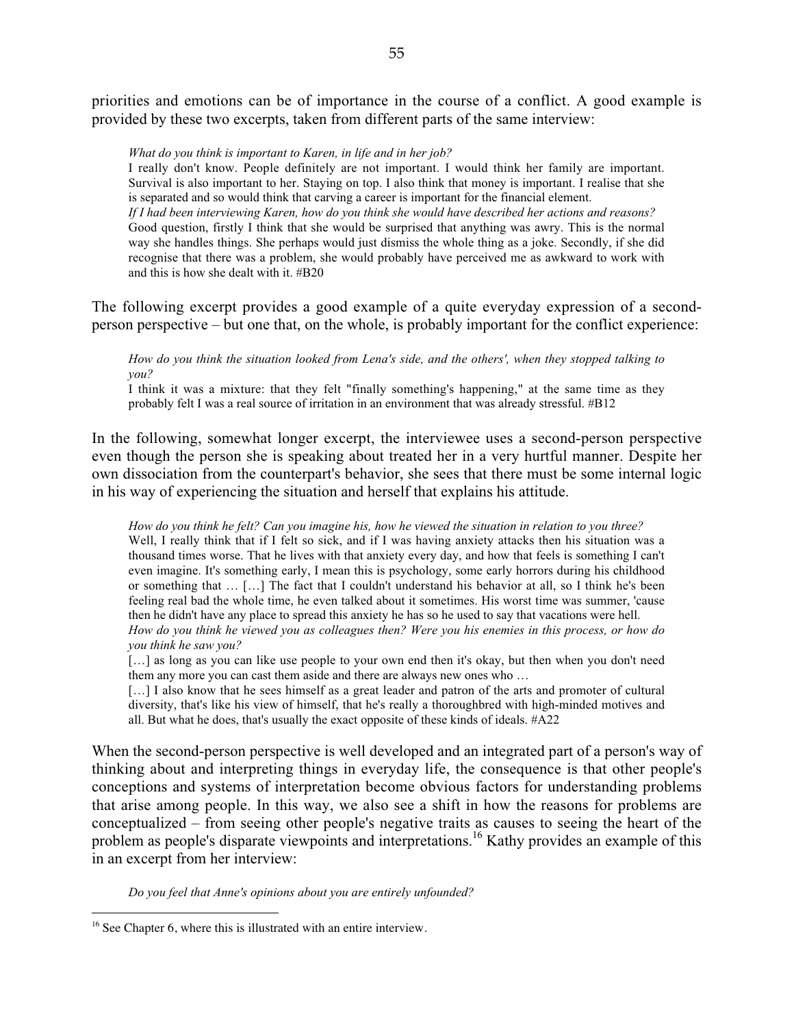priorities and emotions can be of importance in the course of a conflict. A good example is provided by these two excerpts, taken from different parts of the same interview:

> *What do you think is important to Karen, in life and in her job?*
> I really don't know. People definitely are not important. I would think her family are important. Survival is also important to her. Staying on top. I also think that money is important. I realise that she is separated and so would think that carving a career is important for the financial element.
> *If I had been interviewing Karen, how do you think she would have described her actions and reasons?*
> Good question, firstly I think that she would be surprised that anything was awry. This is the normal way she handles things. She perhaps would just dismiss the whole thing as a joke. Secondly, if she did recognise that there was a problem, she would probably have perceived me as awkward to work with and this is how she dealt with it. #B20

The following excerpt provides a good example of a quite everyday expression of a second-person perspective – but one that, on the whole, is probably important for the conflict experience:

> *How do you think the situation looked from Lena's side, and the others', when they stopped talking to you?*
> I think it was a mixture: that they felt "finally something's happening," at the same time as they probably felt I was a real source of irritation in an environment that was already stressful. #B12

In the following, somewhat longer excerpt, the interviewee uses a second-person perspective even though the person she is speaking about treated her in a very hurtful manner. Despite her own dissociation from the counterpart's behavior, she sees that there must be some internal logic in his way of experiencing the situation and herself that explains his attitude.

> *How do you think he felt? Can you imagine his, how he viewed the situation in relation to you three?*
> Well, I really think that if I felt so sick, and if I was having anxiety attacks then his situation was a thousand times worse. That he lives with that anxiety every day, and how that feels is something I can't even imagine. It's something early, I mean this is psychology, some early horrors during his childhood or something that … […] The fact that I couldn't understand his behavior at all, so I think he's been feeling real bad the whole time, he even talked about it sometimes. His worst time was summer, 'cause then he didn't have any place to spread this anxiety he has so he used to say that vacations were hell.
> *How do you think he viewed you as colleagues then? Were you his enemies in this process, or how do you think he saw you?*
> […] as long as you can like use people to your own end then it's okay, but then when you don't need them any more you can cast them aside and there are always new ones who …
> […] I also know that he sees himself as a great leader and patron of the arts and promoter of cultural diversity, that's like his view of himself, that he's really a thoroughbred with high-minded motives and all. But what he does, that's usually the exact opposite of these kinds of ideals. #A22

When the second-person perspective is well developed and an integrated part of a person's way of thinking about and interpreting things in everyday life, the consequence is that other people's conceptions and systems of interpretation become obvious factors for understanding problems that arise among people. In this way, we also see a shift in how the reasons for problems are conceptualized – from seeing other people's negative traits as causes to seeing the heart of the problem as people's disparate viewpoints and interpretations.[16] Kathy provides an example of this in an excerpt from her interview:

> *Do you feel that Anne's opinions about you are entirely unfounded?*

[16] See Chapter 6, where this is illustrated with an entire interview.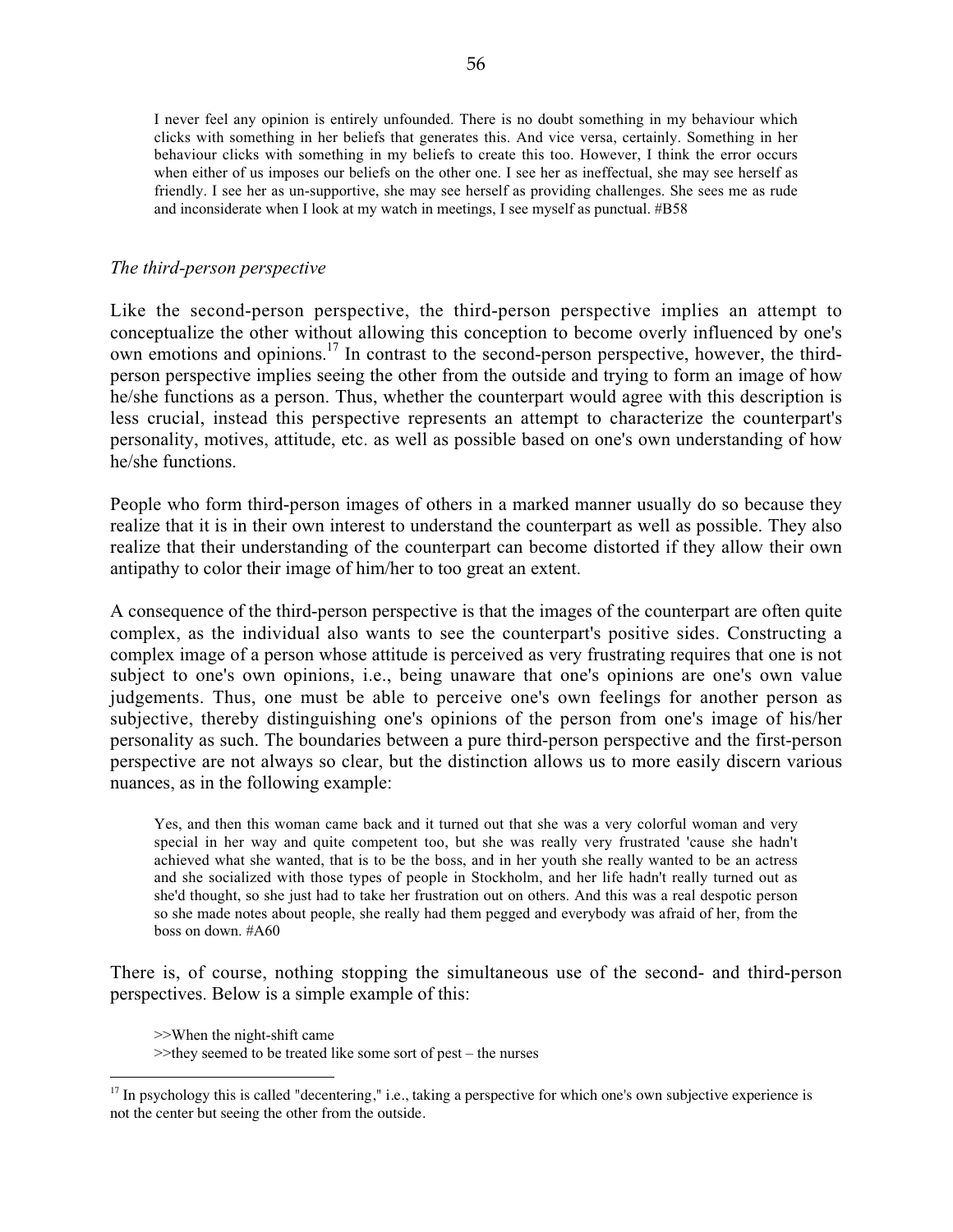> I never feel any opinion is entirely unfounded. There is no doubt something in my behaviour which clicks with something in her beliefs that generates this. And vice versa, certainly. Something in her behaviour clicks with something in my beliefs to create this too. However, I think the error occurs when either of us imposes our beliefs on the other one. I see her as ineffectual, she may see herself as friendly. I see her as un-supportive, she may see herself as providing challenges. She sees me as rude and inconsiderate when I look at my watch in meetings, I see myself as punctual. #B58

*The third-person perspective*

Like the second-person perspective, the third-person perspective implies an attempt to conceptualize the other without allowing this conception to become overly influenced by one's own emotions and opinions.[17] In contrast to the second-person perspective, however, the third-person perspective implies seeing the other from the outside and trying to form an image of how he/she functions as a person. Thus, whether the counterpart would agree with this description is less crucial, instead this perspective represents an attempt to characterize the counterpart's personality, motives, attitude, etc. as well as possible based on one's own understanding of how he/she functions.

People who form third-person images of others in a marked manner usually do so because they realize that it is in their own interest to understand the counterpart as well as possible. They also realize that their understanding of the counterpart can become distorted if they allow their own antipathy to color their image of him/her to too great an extent.

A consequence of the third-person perspective is that the images of the counterpart are often quite complex, as the individual also wants to see the counterpart's positive sides. Constructing a complex image of a person whose attitude is perceived as very frustrating requires that one is not subject to one's own opinions, i.e., being unaware that one's opinions are one's own value judgements. Thus, one must be able to perceive one's own feelings for another person as subjective, thereby distinguishing one's opinions of the person from one's image of his/her personality as such. The boundaries between a pure third-person perspective and the first-person perspective are not always so clear, but the distinction allows us to more easily discern various nuances, as in the following example:

> Yes, and then this woman came back and it turned out that she was a very colorful woman and very special in her way and quite competent too, but she was really very frustrated 'cause she hadn't achieved what she wanted, that is to be the boss, and in her youth she really wanted to be an actress and she socialized with those types of people in Stockholm, and her life hadn't really turned out as she'd thought, so she just had to take her frustration out on others. And this was a real despotic person so she made notes about people, she really had them pegged and everybody was afraid of her, from the boss on down. #A60

There is, of course, nothing stopping the simultaneous use of the second- and third-person perspectives. Below is a simple example of this:

> \>>When the night-shift came
> \>>they seemed to be treated like some sort of pest – the nurses

[17] In psychology this is called "decentering," i.e., taking a perspective for which one's own subjective experience is not the center but seeing the other from the outside.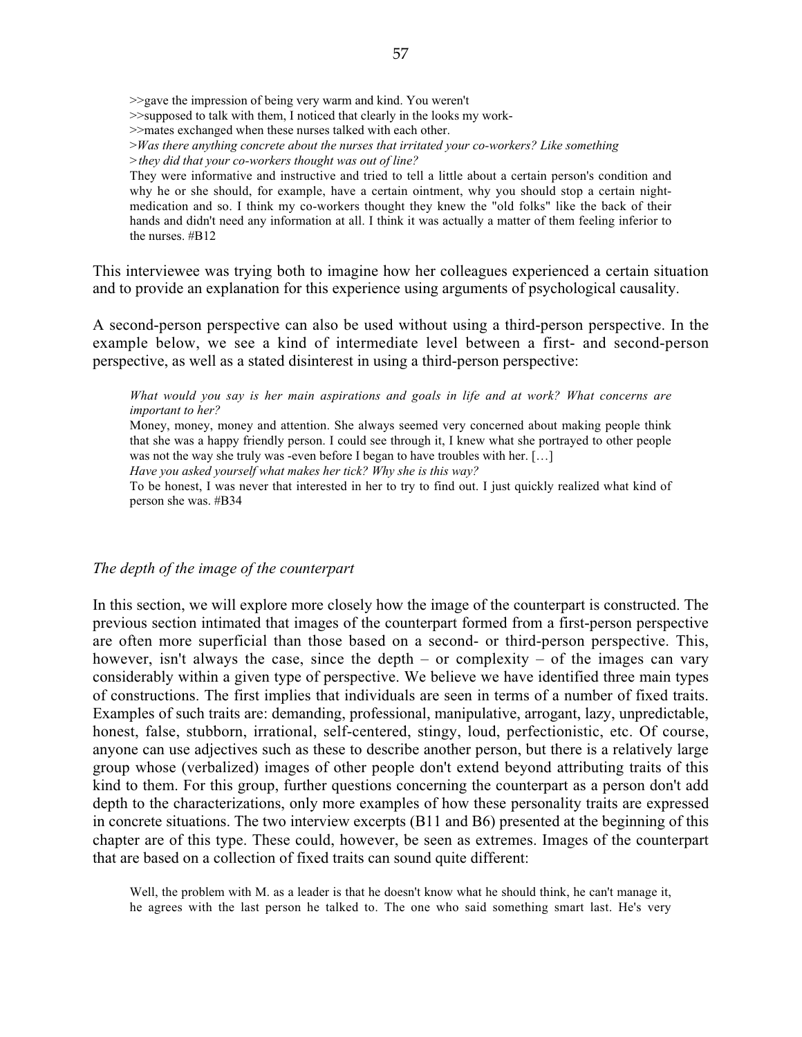>>gave the impression of being very warm and kind. You weren't
>>supposed to talk with them, I noticed that clearly in the looks my work-
>>mates exchanged when these nurses talked with each other.
>*Was there anything concrete about the nurses that irritated your co-workers? Like something*
>*they did that your co-workers thought was out of line?*
They were informative and instructive and tried to tell a little about a certain person's condition and why he or she should, for example, have a certain ointment, why you should stop a certain night-medication and so. I think my co-workers thought they knew the "old folks" like the back of their hands and didn't need any information at all. I think it was actually a matter of them feeling inferior to the nurses. #B12

This interviewee was trying both to imagine how her colleagues experienced a certain situation and to provide an explanation for this experience using arguments of psychological causality.

A second-person perspective can also be used without using a third-person perspective. In the example below, we see a kind of intermediate level between a first- and second-person perspective, as well as a stated disinterest in using a third-person perspective:

> *What would you say is her main aspirations and goals in life and at work? What concerns are important to her?*
> Money, money, money and attention. She always seemed very concerned about making people think that she was a happy friendly person. I could see through it, I knew what she portrayed to other people was not the way she truly was -even before I began to have troubles with her. […]
> *Have you asked yourself what makes her tick? Why she is this way?*
> To be honest, I was never that interested in her to try to find out. I just quickly realized what kind of person she was. #B34

### *The depth of the image of the counterpart*

In this section, we will explore more closely how the image of the counterpart is constructed. The previous section intimated that images of the counterpart formed from a first-person perspective are often more superficial than those based on a second- or third-person perspective. This, however, isn't always the case, since the depth – or complexity – of the images can vary considerably within a given type of perspective. We believe we have identified three main types of constructions. The first implies that individuals are seen in terms of a number of fixed traits. Examples of such traits are: demanding, professional, manipulative, arrogant, lazy, unpredictable, honest, false, stubborn, irrational, self-centered, stingy, loud, perfectionistic, etc. Of course, anyone can use adjectives such as these to describe another person, but there is a relatively large group whose (verbalized) images of other people don't extend beyond attributing traits of this kind to them. For this group, further questions concerning the counterpart as a person don't add depth to the characterizations, only more examples of how these personality traits are expressed in concrete situations. The two interview excerpts (B11 and B6) presented at the beginning of this chapter are of this type. These could, however, be seen as extremes. Images of the counterpart that are based on a collection of fixed traits can sound quite different:

> Well, the problem with M. as a leader is that he doesn't know what he should think, he can't manage it, he agrees with the last person he talked to. The one who said something smart last. He's very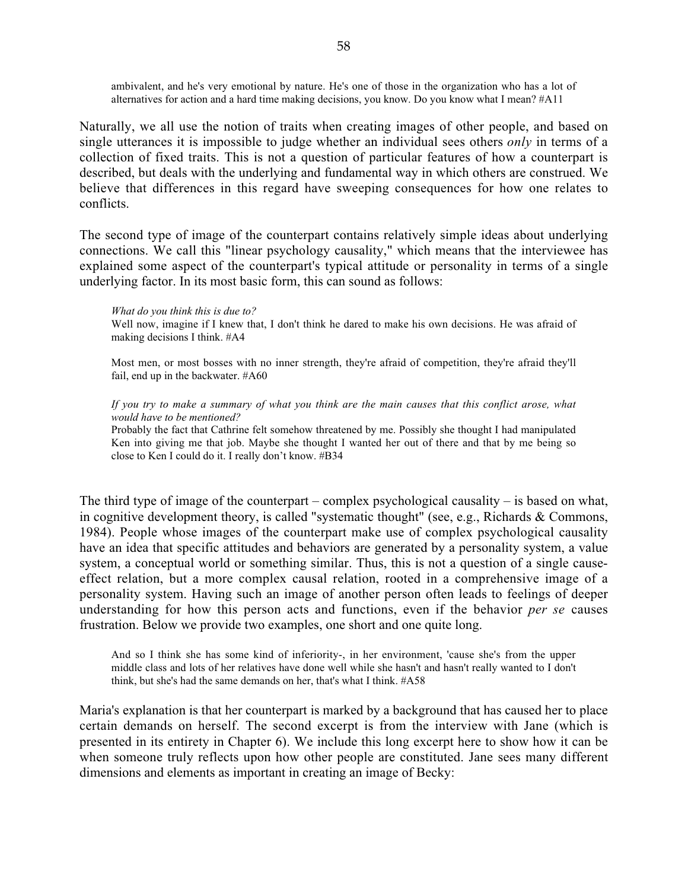> ambivalent, and he's very emotional by nature. He's one of those in the organization who has a lot of alternatives for action and a hard time making decisions, you know. Do you know what I mean? #A11

Naturally, we all use the notion of traits when creating images of other people, and based on single utterances it is impossible to judge whether an individual sees others *only* in terms of a collection of fixed traits. This is not a question of particular features of how a counterpart is described, but deals with the underlying and fundamental way in which others are construed. We believe that differences in this regard have sweeping consequences for how one relates to conflicts.

The second type of image of the counterpart contains relatively simple ideas about underlying connections. We call this "linear psychology causality," which means that the interviewee has explained some aspect of the counterpart's typical attitude or personality in terms of a single underlying factor. In its most basic form, this can sound as follows:

> *What do you think this is due to?*
> Well now, imagine if I knew that, I don't think he dared to make his own decisions. He was afraid of making decisions I think. #A4
>
> Most men, or most bosses with no inner strength, they're afraid of competition, they're afraid they'll fail, end up in the backwater. #A60
>
> *If you try to make a summary of what you think are the main causes that this conflict arose, what would have to be mentioned?*
> Probably the fact that Cathrine felt somehow threatened by me. Possibly she thought I had manipulated Ken into giving me that job. Maybe she thought I wanted her out of there and that by me being so close to Ken I could do it. I really don't know. #B34

The third type of image of the counterpart – complex psychological causality – is based on what, in cognitive development theory, is called "systematic thought" (see, e.g., Richards & Commons, 1984). People whose images of the counterpart make use of complex psychological causality have an idea that specific attitudes and behaviors are generated by a personality system, a value system, a conceptual world or something similar. Thus, this is not a question of a single cause-effect relation, but a more complex causal relation, rooted in a comprehensive image of a personality system. Having such an image of another person often leads to feelings of deeper understanding for how this person acts and functions, even if the behavior *per se* causes frustration. Below we provide two examples, one short and one quite long.

> And so I think she has some kind of inferiority-, in her environment, 'cause she's from the upper middle class and lots of her relatives have done well while she hasn't and hasn't really wanted to I don't think, but she's had the same demands on her, that's what I think. #A58

Maria's explanation is that her counterpart is marked by a background that has caused her to place certain demands on herself. The second excerpt is from the interview with Jane (which is presented in its entirety in Chapter 6). We include this long excerpt here to show how it can be when someone truly reflects upon how other people are constituted. Jane sees many different dimensions and elements as important in creating an image of Becky: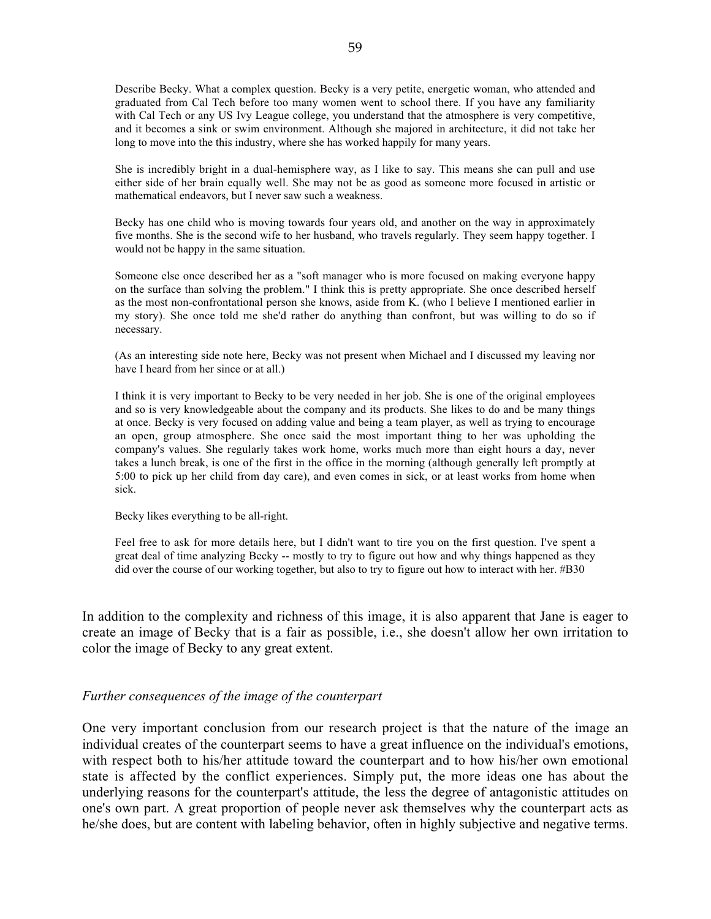> Describe Becky. What a complex question. Becky is a very petite, energetic woman, who attended and graduated from Cal Tech before too many women went to school there. If you have any familiarity with Cal Tech or any US Ivy League college, you understand that the atmosphere is very competitive, and it becomes a sink or swim environment. Although she majored in architecture, it did not take her long to move into the this industry, where she has worked happily for many years.
>
> She is incredibly bright in a dual-hemisphere way, as I like to say. This means she can pull and use either side of her brain equally well. She may not be as good as someone more focused in artistic or mathematical endeavors, but I never saw such a weakness.
>
> Becky has one child who is moving towards four years old, and another on the way in approximately five months. She is the second wife to her husband, who travels regularly. They seem happy together. I would not be happy in the same situation.
>
> Someone else once described her as a "soft manager who is more focused on making everyone happy on the surface than solving the problem." I think this is pretty appropriate. She once described herself as the most non-confrontational person she knows, aside from K. (who I believe I mentioned earlier in my story). She once told me she'd rather do anything than confront, but was willing to do so if necessary.
>
> (As an interesting side note here, Becky was not present when Michael and I discussed my leaving nor have I heard from her since or at all.)
>
> I think it is very important to Becky to be very needed in her job. She is one of the original employees and so is very knowledgeable about the company and its products. She likes to do and be many things at once. Becky is very focused on adding value and being a team player, as well as trying to encourage an open, group atmosphere. She once said the most important thing to her was upholding the company's values. She regularly takes work home, works much more than eight hours a day, never takes a lunch break, is one of the first in the office in the morning (although generally left promptly at 5:00 to pick up her child from day care), and even comes in sick, or at least works from home when sick.
>
> Becky likes everything to be all-right.
>
> Feel free to ask for more details here, but I didn't want to tire you on the first question. I've spent a great deal of time analyzing Becky -- mostly to try to figure out how and why things happened as they did over the course of our working together, but also to try to figure out how to interact with her. #B30

In addition to the complexity and richness of this image, it is also apparent that Jane is eager to create an image of Becky that is a fair as possible, i.e., she doesn't allow her own irritation to color the image of Becky to any great extent.

*Further consequences of the image of the counterpart*

One very important conclusion from our research project is that the nature of the image an individual creates of the counterpart seems to have a great influence on the individual's emotions, with respect both to his/her attitude toward the counterpart and to how his/her own emotional state is affected by the conflict experiences. Simply put, the more ideas one has about the underlying reasons for the counterpart's attitude, the less the degree of antagonistic attitudes on one's own part. A great proportion of people never ask themselves why the counterpart acts as he/she does, but are content with labeling behavior, often in highly subjective and negative terms.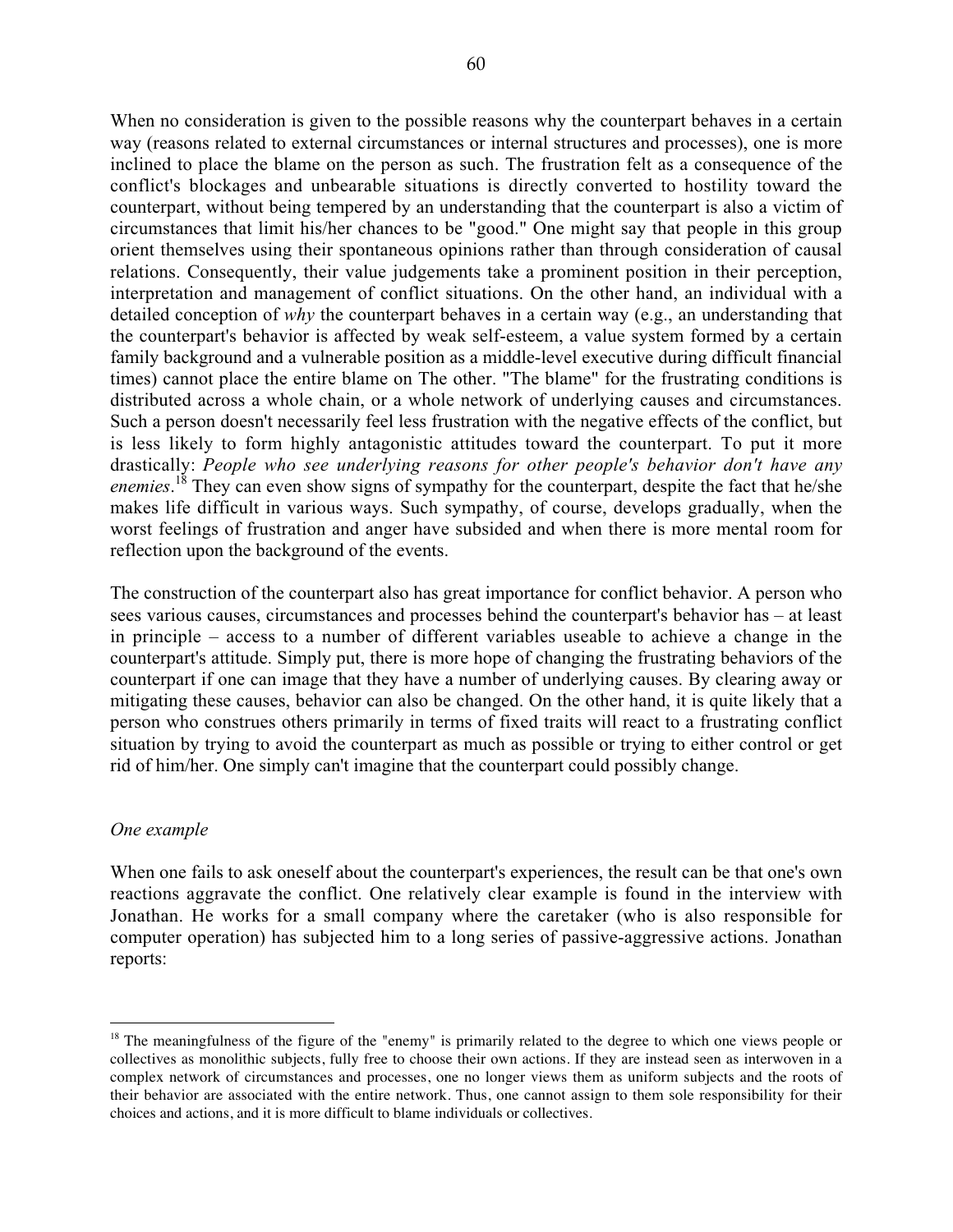When no consideration is given to the possible reasons why the counterpart behaves in a certain way (reasons related to external circumstances or internal structures and processes), one is more inclined to place the blame on the person as such. The frustration felt as a consequence of the conflict's blockages and unbearable situations is directly converted to hostility toward the counterpart, without being tempered by an understanding that the counterpart is also a victim of circumstances that limit his/her chances to be "good." One might say that people in this group orient themselves using their spontaneous opinions rather than through consideration of causal relations. Consequently, their value judgements take a prominent position in their perception, interpretation and management of conflict situations. On the other hand, an individual with a detailed conception of *why* the counterpart behaves in a certain way (e.g., an understanding that the counterpart's behavior is affected by weak self-esteem, a value system formed by a certain family background and a vulnerable position as a middle-level executive during difficult financial times) cannot place the entire blame on The other. "The blame" for the frustrating conditions is distributed across a whole chain, or a whole network of underlying causes and circumstances. Such a person doesn't necessarily feel less frustration with the negative effects of the conflict, but is less likely to form highly antagonistic attitudes toward the counterpart. To put it more drastically: *People who see underlying reasons for other people's behavior don't have any enemies*.[18] They can even show signs of sympathy for the counterpart, despite the fact that he/she makes life difficult in various ways. Such sympathy, of course, develops gradually, when the worst feelings of frustration and anger have subsided and when there is more mental room for reflection upon the background of the events.

The construction of the counterpart also has great importance for conflict behavior. A person who sees various causes, circumstances and processes behind the counterpart's behavior has – at least in principle – access to a number of different variables useable to achieve a change in the counterpart's attitude. Simply put, there is more hope of changing the frustrating behaviors of the counterpart if one can image that they have a number of underlying causes. By clearing away or mitigating these causes, behavior can also be changed. On the other hand, it is quite likely that a person who construes others primarily in terms of fixed traits will react to a frustrating conflict situation by trying to avoid the counterpart as much as possible or trying to either control or get rid of him/her. One simply can't imagine that the counterpart could possibly change.

*One example*

When one fails to ask oneself about the counterpart's experiences, the result can be that one's own reactions aggravate the conflict. One relatively clear example is found in the interview with Jonathan. He works for a small company where the caretaker (who is also responsible for computer operation) has subjected him to a long series of passive-aggressive actions. Jonathan reports:

---

[18] The meaningfulness of the figure of the "enemy" is primarily related to the degree to which one views people or collectives as monolithic subjects, fully free to choose their own actions. If they are instead seen as interwoven in a complex network of circumstances and processes, one no longer views them as uniform subjects and the roots of their behavior are associated with the entire network. Thus, one cannot assign to them sole responsibility for their choices and actions, and it is more difficult to blame individuals or collectives.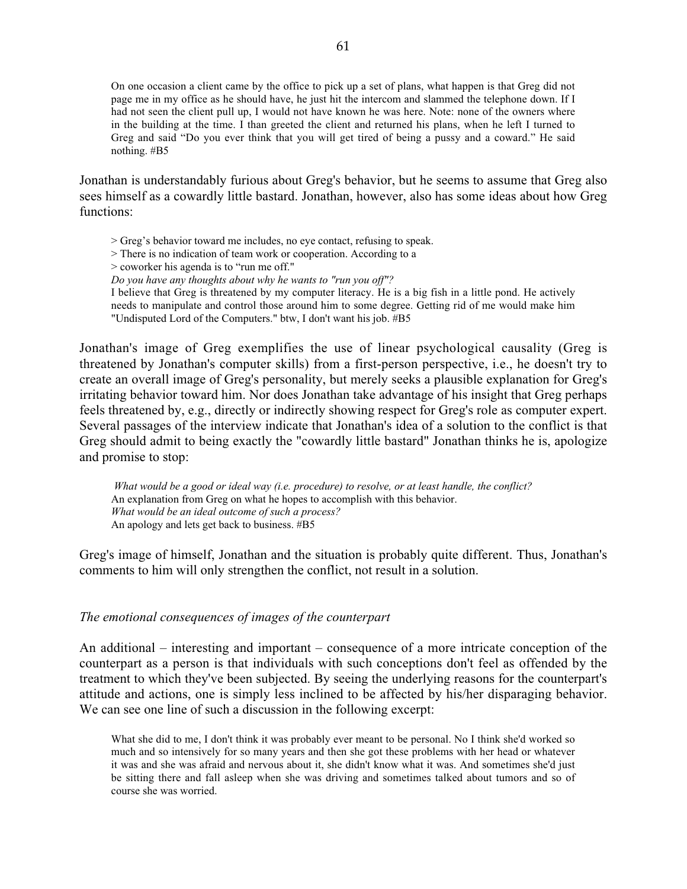> On one occasion a client came by the office to pick up a set of plans, what happen is that Greg did not page me in my office as he should have, he just hit the intercom and slammed the telephone down. If I had not seen the client pull up, I would not have known he was here. Note: none of the owners where in the building at the time. I than greeted the client and returned his plans, when he left I turned to Greg and said "Do you ever think that you will get tired of being a pussy and a coward." He said nothing. #B5

Jonathan is understandably furious about Greg's behavior, but he seems to assume that Greg also sees himself as a cowardly little bastard. Jonathan, however, also has some ideas about how Greg functions:

> > Greg's behavior toward me includes, no eye contact, refusing to speak.
> > There is no indication of team work or cooperation. According to a
> > coworker his agenda is to "run me off."
> *Do you have any thoughts about why he wants to "run you off"?*
> I believe that Greg is threatened by my computer literacy. He is a big fish in a little pond. He actively needs to manipulate and control those around him to some degree. Getting rid of me would make him "Undisputed Lord of the Computers." btw, I don't want his job. #B5

Jonathan's image of Greg exemplifies the use of linear psychological causality (Greg is threatened by Jonathan's computer skills) from a first-person perspective, i.e., he doesn't try to create an overall image of Greg's personality, but merely seeks a plausible explanation for Greg's irritating behavior toward him. Nor does Jonathan take advantage of his insight that Greg perhaps feels threatened by, e.g., directly or indirectly showing respect for Greg's role as computer expert. Several passages of the interview indicate that Jonathan's idea of a solution to the conflict is that Greg should admit to being exactly the "cowardly little bastard" Jonathan thinks he is, apologize and promise to stop:

> *What would be a good or ideal way (i.e. procedure) to resolve, or at least handle, the conflict?*
> An explanation from Greg on what he hopes to accomplish with this behavior.
> *What would be an ideal outcome of such a process?*
> An apology and lets get back to business. #B5

Greg's image of himself, Jonathan and the situation is probably quite different. Thus, Jonathan's comments to him will only strengthen the conflict, not result in a solution.

*The emotional consequences of images of the counterpart*

An additional – interesting and important – consequence of a more intricate conception of the counterpart as a person is that individuals with such conceptions don't feel as offended by the treatment to which they've been subjected. By seeing the underlying reasons for the counterpart's attitude and actions, one is simply less inclined to be affected by his/her disparaging behavior. We can see one line of such a discussion in the following excerpt:

> What she did to me, I don't think it was probably ever meant to be personal. No I think she'd worked so much and so intensively for so many years and then she got these problems with her head or whatever it was and she was afraid and nervous about it, she didn't know what it was. And sometimes she'd just be sitting there and fall asleep when she was driving and sometimes talked about tumors and so of course she was worried.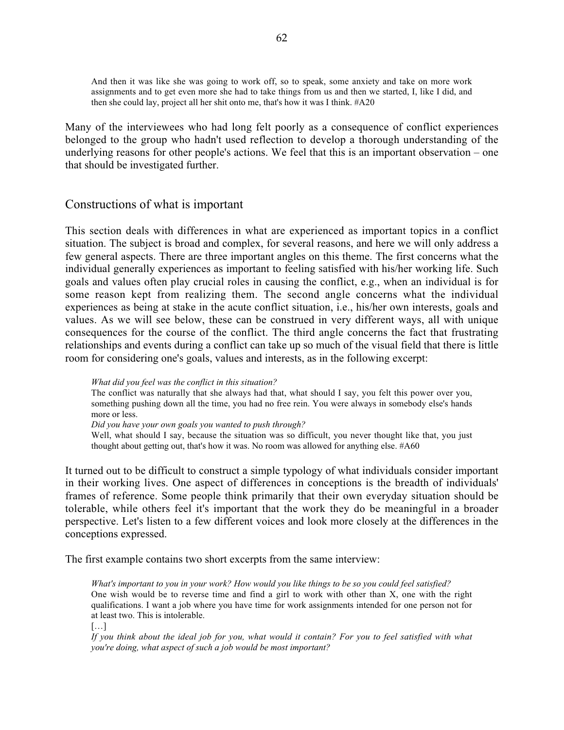> And then it was like she was going to work off, so to speak, some anxiety and take on more work assignments and to get even more she had to take things from us and then we started, I, like I did, and then she could lay, project all her shit onto me, that's how it was I think. #A20

Many of the interviewees who had long felt poorly as a consequence of conflict experiences belonged to the group who hadn't used reflection to develop a thorough understanding of the underlying reasons for other people's actions. We feel that this is an important observation – one that should be investigated further.

## Constructions of what is important

This section deals with differences in what are experienced as important topics in a conflict situation. The subject is broad and complex, for several reasons, and here we will only address a few general aspects. There are three important angles on this theme. The first concerns what the individual generally experiences as important to feeling satisfied with his/her working life. Such goals and values often play crucial roles in causing the conflict, e.g., when an individual is for some reason kept from realizing them. The second angle concerns what the individual experiences as being at stake in the acute conflict situation, i.e., his/her own interests, goals and values. As we will see below, these can be construed in very different ways, all with unique consequences for the course of the conflict. The third angle concerns the fact that frustrating relationships and events during a conflict can take up so much of the visual field that there is little room for considering one's goals, values and interests, as in the following excerpt:

> *What did you feel was the conflict in this situation?*
> The conflict was naturally that she always had that, what should I say, you felt this power over you, something pushing down all the time, you had no free rein. You were always in somebody else's hands more or less.
> *Did you have your own goals you wanted to push through?*
> Well, what should I say, because the situation was so difficult, you never thought like that, you just thought about getting out, that's how it was. No room was allowed for anything else. #A60

It turned out to be difficult to construct a simple typology of what individuals consider important in their working lives. One aspect of differences in conceptions is the breadth of individuals' frames of reference. Some people think primarily that their own everyday situation should be tolerable, while others feel it's important that the work they do be meaningful in a broader perspective. Let's listen to a few different voices and look more closely at the differences in the conceptions expressed.

The first example contains two short excerpts from the same interview:

> *What's important to you in your work? How would you like things to be so you could feel satisfied?*
> One wish would be to reverse time and find a girl to work with other than X, one with the right qualifications. I want a job where you have time for work assignments intended for one person not for at least two. This is intolerable.
> […]
> *If you think about the ideal job for you, what would it contain? For you to feel satisfied with what you're doing, what aspect of such a job would be most important?*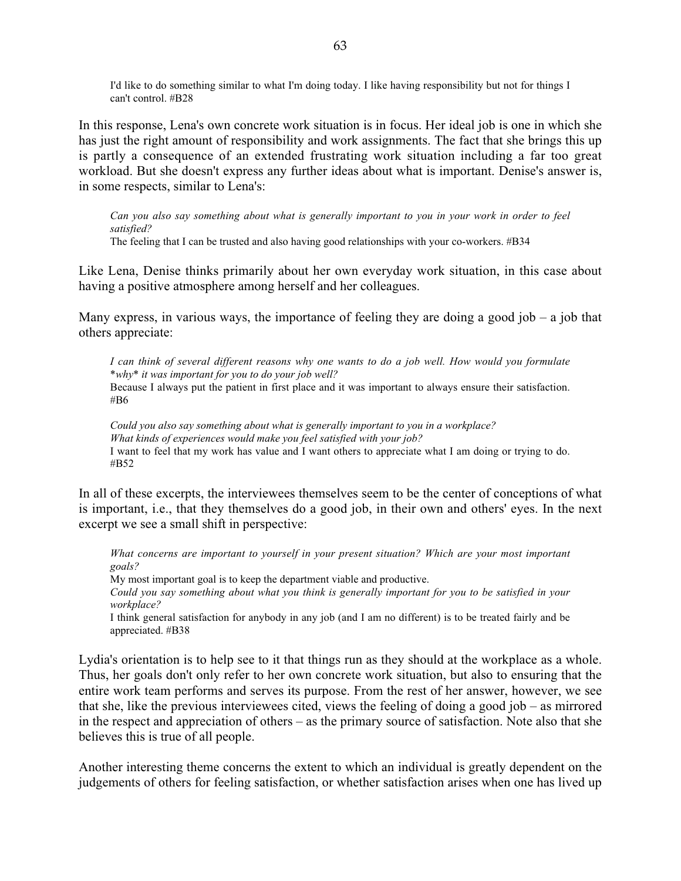> I'd like to do something similar to what I'm doing today. I like having responsibility but not for things I can't control. #B28

In this response, Lena's own concrete work situation is in focus. Her ideal job is one in which she has just the right amount of responsibility and work assignments. The fact that she brings this up is partly a consequence of an extended frustrating work situation including a far too great workload. But she doesn't express any further ideas about what is important. Denise's answer is, in some respects, similar to Lena's:

> *Can you also say something about what is generally important to you in your work in order to feel satisfied?*
> The feeling that I can be trusted and also having good relationships with your co-workers. #B34

Like Lena, Denise thinks primarily about her own everyday work situation, in this case about having a positive atmosphere among herself and her colleagues.

Many express, in various ways, the importance of feeling they are doing a good job – a job that others appreciate:

> *I can think of several different reasons why one wants to do a job well. How would you formulate *why* it was important for you to do your job well?*
> Because I always put the patient in first place and it was important to always ensure their satisfaction. #B6
>
> *Could you also say something about what is generally important to you in a workplace? What kinds of experiences would make you feel satisfied with your job?*
> I want to feel that my work has value and I want others to appreciate what I am doing or trying to do. #B52

In all of these excerpts, the interviewees themselves seem to be the center of conceptions of what is important, i.e., that they themselves do a good job, in their own and others' eyes. In the next excerpt we see a small shift in perspective:

> *What concerns are important to yourself in your present situation? Which are your most important goals?*
> My most important goal is to keep the department viable and productive.
> *Could you say something about what you think is generally important for you to be satisfied in your workplace?*
> I think general satisfaction for anybody in any job (and I am no different) is to be treated fairly and be appreciated. #B38

Lydia's orientation is to help see to it that things run as they should at the workplace as a whole. Thus, her goals don't only refer to her own concrete work situation, but also to ensuring that the entire work team performs and serves its purpose. From the rest of her answer, however, we see that she, like the previous interviewees cited, views the feeling of doing a good job – as mirrored in the respect and appreciation of others – as the primary source of satisfaction. Note also that she believes this is true of all people.

Another interesting theme concerns the extent to which an individual is greatly dependent on the judgements of others for feeling satisfaction, or whether satisfaction arises when one has lived up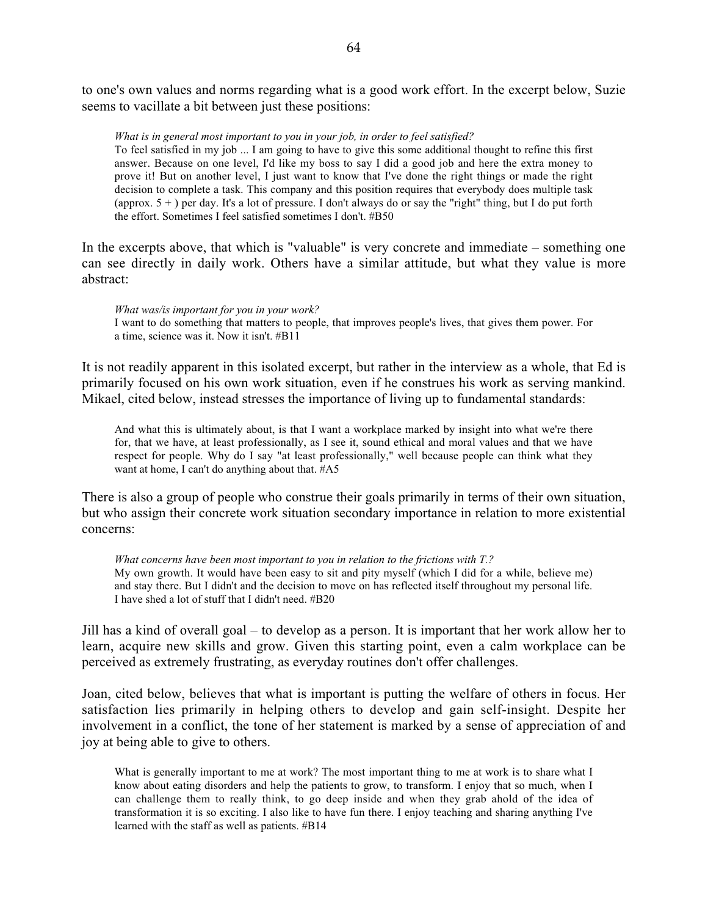to one's own values and norms regarding what is a good work effort. In the excerpt below, Suzie seems to vacillate a bit between just these positions:

> *What is in general most important to you in your job, in order to feel satisfied?*
> To feel satisfied in my job ... I am going to have to give this some additional thought to refine this first answer. Because on one level, I'd like my boss to say I did a good job and here the extra money to prove it! But on another level, I just want to know that I've done the right things or made the right decision to complete a task. This company and this position requires that everybody does multiple task (approx. 5 + ) per day. It's a lot of pressure. I don't always do or say the "right" thing, but I do put forth the effort. Sometimes I feel satisfied sometimes I don't. #B50

In the excerpts above, that which is "valuable" is very concrete and immediate – something one can see directly in daily work. Others have a similar attitude, but what they value is more abstract:

> *What was/is important for you in your work?*
> I want to do something that matters to people, that improves people's lives, that gives them power. For a time, science was it. Now it isn't. #B11

It is not readily apparent in this isolated excerpt, but rather in the interview as a whole, that Ed is primarily focused on his own work situation, even if he construes his work as serving mankind. Mikael, cited below, instead stresses the importance of living up to fundamental standards:

> And what this is ultimately about, is that I want a workplace marked by insight into what we're there for, that we have, at least professionally, as I see it, sound ethical and moral values and that we have respect for people. Why do I say "at least professionally," well because people can think what they want at home, I can't do anything about that. #A5

There is also a group of people who construe their goals primarily in terms of their own situation, but who assign their concrete work situation secondary importance in relation to more existential concerns:

> *What concerns have been most important to you in relation to the frictions with T.?*
> My own growth. It would have been easy to sit and pity myself (which I did for a while, believe me) and stay there. But I didn't and the decision to move on has reflected itself throughout my personal life. I have shed a lot of stuff that I didn't need. #B20

Jill has a kind of overall goal – to develop as a person. It is important that her work allow her to learn, acquire new skills and grow. Given this starting point, even a calm workplace can be perceived as extremely frustrating, as everyday routines don't offer challenges.

Joan, cited below, believes that what is important is putting the welfare of others in focus. Her satisfaction lies primarily in helping others to develop and gain self-insight. Despite her involvement in a conflict, the tone of her statement is marked by a sense of appreciation of and joy at being able to give to others.

> What is generally important to me at work? The most important thing to me at work is to share what I know about eating disorders and help the patients to grow, to transform. I enjoy that so much, when I can challenge them to really think, to go deep inside and when they grab ahold of the idea of transformation it is so exciting. I also like to have fun there. I enjoy teaching and sharing anything I've learned with the staff as well as patients. #B14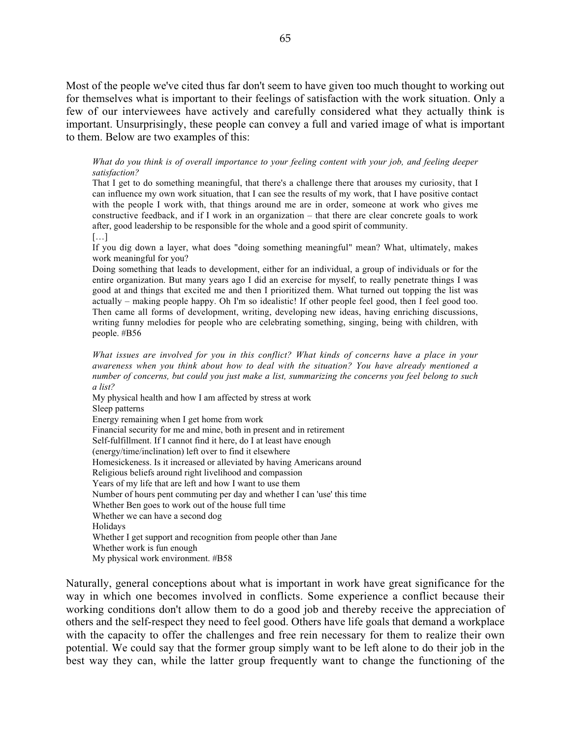Most of the people we've cited thus far don't seem to have given too much thought to working out for themselves what is important to their feelings of satisfaction with the work situation. Only a few of our interviewees have actively and carefully considered what they actually think is important. Unsurprisingly, these people can convey a full and varied image of what is important to them. Below are two examples of this:

> *What do you think is of overall importance to your feeling content with your job, and feeling deeper satisfaction?*
>
> That I get to do something meaningful, that there's a challenge there that arouses my curiosity, that I can influence my own work situation, that I can see the results of my work, that I have positive contact with the people I work with, that things around me are in order, someone at work who gives me constructive feedback, and if I work in an organization – that there are clear concrete goals to work after, good leadership to be responsible for the whole and a good spirit of community.
>
> […]
>
> If you dig down a layer, what does "doing something meaningful" mean? What, ultimately, makes work meaningful for you?
>
> Doing something that leads to development, either for an individual, a group of individuals or for the entire organization. But many years ago I did an exercise for myself, to really penetrate things I was good at and things that excited me and then I prioritized them. What turned out topping the list was actually – making people happy. Oh I'm so idealistic! If other people feel good, then I feel good too. Then came all forms of development, writing, developing new ideas, having enriching discussions, writing funny melodies for people who are celebrating something, singing, being with children, with people. #B56

> *What issues are involved for you in this conflict? What kinds of concerns have a place in your awareness when you think about how to deal with the situation? You have already mentioned a number of concerns, but could you just make a list, summarizing the concerns you feel belong to such a list?*
>
> My physical health and how I am affected by stress at work
> Sleep patterns
> Energy remaining when I get home from work
> Financial security for me and mine, both in present and in retirement
> Self-fulfillment. If I cannot find it here, do I at least have enough
> (energy/time/inclination) left over to find it elsewhere
> Homesickeness. Is it increased or alleviated by having Americans around
> Religious beliefs around right livelihood and compassion
> Years of my life that are left and how I want to use them
> Number of hours pent commuting per day and whether I can 'use' this time
> Whether Ben goes to work out of the house full time
> Whether we can have a second dog
> Holidays
> Whether I get support and recognition from people other than Jane
> Whether work is fun enough
> My physical work environment. #B58

Naturally, general conceptions about what is important in work have great significance for the way in which one becomes involved in conflicts. Some experience a conflict because their working conditions don't allow them to do a good job and thereby receive the appreciation of others and the self-respect they need to feel good. Others have life goals that demand a workplace with the capacity to offer the challenges and free rein necessary for them to realize their own potential. We could say that the former group simply want to be left alone to do their job in the best way they can, while the latter group frequently want to change the functioning of the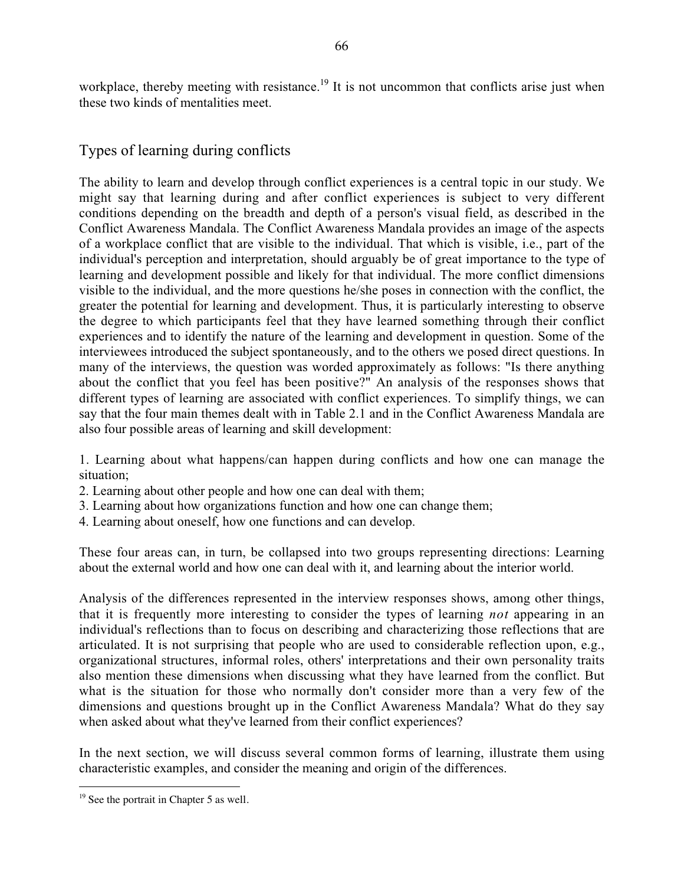workplace, thereby meeting with resistance.[19] It is not uncommon that conflicts arise just when these two kinds of mentalities meet.

## Types of learning during conflicts

The ability to learn and develop through conflict experiences is a central topic in our study. We might say that learning during and after conflict experiences is subject to very different conditions depending on the breadth and depth of a person's visual field, as described in the Conflict Awareness Mandala. The Conflict Awareness Mandala provides an image of the aspects of a workplace conflict that are visible to the individual. That which is visible, i.e., part of the individual's perception and interpretation, should arguably be of great importance to the type of learning and development possible and likely for that individual. The more conflict dimensions visible to the individual, and the more questions he/she poses in connection with the conflict, the greater the potential for learning and development. Thus, it is particularly interesting to observe the degree to which participants feel that they have learned something through their conflict experiences and to identify the nature of the learning and development in question. Some of the interviewees introduced the subject spontaneously, and to the others we posed direct questions. In many of the interviews, the question was worded approximately as follows: "Is there anything about the conflict that you feel has been positive?" An analysis of the responses shows that different types of learning are associated with conflict experiences. To simplify things, we can say that the four main themes dealt with in Table 2.1 and in the Conflict Awareness Mandala are also four possible areas of learning and skill development:

1. Learning about what happens/can happen during conflicts and how one can manage the situation;
2. Learning about other people and how one can deal with them;
3. Learning about how organizations function and how one can change them;
4. Learning about oneself, how one functions and can develop.

These four areas can, in turn, be collapsed into two groups representing directions: Learning about the external world and how one can deal with it, and learning about the interior world.

Analysis of the differences represented in the interview responses shows, among other things, that it is frequently more interesting to consider the types of learning *not* appearing in an individual's reflections than to focus on describing and characterizing those reflections that are articulated. It is not surprising that people who are used to considerable reflection upon, e.g., organizational structures, informal roles, others' interpretations and their own personality traits also mention these dimensions when discussing what they have learned from the conflict. But what is the situation for those who normally don't consider more than a very few of the dimensions and questions brought up in the Conflict Awareness Mandala? What do they say when asked about what they've learned from their conflict experiences?

In the next section, we will discuss several common forms of learning, illustrate them using characteristic examples, and consider the meaning and origin of the differences.

[19] See the portrait in Chapter 5 as well.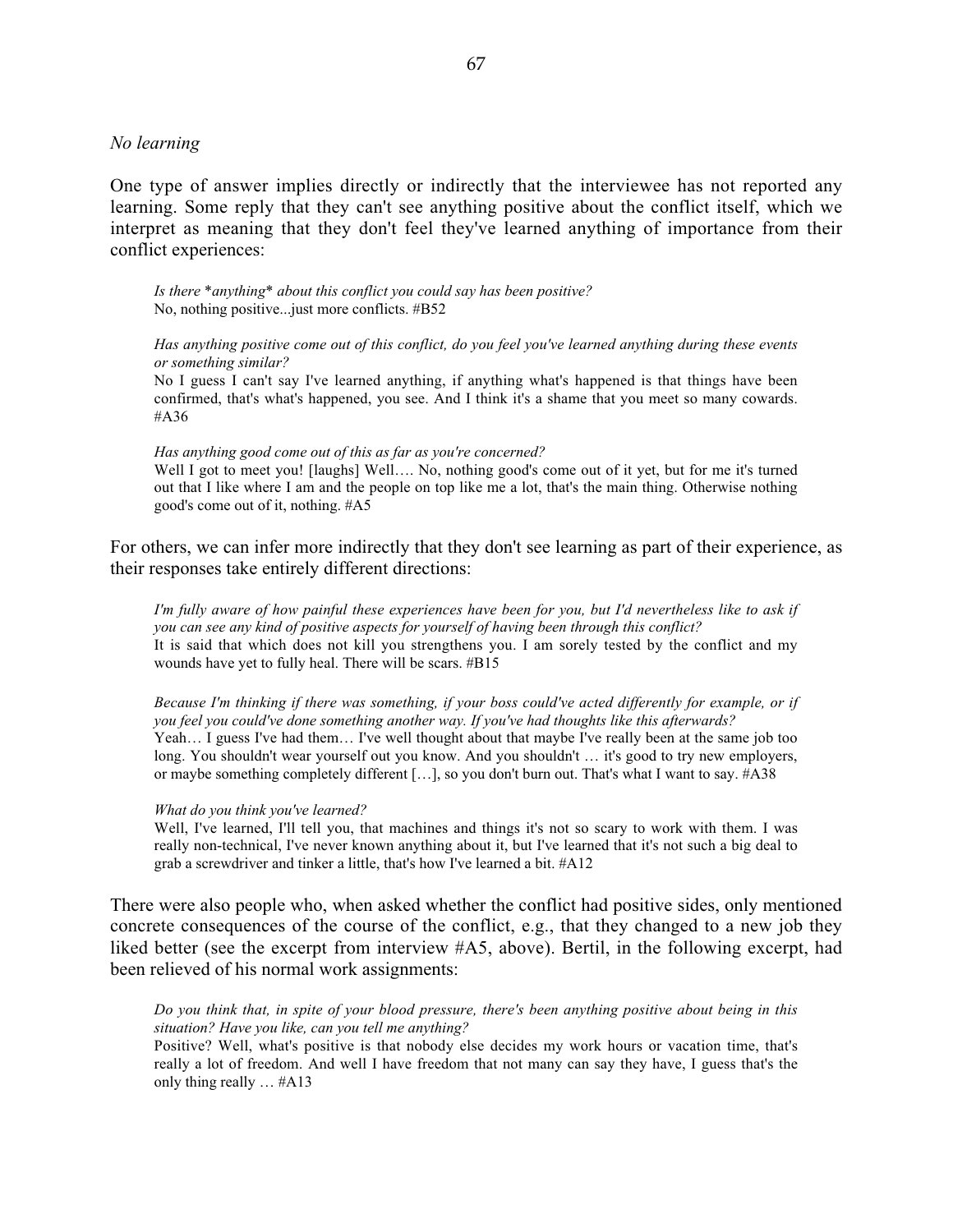*No learning*

One type of answer implies directly or indirectly that the interviewee has not reported any learning. Some reply that they can't see anything positive about the conflict itself, which we interpret as meaning that they don't feel they've learned anything of importance from their conflict experiences:

> *Is there \*anything\* about this conflict you could say has been positive?*
> No, nothing positive...just more conflicts. #B52

> *Has anything positive come out of this conflict, do you feel you've learned anything during these events or something similar?*
> No I guess I can't say I've learned anything, if anything what's happened is that things have been confirmed, that's what's happened, you see. And I think it's a shame that you meet so many cowards. #A36

> *Has anything good come out of this as far as you're concerned?*
> Well I got to meet you! [laughs] Well…. No, nothing good's come out of it yet, but for me it's turned out that I like where I am and the people on top like me a lot, that's the main thing. Otherwise nothing good's come out of it, nothing. #A5

For others, we can infer more indirectly that they don't see learning as part of their experience, as their responses take entirely different directions:

> *I'm fully aware of how painful these experiences have been for you, but I'd nevertheless like to ask if you can see any kind of positive aspects for yourself of having been through this conflict?*
> It is said that which does not kill you strengthens you. I am sorely tested by the conflict and my wounds have yet to fully heal. There will be scars. #B15

> *Because I'm thinking if there was something, if your boss could've acted differently for example, or if you feel you could've done something another way. If you've had thoughts like this afterwards?*
> Yeah… I guess I've had them… I've well thought about that maybe I've really been at the same job too long. You shouldn't wear yourself out you know. And you shouldn't … it's good to try new employers, or maybe something completely different […], so you don't burn out. That's what I want to say. #A38

> *What do you think you've learned?*
> Well, I've learned, I'll tell you, that machines and things it's not so scary to work with them. I was really non-technical, I've never known anything about it, but I've learned that it's not such a big deal to grab a screwdriver and tinker a little, that's how I've learned a bit. #A12

There were also people who, when asked whether the conflict had positive sides, only mentioned concrete consequences of the course of the conflict, e.g., that they changed to a new job they liked better (see the excerpt from interview #A5, above). Bertil, in the following excerpt, had been relieved of his normal work assignments:

> *Do you think that, in spite of your blood pressure, there's been anything positive about being in this situation? Have you like, can you tell me anything?*
> Positive? Well, what's positive is that nobody else decides my work hours or vacation time, that's really a lot of freedom. And well I have freedom that not many can say they have, I guess that's the only thing really … #A13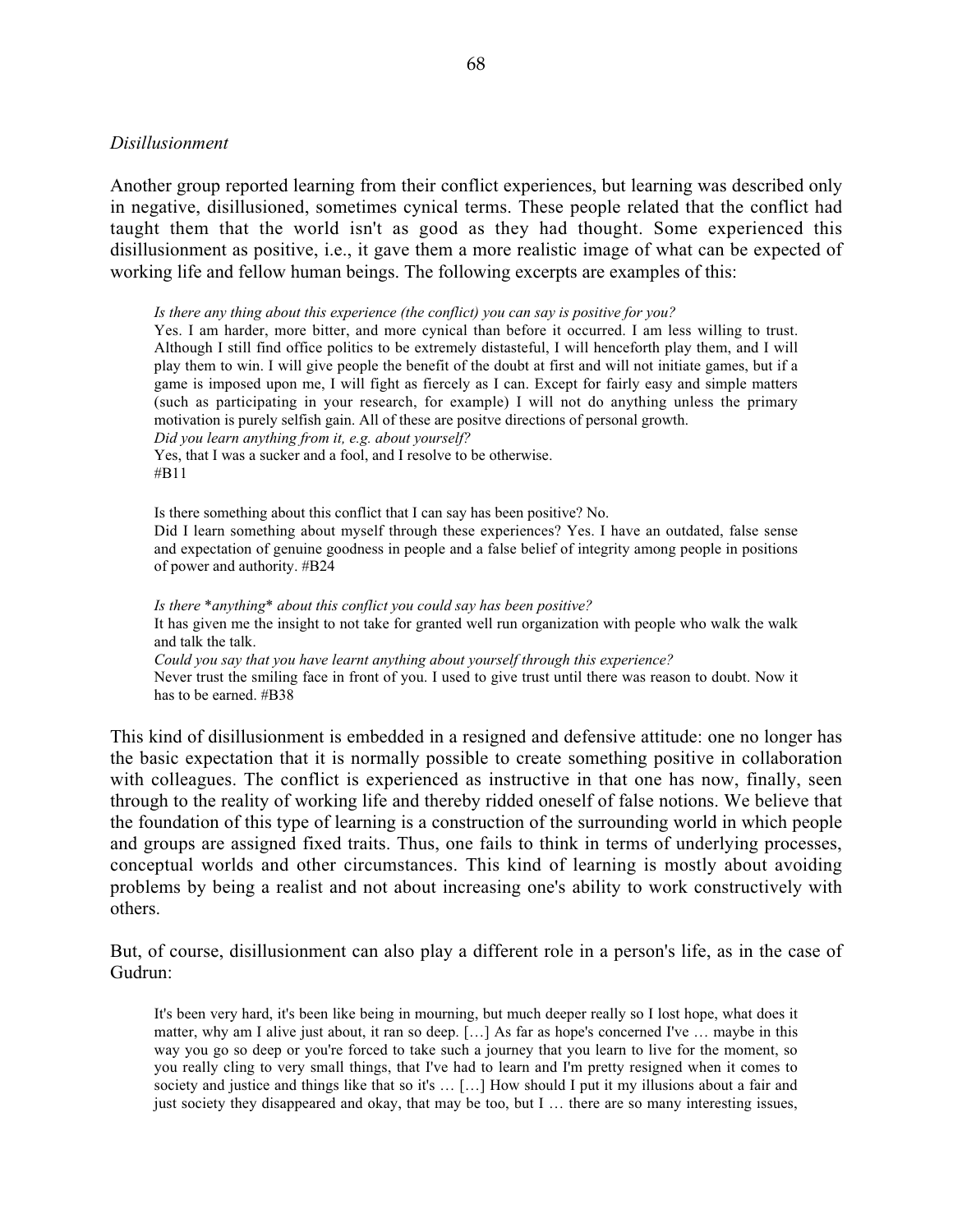*Disillusionment*

Another group reported learning from their conflict experiences, but learning was described only in negative, disillusioned, sometimes cynical terms. These people related that the conflict had taught them that the world isn't as good as they had thought. Some experienced this disillusionment as positive, i.e., it gave them a more realistic image of what can be expected of working life and fellow human beings. The following excerpts are examples of this:

> *Is there any thing about this experience (the conflict) you can say is positive for you?*
> Yes. I am harder, more bitter, and more cynical than before it occurred. I am less willing to trust. Although I still find office politics to be extremely distasteful, I will henceforth play them, and I will play them to win. I will give people the benefit of the doubt at first and will not initiate games, but if a game is imposed upon me, I will fight as fiercely as I can. Except for fairly easy and simple matters (such as participating in your research, for example) I will not do anything unless the primary motivation is purely selfish gain. All of these are positve directions of personal growth.
> *Did you learn anything from it, e.g. about yourself?*
> Yes, that I was a sucker and a fool, and I resolve to be otherwise.
> #B11

> Is there something about this conflict that I can say has been positive? No.
> Did I learn something about myself through these experiences? Yes. I have an outdated, false sense and expectation of genuine goodness in people and a false belief of integrity among people in positions of power and authority. #B24

> *Is there \*anything\* about this conflict you could say has been positive?*
> It has given me the insight to not take for granted well run organization with people who walk the walk and talk the talk.
> *Could you say that you have learnt anything about yourself through this experience?*
> Never trust the smiling face in front of you. I used to give trust until there was reason to doubt. Now it has to be earned. #B38

This kind of disillusionment is embedded in a resigned and defensive attitude: one no longer has the basic expectation that it is normally possible to create something positive in collaboration with colleagues. The conflict is experienced as instructive in that one has now, finally, seen through to the reality of working life and thereby ridded oneself of false notions. We believe that the foundation of this type of learning is a construction of the surrounding world in which people and groups are assigned fixed traits. Thus, one fails to think in terms of underlying processes, conceptual worlds and other circumstances. This kind of learning is mostly about avoiding problems by being a realist and not about increasing one's ability to work constructively with others.

But, of course, disillusionment can also play a different role in a person's life, as in the case of Gudrun:

> It's been very hard, it's been like being in mourning, but much deeper really so I lost hope, what does it matter, why am I alive just about, it ran so deep. […] As far as hope's concerned I've … maybe in this way you go so deep or you're forced to take such a journey that you learn to live for the moment, so you really cling to very small things, that I've had to learn and I'm pretty resigned when it comes to society and justice and things like that so it's … […] How should I put it my illusions about a fair and just society they disappeared and okay, that may be too, but I … there are so many interesting issues,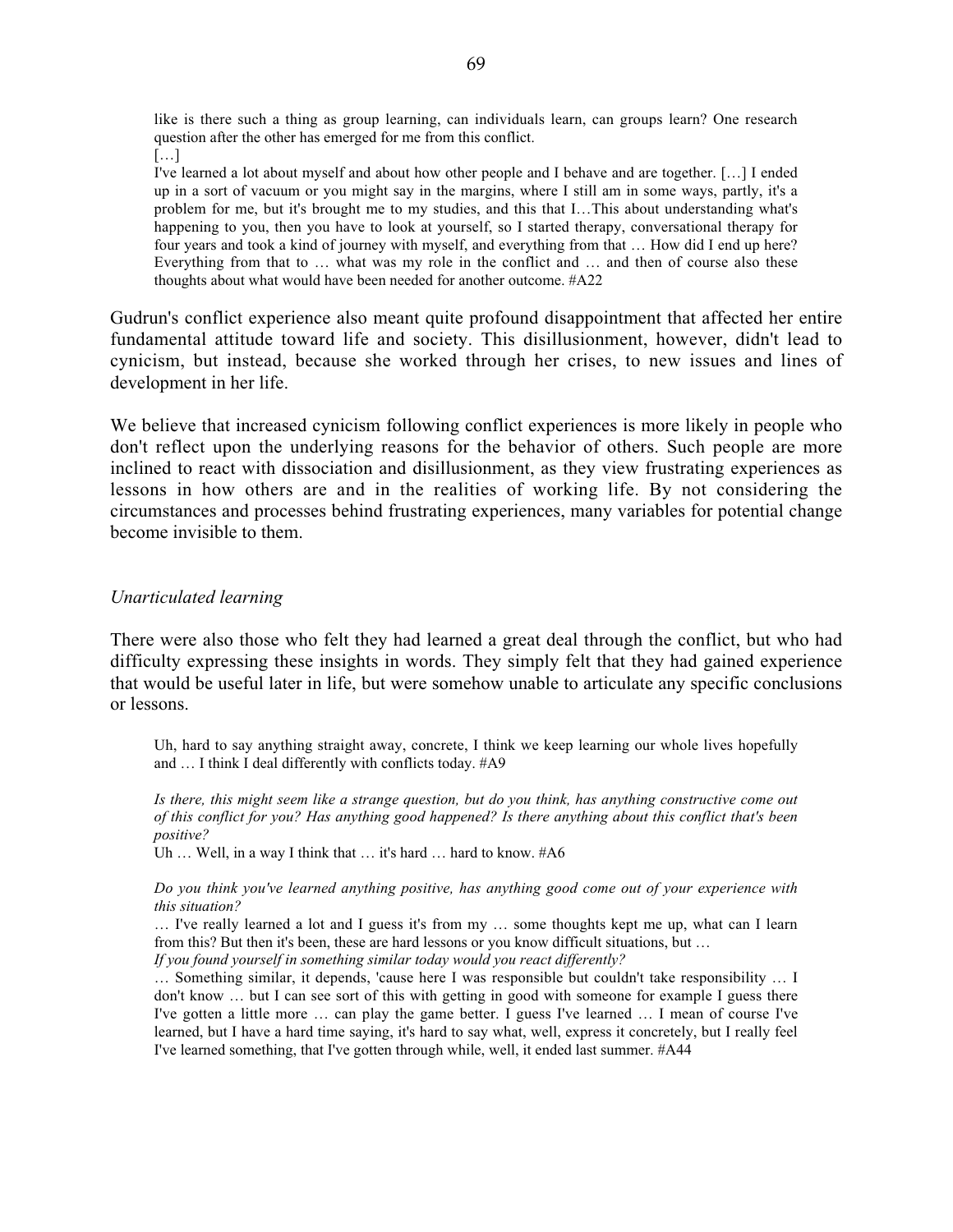> like is there such a thing as group learning, can individuals learn, can groups learn? One research question after the other has emerged for me from this conflict.
> […]
> I've learned a lot about myself and about how other people and I behave and are together. […] I ended up in a sort of vacuum or you might say in the margins, where I still am in some ways, partly, it's a problem for me, but it's brought me to my studies, and this that I…This about understanding what's happening to you, then you have to look at yourself, so I started therapy, conversational therapy for four years and took a kind of journey with myself, and everything from that … How did I end up here? Everything from that to … what was my role in the conflict and … and then of course also these thoughts about what would have been needed for another outcome. #A22

Gudrun's conflict experience also meant quite profound disappointment that affected her entire fundamental attitude toward life and society. This disillusionment, however, didn't lead to cynicism, but instead, because she worked through her crises, to new issues and lines of development in her life.

We believe that increased cynicism following conflict experiences is more likely in people who don't reflect upon the underlying reasons for the behavior of others. Such people are more inclined to react with dissociation and disillusionment, as they view frustrating experiences as lessons in how others are and in the realities of working life. By not considering the circumstances and processes behind frustrating experiences, many variables for potential change become invisible to them.

*Unarticulated learning*

There were also those who felt they had learned a great deal through the conflict, but who had difficulty expressing these insights in words. They simply felt that they had gained experience that would be useful later in life, but were somehow unable to articulate any specific conclusions or lessons.

> Uh, hard to say anything straight away, concrete, I think we keep learning our whole lives hopefully and … I think I deal differently with conflicts today. #A9

> *Is there, this might seem like a strange question, but do you think, has anything constructive come out of this conflict for you? Has anything good happened? Is there anything about this conflict that's been positive?*
> Uh … Well, in a way I think that … it's hard … hard to know. #A6

> *Do you think you've learned anything positive, has anything good come out of your experience with this situation?*
> … I've really learned a lot and I guess it's from my … some thoughts kept me up, what can I learn from this? But then it's been, these are hard lessons or you know difficult situations, but …
> *If you found yourself in something similar today would you react differently?*
> … Something similar, it depends, 'cause here I was responsible but couldn't take responsibility … I don't know … but I can see sort of this with getting in good with someone for example I guess there I've gotten a little more … can play the game better. I guess I've learned … I mean of course I've learned, but I have a hard time saying, it's hard to say what, well, express it concretely, but I really feel I've learned something, that I've gotten through while, well, it ended last summer. #A44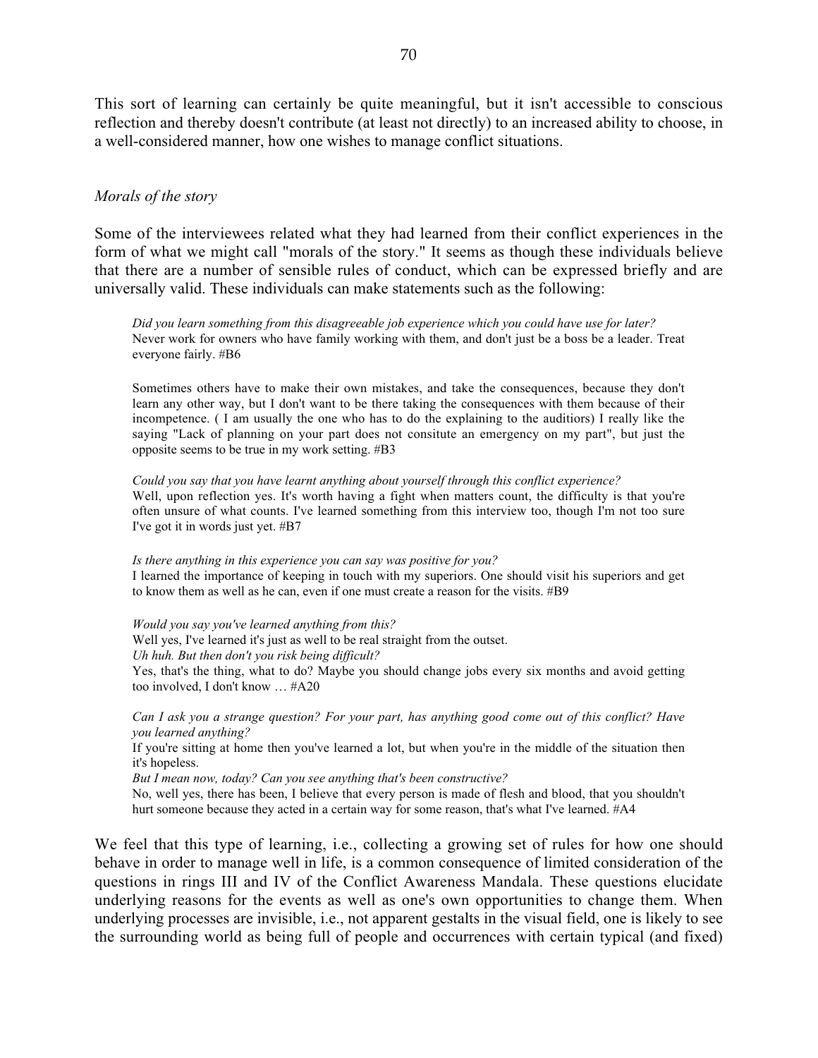This sort of learning can certainly be quite meaningful, but it isn't accessible to conscious reflection and thereby doesn't contribute (at least not directly) to an increased ability to choose, in a well-considered manner, how one wishes to manage conflict situations.

### *Morals of the story*

Some of the interviewees related what they had learned from their conflict experiences in the form of what we might call "morals of the story." It seems as though these individuals believe that there are a number of sensible rules of conduct, which can be expressed briefly and are universally valid. These individuals can make statements such as the following:

> *Did you learn something from this disagreeable job experience which you could have use for later?*
> Never work for owners who have family working with them, and don't just be a boss be a leader. Treat everyone fairly. #B6

> Sometimes others have to make their own mistakes, and take the consequences, because they don't learn any other way, but I don't want to be there taking the consequences with them because of their incompetence. ( I am usually the one who has to do the explaining to the auditiors) I really like the saying "Lack of planning on your part does not consitute an emergency on my part", but just the opposite seems to be true in my work setting. #B3

> *Could you say that you have learnt anything about yourself through this conflict experience?*
> Well, upon reflection yes. It's worth having a fight when matters count, the difficulty is that you're often unsure of what counts. I've learned something from this interview too, though I'm not too sure I've got it in words just yet. #B7

> *Is there anything in this experience you can say was positive for you?*
> I learned the importance of keeping in touch with my superiors. One should visit his superiors and get to know them as well as he can, even if one must create a reason for the visits. #B9

> *Would you say you've learned anything from this?*
> Well yes, I've learned it's just as well to be real straight from the outset.
> *Uh huh. But then don't you risk being difficult?*
> Yes, that's the thing, what to do? Maybe you should change jobs every six months and avoid getting too involved, I don't know … #A20

> *Can I ask you a strange question? For your part, has anything good come out of this conflict? Have you learned anything?*
> If you're sitting at home then you've learned a lot, but when you're in the middle of the situation then it's hopeless.
> *But I mean now, today? Can you see anything that's been constructive?*
> No, well yes, there has been, I believe that every person is made of flesh and blood, that you shouldn't hurt someone because they acted in a certain way for some reason, that's what I've learned. #A4

We feel that this type of learning, i.e., collecting a growing set of rules for how one should behave in order to manage well in life, is a common consequence of limited consideration of the questions in rings III and IV of the Conflict Awareness Mandala. These questions elucidate underlying reasons for the events as well as one's own opportunities to change them. When underlying processes are invisible, i.e., not apparent gestalts in the visual field, one is likely to see the surrounding world as being full of people and occurrences with certain typical (and fixed)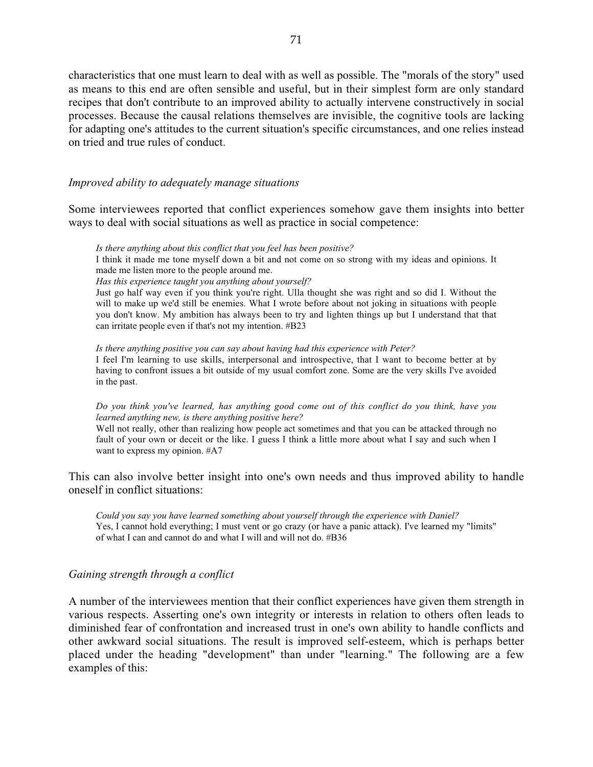characteristics that one must learn to deal with as well as possible. The "morals of the story" used as means to this end are often sensible and useful, but in their simplest form are only standard recipes that don't contribute to an improved ability to actually intervene constructively in social processes. Because the causal relations themselves are invisible, the cognitive tools are lacking for adapting one's attitudes to the current situation's specific circumstances, and one relies instead on tried and true rules of conduct.

### *Improved ability to adequately manage situations*

Some interviewees reported that conflict experiences somehow gave them insights into better ways to deal with social situations as well as practice in social competence:

> *Is there anything about this conflict that you feel has been positive?*
> I think it made me tone myself down a bit and not come on so strong with my ideas and opinions. It made me listen more to the people around me.
> *Has this experience taught you anything about yourself?*
> Just go half way even if you think you're right. Ulla thought she was right and so did I. Without the will to make up we'd still be enemies. What I wrote before about not joking in situations with people you don't know. My ambition has always been to try and lighten things up but I understand that that can irritate people even if that's not my intention. #B23

> *Is there anything positive you can say about having had this experience with Peter?*
> I feel I'm learning to use skills, interpersonal and introspective, that I want to become better at by having to confront issues a bit outside of my usual comfort zone. Some are the very skills I've avoided in the past.

> *Do you think you've learned, has anything good come out of this conflict do you think, have you learned anything new, is there anything positive here?*
> Well not really, other than realizing how people act sometimes and that you can be attacked through no fault of your own or deceit or the like. I guess I think a little more about what I say and such when I want to express my opinion. #A7

This can also involve better insight into one's own needs and thus improved ability to handle oneself in conflict situations:

> *Could you say you have learned something about yourself through the experience with Daniel?*
> Yes, I cannot hold everything; I must vent or go crazy (or have a panic attack). I've learned my "limits" of what I can and cannot do and what I will and will not do. #B36

### *Gaining strength through a conflict*

A number of the interviewees mention that their conflict experiences have given them strength in various respects. Asserting one's own integrity or interests in relation to others often leads to diminished fear of confrontation and increased trust in one's own ability to handle conflicts and other awkward social situations. The result is improved self-esteem, which is perhaps better placed under the heading "development" than under "learning." The following are a few examples of this: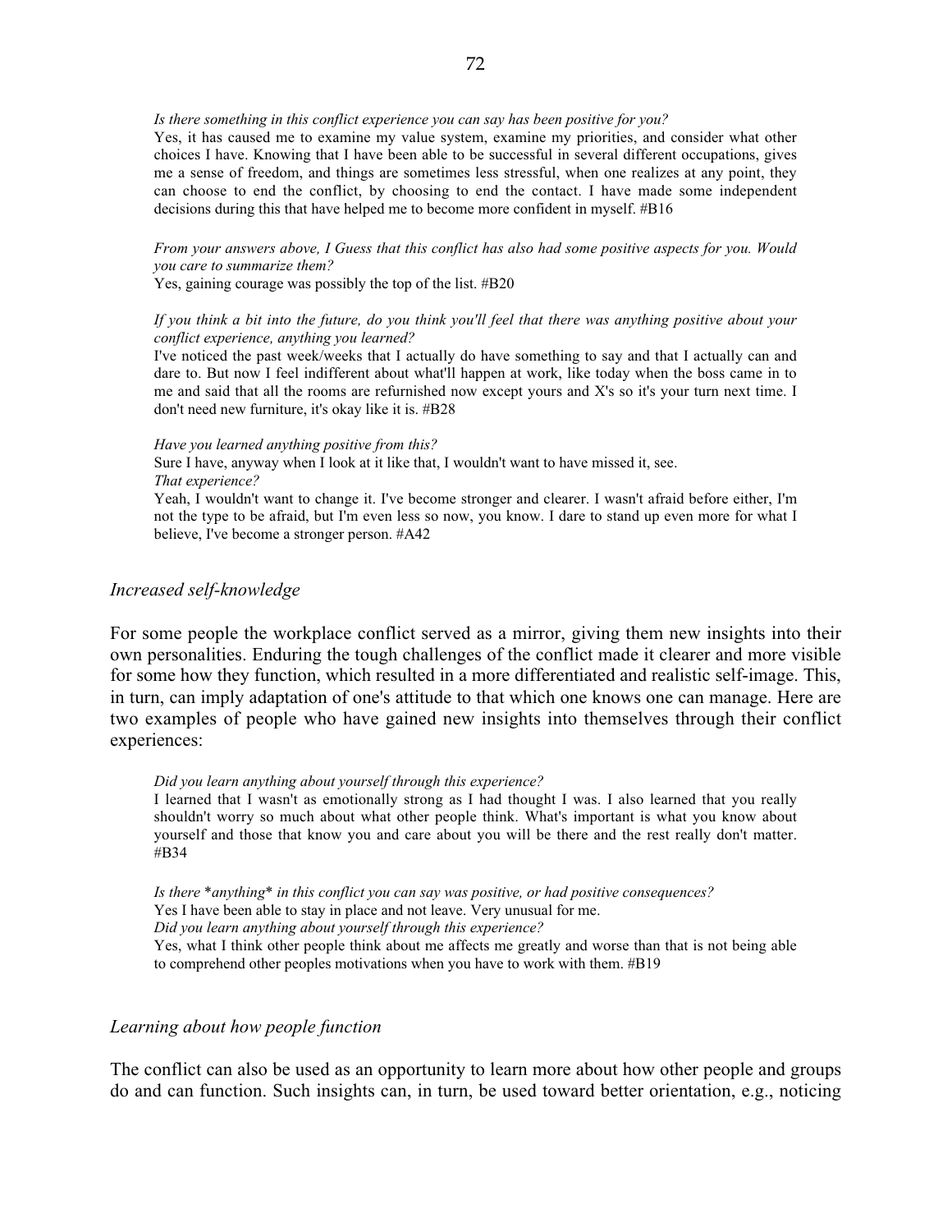*Is there something in this conflict experience you can say has been positive for you?*
Yes, it has caused me to examine my value system, examine my priorities, and consider what other choices I have. Knowing that I have been able to be successful in several different occupations, gives me a sense of freedom, and things are sometimes less stressful, when one realizes at any point, they can choose to end the conflict, by choosing to end the contact. I have made some independent decisions during this that have helped me to become more confident in myself. #B16

*From your answers above, I Guess that this conflict has also had some positive aspects for you. Would you care to summarize them?*
Yes, gaining courage was possibly the top of the list. #B20

*If you think a bit into the future, do you think you'll feel that there was anything positive about your conflict experience, anything you learned?*
I've noticed the past week/weeks that I actually do have something to say and that I actually can and dare to. But now I feel indifferent about what'll happen at work, like today when the boss came in to me and said that all the rooms are refurnished now except yours and X's so it's your turn next time. I don't need new furniture, it's okay like it is. #B28

*Have you learned anything positive from this?*
Sure I have, anyway when I look at it like that, I wouldn't want to have missed it, see.
*That experience?*
Yeah, I wouldn't want to change it. I've become stronger and clearer. I wasn't afraid before either, I'm not the type to be afraid, but I'm even less so now, you know. I dare to stand up even more for what I believe, I've become a stronger person. #A42

### *Increased self-knowledge*

For some people the workplace conflict served as a mirror, giving them new insights into their own personalities. Enduring the tough challenges of the conflict made it clearer and more visible for some how they function, which resulted in a more differentiated and realistic self-image. This, in turn, can imply adaptation of one's attitude to that which one knows one can manage. Here are two examples of people who have gained new insights into themselves through their conflict experiences:

*Did you learn anything about yourself through this experience?*
I learned that I wasn't as emotionally strong as I had thought I was. I also learned that you really shouldn't worry so much about what other people think. What's important is what you know about yourself and those that know you and care about you will be there and the rest really don't matter. #B34

*Is there \*anything\* in this conflict you can say was positive, or had positive consequences?*
Yes I have been able to stay in place and not leave. Very unusual for me.
*Did you learn anything about yourself through this experience?*
Yes, what I think other people think about me affects me greatly and worse than that is not being able to comprehend other peoples motivations when you have to work with them. #B19

### *Learning about how people function*

The conflict can also be used as an opportunity to learn more about how other people and groups do and can function. Such insights can, in turn, be used toward better orientation, e.g., noticing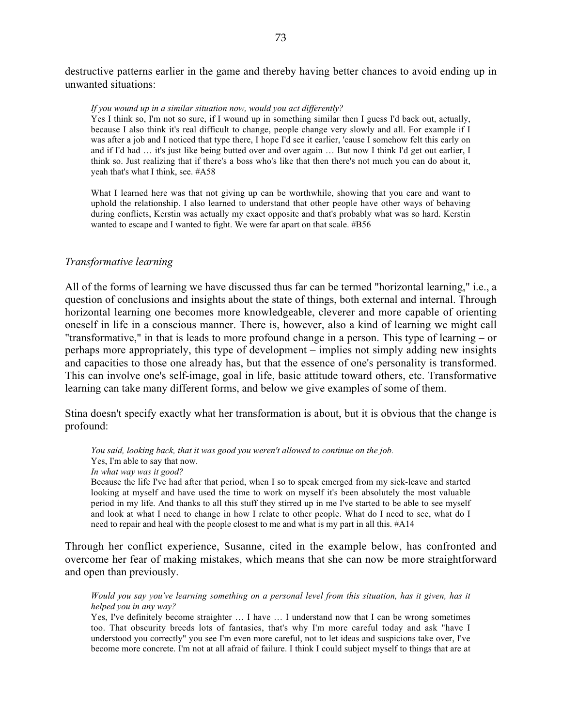destructive patterns earlier in the game and thereby having better chances to avoid ending up in unwanted situations:

> *If you wound up in a similar situation now, would you act differently?*
> Yes I think so, I'm not so sure, if I wound up in something similar then I guess I'd back out, actually, because I also think it's real difficult to change, people change very slowly and all. For example if I was after a job and I noticed that type there, I hope I'd see it earlier, 'cause I somehow felt this early on and if I'd had … it's just like being butted over and over again … But now I think I'd get out earlier, I think so. Just realizing that if there's a boss who's like that then there's not much you can do about it, yeah that's what I think, see. #A58

> What I learned here was that not giving up can be worthwhile, showing that you care and want to uphold the relationship. I also learned to understand that other people have other ways of behaving during conflicts, Kerstin was actually my exact opposite and that's probably what was so hard. Kerstin wanted to escape and I wanted to fight. We were far apart on that scale. #B56

### *Transformative learning*

All of the forms of learning we have discussed thus far can be termed "horizontal learning," i.e., a question of conclusions and insights about the state of things, both external and internal. Through horizontal learning one becomes more knowledgeable, cleverer and more capable of orienting oneself in life in a conscious manner. There is, however, also a kind of learning we might call "transformative," in that is leads to more profound change in a person. This type of learning – or perhaps more appropriately, this type of development – implies not simply adding new insights and capacities to those one already has, but that the essence of one's personality is transformed. This can involve one's self-image, goal in life, basic attitude toward others, etc. Transformative learning can take many different forms, and below we give examples of some of them.

Stina doesn't specify exactly what her transformation is about, but it is obvious that the change is profound:

> *You said, looking back, that it was good you weren't allowed to continue on the job.*
> Yes, I'm able to say that now.
> *In what way was it good?*
> Because the life I've had after that period, when I so to speak emerged from my sick-leave and started looking at myself and have used the time to work on myself it's been absolutely the most valuable period in my life. And thanks to all this stuff they stirred up in me I've started to be able to see myself and look at what I need to change in how I relate to other people. What do I need to see, what do I need to repair and heal with the people closest to me and what is my part in all this. #A14

Through her conflict experience, Susanne, cited in the example below, has confronted and overcome her fear of making mistakes, which means that she can now be more straightforward and open than previously.

> *Would you say you've learning something on a personal level from this situation, has it given, has it helped you in any way?*
> Yes, I've definitely become straighter … I have … I understand now that I can be wrong sometimes too. That obscurity breeds lots of fantasies, that's why I'm more careful today and ask "have I understood you correctly" you see I'm even more careful, not to let ideas and suspicions take over, I've become more concrete. I'm not at all afraid of failure. I think I could subject myself to things that are at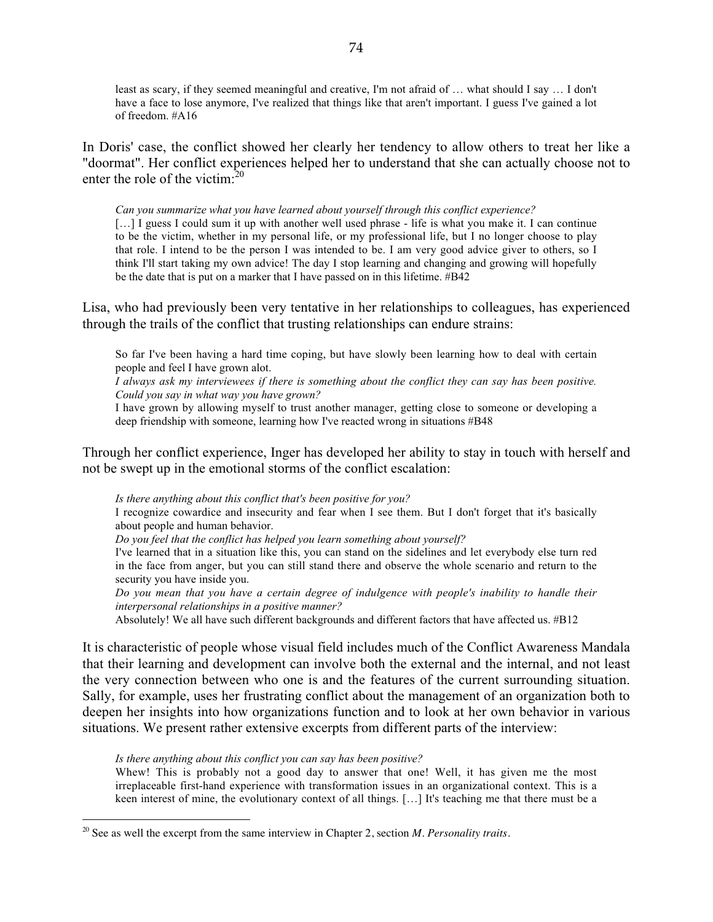> least as scary, if they seemed meaningful and creative, I'm not afraid of … what should I say … I don't have a face to lose anymore, I've realized that things like that aren't important. I guess I've gained a lot of freedom. #A16

In Doris' case, the conflict showed her clearly her tendency to allow others to treat her like a "doormat". Her conflict experiences helped her to understand that she can actually choose not to enter the role of the victim:[20]

> *Can you summarize what you have learned about yourself through this conflict experience?*
> […] I guess I could sum it up with another well used phrase - life is what you make it. I can continue to be the victim, whether in my personal life, or my professional life, but I no longer choose to play that role. I intend to be the person I was intended to be. I am very good advice giver to others, so I think I'll start taking my own advice! The day I stop learning and changing and growing will hopefully be the date that is put on a marker that I have passed on in this lifetime. #B42

Lisa, who had previously been very tentative in her relationships to colleagues, has experienced through the trails of the conflict that trusting relationships can endure strains:

> So far I've been having a hard time coping, but have slowly been learning how to deal with certain people and feel I have grown alot.
> *I always ask my interviewees if there is something about the conflict they can say has been positive. Could you say in what way you have grown?*
> I have grown by allowing myself to trust another manager, getting close to someone or developing a deep friendship with someone, learning how I've reacted wrong in situations #B48

Through her conflict experience, Inger has developed her ability to stay in touch with herself and not be swept up in the emotional storms of the conflict escalation:

> *Is there anything about this conflict that's been positive for you?*
> I recognize cowardice and insecurity and fear when I see them. But I don't forget that it's basically about people and human behavior.
> *Do you feel that the conflict has helped you learn something about yourself?*
> I've learned that in a situation like this, you can stand on the sidelines and let everybody else turn red in the face from anger, but you can still stand there and observe the whole scenario and return to the security you have inside you.
> *Do you mean that you have a certain degree of indulgence with people's inability to handle their interpersonal relationships in a positive manner?*
> Absolutely! We all have such different backgrounds and different factors that have affected us. #B12

It is characteristic of people whose visual field includes much of the Conflict Awareness Mandala that their learning and development can involve both the external and the internal, and not least the very connection between who one is and the features of the current surrounding situation. Sally, for example, uses her frustrating conflict about the management of an organization both to deepen her insights into how organizations function and to look at her own behavior in various situations. We present rather extensive excerpts from different parts of the interview:

> *Is there anything about this conflict you can say has been positive?*
> Whew! This is probably not a good day to answer that one! Well, it has given me the most irreplaceable first-hand experience with transformation issues in an organizational context. This is a keen interest of mine, the evolutionary context of all things. […] It's teaching me that there must be a

---

[20] See as well the excerpt from the same interview in Chapter 2, section *M. Personality traits*.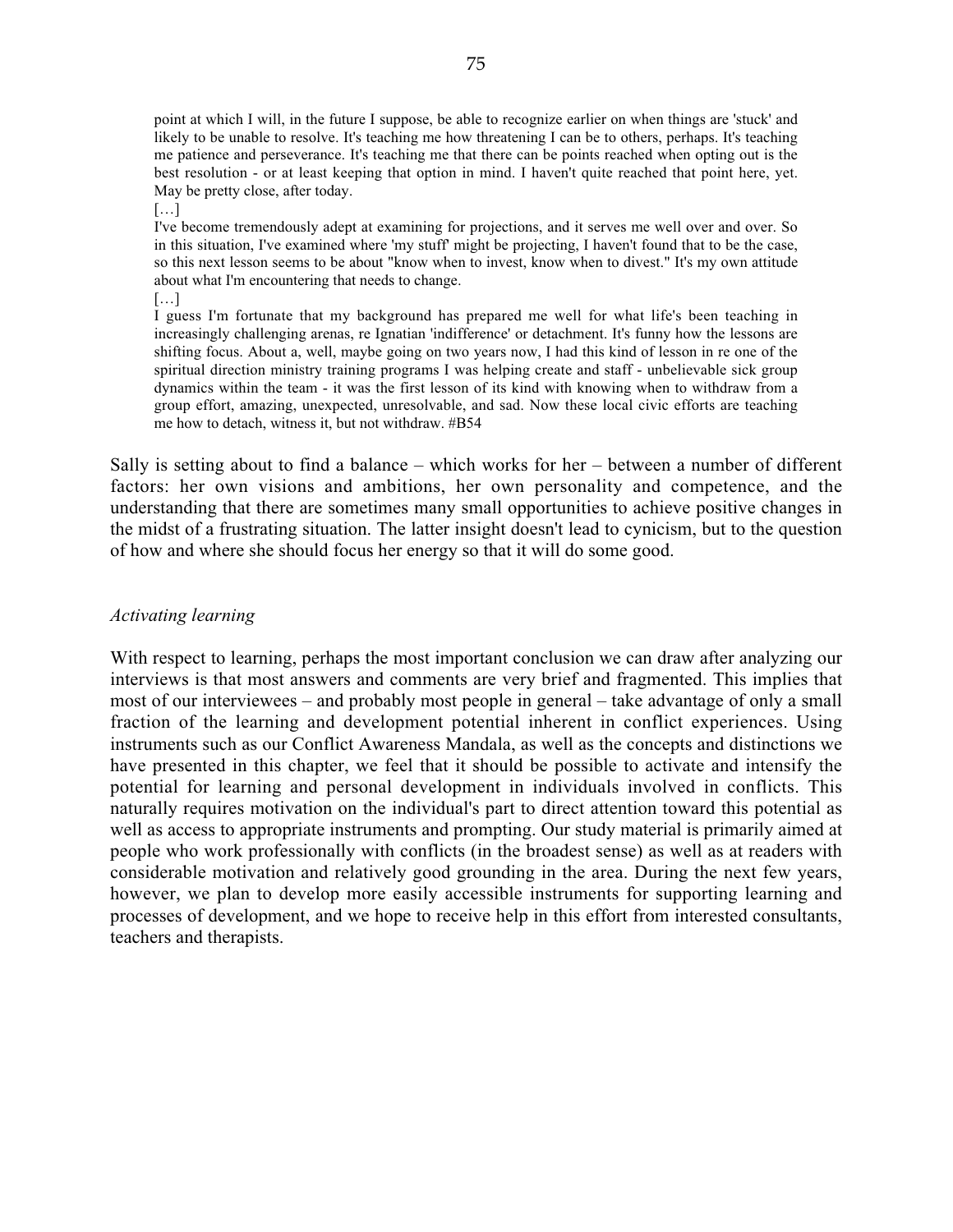> point at which I will, in the future I suppose, be able to recognize earlier on when things are 'stuck' and likely to be unable to resolve. It's teaching me how threatening I can be to others, perhaps. It's teaching me patience and perseverance. It's teaching me that there can be points reached when opting out is the best resolution - or at least keeping that option in mind. I haven't quite reached that point here, yet. May be pretty close, after today.
>
> […]
>
> I've become tremendously adept at examining for projections, and it serves me well over and over. So in this situation, I've examined where 'my stuff' might be projecting, I haven't found that to be the case, so this next lesson seems to be about "know when to invest, know when to divest." It's my own attitude about what I'm encountering that needs to change.
>
> […]
>
> I guess I'm fortunate that my background has prepared me well for what life's been teaching in increasingly challenging arenas, re Ignatian 'indifference' or detachment. It's funny how the lessons are shifting focus. About a, well, maybe going on two years now, I had this kind of lesson in re one of the spiritual direction ministry training programs I was helping create and staff - unbelievable sick group dynamics within the team - it was the first lesson of its kind with knowing when to withdraw from a group effort, amazing, unexpected, unresolvable, and sad. Now these local civic efforts are teaching me how to detach, witness it, but not withdraw. #B54

Sally is setting about to find a balance – which works for her – between a number of different factors: her own visions and ambitions, her own personality and competence, and the understanding that there are sometimes many small opportunities to achieve positive changes in the midst of a frustrating situation. The latter insight doesn't lead to cynicism, but to the question of how and where she should focus her energy so that it will do some good.

*Activating learning*

With respect to learning, perhaps the most important conclusion we can draw after analyzing our interviews is that most answers and comments are very brief and fragmented. This implies that most of our interviewees – and probably most people in general – take advantage of only a small fraction of the learning and development potential inherent in conflict experiences. Using instruments such as our Conflict Awareness Mandala, as well as the concepts and distinctions we have presented in this chapter, we feel that it should be possible to activate and intensify the potential for learning and personal development in individuals involved in conflicts. This naturally requires motivation on the individual's part to direct attention toward this potential as well as access to appropriate instruments and prompting. Our study material is primarily aimed at people who work professionally with conflicts (in the broadest sense) as well as at readers with considerable motivation and relatively good grounding in the area. During the next few years, however, we plan to develop more easily accessible instruments for supporting learning and processes of development, and we hope to receive help in this effort from interested consultants, teachers and therapists.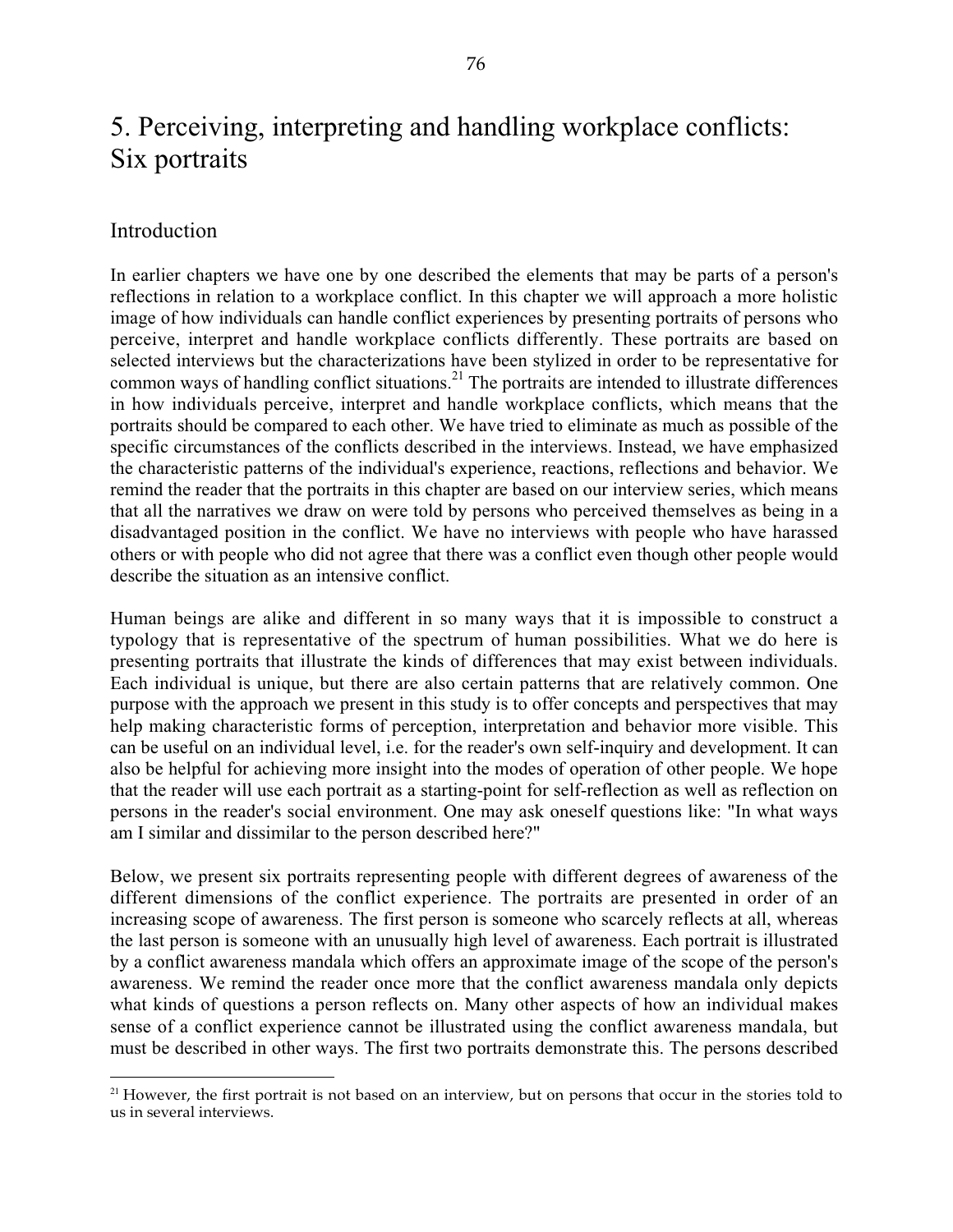# 5. Perceiving, interpreting and handling workplace conflicts: Six portraits

## Introduction

In earlier chapters we have one by one described the elements that may be parts of a person's reflections in relation to a workplace conflict. In this chapter we will approach a more holistic image of how individuals can handle conflict experiences by presenting portraits of persons who perceive, interpret and handle workplace conflicts differently. These portraits are based on selected interviews but the characterizations have been stylized in order to be representative for common ways of handling conflict situations.[21] The portraits are intended to illustrate differences in how individuals perceive, interpret and handle workplace conflicts, which means that the portraits should be compared to each other. We have tried to eliminate as much as possible of the specific circumstances of the conflicts described in the interviews. Instead, we have emphasized the characteristic patterns of the individual's experience, reactions, reflections and behavior. We remind the reader that the portraits in this chapter are based on our interview series, which means that all the narratives we draw on were told by persons who perceived themselves as being in a disadvantaged position in the conflict. We have no interviews with people who have harassed others or with people who did not agree that there was a conflict even though other people would describe the situation as an intensive conflict.

Human beings are alike and different in so many ways that it is impossible to construct a typology that is representative of the spectrum of human possibilities. What we do here is presenting portraits that illustrate the kinds of differences that may exist between individuals. Each individual is unique, but there are also certain patterns that are relatively common. One purpose with the approach we present in this study is to offer concepts and perspectives that may help making characteristic forms of perception, interpretation and behavior more visible. This can be useful on an individual level, i.e. for the reader's own self-inquiry and development. It can also be helpful for achieving more insight into the modes of operation of other people. We hope that the reader will use each portrait as a starting-point for self-reflection as well as reflection on persons in the reader's social environment. One may ask oneself questions like: "In what ways am I similar and dissimilar to the person described here?"

Below, we present six portraits representing people with different degrees of awareness of the different dimensions of the conflict experience. The portraits are presented in order of an increasing scope of awareness. The first person is someone who scarcely reflects at all, whereas the last person is someone with an unusually high level of awareness. Each portrait is illustrated by a conflict awareness mandala which offers an approximate image of the scope of the person's awareness. We remind the reader once more that the conflict awareness mandala only depicts what kinds of questions a person reflects on. Many other aspects of how an individual makes sense of a conflict experience cannot be illustrated using the conflict awareness mandala, but must be described in other ways. The first two portraits demonstrate this. The persons described

[21] However, the first portrait is not based on an interview, but on persons that occur in the stories told to us in several interviews.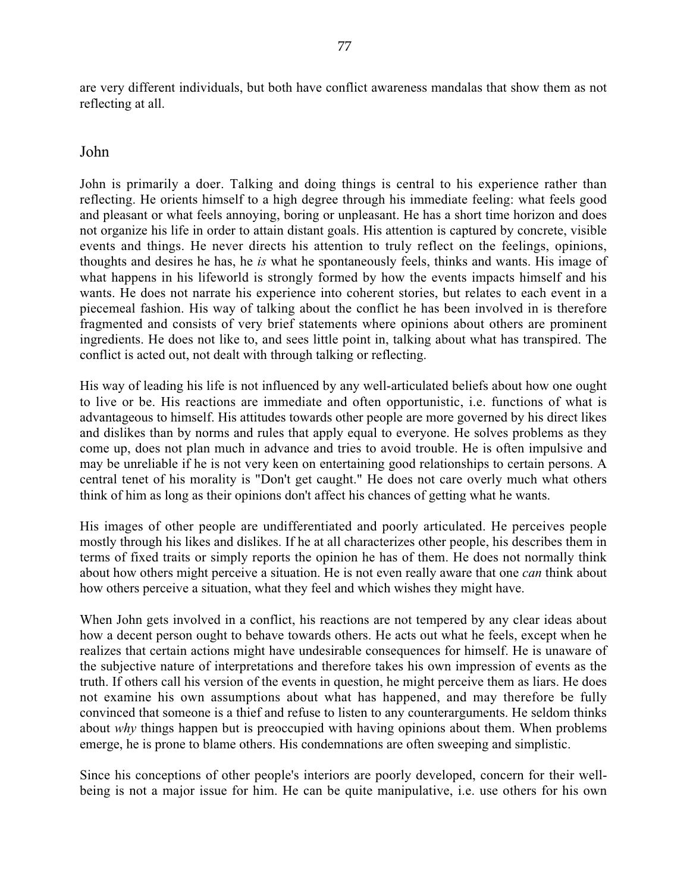are very different individuals, but both have conflict awareness mandalas that show them as not reflecting at all.

## John

John is primarily a doer. Talking and doing things is central to his experience rather than reflecting. He orients himself to a high degree through his immediate feeling: what feels good and pleasant or what feels annoying, boring or unpleasant. He has a short time horizon and does not organize his life in order to attain distant goals. His attention is captured by concrete, visible events and things. He never directs his attention to truly reflect on the feelings, opinions, thoughts and desires he has, he *is* what he spontaneously feels, thinks and wants. His image of what happens in his lifeworld is strongly formed by how the events impacts himself and his wants. He does not narrate his experience into coherent stories, but relates to each event in a piecemeal fashion. His way of talking about the conflict he has been involved in is therefore fragmented and consists of very brief statements where opinions about others are prominent ingredients. He does not like to, and sees little point in, talking about what has transpired. The conflict is acted out, not dealt with through talking or reflecting.

His way of leading his life is not influenced by any well-articulated beliefs about how one ought to live or be. His reactions are immediate and often opportunistic, i.e. functions of what is advantageous to himself. His attitudes towards other people are more governed by his direct likes and dislikes than by norms and rules that apply equal to everyone. He solves problems as they come up, does not plan much in advance and tries to avoid trouble. He is often impulsive and may be unreliable if he is not very keen on entertaining good relationships to certain persons. A central tenet of his morality is "Don't get caught." He does not care overly much what others think of him as long as their opinions don't affect his chances of getting what he wants.

His images of other people are undifferentiated and poorly articulated. He perceives people mostly through his likes and dislikes. If he at all characterizes other people, his describes them in terms of fixed traits or simply reports the opinion he has of them. He does not normally think about how others might perceive a situation. He is not even really aware that one *can* think about how others perceive a situation, what they feel and which wishes they might have.

When John gets involved in a conflict, his reactions are not tempered by any clear ideas about how a decent person ought to behave towards others. He acts out what he feels, except when he realizes that certain actions might have undesirable consequences for himself. He is unaware of the subjective nature of interpretations and therefore takes his own impression of events as the truth. If others call his version of the events in question, he might perceive them as liars. He does not examine his own assumptions about what has happened, and may therefore be fully convinced that someone is a thief and refuse to listen to any counterarguments. He seldom thinks about *why* things happen but is preoccupied with having opinions about them. When problems emerge, he is prone to blame others. His condemnations are often sweeping and simplistic.

Since his conceptions of other people's interiors are poorly developed, concern for their well-being is not a major issue for him. He can be quite manipulative, i.e. use others for his own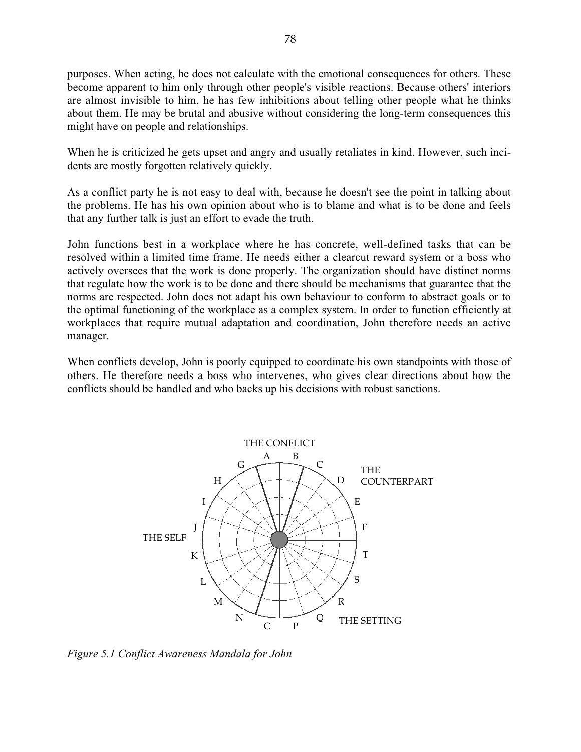purposes. When acting, he does not calculate with the emotional consequences for others. These become apparent to him only through other people's visible reactions. Because others' interiors are almost invisible to him, he has few inhibitions about telling other people what he thinks about them. He may be brutal and abusive without considering the long-term consequences this might have on people and relationships.

When he is criticized he gets upset and angry and usually retaliates in kind. However, such incidents are mostly forgotten relatively quickly.

As a conflict party he is not easy to deal with, because he doesn't see the point in talking about the problems. He has his own opinion about who is to blame and what is to be done and feels that any further talk is just an effort to evade the truth.

John functions best in a workplace where he has concrete, well-defined tasks that can be resolved within a limited time frame. He needs either a clearcut reward system or a boss who actively oversees that the work is done properly. The organization should have distinct norms that regulate how the work is to be done and there should be mechanisms that guarantee that the norms are respected. John does not adapt his own behaviour to conform to abstract goals or to the optimal functioning of the workplace as a complex system. In order to function efficiently at workplaces that require mutual adaptation and coordination, John therefore needs an active manager.

When conflicts develop, John is poorly equipped to coordinate his own standpoints with those of others. He therefore needs a boss who intervenes, who gives clear directions about how the conflicts should be handled and who backs up his decisions with robust sanctions.

*Figure 5.1 Conflict Awareness Mandala for John*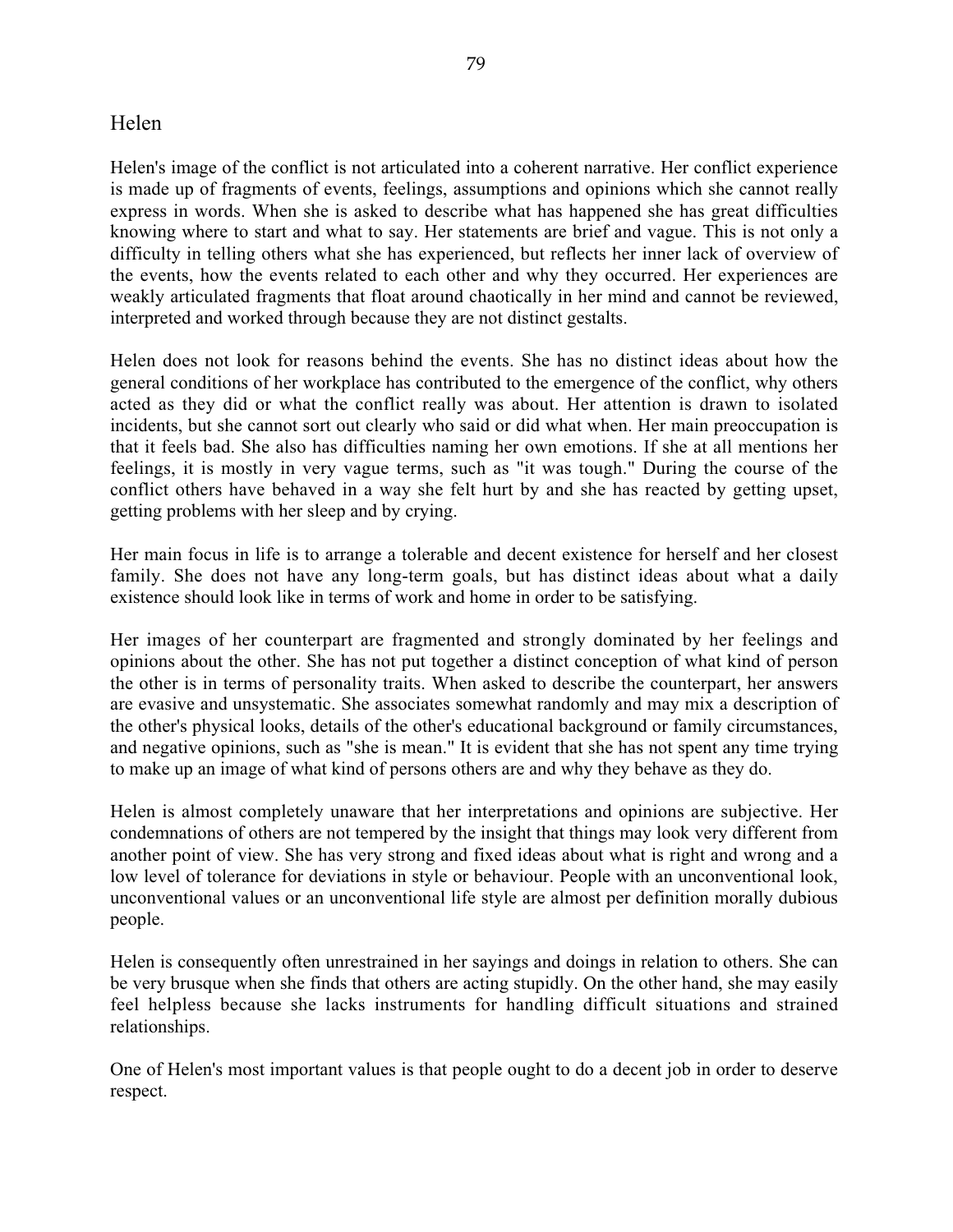## Helen

Helen's image of the conflict is not articulated into a coherent narrative. Her conflict experience is made up of fragments of events, feelings, assumptions and opinions which she cannot really express in words. When she is asked to describe what has happened she has great difficulties knowing where to start and what to say. Her statements are brief and vague. This is not only a difficulty in telling others what she has experienced, but reflects her inner lack of overview of the events, how the events related to each other and why they occurred. Her experiences are weakly articulated fragments that float around chaotically in her mind and cannot be reviewed, interpreted and worked through because they are not distinct gestalts.

Helen does not look for reasons behind the events. She has no distinct ideas about how the general conditions of her workplace has contributed to the emergence of the conflict, why others acted as they did or what the conflict really was about. Her attention is drawn to isolated incidents, but she cannot sort out clearly who said or did what when. Her main preoccupation is that it feels bad. She also has difficulties naming her own emotions. If she at all mentions her feelings, it is mostly in very vague terms, such as "it was tough." During the course of the conflict others have behaved in a way she felt hurt by and she has reacted by getting upset, getting problems with her sleep and by crying.

Her main focus in life is to arrange a tolerable and decent existence for herself and her closest family. She does not have any long-term goals, but has distinct ideas about what a daily existence should look like in terms of work and home in order to be satisfying.

Her images of her counterpart are fragmented and strongly dominated by her feelings and opinions about the other. She has not put together a distinct conception of what kind of person the other is in terms of personality traits. When asked to describe the counterpart, her answers are evasive and unsystematic. She associates somewhat randomly and may mix a description of the other's physical looks, details of the other's educational background or family circumstances, and negative opinions, such as "she is mean." It is evident that she has not spent any time trying to make up an image of what kind of persons others are and why they behave as they do.

Helen is almost completely unaware that her interpretations and opinions are subjective. Her condemnations of others are not tempered by the insight that things may look very different from another point of view. She has very strong and fixed ideas about what is right and wrong and a low level of tolerance for deviations in style or behaviour. People with an unconventional look, unconventional values or an unconventional life style are almost per definition morally dubious people.

Helen is consequently often unrestrained in her sayings and doings in relation to others. She can be very brusque when she finds that others are acting stupidly. On the other hand, she may easily feel helpless because she lacks instruments for handling difficult situations and strained relationships.

One of Helen's most important values is that people ought to do a decent job in order to deserve respect.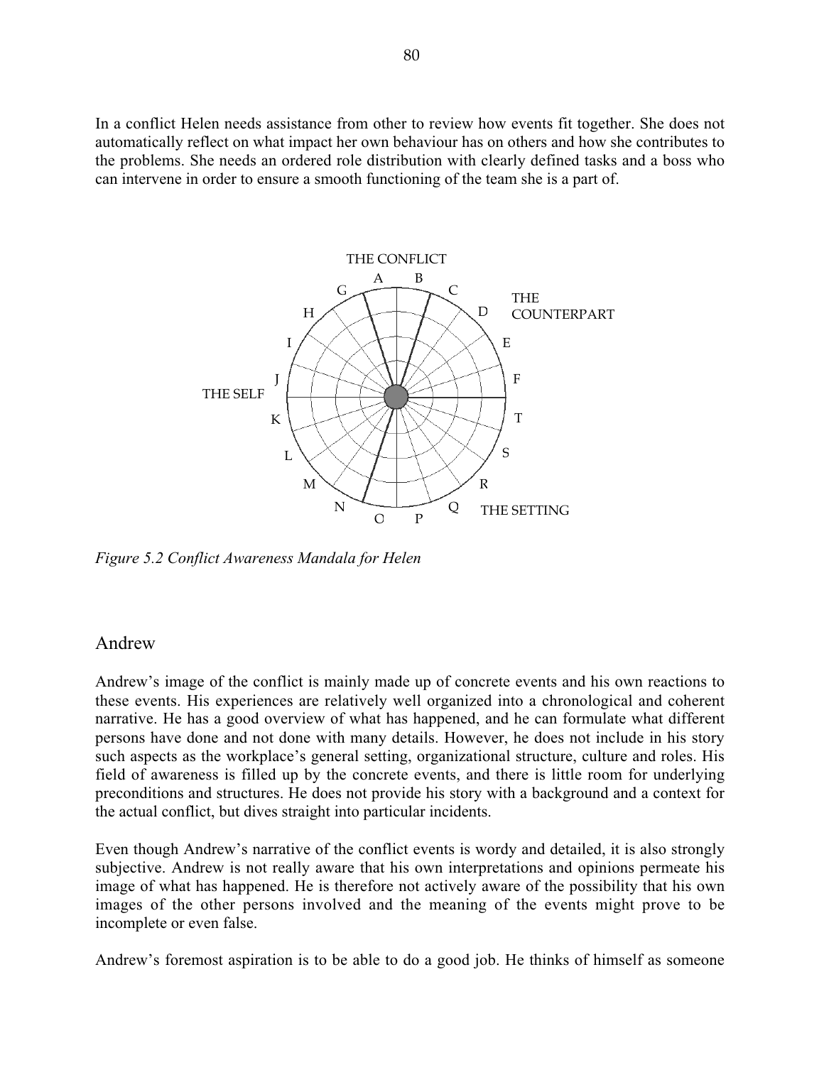In a conflict Helen needs assistance from other to review how events fit together. She does not automatically reflect on what impact her own behaviour has on others and how she contributes to the problems. She needs an ordered role distribution with clearly defined tasks and a boss who can intervene in order to ensure a smooth functioning of the team she is a part of.

*Figure 5.2 Conflict Awareness Mandala for Helen*

## Andrew

Andrew's image of the conflict is mainly made up of concrete events and his own reactions to these events. His experiences are relatively well organized into a chronological and coherent narrative. He has a good overview of what has happened, and he can formulate what different persons have done and not done with many details. However, he does not include in his story such aspects as the workplace's general setting, organizational structure, culture and roles. His field of awareness is filled up by the concrete events, and there is little room for underlying preconditions and structures. He does not provide his story with a background and a context for the actual conflict, but dives straight into particular incidents.

Even though Andrew's narrative of the conflict events is wordy and detailed, it is also strongly subjective. Andrew is not really aware that his own interpretations and opinions permeate his image of what has happened. He is therefore not actively aware of the possibility that his own images of the other persons involved and the meaning of the events might prove to be incomplete or even false.

Andrew's foremost aspiration is to be able to do a good job. He thinks of himself as someone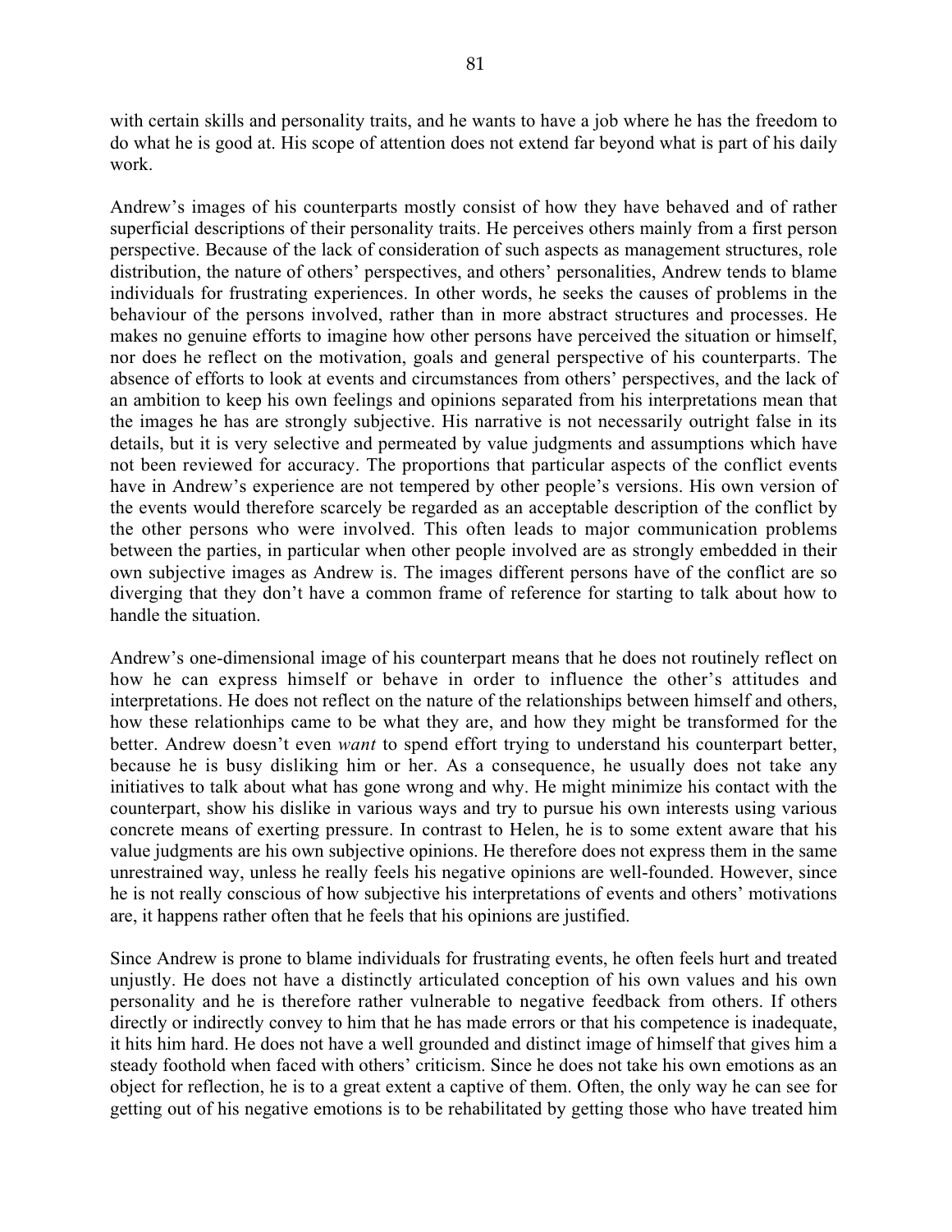with certain skills and personality traits, and he wants to have a job where he has the freedom to do what he is good at. His scope of attention does not extend far beyond what is part of his daily work.

Andrew's images of his counterparts mostly consist of how they have behaved and of rather superficial descriptions of their personality traits. He perceives others mainly from a first person perspective. Because of the lack of consideration of such aspects as management structures, role distribution, the nature of others' perspectives, and others' personalities, Andrew tends to blame individuals for frustrating experiences. In other words, he seeks the causes of problems in the behaviour of the persons involved, rather than in more abstract structures and processes. He makes no genuine efforts to imagine how other persons have perceived the situation or himself, nor does he reflect on the motivation, goals and general perspective of his counterparts. The absence of efforts to look at events and circumstances from others' perspectives, and the lack of an ambition to keep his own feelings and opinions separated from his interpretations mean that the images he has are strongly subjective. His narrative is not necessarily outright false in its details, but it is very selective and permeated by value judgments and assumptions which have not been reviewed for accuracy. The proportions that particular aspects of the conflict events have in Andrew's experience are not tempered by other people's versions. His own version of the events would therefore scarcely be regarded as an acceptable description of the conflict by the other persons who were involved. This often leads to major communication problems between the parties, in particular when other people involved are as strongly embedded in their own subjective images as Andrew is. The images different persons have of the conflict are so diverging that they don't have a common frame of reference for starting to talk about how to handle the situation.

Andrew's one-dimensional image of his counterpart means that he does not routinely reflect on how he can express himself or behave in order to influence the other's attitudes and interpretations. He does not reflect on the nature of the relationships between himself and others, how these relationhips came to be what they are, and how they might be transformed for the better. Andrew doesn't even *want* to spend effort trying to understand his counterpart better, because he is busy disliking him or her. As a consequence, he usually does not take any initiatives to talk about what has gone wrong and why. He might minimize his contact with the counterpart, show his dislike in various ways and try to pursue his own interests using various concrete means of exerting pressure. In contrast to Helen, he is to some extent aware that his value judgments are his own subjective opinions. He therefore does not express them in the same unrestrained way, unless he really feels his negative opinions are well-founded. However, since he is not really conscious of how subjective his interpretations of events and others' motivations are, it happens rather often that he feels that his opinions are justified.

Since Andrew is prone to blame individuals for frustrating events, he often feels hurt and treated unjustly. He does not have a distinctly articulated conception of his own values and his own personality and he is therefore rather vulnerable to negative feedback from others. If others directly or indirectly convey to him that he has made errors or that his competence is inadequate, it hits him hard. He does not have a well grounded and distinct image of himself that gives him a steady foothold when faced with others' criticism. Since he does not take his own emotions as an object for reflection, he is to a great extent a captive of them. Often, the only way he can see for getting out of his negative emotions is to be rehabilitated by getting those who have treated him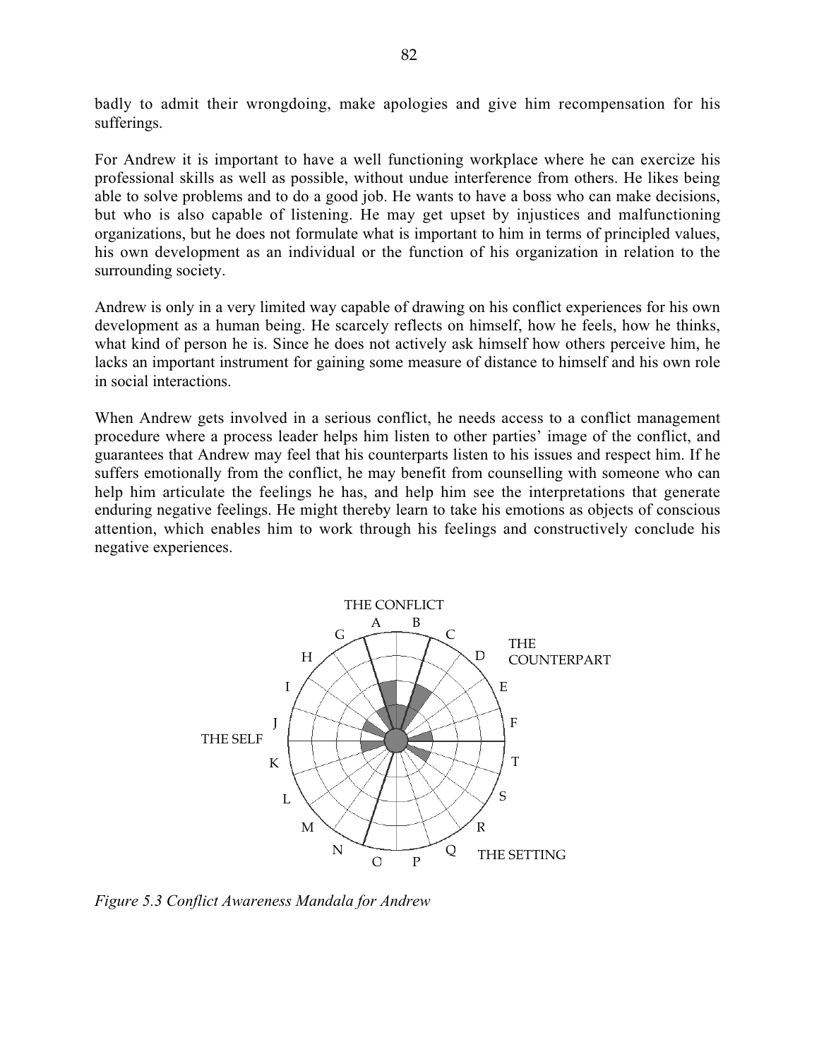badly to admit their wrongdoing, make apologies and give him recompensation for his sufferings.

For Andrew it is important to have a well functioning workplace where he can exercize his professional skills as well as possible, without undue interference from others. He likes being able to solve problems and to do a good job. He wants to have a boss who can make decisions, but who is also capable of listening. He may get upset by injustices and malfunctioning organizations, but he does not formulate what is important to him in terms of principled values, his own development as an individual or the function of his organization in relation to the surrounding society.

Andrew is only in a very limited way capable of drawing on his conflict experiences for his own development as a human being. He scarcely reflects on himself, how he feels, how he thinks, what kind of person he is. Since he does not actively ask himself how others perceive him, he lacks an important instrument for gaining some measure of distance to himself and his own role in social interactions.

When Andrew gets involved in a serious conflict, he needs access to a conflict management procedure where a process leader helps him listen to other parties' image of the conflict, and guarantees that Andrew may feel that his counterparts listen to his issues and respect him. If he suffers emotionally from the conflict, he may benefit from counselling with someone who can help him articulate the feelings he has, and help him see the interpretations that generate enduring negative feelings. He might thereby learn to take his emotions as objects of conscious attention, which enables him to work through his feelings and constructively conclude his negative experiences.

*Figure 5.3 Conflict Awareness Mandala for Andrew*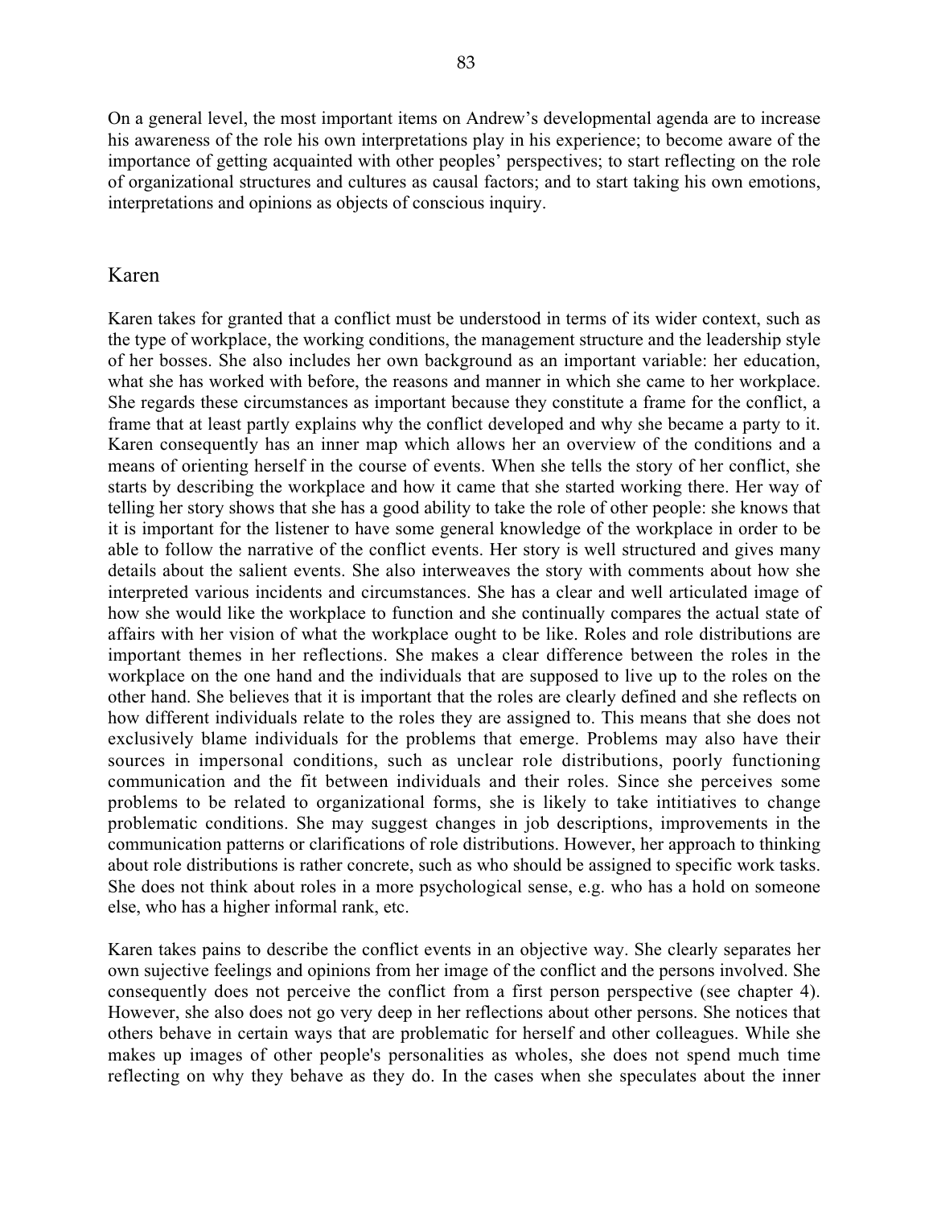On a general level, the most important items on Andrew's developmental agenda are to increase his awareness of the role his own interpretations play in his experience; to become aware of the importance of getting acquainted with other peoples' perspectives; to start reflecting on the role of organizational structures and cultures as causal factors; and to start taking his own emotions, interpretations and opinions as objects of conscious inquiry.

## Karen

Karen takes for granted that a conflict must be understood in terms of its wider context, such as the type of workplace, the working conditions, the management structure and the leadership style of her bosses. She also includes her own background as an important variable: her education, what she has worked with before, the reasons and manner in which she came to her workplace. She regards these circumstances as important because they constitute a frame for the conflict, a frame that at least partly explains why the conflict developed and why she became a party to it. Karen consequently has an inner map which allows her an overview of the conditions and a means of orienting herself in the course of events. When she tells the story of her conflict, she starts by describing the workplace and how it came that she started working there. Her way of telling her story shows that she has a good ability to take the role of other people: she knows that it is important for the listener to have some general knowledge of the workplace in order to be able to follow the narrative of the conflict events. Her story is well structured and gives many details about the salient events. She also interweaves the story with comments about how she interpreted various incidents and circumstances. She has a clear and well articulated image of how she would like the workplace to function and she continually compares the actual state of affairs with her vision of what the workplace ought to be like. Roles and role distributions are important themes in her reflections. She makes a clear difference between the roles in the workplace on the one hand and the individuals that are supposed to live up to the roles on the other hand. She believes that it is important that the roles are clearly defined and she reflects on how different individuals relate to the roles they are assigned to. This means that she does not exclusively blame individuals for the problems that emerge. Problems may also have their sources in impersonal conditions, such as unclear role distributions, poorly functioning communication and the fit between individuals and their roles. Since she perceives some problems to be related to organizational forms, she is likely to take intitiatives to change problematic conditions. She may suggest changes in job descriptions, improvements in the communication patterns or clarifications of role distributions. However, her approach to thinking about role distributions is rather concrete, such as who should be assigned to specific work tasks. She does not think about roles in a more psychological sense, e.g. who has a hold on someone else, who has a higher informal rank, etc.

Karen takes pains to describe the conflict events in an objective way. She clearly separates her own sujective feelings and opinions from her image of the conflict and the persons involved. She consequently does not perceive the conflict from a first person perspective (see chapter 4). However, she also does not go very deep in her reflections about other persons. She notices that others behave in certain ways that are problematic for herself and other colleagues. While she makes up images of other people's personalities as wholes, she does not spend much time reflecting on why they behave as they do. In the cases when she speculates about the inner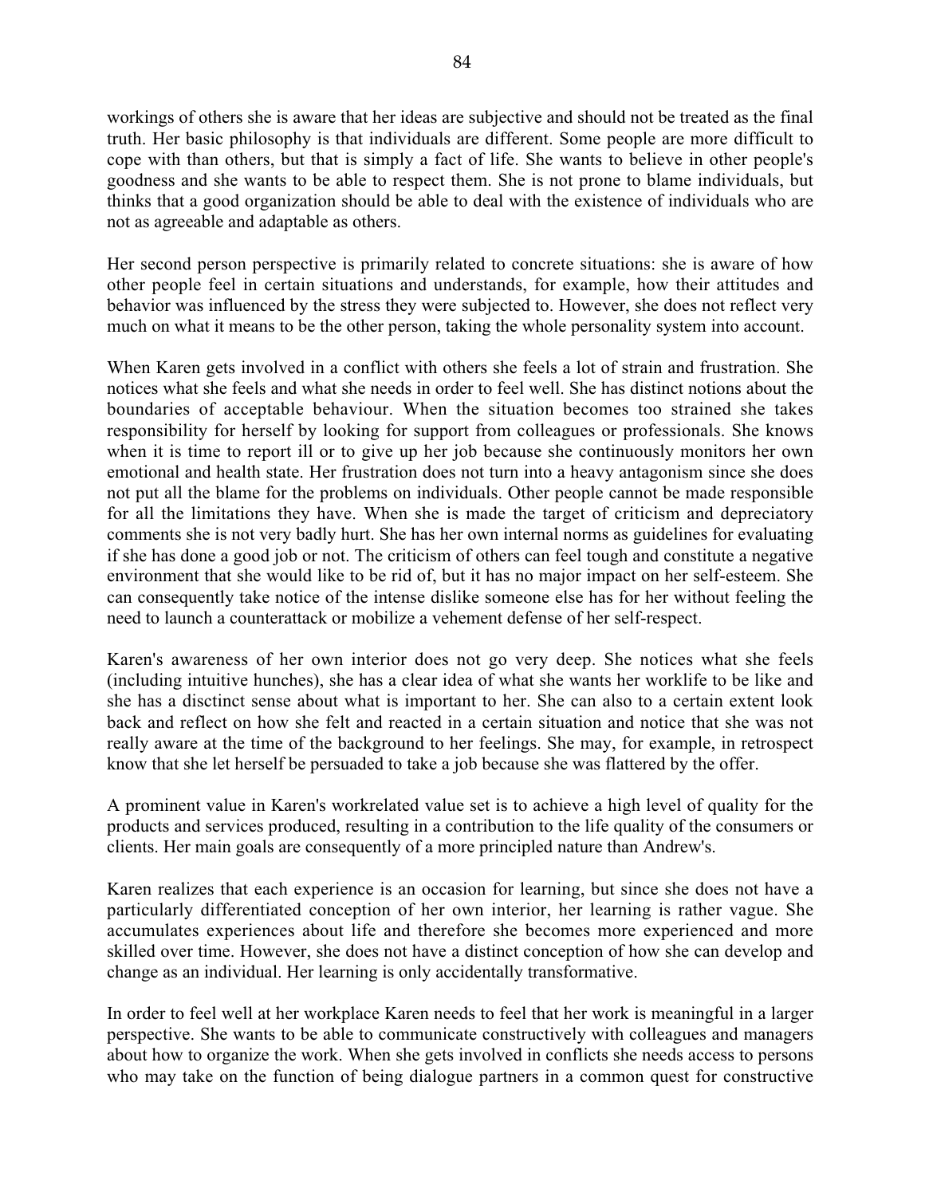workings of others she is aware that her ideas are subjective and should not be treated as the final truth. Her basic philosophy is that individuals are different. Some people are more difficult to cope with than others, but that is simply a fact of life. She wants to believe in other people's goodness and she wants to be able to respect them. She is not prone to blame individuals, but thinks that a good organization should be able to deal with the existence of individuals who are not as agreeable and adaptable as others.

Her second person perspective is primarily related to concrete situations: she is aware of how other people feel in certain situations and understands, for example, how their attitudes and behavior was influenced by the stress they were subjected to. However, she does not reflect very much on what it means to be the other person, taking the whole personality system into account.

When Karen gets involved in a conflict with others she feels a lot of strain and frustration. She notices what she feels and what she needs in order to feel well. She has distinct notions about the boundaries of acceptable behaviour. When the situation becomes too strained she takes responsibility for herself by looking for support from colleagues or professionals. She knows when it is time to report ill or to give up her job because she continuously monitors her own emotional and health state. Her frustration does not turn into a heavy antagonism since she does not put all the blame for the problems on individuals. Other people cannot be made responsible for all the limitations they have. When she is made the target of criticism and depreciatory comments she is not very badly hurt. She has her own internal norms as guidelines for evaluating if she has done a good job or not. The criticism of others can feel tough and constitute a negative environment that she would like to be rid of, but it has no major impact on her self-esteem. She can consequently take notice of the intense dislike someone else has for her without feeling the need to launch a counterattack or mobilize a vehement defense of her self-respect.

Karen's awareness of her own interior does not go very deep. She notices what she feels (including intuitive hunches), she has a clear idea of what she wants her worklife to be like and she has a disctinct sense about what is important to her. She can also to a certain extent look back and reflect on how she felt and reacted in a certain situation and notice that she was not really aware at the time of the background to her feelings. She may, for example, in retrospect know that she let herself be persuaded to take a job because she was flattered by the offer.

A prominent value in Karen's workrelated value set is to achieve a high level of quality for the products and services produced, resulting in a contribution to the life quality of the consumers or clients. Her main goals are consequently of a more principled nature than Andrew's.

Karen realizes that each experience is an occasion for learning, but since she does not have a particularly differentiated conception of her own interior, her learning is rather vague. She accumulates experiences about life and therefore she becomes more experienced and more skilled over time. However, she does not have a distinct conception of how she can develop and change as an individual. Her learning is only accidentally transformative.

In order to feel well at her workplace Karen needs to feel that her work is meaningful in a larger perspective. She wants to be able to communicate constructively with colleagues and managers about how to organize the work. When she gets involved in conflicts she needs access to persons who may take on the function of being dialogue partners in a common quest for constructive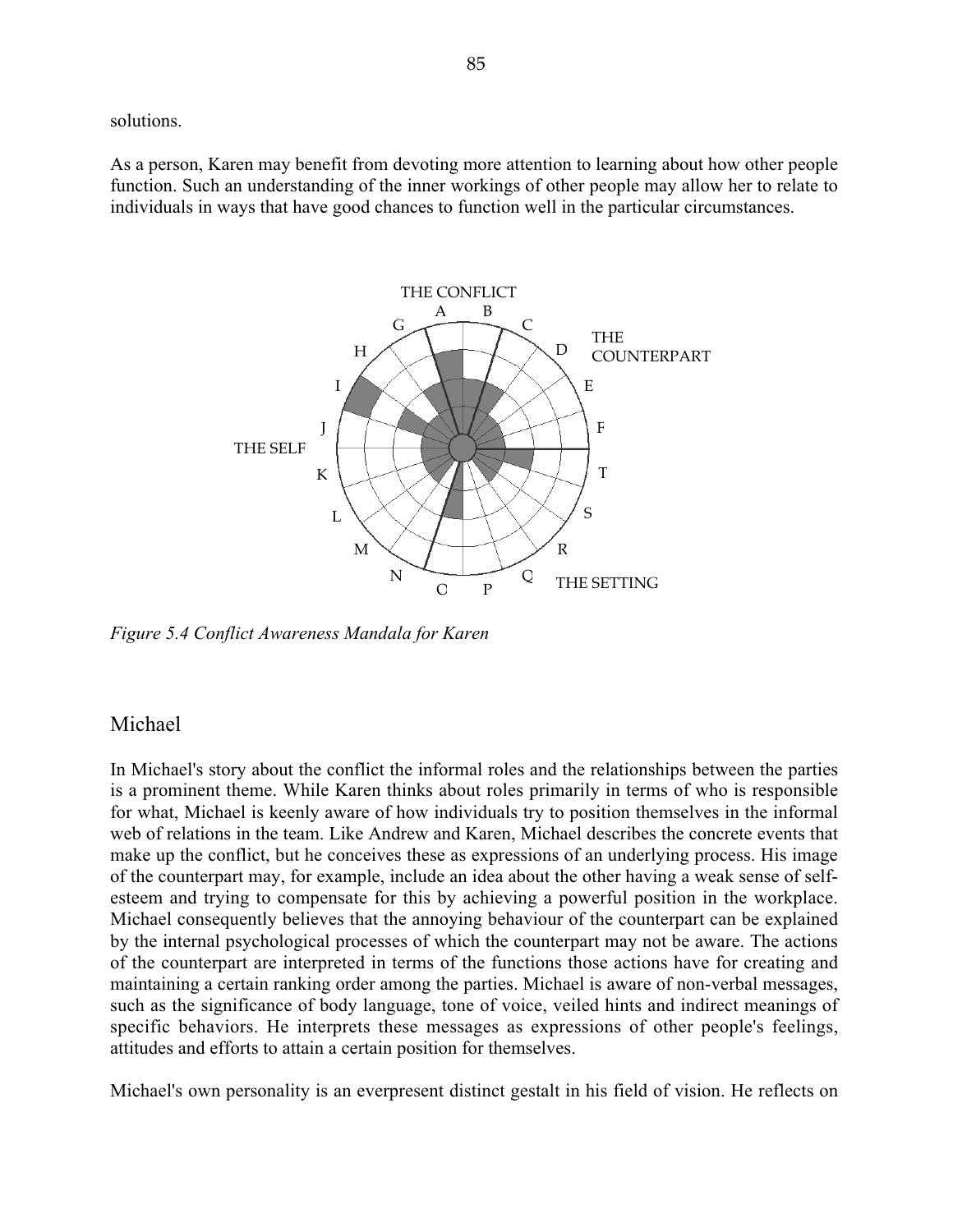solutions.

As a person, Karen may benefit from devoting more attention to learning about how other people function. Such an understanding of the inner workings of other people may allow her to relate to individuals in ways that have good chances to function well in the particular circumstances.

*Figure 5.4 Conflict Awareness Mandala for Karen*

## Michael

In Michael's story about the conflict the informal roles and the relationships between the parties is a prominent theme. While Karen thinks about roles primarily in terms of who is responsible for what, Michael is keenly aware of how individuals try to position themselves in the informal web of relations in the team. Like Andrew and Karen, Michael describes the concrete events that make up the conflict, but he conceives these as expressions of an underlying process. His image of the counterpart may, for example, include an idea about the other having a weak sense of self-esteem and trying to compensate for this by achieving a powerful position in the workplace. Michael consequently believes that the annoying behaviour of the counterpart can be explained by the internal psychological processes of which the counterpart may not be aware. The actions of the counterpart are interpreted in terms of the functions those actions have for creating and maintaining a certain ranking order among the parties. Michael is aware of non-verbal messages, such as the significance of body language, tone of voice, veiled hints and indirect meanings of specific behaviors. He interprets these messages as expressions of other people's feelings, attitudes and efforts to attain a certain position for themselves.

Michael's own personality is an everpresent distinct gestalt in his field of vision. He reflects on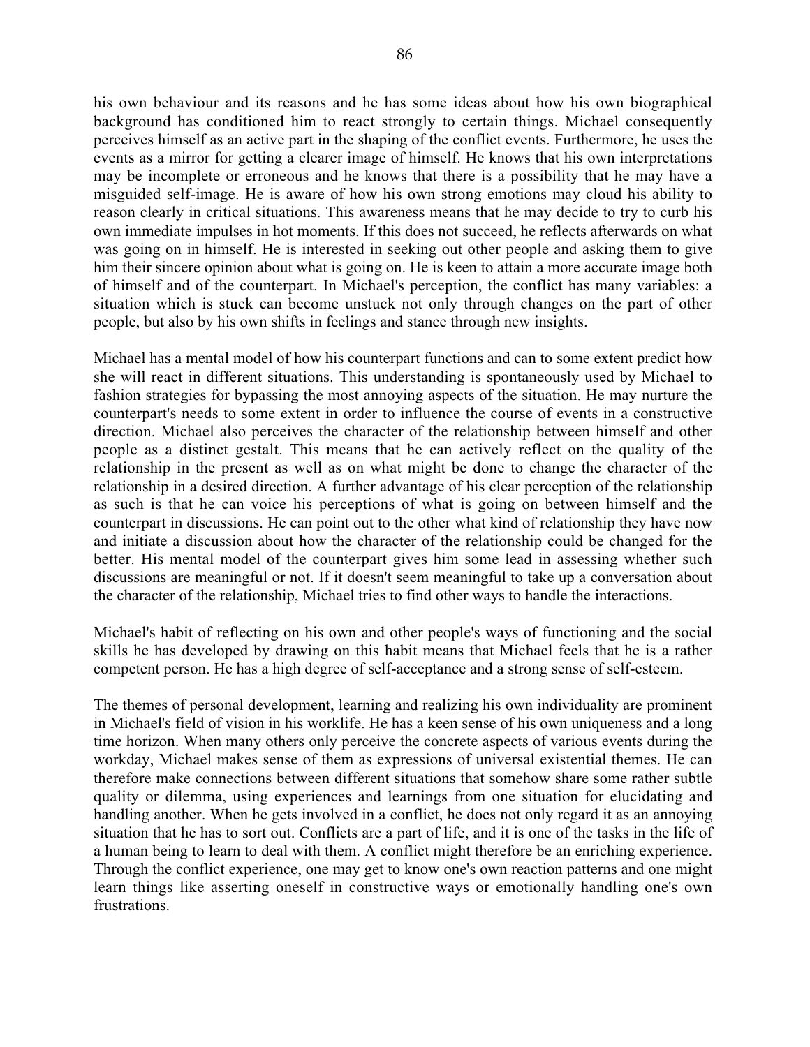his own behaviour and its reasons and he has some ideas about how his own biographical background has conditioned him to react strongly to certain things. Michael consequently perceives himself as an active part in the shaping of the conflict events. Furthermore, he uses the events as a mirror for getting a clearer image of himself. He knows that his own interpretations may be incomplete or erroneous and he knows that there is a possibility that he may have a misguided self-image. He is aware of how his own strong emotions may cloud his ability to reason clearly in critical situations. This awareness means that he may decide to try to curb his own immediate impulses in hot moments. If this does not succeed, he reflects afterwards on what was going on in himself. He is interested in seeking out other people and asking them to give him their sincere opinion about what is going on. He is keen to attain a more accurate image both of himself and of the counterpart. In Michael's perception, the conflict has many variables: a situation which is stuck can become unstuck not only through changes on the part of other people, but also by his own shifts in feelings and stance through new insights.

Michael has a mental model of how his counterpart functions and can to some extent predict how she will react in different situations. This understanding is spontaneously used by Michael to fashion strategies for bypassing the most annoying aspects of the situation. He may nurture the counterpart's needs to some extent in order to influence the course of events in a constructive direction. Michael also perceives the character of the relationship between himself and other people as a distinct gestalt. This means that he can actively reflect on the quality of the relationship in the present as well as on what might be done to change the character of the relationship in a desired direction. A further advantage of his clear perception of the relationship as such is that he can voice his perceptions of what is going on between himself and the counterpart in discussions. He can point out to the other what kind of relationship they have now and initiate a discussion about how the character of the relationship could be changed for the better. His mental model of the counterpart gives him some lead in assessing whether such discussions are meaningful or not. If it doesn't seem meaningful to take up a conversation about the character of the relationship, Michael tries to find other ways to handle the interactions.

Michael's habit of reflecting on his own and other people's ways of functioning and the social skills he has developed by drawing on this habit means that Michael feels that he is a rather competent person. He has a high degree of self-acceptance and a strong sense of self-esteem.

The themes of personal development, learning and realizing his own individuality are prominent in Michael's field of vision in his worklife. He has a keen sense of his own uniqueness and a long time horizon. When many others only perceive the concrete aspects of various events during the workday, Michael makes sense of them as expressions of universal existential themes. He can therefore make connections between different situations that somehow share some rather subtle quality or dilemma, using experiences and learnings from one situation for elucidating and handling another. When he gets involved in a conflict, he does not only regard it as an annoying situation that he has to sort out. Conflicts are a part of life, and it is one of the tasks in the life of a human being to learn to deal with them. A conflict might therefore be an enriching experience. Through the conflict experience, one may get to know one's own reaction patterns and one might learn things like asserting oneself in constructive ways or emotionally handling one's own frustrations.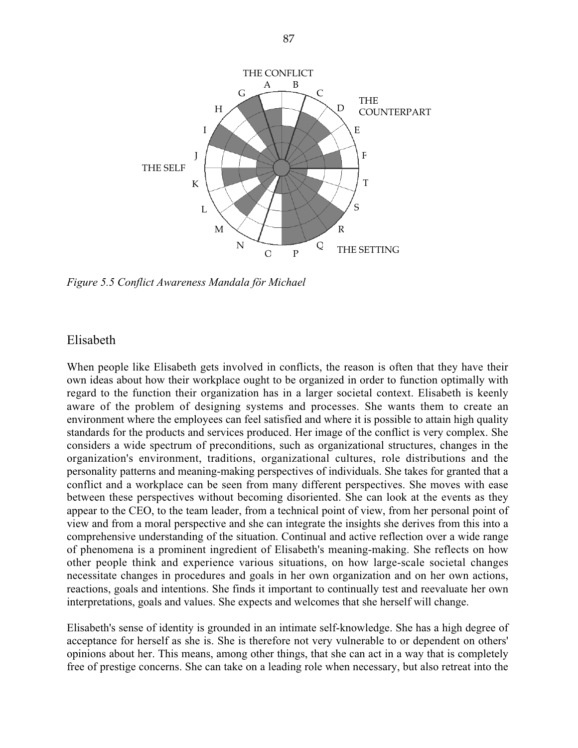Figure 5.5 Conflict Awareness Mandala för Michael

## Elisabeth

When people like Elisabeth gets involved in conflicts, the reason is often that they have their own ideas about how their workplace ought to be organized in order to function optimally with regard to the function their organization has in a larger societal context. Elisabeth is keenly aware of the problem of designing systems and processes. She wants them to create an environment where the employees can feel satisfied and where it is possible to attain high quality standards for the products and services produced. Her image of the conflict is very complex. She considers a wide spectrum of preconditions, such as organizational structures, changes in the organization's environment, traditions, organizational cultures, role distributions and the personality patterns and meaning-making perspectives of individuals. She takes for granted that a conflict and a workplace can be seen from many different perspectives. She moves with ease between these perspectives without becoming disoriented. She can look at the events as they appear to the CEO, to the team leader, from a technical point of view, from her personal point of view and from a moral perspective and she can integrate the insights she derives from this into a comprehensive understanding of the situation. Continual and active reflection over a wide range of phenomena is a prominent ingredient of Elisabeth's meaning-making. She reflects on how other people think and experience various situations, on how large-scale societal changes necessitate changes in procedures and goals in her own organization and on her own actions, reactions, goals and intentions. She finds it important to continually test and reevaluate her own interpretations, goals and values. She expects and welcomes that she herself will change.

Elisabeth's sense of identity is grounded in an intimate self-knowledge. She has a high degree of acceptance for herself as she is. She is therefore not very vulnerable to or dependent on others' opinions about her. This means, among other things, that she can act in a way that is completely free of prestige concerns. She can take on a leading role when necessary, but also retreat into the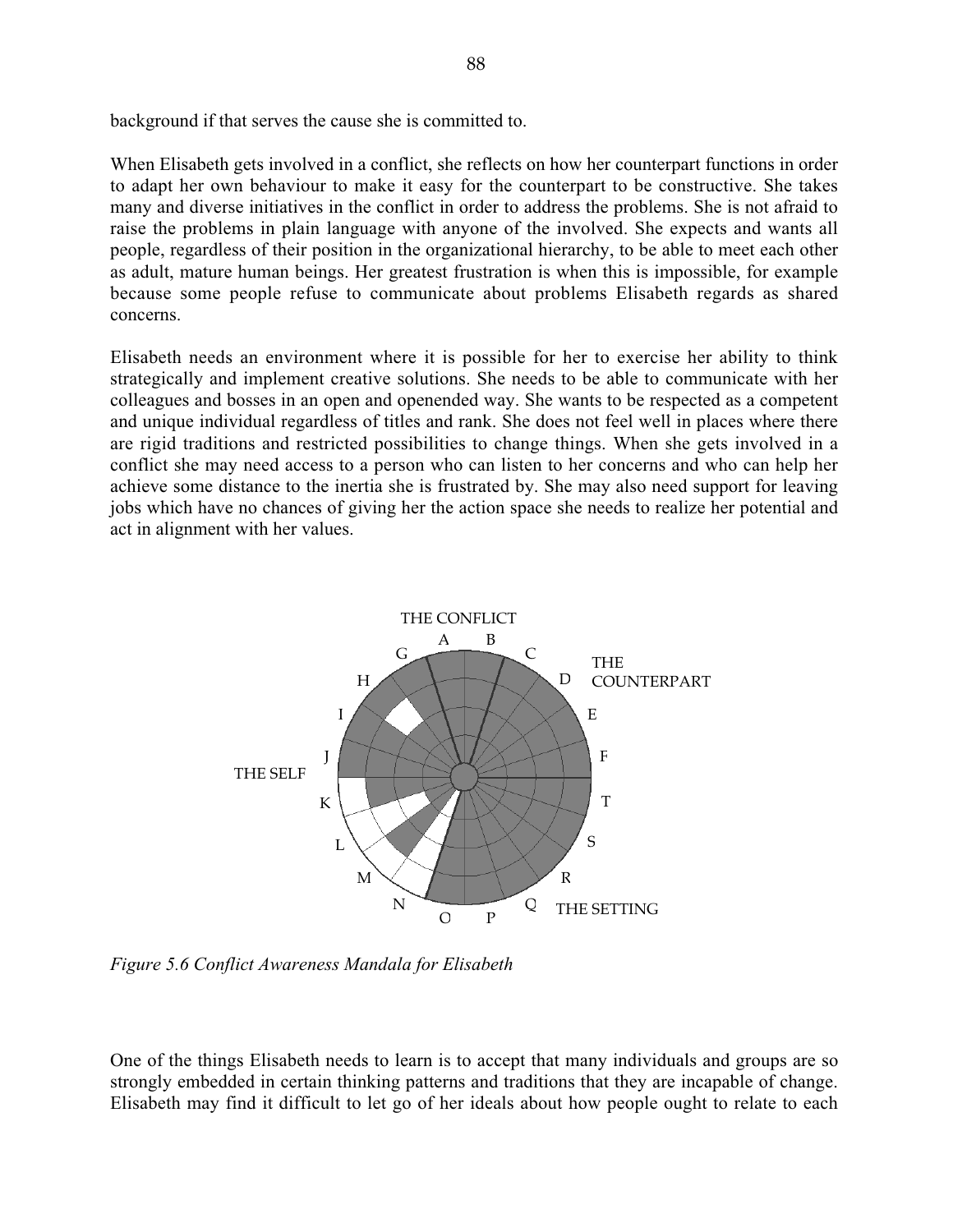background if that serves the cause she is committed to.

When Elisabeth gets involved in a conflict, she reflects on how her counterpart functions in order to adapt her own behaviour to make it easy for the counterpart to be constructive. She takes many and diverse initiatives in the conflict in order to address the problems. She is not afraid to raise the problems in plain language with anyone of the involved. She expects and wants all people, regardless of their position in the organizational hierarchy, to be able to meet each other as adult, mature human beings. Her greatest frustration is when this is impossible, for example because some people refuse to communicate about problems Elisabeth regards as shared concerns.

Elisabeth needs an environment where it is possible for her to exercise her ability to think strategically and implement creative solutions. She needs to be able to communicate with her colleagues and bosses in an open and openended way. She wants to be respected as a competent and unique individual regardless of titles and rank. She does not feel well in places where there are rigid traditions and restricted possibilities to change things. When she gets involved in a conflict she may need access to a person who can listen to her concerns and who can help her achieve some distance to the inertia she is frustrated by. She may also need support for leaving jobs which have no chances of giving her the action space she needs to realize her potential and act in alignment with her values.

*Figure 5.6 Conflict Awareness Mandala for Elisabeth*

One of the things Elisabeth needs to learn is to accept that many individuals and groups are so strongly embedded in certain thinking patterns and traditions that they are incapable of change. Elisabeth may find it difficult to let go of her ideals about how people ought to relate to each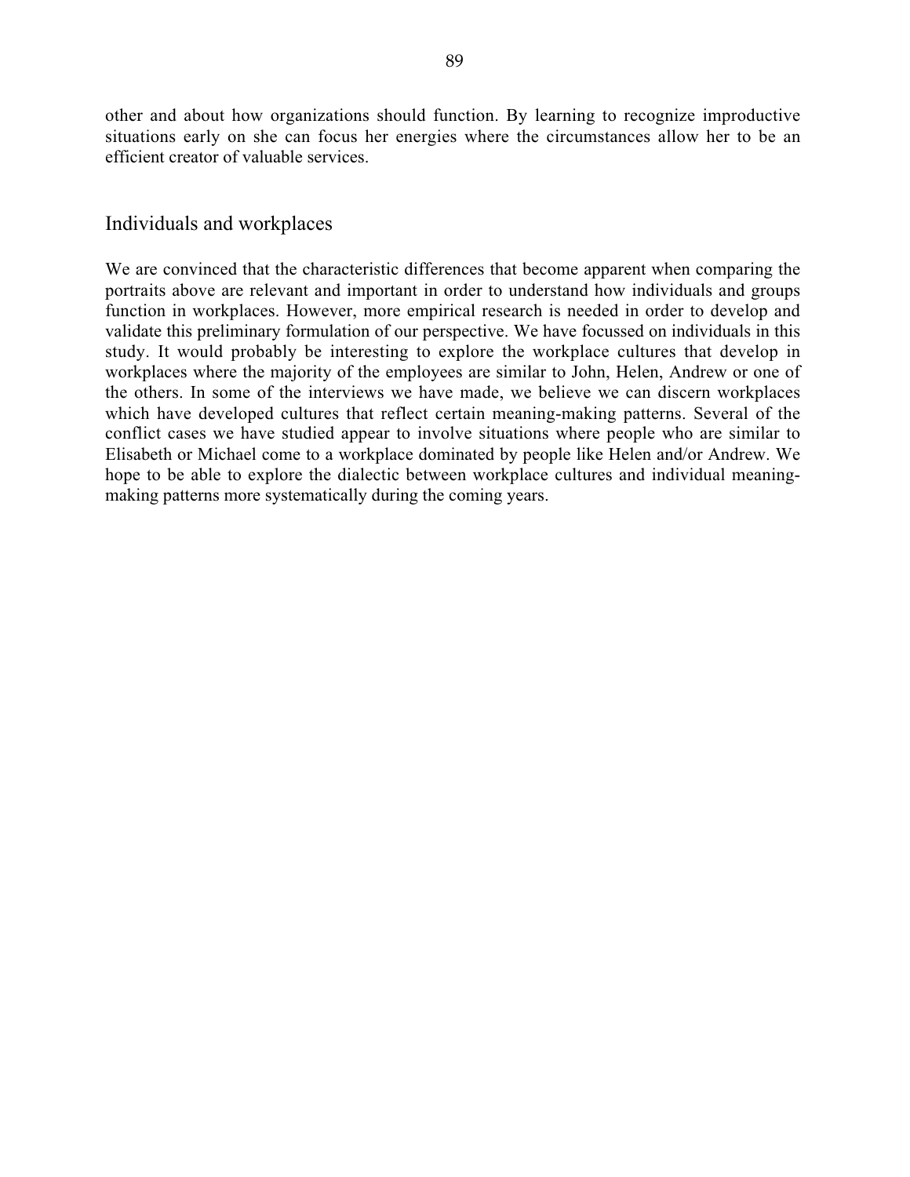other and about how organizations should function. By learning to recognize improductive situations early on she can focus her energies where the circumstances allow her to be an efficient creator of valuable services.

## Individuals and workplaces

We are convinced that the characteristic differences that become apparent when comparing the portraits above are relevant and important in order to understand how individuals and groups function in workplaces. However, more empirical research is needed in order to develop and validate this preliminary formulation of our perspective. We have focussed on individuals in this study. It would probably be interesting to explore the workplace cultures that develop in workplaces where the majority of the employees are similar to John, Helen, Andrew or one of the others. In some of the interviews we have made, we believe we can discern workplaces which have developed cultures that reflect certain meaning-making patterns. Several of the conflict cases we have studied appear to involve situations where people who are similar to Elisabeth or Michael come to a workplace dominated by people like Helen and/or Andrew. We hope to be able to explore the dialectic between workplace cultures and individual meaning-making patterns more systematically during the coming years.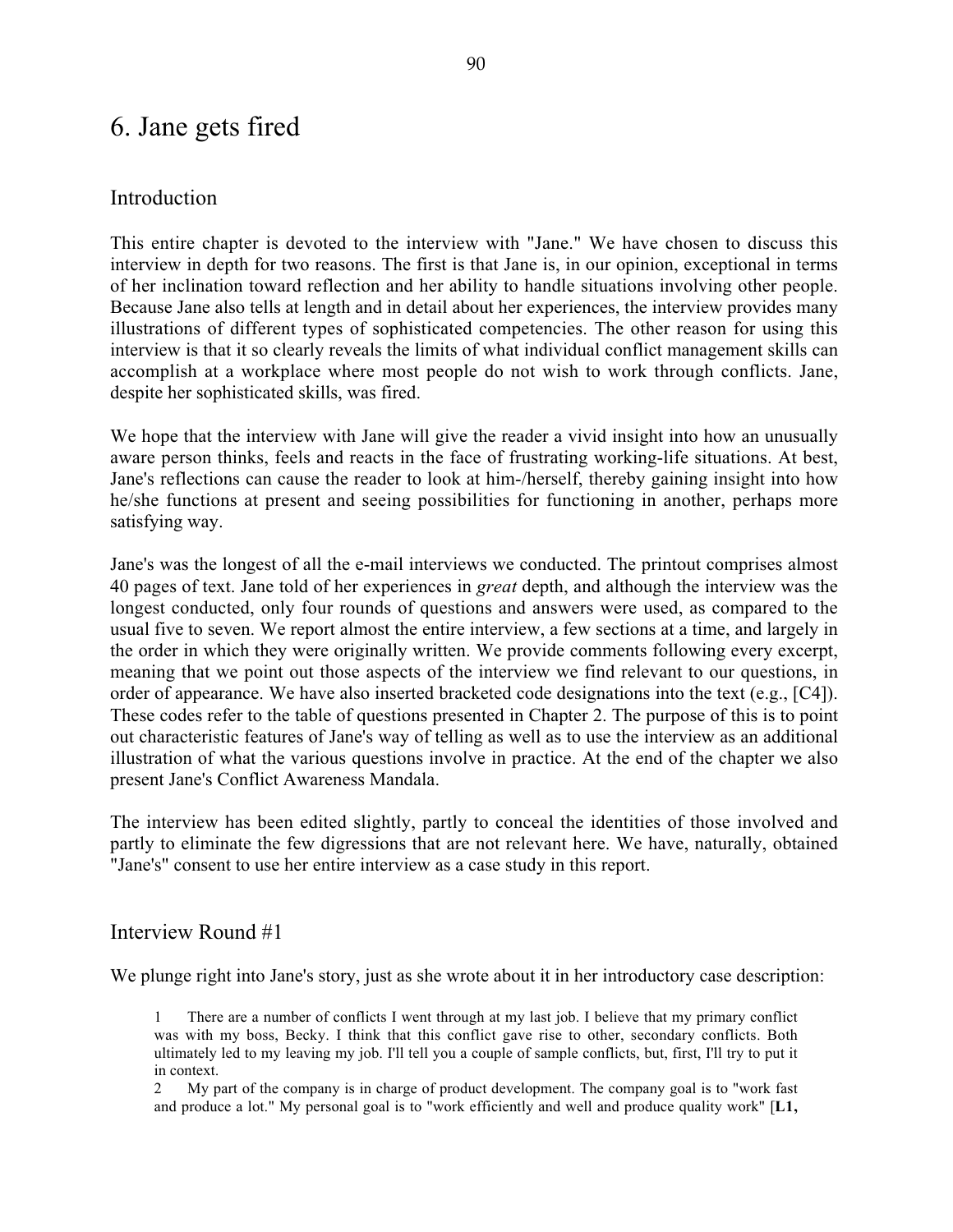# 6. Jane gets fired

## Introduction

This entire chapter is devoted to the interview with "Jane." We have chosen to discuss this interview in depth for two reasons. The first is that Jane is, in our opinion, exceptional in terms of her inclination toward reflection and her ability to handle situations involving other people. Because Jane also tells at length and in detail about her experiences, the interview provides many illustrations of different types of sophisticated competencies. The other reason for using this interview is that it so clearly reveals the limits of what individual conflict management skills can accomplish at a workplace where most people do not wish to work through conflicts. Jane, despite her sophisticated skills, was fired.

We hope that the interview with Jane will give the reader a vivid insight into how an unusually aware person thinks, feels and reacts in the face of frustrating working-life situations. At best, Jane's reflections can cause the reader to look at him-/herself, thereby gaining insight into how he/she functions at present and seeing possibilities for functioning in another, perhaps more satisfying way.

Jane's was the longest of all the e-mail interviews we conducted. The printout comprises almost 40 pages of text. Jane told of her experiences in *great* depth, and although the interview was the longest conducted, only four rounds of questions and answers were used, as compared to the usual five to seven. We report almost the entire interview, a few sections at a time, and largely in the order in which they were originally written. We provide comments following every excerpt, meaning that we point out those aspects of the interview we find relevant to our questions, in order of appearance. We have also inserted bracketed code designations into the text (e.g., [C4]). These codes refer to the table of questions presented in Chapter 2. The purpose of this is to point out characteristic features of Jane's way of telling as well as to use the interview as an additional illustration of what the various questions involve in practice. At the end of the chapter we also present Jane's Conflict Awareness Mandala.

The interview has been edited slightly, partly to conceal the identities of those involved and partly to eliminate the few digressions that are not relevant here. We have, naturally, obtained "Jane's" consent to use her entire interview as a case study in this report.

## Interview Round #1

We plunge right into Jane's story, just as she wrote about it in her introductory case description:

> 1 There are a number of conflicts I went through at my last job. I believe that my primary conflict was with my boss, Becky. I think that this conflict gave rise to other, secondary conflicts. Both ultimately led to my leaving my job. I'll tell you a couple of sample conflicts, but, first, I'll try to put it in context.
>
> 2 My part of the company is in charge of product development. The company goal is to "work fast and produce a lot." My personal goal is to "work efficiently and well and produce quality work" [**L1,**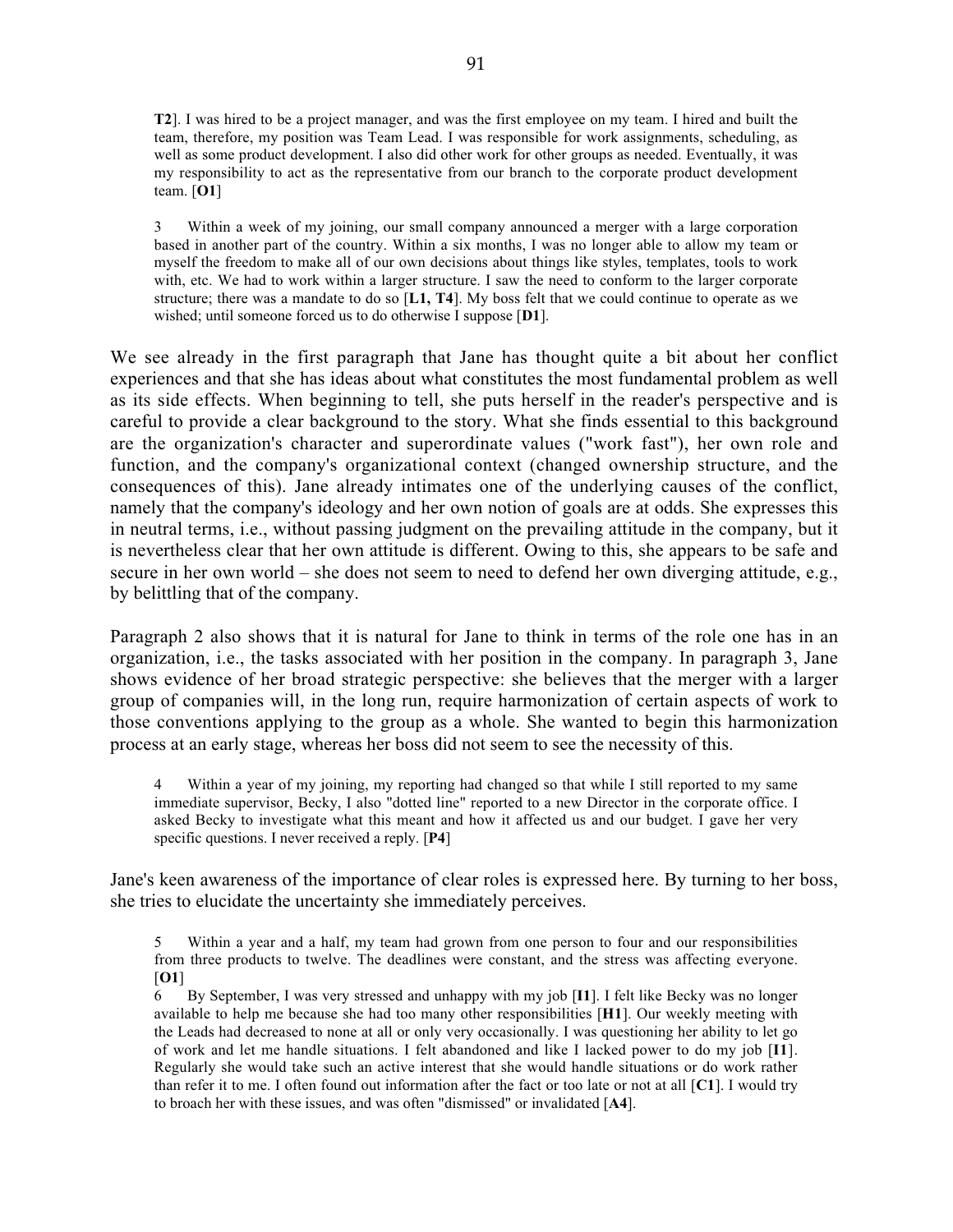> **T2**]. I was hired to be a project manager, and was the first employee on my team. I hired and built the team, therefore, my position was Team Lead. I was responsible for work assignments, scheduling, as well as some product development. I also did other work for other groups as needed. Eventually, it was my responsibility to act as the representative from our branch to the corporate product development team. [**O1**]
>
> 3 Within a week of my joining, our small company announced a merger with a large corporation based in another part of the country. Within a six months, I was no longer able to allow my team or myself the freedom to make all of our own decisions about things like styles, templates, tools to work with, etc. We had to work within a larger structure. I saw the need to conform to the larger corporate structure; there was a mandate to do so [**L1, T4**]. My boss felt that we could continue to operate as we wished; until someone forced us to do otherwise I suppose [**D1**].

We see already in the first paragraph that Jane has thought quite a bit about her conflict experiences and that she has ideas about what constitutes the most fundamental problem as well as its side effects. When beginning to tell, she puts herself in the reader's perspective and is careful to provide a clear background to the story. What she finds essential to this background are the organization's character and superordinate values ("work fast"), her own role and function, and the company's organizational context (changed ownership structure, and the consequences of this). Jane already intimates one of the underlying causes of the conflict, namely that the company's ideology and her own notion of goals are at odds. She expresses this in neutral terms, i.e., without passing judgment on the prevailing attitude in the company, but it is nevertheless clear that her own attitude is different. Owing to this, she appears to be safe and secure in her own world – she does not seem to need to defend her own diverging attitude, e.g., by belittling that of the company.

Paragraph 2 also shows that it is natural for Jane to think in terms of the role one has in an organization, i.e., the tasks associated with her position in the company. In paragraph 3, Jane shows evidence of her broad strategic perspective: she believes that the merger with a larger group of companies will, in the long run, require harmonization of certain aspects of work to those conventions applying to the group as a whole. She wanted to begin this harmonization process at an early stage, whereas her boss did not seem to see the necessity of this.

> 4 Within a year of my joining, my reporting had changed so that while I still reported to my same immediate supervisor, Becky, I also "dotted line" reported to a new Director in the corporate office. I asked Becky to investigate what this meant and how it affected us and our budget. I gave her very specific questions. I never received a reply. [**P4**]

Jane's keen awareness of the importance of clear roles is expressed here. By turning to her boss, she tries to elucidate the uncertainty she immediately perceives.

> 5 Within a year and a half, my team had grown from one person to four and our responsibilities from three products to twelve. The deadlines were constant, and the stress was affecting everyone. [**O1**]
>
> 6 By September, I was very stressed and unhappy with my job [**I1**]. I felt like Becky was no longer available to help me because she had too many other responsibilities [**H1**]. Our weekly meeting with the Leads had decreased to none at all or only very occasionally. I was questioning her ability to let go of work and let me handle situations. I felt abandoned and like I lacked power to do my job [**I1**]. Regularly she would take such an active interest that she would handle situations or do work rather than refer it to me. I often found out information after the fact or too late or not at all [**C1**]. I would try to broach her with these issues, and was often "dismissed" or invalidated [**A4**].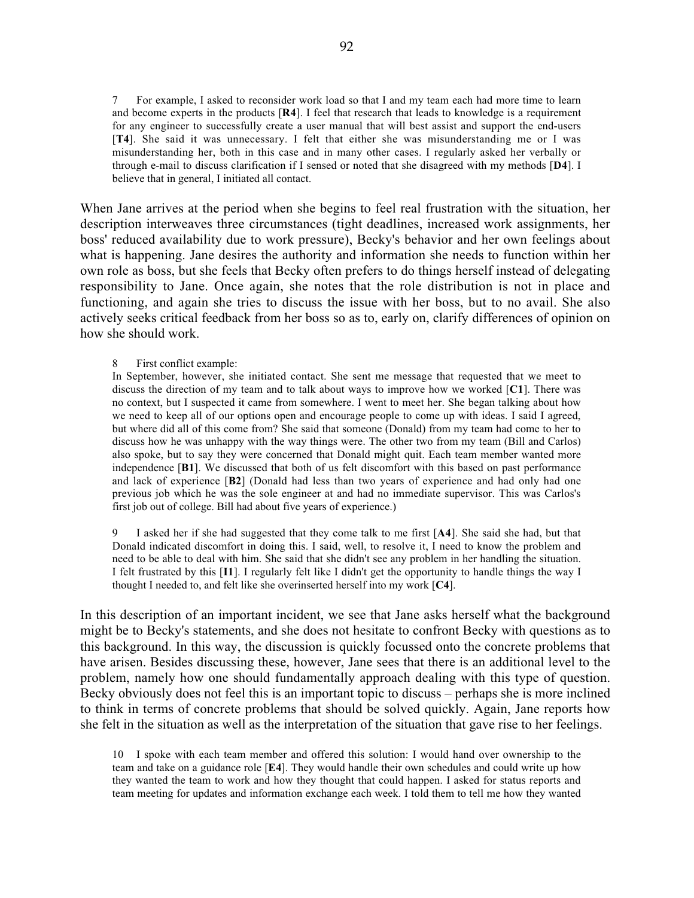7 For example, I asked to reconsider work load so that I and my team each had more time to learn and become experts in the products [**R4**]. I feel that research that leads to knowledge is a requirement for any engineer to successfully create a user manual that will best assist and support the end-users [**T4**]. She said it was unnecessary. I felt that either she was misunderstanding me or I was misunderstanding her, both in this case and in many other cases. I regularly asked her verbally or through e-mail to discuss clarification if I sensed or noted that she disagreed with my methods [**D4**]. I believe that in general, I initiated all contact.

When Jane arrives at the period when she begins to feel real frustration with the situation, her description interweaves three circumstances (tight deadlines, increased work assignments, her boss' reduced availability due to work pressure), Becky's behavior and her own feelings about what is happening. Jane desires the authority and information she needs to function within her own role as boss, but she feels that Becky often prefers to do things herself instead of delegating responsibility to Jane. Once again, she notes that the role distribution is not in place and functioning, and again she tries to discuss the issue with her boss, but to no avail. She also actively seeks critical feedback from her boss so as to, early on, clarify differences of opinion on how she should work.

8 First conflict example:
In September, however, she initiated contact. She sent me message that requested that we meet to discuss the direction of my team and to talk about ways to improve how we worked [**C1**]. There was no context, but I suspected it came from somewhere. I went to meet her. She began talking about how we need to keep all of our options open and encourage people to come up with ideas. I said I agreed, but where did all of this come from? She said that someone (Donald) from my team had come to her to discuss how he was unhappy with the way things were. The other two from my team (Bill and Carlos) also spoke, but to say they were concerned that Donald might quit. Each team member wanted more independence [**B1**]. We discussed that both of us felt discomfort with this based on past performance and lack of experience [**B2**] (Donald had less than two years of experience and had only had one previous job which he was the sole engineer at and had no immediate supervisor. This was Carlos's first job out of college. Bill had about five years of experience.)

9 I asked her if she had suggested that they come talk to me first [**A4**]. She said she had, but that Donald indicated discomfort in doing this. I said, well, to resolve it, I need to know the problem and need to be able to deal with him. She said that she didn't see any problem in her handling the situation. I felt frustrated by this [**I1**]. I regularly felt like I didn't get the opportunity to handle things the way I thought I needed to, and felt like she overinserted herself into my work [**C4**].

In this description of an important incident, we see that Jane asks herself what the background might be to Becky's statements, and she does not hesitate to confront Becky with questions as to this background. In this way, the discussion is quickly focussed onto the concrete problems that have arisen. Besides discussing these, however, Jane sees that there is an additional level to the problem, namely how one should fundamentally approach dealing with this type of question. Becky obviously does not feel this is an important topic to discuss – perhaps she is more inclined to think in terms of concrete problems that should be solved quickly. Again, Jane reports how she felt in the situation as well as the interpretation of the situation that gave rise to her feelings.

10 I spoke with each team member and offered this solution: I would hand over ownership to the team and take on a guidance role [**E4**]. They would handle their own schedules and could write up how they wanted the team to work and how they thought that could happen. I asked for status reports and team meeting for updates and information exchange each week. I told them to tell me how they wanted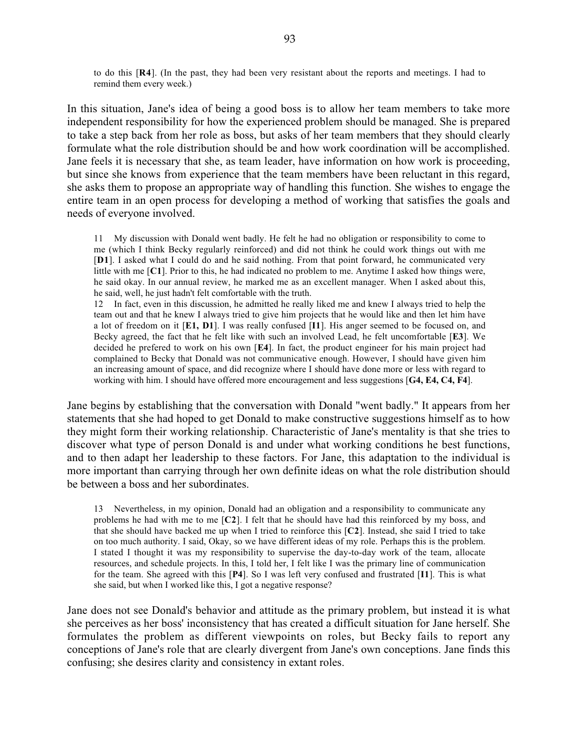to do this [**R4**]. (In the past, they had been very resistant about the reports and meetings. I had to remind them every week.)

In this situation, Jane's idea of being a good boss is to allow her team members to take more independent responsibility for how the experienced problem should be managed. She is prepared to take a step back from her role as boss, but asks of her team members that they should clearly formulate what the role distribution should be and how work coordination will be accomplished. Jane feels it is necessary that she, as team leader, have information on how work is proceeding, but since she knows from experience that the team members have been reluctant in this regard, she asks them to propose an appropriate way of handling this function. She wishes to engage the entire team in an open process for developing a method of working that satisfies the goals and needs of everyone involved.

> 11 My discussion with Donald went badly. He felt he had no obligation or responsibility to come to me (which I think Becky regularly reinforced) and did not think he could work things out with me [**D1**]. I asked what I could do and he said nothing. From that point forward, he communicated very little with me [**C1**]. Prior to this, he had indicated no problem to me. Anytime I asked how things were, he said okay. In our annual review, he marked me as an excellent manager. When I asked about this, he said, well, he just hadn't felt comfortable with the truth.
>
> 12 In fact, even in this discussion, he admitted he really liked me and knew I always tried to help the team out and that he knew I always tried to give him projects that he would like and then let him have a lot of freedom on it [**E1, D1**]. I was really confused [**I1**]. His anger seemed to be focused on, and Becky agreed, the fact that he felt like with such an involved Lead, he felt uncomfortable [**E3**]. We decided he prefered to work on his own [**E4**]. In fact, the product engineer for his main project had complained to Becky that Donald was not communicative enough. However, I should have given him an increasing amount of space, and did recognize where I should have done more or less with regard to working with him. I should have offered more encouragement and less suggestions [**G4, E4, C4, F4**].

Jane begins by establishing that the conversation with Donald "went badly." It appears from her statements that she had hoped to get Donald to make constructive suggestions himself as to how they might form their working relationship. Characteristic of Jane's mentality is that she tries to discover what type of person Donald is and under what working conditions he best functions, and to then adapt her leadership to these factors. For Jane, this adaptation to the individual is more important than carrying through her own definite ideas on what the role distribution should be between a boss and her subordinates.

> 13 Nevertheless, in my opinion, Donald had an obligation and a responsibility to communicate any problems he had with me to me [**C2**]. I felt that he should have had this reinforced by my boss, and that she should have backed me up when I tried to reinforce this [**C2**]. Instead, she said I tried to take on too much authority. I said, Okay, so we have different ideas of my role. Perhaps this is the problem. I stated I thought it was my responsibility to supervise the day-to-day work of the team, allocate resources, and schedule projects. In this, I told her, I felt like I was the primary line of communication for the team. She agreed with this [**P4**]. So I was left very confused and frustrated [**I1**]. This is what she said, but when I worked like this, I got a negative response?

Jane does not see Donald's behavior and attitude as the primary problem, but instead it is what she perceives as her boss' inconsistency that has created a difficult situation for Jane herself. She formulates the problem as different viewpoints on roles, but Becky fails to report any conceptions of Jane's role that are clearly divergent from Jane's own conceptions. Jane finds this confusing; she desires clarity and consistency in extant roles.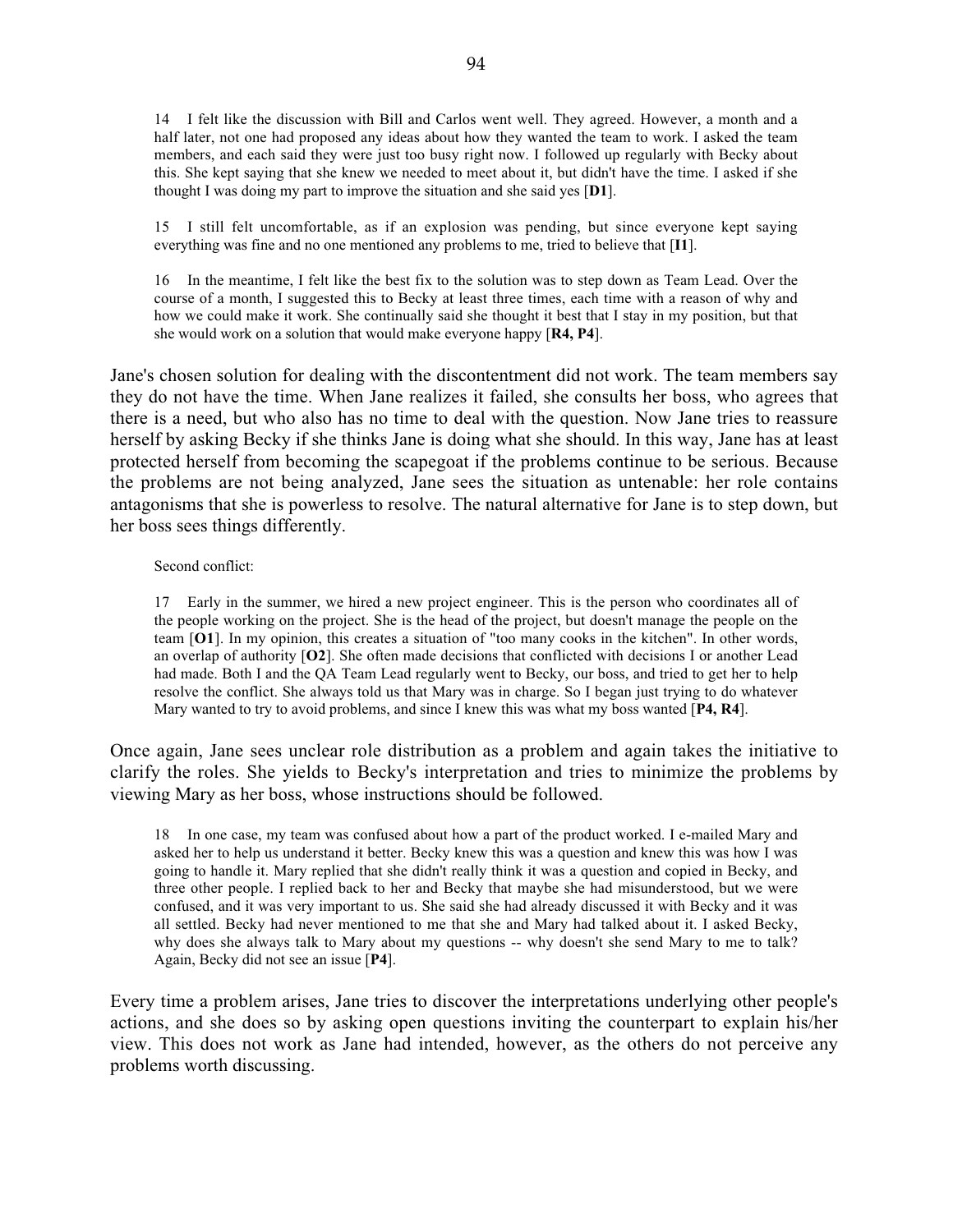14 I felt like the discussion with Bill and Carlos went well. They agreed. However, a month and a half later, not one had proposed any ideas about how they wanted the team to work. I asked the team members, and each said they were just too busy right now. I followed up regularly with Becky about this. She kept saying that she knew we needed to meet about it, but didn't have the time. I asked if she thought I was doing my part to improve the situation and she said yes [**D1**].

15 I still felt uncomfortable, as if an explosion was pending, but since everyone kept saying everything was fine and no one mentioned any problems to me, tried to believe that [**I1**].

16 In the meantime, I felt like the best fix to the solution was to step down as Team Lead. Over the course of a month, I suggested this to Becky at least three times, each time with a reason of why and how we could make it work. She continually said she thought it best that I stay in my position, but that she would work on a solution that would make everyone happy [**R4, P4**].

Jane's chosen solution for dealing with the discontentment did not work. The team members say they do not have the time. When Jane realizes it failed, she consults her boss, who agrees that there is a need, but who also has no time to deal with the question. Now Jane tries to reassure herself by asking Becky if she thinks Jane is doing what she should. In this way, Jane has at least protected herself from becoming the scapegoat if the problems continue to be serious. Because the problems are not being analyzed, Jane sees the situation as untenable: her role contains antagonisms that she is powerless to resolve. The natural alternative for Jane is to step down, but her boss sees things differently.

Second conflict:

17 Early in the summer, we hired a new project engineer. This is the person who coordinates all of the people working on the project. She is the head of the project, but doesn't manage the people on the team [**O1**]. In my opinion, this creates a situation of "too many cooks in the kitchen". In other words, an overlap of authority [**O2**]. She often made decisions that conflicted with decisions I or another Lead had made. Both I and the QA Team Lead regularly went to Becky, our boss, and tried to get her to help resolve the conflict. She always told us that Mary was in charge. So I began just trying to do whatever Mary wanted to try to avoid problems, and since I knew this was what my boss wanted [**P4, R4**].

Once again, Jane sees unclear role distribution as a problem and again takes the initiative to clarify the roles. She yields to Becky's interpretation and tries to minimize the problems by viewing Mary as her boss, whose instructions should be followed.

18 In one case, my team was confused about how a part of the product worked. I e-mailed Mary and asked her to help us understand it better. Becky knew this was a question and knew this was how I was going to handle it. Mary replied that she didn't really think it was a question and copied in Becky, and three other people. I replied back to her and Becky that maybe she had misunderstood, but we were confused, and it was very important to us. She said she had already discussed it with Becky and it was all settled. Becky had never mentioned to me that she and Mary had talked about it. I asked Becky, why does she always talk to Mary about my questions -- why doesn't she send Mary to me to talk? Again, Becky did not see an issue [**P4**].

Every time a problem arises, Jane tries to discover the interpretations underlying other people's actions, and she does so by asking open questions inviting the counterpart to explain his/her view. This does not work as Jane had intended, however, as the others do not perceive any problems worth discussing.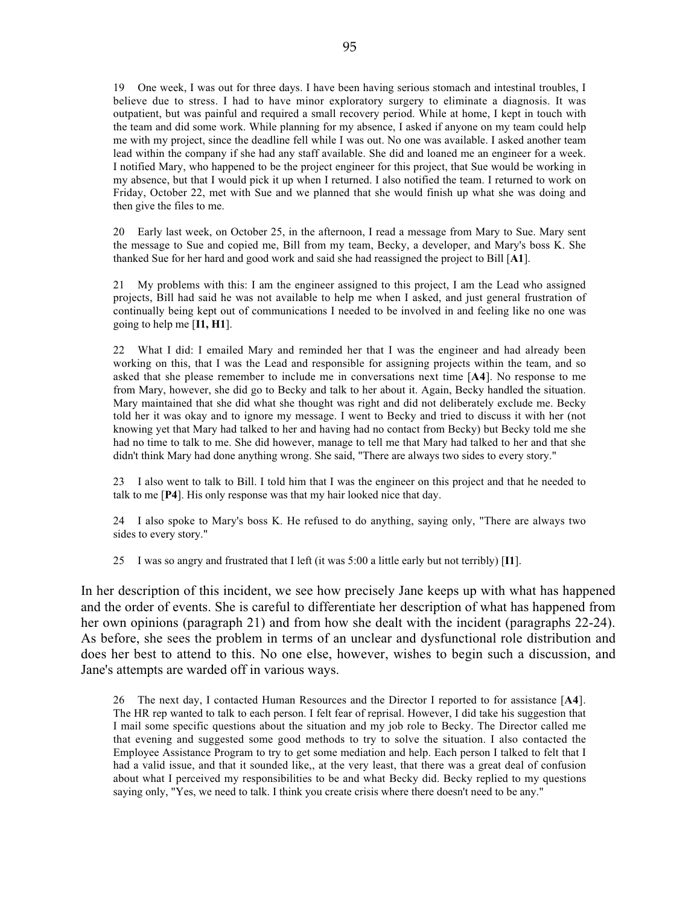> 19 One week, I was out for three days. I have been having serious stomach and intestinal troubles, I believe due to stress. I had to have minor exploratory surgery to eliminate a diagnosis. It was outpatient, but was painful and required a small recovery period. While at home, I kept in touch with the team and did some work. While planning for my absence, I asked if anyone on my team could help me with my project, since the deadline fell while I was out. No one was available. I asked another team lead within the company if she had any staff available. She did and loaned me an engineer for a week. I notified Mary, who happened to be the project engineer for this project, that Sue would be working in my absence, but that I would pick it up when I returned. I also notified the team. I returned to work on Friday, October 22, met with Sue and we planned that she would finish up what she was doing and then give the files to me.
>
> 20 Early last week, on October 25, in the afternoon, I read a message from Mary to Sue. Mary sent the message to Sue and copied me, Bill from my team, Becky, a developer, and Mary's boss K. She thanked Sue for her hard and good work and said she had reassigned the project to Bill [**A1**].
>
> 21 My problems with this: I am the engineer assigned to this project, I am the Lead who assigned projects, Bill had said he was not available to help me when I asked, and just general frustration of continually being kept out of communications I needed to be involved in and feeling like no one was going to help me [**I1, H1**].
>
> 22 What I did: I emailed Mary and reminded her that I was the engineer and had already been working on this, that I was the Lead and responsible for assigning projects within the team, and so asked that she please remember to include me in conversations next time [**A4**]. No response to me from Mary, however, she did go to Becky and talk to her about it. Again, Becky handled the situation. Mary maintained that she did what she thought was right and did not deliberately exclude me. Becky told her it was okay and to ignore my message. I went to Becky and tried to discuss it with her (not knowing yet that Mary had talked to her and having had no contact from Becky) but Becky told me she had no time to talk to me. She did however, manage to tell me that Mary had talked to her and that she didn't think Mary had done anything wrong. She said, "There are always two sides to every story."
>
> 23 I also went to talk to Bill. I told him that I was the engineer on this project and that he needed to talk to me [**P4**]. His only response was that my hair looked nice that day.
>
> 24 I also spoke to Mary's boss K. He refused to do anything, saying only, "There are always two sides to every story."
>
> 25 I was so angry and frustrated that I left (it was 5:00 a little early but not terribly) [**I1**].

In her description of this incident, we see how precisely Jane keeps up with what has happened and the order of events. She is careful to differentiate her description of what has happened from her own opinions (paragraph 21) and from how she dealt with the incident (paragraphs 22-24). As before, she sees the problem in terms of an unclear and dysfunctional role distribution and does her best to attend to this. No one else, however, wishes to begin such a discussion, and Jane's attempts are warded off in various ways.

> 26 The next day, I contacted Human Resources and the Director I reported to for assistance [**A4**]. The HR rep wanted to talk to each person. I felt fear of reprisal. However, I did take his suggestion that I mail some specific questions about the situation and my job role to Becky. The Director called me that evening and suggested some good methods to try to solve the situation. I also contacted the Employee Assistance Program to try to get some mediation and help. Each person I talked to felt that I had a valid issue, and that it sounded like,, at the very least, that there was a great deal of confusion about what I perceived my responsibilities to be and what Becky did. Becky replied to my questions saying only, "Yes, we need to talk. I think you create crisis where there doesn't need to be any."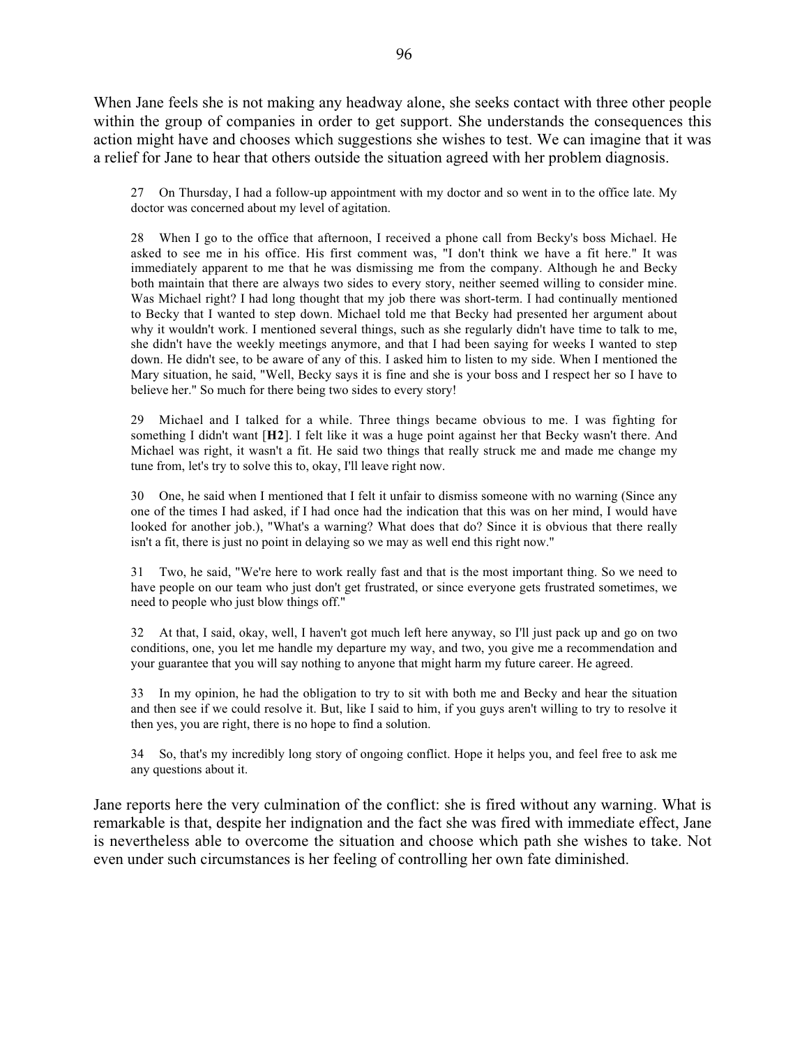When Jane feels she is not making any headway alone, she seeks contact with three other people within the group of companies in order to get support. She understands the consequences this action might have and chooses which suggestions she wishes to test. We can imagine that it was a relief for Jane to hear that others outside the situation agreed with her problem diagnosis.

> 27 On Thursday, I had a follow-up appointment with my doctor and so went in to the office late. My doctor was concerned about my level of agitation.
>
> 28 When I go to the office that afternoon, I received a phone call from Becky's boss Michael. He asked to see me in his office. His first comment was, "I don't think we have a fit here." It was immediately apparent to me that he was dismissing me from the company. Although he and Becky both maintain that there are always two sides to every story, neither seemed willing to consider mine. Was Michael right? I had long thought that my job there was short-term. I had continually mentioned to Becky that I wanted to step down. Michael told me that Becky had presented her argument about why it wouldn't work. I mentioned several things, such as she regularly didn't have time to talk to me, she didn't have the weekly meetings anymore, and that I had been saying for weeks I wanted to step down. He didn't see, to be aware of any of this. I asked him to listen to my side. When I mentioned the Mary situation, he said, "Well, Becky says it is fine and she is your boss and I respect her so I have to believe her." So much for there being two sides to every story!
>
> 29 Michael and I talked for a while. Three things became obvious to me. I was fighting for something I didn't want [**H2**]. I felt like it was a huge point against her that Becky wasn't there. And Michael was right, it wasn't a fit. He said two things that really struck me and made me change my tune from, let's try to solve this to, okay, I'll leave right now.
>
> 30 One, he said when I mentioned that I felt it unfair to dismiss someone with no warning (Since any one of the times I had asked, if I had once had the indication that this was on her mind, I would have looked for another job.), "What's a warning? What does that do? Since it is obvious that there really isn't a fit, there is just no point in delaying so we may as well end this right now."
>
> 31 Two, he said, "We're here to work really fast and that is the most important thing. So we need to have people on our team who just don't get frustrated, or since everyone gets frustrated sometimes, we need to people who just blow things off."
>
> 32 At that, I said, okay, well, I haven't got much left here anyway, so I'll just pack up and go on two conditions, one, you let me handle my departure my way, and two, you give me a recommendation and your guarantee that you will say nothing to anyone that might harm my future career. He agreed.
>
> 33 In my opinion, he had the obligation to try to sit with both me and Becky and hear the situation and then see if we could resolve it. But, like I said to him, if you guys aren't willing to try to resolve it then yes, you are right, there is no hope to find a solution.
>
> 34 So, that's my incredibly long story of ongoing conflict. Hope it helps you, and feel free to ask me any questions about it.

Jane reports here the very culmination of the conflict: she is fired without any warning. What is remarkable is that, despite her indignation and the fact she was fired with immediate effect, Jane is nevertheless able to overcome the situation and choose which path she wishes to take. Not even under such circumstances is her feeling of controlling her own fate diminished.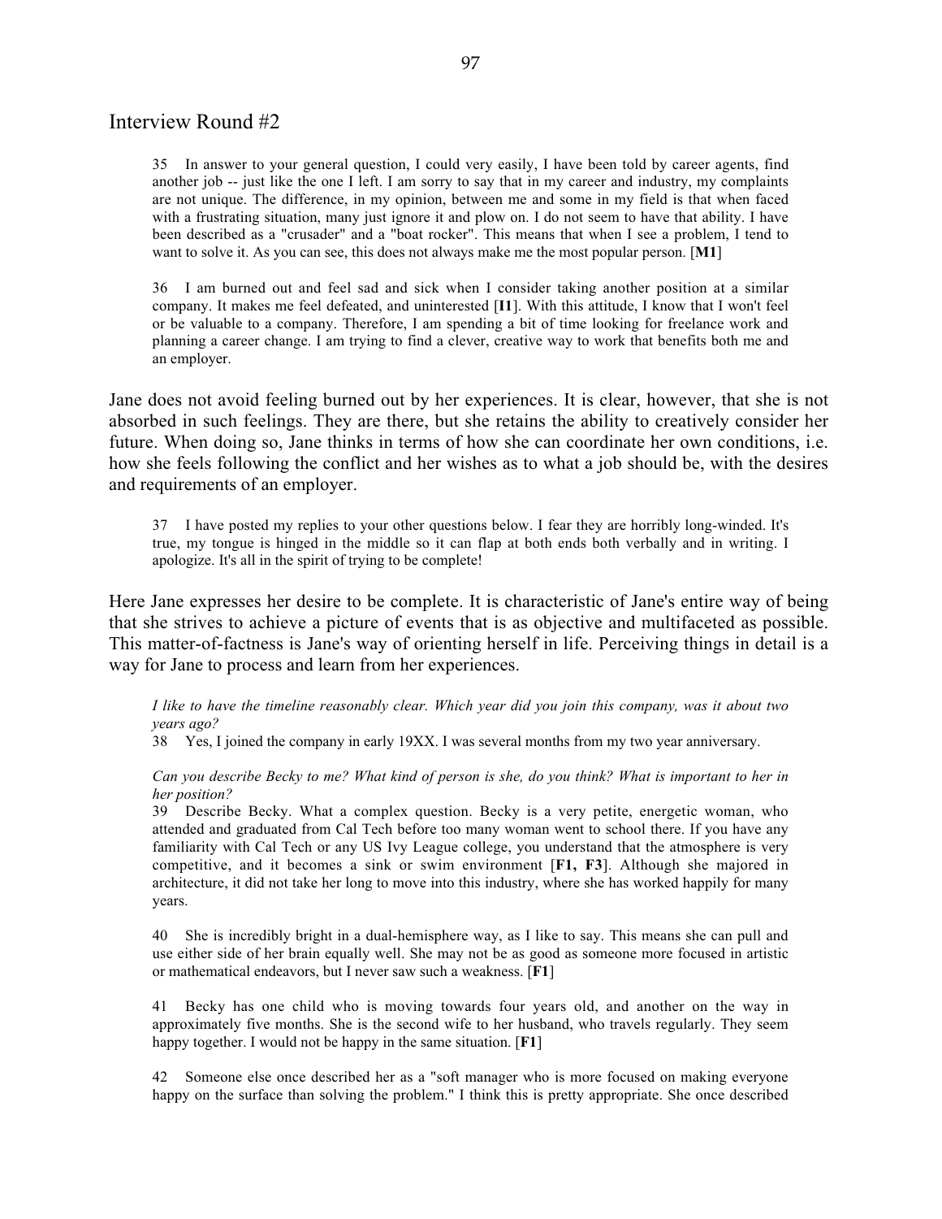## Interview Round #2

> 35 In answer to your general question, I could very easily, I have been told by career agents, find another job -- just like the one I left. I am sorry to say that in my career and industry, my complaints are not unique. The difference, in my opinion, between me and some in my field is that when faced with a frustrating situation, many just ignore it and plow on. I do not seem to have that ability. I have been described as a "crusader" and a "boat rocker". This means that when I see a problem, I tend to want to solve it. As you can see, this does not always make me the most popular person. [**M1**]
>
> 36 I am burned out and feel sad and sick when I consider taking another position at a similar company. It makes me feel defeated, and uninterested [**I1**]. With this attitude, I know that I won't feel or be valuable to a company. Therefore, I am spending a bit of time looking for freelance work and planning a career change. I am trying to find a clever, creative way to work that benefits both me and an employer.

Jane does not avoid feeling burned out by her experiences. It is clear, however, that she is not absorbed in such feelings. They are there, but she retains the ability to creatively consider her future. When doing so, Jane thinks in terms of how she can coordinate her own conditions, i.e. how she feels following the conflict and her wishes as to what a job should be, with the desires and requirements of an employer.

> 37 I have posted my replies to your other questions below. I fear they are horribly long-winded. It's true, my tongue is hinged in the middle so it can flap at both ends both verbally and in writing. I apologize. It's all in the spirit of trying to be complete!

Here Jane expresses her desire to be complete. It is characteristic of Jane's entire way of being that she strives to achieve a picture of events that is as objective and multifaceted as possible. This matter-of-factness is Jane's way of orienting herself in life. Perceiving things in detail is a way for Jane to process and learn from her experiences.

> *I like to have the timeline reasonably clear. Which year did you join this company, was it about two years ago?*
>
> 38 Yes, I joined the company in early 19XX. I was several months from my two year anniversary.
>
> *Can you describe Becky to me? What kind of person is she, do you think? What is important to her in her position?*
>
> 39 Describe Becky. What a complex question. Becky is a very petite, energetic woman, who attended and graduated from Cal Tech before too many woman went to school there. If you have any familiarity with Cal Tech or any US Ivy League college, you understand that the atmosphere is very competitive, and it becomes a sink or swim environment [**F1, F3**]. Although she majored in architecture, it did not take her long to move into this industry, where she has worked happily for many years.
>
> 40 She is incredibly bright in a dual-hemisphere way, as I like to say. This means she can pull and use either side of her brain equally well. She may not be as good as someone more focused in artistic or mathematical endeavors, but I never saw such a weakness. [**F1**]
>
> 41 Becky has one child who is moving towards four years old, and another on the way in approximately five months. She is the second wife to her husband, who travels regularly. They seem happy together. I would not be happy in the same situation. [**F1**]
>
> 42 Someone else once described her as a "soft manager who is more focused on making everyone happy on the surface than solving the problem." I think this is pretty appropriate. She once described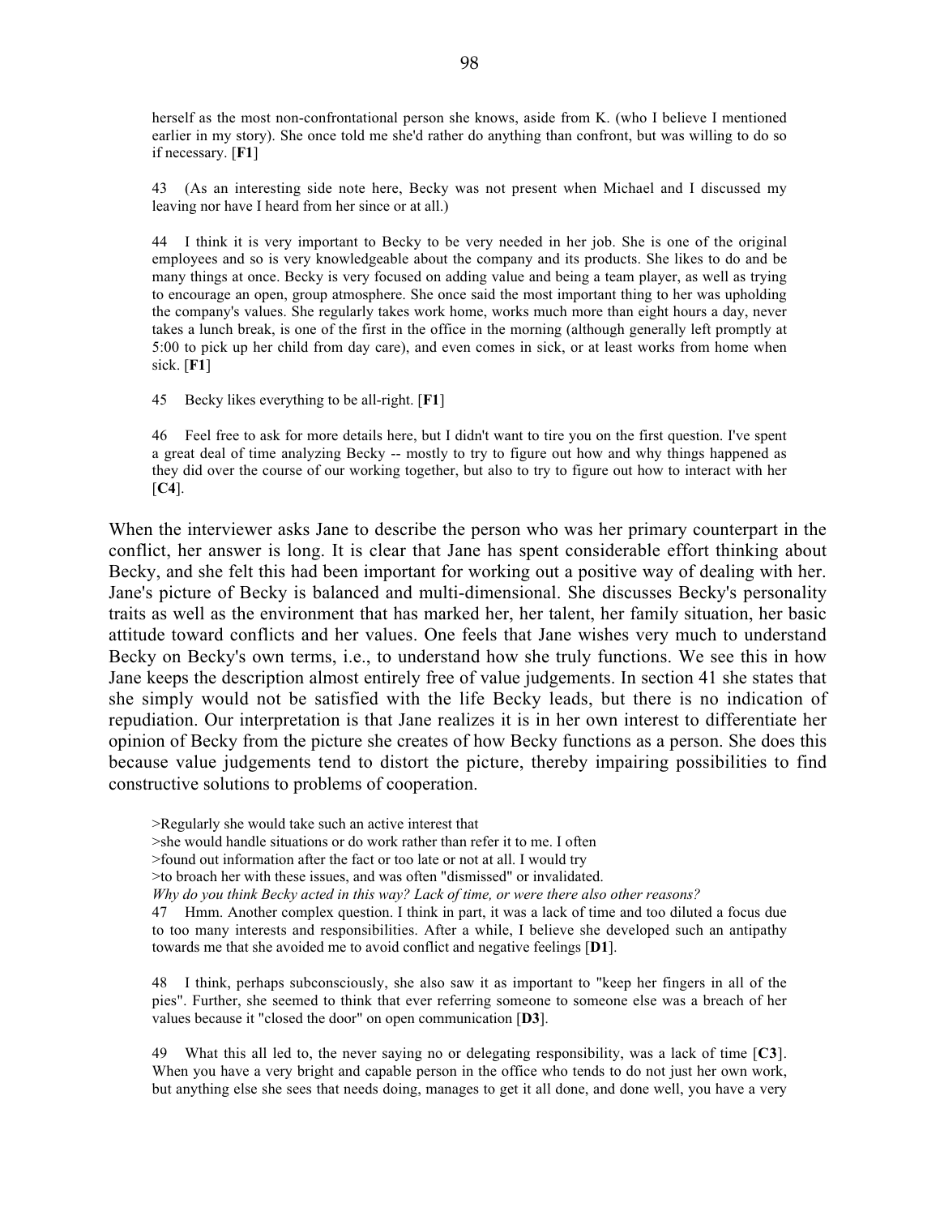herself as the most non-confrontational person she knows, aside from K. (who I believe I mentioned earlier in my story). She once told me she'd rather do anything than confront, but was willing to do so if necessary. [**F1**]

43 (As an interesting side note here, Becky was not present when Michael and I discussed my leaving nor have I heard from her since or at all.)

44 I think it is very important to Becky to be very needed in her job. She is one of the original employees and so is very knowledgeable about the company and its products. She likes to do and be many things at once. Becky is very focused on adding value and being a team player, as well as trying to encourage an open, group atmosphere. She once said the most important thing to her was upholding the company's values. She regularly takes work home, works much more than eight hours a day, never takes a lunch break, is one of the first in the office in the morning (although generally left promptly at 5:00 to pick up her child from day care), and even comes in sick, or at least works from home when sick. [**F1**]

45 Becky likes everything to be all-right. [**F1**]

46 Feel free to ask for more details here, but I didn't want to tire you on the first question. I've spent a great deal of time analyzing Becky -- mostly to try to figure out how and why things happened as they did over the course of our working together, but also to try to figure out how to interact with her [**C4**].

When the interviewer asks Jane to describe the person who was her primary counterpart in the conflict, her answer is long. It is clear that Jane has spent considerable effort thinking about Becky, and she felt this had been important for working out a positive way of dealing with her. Jane's picture of Becky is balanced and multi-dimensional. She discusses Becky's personality traits as well as the environment that has marked her, her talent, her family situation, her basic attitude toward conflicts and her values. One feels that Jane wishes very much to understand Becky on Becky's own terms, i.e., to understand how she truly functions. We see this in how Jane keeps the description almost entirely free of value judgements. In section 41 she states that she simply would not be satisfied with the life Becky leads, but there is no indication of repudiation. Our interpretation is that Jane realizes it is in her own interest to differentiate her opinion of Becky from the picture she creates of how Becky functions as a person. She does this because value judgements tend to distort the picture, thereby impairing possibilities to find constructive solutions to problems of cooperation.

>Regularly she would take such an active interest that
>she would handle situations or do work rather than refer it to me. I often
>found out information after the fact or too late or not at all. I would try
>to broach her with these issues, and was often "dismissed" or invalidated.

*Why do you think Becky acted in this way? Lack of time, or were there also other reasons?*

47 Hmm. Another complex question. I think in part, it was a lack of time and too diluted a focus due to too many interests and responsibilities. After a while, I believe she developed such an antipathy towards me that she avoided me to avoid conflict and negative feelings [**D1**].

48 I think, perhaps subconsciously, she also saw it as important to "keep her fingers in all of the pies". Further, she seemed to think that ever referring someone to someone else was a breach of her values because it "closed the door" on open communication [**D3**].

49 What this all led to, the never saying no or delegating responsibility, was a lack of time [**C3**]. When you have a very bright and capable person in the office who tends to do not just her own work, but anything else she sees that needs doing, manages to get it all done, and done well, you have a very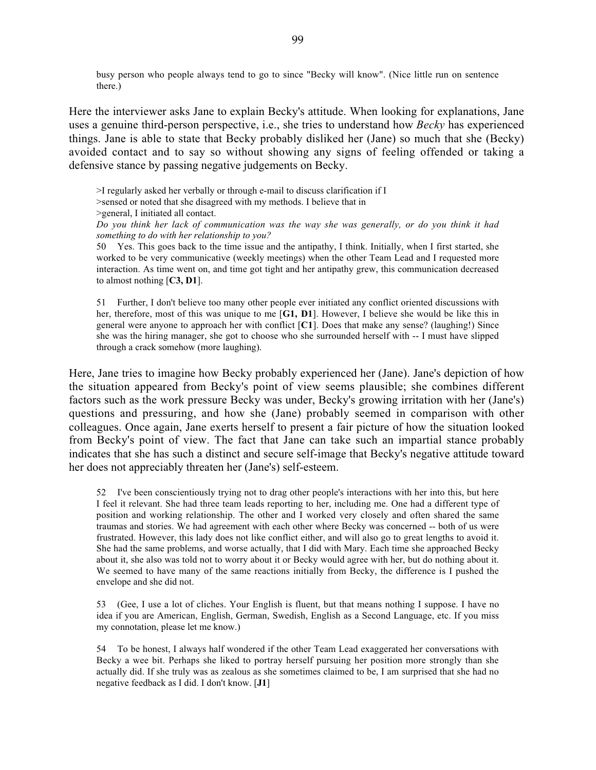busy person who people always tend to go to since "Becky will know". (Nice little run on sentence there.)

Here the interviewer asks Jane to explain Becky's attitude. When looking for explanations, Jane uses a genuine third-person perspective, i.e., she tries to understand how *Becky* has experienced things. Jane is able to state that Becky probably disliked her (Jane) so much that she (Becky) avoided contact and to say so without showing any signs of feeling offended or taking a defensive stance by passing negative judgements on Becky.

>I regularly asked her verbally or through e-mail to discuss clarification if I
>sensed or noted that she disagreed with my methods. I believe that in
>general, I initiated all contact.

*Do you think her lack of communication was the way she was generally, or do you think it had something to do with her relationship to you?*

50 Yes. This goes back to the time issue and the antipathy, I think. Initially, when I first started, she worked to be very communicative (weekly meetings) when the other Team Lead and I requested more interaction. As time went on, and time got tight and her antipathy grew, this communication decreased to almost nothing [**C3, D1**].

51 Further, I don't believe too many other people ever initiated any conflict oriented discussions with her, therefore, most of this was unique to me [**G1, D1**]. However, I believe she would be like this in general were anyone to approach her with conflict [**C1**]. Does that make any sense? (laughing!) Since she was the hiring manager, she got to choose who she surrounded herself with -- I must have slipped through a crack somehow (more laughing).

Here, Jane tries to imagine how Becky probably experienced her (Jane). Jane's depiction of how the situation appeared from Becky's point of view seems plausible; she combines different factors such as the work pressure Becky was under, Becky's growing irritation with her (Jane's) questions and pressuring, and how she (Jane) probably seemed in comparison with other colleagues. Once again, Jane exerts herself to present a fair picture of how the situation looked from Becky's point of view. The fact that Jane can take such an impartial stance probably indicates that she has such a distinct and secure self-image that Becky's negative attitude toward her does not appreciably threaten her (Jane's) self-esteem.

52 I've been conscientiously trying not to drag other people's interactions with her into this, but here I feel it relevant. She had three team leads reporting to her, including me. One had a different type of position and working relationship. The other and I worked very closely and often shared the same traumas and stories. We had agreement with each other where Becky was concerned -- both of us were frustrated. However, this lady does not like conflict either, and will also go to great lengths to avoid it. She had the same problems, and worse actually, that I did with Mary. Each time she approached Becky about it, she also was told not to worry about it or Becky would agree with her, but do nothing about it. We seemed to have many of the same reactions initially from Becky, the difference is I pushed the envelope and she did not.

53 (Gee, I use a lot of cliches. Your English is fluent, but that means nothing I suppose. I have no idea if you are American, English, German, Swedish, English as a Second Language, etc. If you miss my connotation, please let me know.)

54 To be honest, I always half wondered if the other Team Lead exaggerated her conversations with Becky a wee bit. Perhaps she liked to portray herself pursuing her position more strongly than she actually did. If she truly was as zealous as she sometimes claimed to be, I am surprised that she had no negative feedback as I did. I don't know. [**J1**]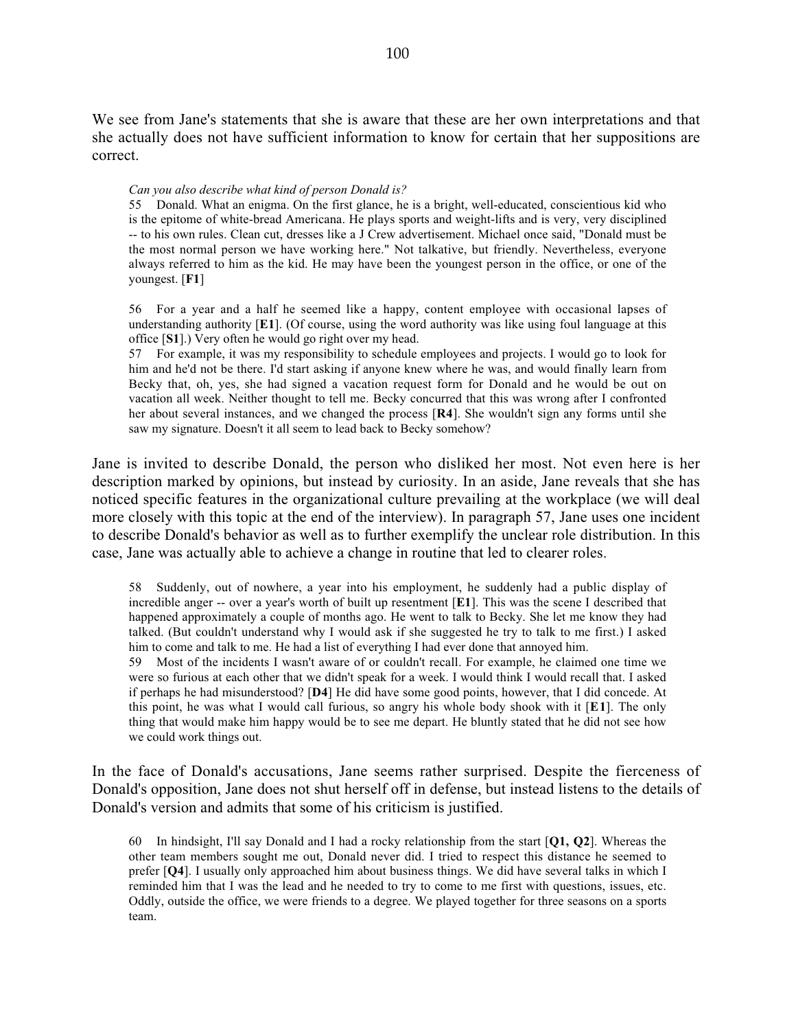We see from Jane's statements that she is aware that these are her own interpretations and that she actually does not have sufficient information to know for certain that her suppositions are correct.

> *Can you also describe what kind of person Donald is?*
>
> 55 Donald. What an enigma. On the first glance, he is a bright, well-educated, conscientious kid who is the epitome of white-bread Americana. He plays sports and weight-lifts and is very, very disciplined -- to his own rules. Clean cut, dresses like a J Crew advertisement. Michael once said, "Donald must be the most normal person we have working here." Not talkative, but friendly. Nevertheless, everyone always referred to him as the kid. He may have been the youngest person in the office, or one of the youngest. [**F1**]
>
> 56 For a year and a half he seemed like a happy, content employee with occasional lapses of understanding authority [**E1**]. (Of course, using the word authority was like using foul language at this office [**S1**].) Very often he would go right over my head.
>
> 57 For example, it was my responsibility to schedule employees and projects. I would go to look for him and he'd not be there. I'd start asking if anyone knew where he was, and would finally learn from Becky that, oh, yes, she had signed a vacation request form for Donald and he would be out on vacation all week. Neither thought to tell me. Becky concurred that this was wrong after I confronted her about several instances, and we changed the process [**R4**]. She wouldn't sign any forms until she saw my signature. Doesn't it all seem to lead back to Becky somehow?

Jane is invited to describe Donald, the person who disliked her most. Not even here is her description marked by opinions, but instead by curiosity. In an aside, Jane reveals that she has noticed specific features in the organizational culture prevailing at the workplace (we will deal more closely with this topic at the end of the interview). In paragraph 57, Jane uses one incident to describe Donald's behavior as well as to further exemplify the unclear role distribution. In this case, Jane was actually able to achieve a change in routine that led to clearer roles.

> 58 Suddenly, out of nowhere, a year into his employment, he suddenly had a public display of incredible anger -- over a year's worth of built up resentment [**E1**]. This was the scene I described that happened approximately a couple of months ago. He went to talk to Becky. She let me know they had talked. (But couldn't understand why I would ask if she suggested he try to talk to me first.) I asked him to come and talk to me. He had a list of everything I had ever done that annoyed him.
>
> 59 Most of the incidents I wasn't aware of or couldn't recall. For example, he claimed one time we were so furious at each other that we didn't speak for a week. I would think I would recall that. I asked if perhaps he had misunderstood? [**D4**] He did have some good points, however, that I did concede. At this point, he was what I would call furious, so angry his whole body shook with it [**E1**]. The only thing that would make him happy would be to see me depart. He bluntly stated that he did not see how we could work things out.

In the face of Donald's accusations, Jane seems rather surprised. Despite the fierceness of Donald's opposition, Jane does not shut herself off in defense, but instead listens to the details of Donald's version and admits that some of his criticism is justified.

> 60 In hindsight, I'll say Donald and I had a rocky relationship from the start [**Q1, Q2**]. Whereas the other team members sought me out, Donald never did. I tried to respect this distance he seemed to prefer [**Q4**]. I usually only approached him about business things. We did have several talks in which I reminded him that I was the lead and he needed to try to come to me first with questions, issues, etc. Oddly, outside the office, we were friends to a degree. We played together for three seasons on a sports team.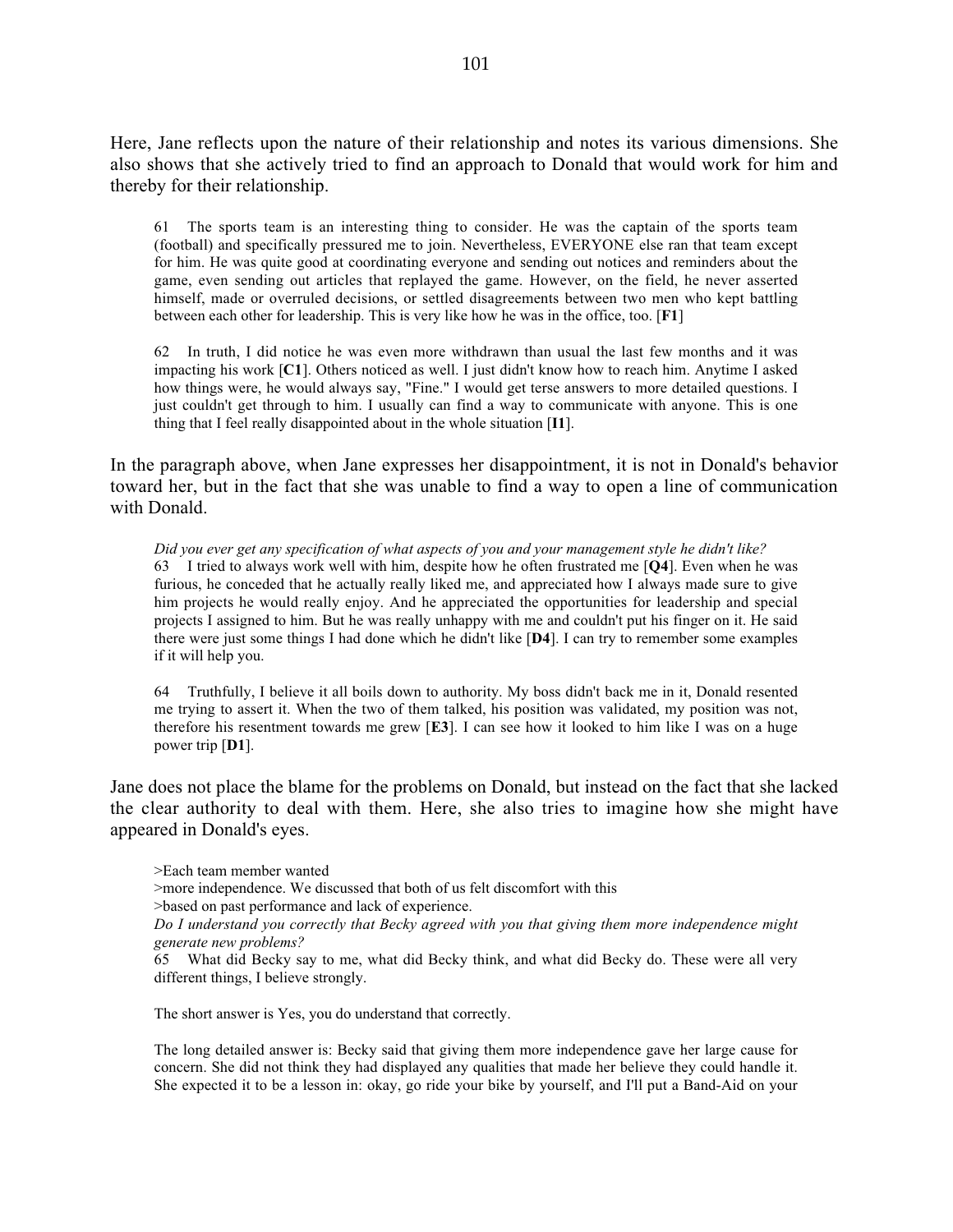Here, Jane reflects upon the nature of their relationship and notes its various dimensions. She also shows that she actively tried to find an approach to Donald that would work for him and thereby for their relationship.

> 61 The sports team is an interesting thing to consider. He was the captain of the sports team (football) and specifically pressured me to join. Nevertheless, EVERYONE else ran that team except for him. He was quite good at coordinating everyone and sending out notices and reminders about the game, even sending out articles that replayed the game. However, on the field, he never asserted himself, made or overruled decisions, or settled disagreements between two men who kept battling between each other for leadership. This is very like how he was in the office, too. [**F1**]
>
> 62 In truth, I did notice he was even more withdrawn than usual the last few months and it was impacting his work [**C1**]. Others noticed as well. I just didn't know how to reach him. Anytime I asked how things were, he would always say, "Fine." I would get terse answers to more detailed questions. I just couldn't get through to him. I usually can find a way to communicate with anyone. This is one thing that I feel really disappointed about in the whole situation [**I1**].

In the paragraph above, when Jane expresses her disappointment, it is not in Donald's behavior toward her, but in the fact that she was unable to find a way to open a line of communication with Donald.

> *Did you ever get any specification of what aspects of you and your management style he didn't like?*
> 63 I tried to always work well with him, despite how he often frustrated me [**Q4**]. Even when he was furious, he conceded that he actually really liked me, and appreciated how I always made sure to give him projects he would really enjoy. And he appreciated the opportunities for leadership and special projects I assigned to him. But he was really unhappy with me and couldn't put his finger on it. He said there were just some things I had done which he didn't like [**D4**]. I can try to remember some examples if it will help you.
>
> 64 Truthfully, I believe it all boils down to authority. My boss didn't back me in it, Donald resented me trying to assert it. When the two of them talked, his position was validated, my position was not, therefore his resentment towards me grew [**E3**]. I can see how it looked to him like I was on a huge power trip [**D1**].

Jane does not place the blame for the problems on Donald, but instead on the fact that she lacked the clear authority to deal with them. Here, she also tries to imagine how she might have appeared in Donald's eyes.

> \>Each team member wanted
> \>more independence. We discussed that both of us felt discomfort with this
> \>based on past performance and lack of experience.
> *Do I understand you correctly that Becky agreed with you that giving them more independence might generate new problems?*
> 65 What did Becky say to me, what did Becky think, and what did Becky do. These were all very different things, I believe strongly.
>
> The short answer is Yes, you do understand that correctly.
>
> The long detailed answer is: Becky said that giving them more independence gave her large cause for concern. She did not think they had displayed any qualities that made her believe they could handle it. She expected it to be a lesson in: okay, go ride your bike by yourself, and I'll put a Band-Aid on your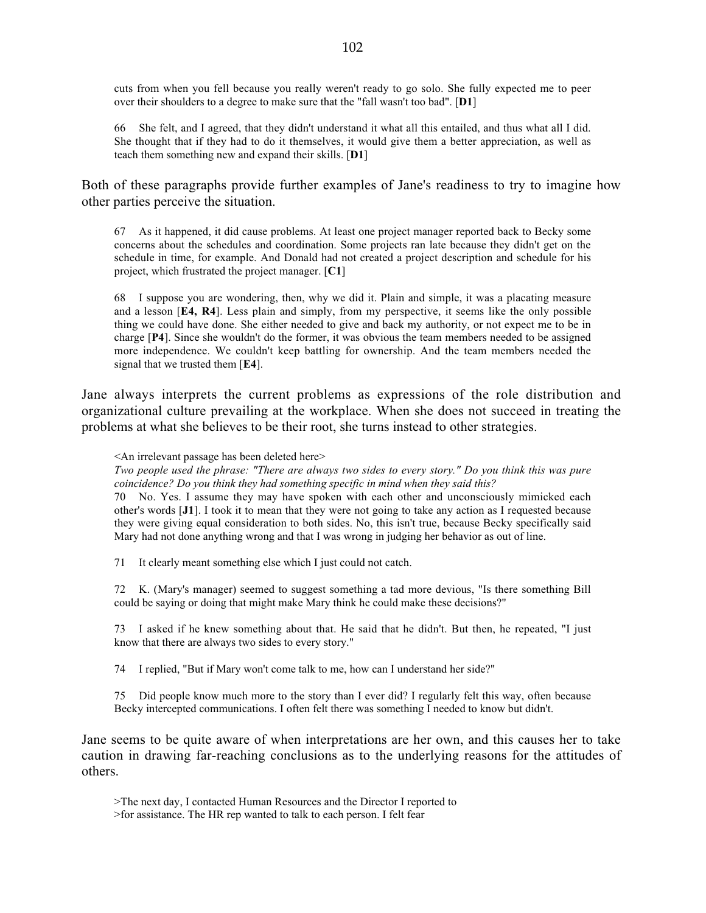> cuts from when you fell because you really weren't ready to go solo. She fully expected me to peer over their shoulders to a degree to make sure that the "fall wasn't too bad". [**D1**]
>
> 66 She felt, and I agreed, that they didn't understand it what all this entailed, and thus what all I did. She thought that if they had to do it themselves, it would give them a better appreciation, as well as teach them something new and expand their skills. [**D1**]

Both of these paragraphs provide further examples of Jane's readiness to try to imagine how other parties perceive the situation.

> 67 As it happened, it did cause problems. At least one project manager reported back to Becky some concerns about the schedules and coordination. Some projects ran late because they didn't get on the schedule in time, for example. And Donald had not created a project description and schedule for his project, which frustrated the project manager. [**C1**]
>
> 68 I suppose you are wondering, then, why we did it. Plain and simple, it was a placating measure and a lesson [**E4, R4**]. Less plain and simply, from my perspective, it seems like the only possible thing we could have done. She either needed to give and back my authority, or not expect me to be in charge [**P4**]. Since she wouldn't do the former, it was obvious the team members needed to be assigned more independence. We couldn't keep battling for ownership. And the team members needed the signal that we trusted them [**E4**].

Jane always interprets the current problems as expressions of the role distribution and organizational culture prevailing at the workplace. When she does not succeed in treating the problems at what she believes to be their root, she turns instead to other strategies.

> <An irrelevant passage has been deleted here>
>
> *Two people used the phrase: "There are always two sides to every story." Do you think this was pure coincidence? Do you think they had something specific in mind when they said this?*
>
> 70 No. Yes. I assume they may have spoken with each other and unconsciously mimicked each other's words [**J1**]. I took it to mean that they were not going to take any action as I requested because they were giving equal consideration to both sides. No, this isn't true, because Becky specifically said Mary had not done anything wrong and that I was wrong in judging her behavior as out of line.
>
> 71 It clearly meant something else which I just could not catch.
>
> 72 K. (Mary's manager) seemed to suggest something a tad more devious, "Is there something Bill could be saying or doing that might make Mary think he could make these decisions?"
>
> 73 I asked if he knew something about that. He said that he didn't. But then, he repeated, "I just know that there are always two sides to every story."
>
> 74 I replied, "But if Mary won't come talk to me, how can I understand her side?"
>
> 75 Did people know much more to the story than I ever did? I regularly felt this way, often because Becky intercepted communications. I often felt there was something I needed to know but didn't.

Jane seems to be quite aware of when interpretations are her own, and this causes her to take caution in drawing far-reaching conclusions as to the underlying reasons for the attitudes of others.

> >The next day, I contacted Human Resources and the Director I reported to
> >for assistance. The HR rep wanted to talk to each person. I felt fear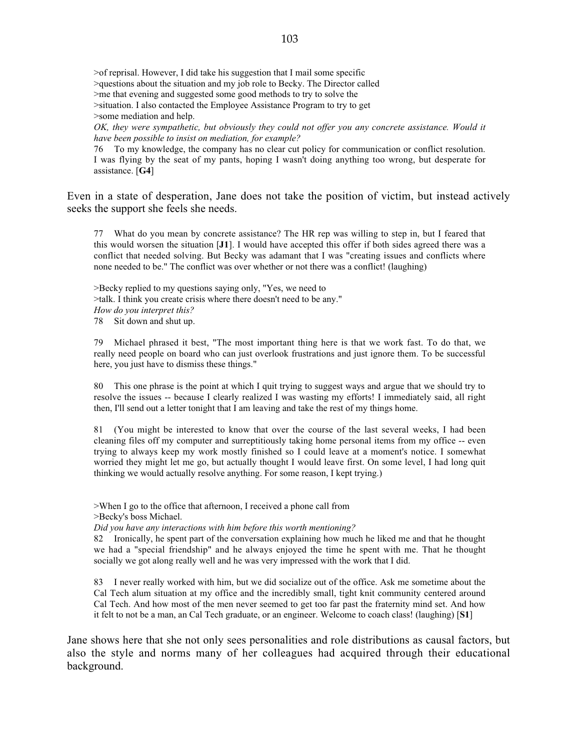>of reprisal. However, I did take his suggestion that I mail some specific
>questions about the situation and my job role to Becky. The Director called
>me that evening and suggested some good methods to try to solve the
>situation. I also contacted the Employee Assistance Program to try to get
>some mediation and help.

*OK, they were sympathetic, but obviously they could not offer you any concrete assistance. Would it have been possible to insist on mediation, for example?*

76 To my knowledge, the company has no clear cut policy for communication or conflict resolution. I was flying by the seat of my pants, hoping I wasn't doing anything too wrong, but desperate for assistance. [**G4**]

Even in a state of desperation, Jane does not take the position of victim, but instead actively seeks the support she feels she needs.

77 What do you mean by concrete assistance? The HR rep was willing to step in, but I feared that this would worsen the situation [**J1**]. I would have accepted this offer if both sides agreed there was a conflict that needed solving. But Becky was adamant that I was "creating issues and conflicts where none needed to be." The conflict was over whether or not there was a conflict! (laughing)

>Becky replied to my questions saying only, "Yes, we need to
>talk. I think you create crisis where there doesn't need to be any."

*How do you interpret this?*

78 Sit down and shut up.

79 Michael phrased it best, "The most important thing here is that we work fast. To do that, we really need people on board who can just overlook frustrations and just ignore them. To be successful here, you just have to dismiss these things."

80 This one phrase is the point at which I quit trying to suggest ways and argue that we should try to resolve the issues -- because I clearly realized I was wasting my efforts! I immediately said, all right then, I'll send out a letter tonight that I am leaving and take the rest of my things home.

81 (You might be interested to know that over the course of the last several weeks, I had been cleaning files off my computer and surreptitiously taking home personal items from my office -- even trying to always keep my work mostly finished so I could leave at a moment's notice. I somewhat worried they might let me go, but actually thought I would leave first. On some level, I had long quit thinking we would actually resolve anything. For some reason, I kept trying.)

>When I go to the office that afternoon, I received a phone call from
>Becky's boss Michael.

*Did you have any interactions with him before this worth mentioning?*

82 Ironically, he spent part of the conversation explaining how much he liked me and that he thought we had a "special friendship" and he always enjoyed the time he spent with me. That he thought socially we got along really well and he was very impressed with the work that I did.

83 I never really worked with him, but we did socialize out of the office. Ask me sometime about the Cal Tech alum situation at my office and the incredibly small, tight knit community centered around Cal Tech. And how most of the men never seemed to get too far past the fraternity mind set. And how it felt to not be a man, an Cal Tech graduate, or an engineer. Welcome to coach class! (laughing) [**S1**]

Jane shows here that she not only sees personalities and role distributions as causal factors, but also the style and norms many of her colleagues had acquired through their educational background.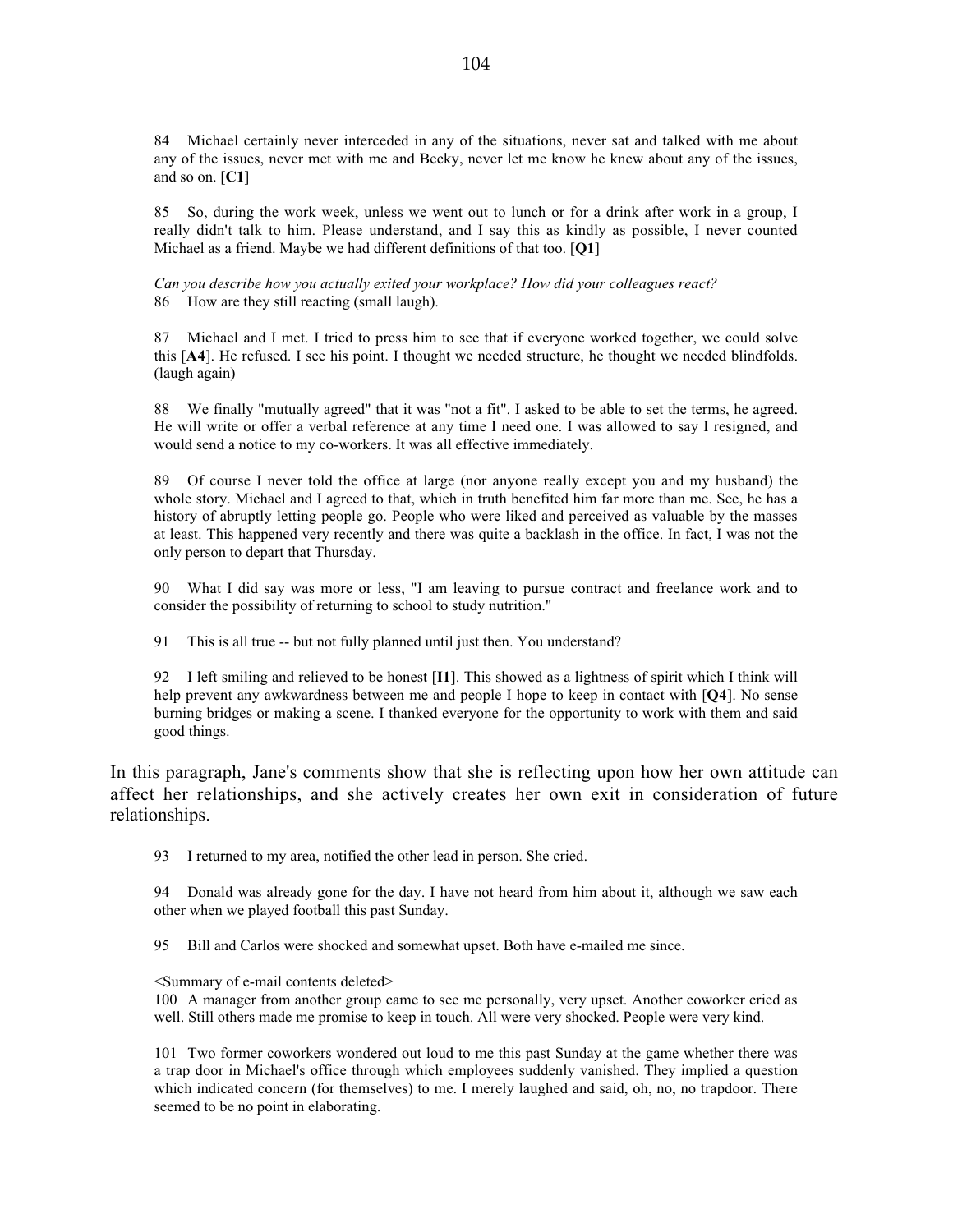84 Michael certainly never interceded in any of the situations, never sat and talked with me about any of the issues, never met with me and Becky, never let me know he knew about any of the issues, and so on. [**C1**]

85 So, during the work week, unless we went out to lunch or for a drink after work in a group, I really didn't talk to him. Please understand, and I say this as kindly as possible, I never counted Michael as a friend. Maybe we had different definitions of that too. [**Q1**]

*Can you describe how you actually exited your workplace? How did your colleagues react?*
86 How are they still reacting (small laugh).

87 Michael and I met. I tried to press him to see that if everyone worked together, we could solve this [**A4**]. He refused. I see his point. I thought we needed structure, he thought we needed blindfolds. (laugh again)

88 We finally "mutually agreed" that it was "not a fit". I asked to be able to set the terms, he agreed. He will write or offer a verbal reference at any time I need one. I was allowed to say I resigned, and would send a notice to my co-workers. It was all effective immediately.

89 Of course I never told the office at large (nor anyone really except you and my husband) the whole story. Michael and I agreed to that, which in truth benefited him far more than me. See, he has a history of abruptly letting people go. People who were liked and perceived as valuable by the masses at least. This happened very recently and there was quite a backlash in the office. In fact, I was not the only person to depart that Thursday.

90 What I did say was more or less, "I am leaving to pursue contract and freelance work and to consider the possibility of returning to school to study nutrition."

91 This is all true -- but not fully planned until just then. You understand?

92 I left smiling and relieved to be honest [**I1**]. This showed as a lightness of spirit which I think will help prevent any awkwardness between me and people I hope to keep in contact with [**Q4**]. No sense burning bridges or making a scene. I thanked everyone for the opportunity to work with them and said good things.

In this paragraph, Jane's comments show that she is reflecting upon how her own attitude can affect her relationships, and she actively creates her own exit in consideration of future relationships.

93 I returned to my area, notified the other lead in person. She cried.

94 Donald was already gone for the day. I have not heard from him about it, although we saw each other when we played football this past Sunday.

95 Bill and Carlos were shocked and somewhat upset. Both have e-mailed me since.

<Summary of e-mail contents deleted>
100 A manager from another group came to see me personally, very upset. Another coworker cried as well. Still others made me promise to keep in touch. All were very shocked. People were very kind.

101 Two former coworkers wondered out loud to me this past Sunday at the game whether there was a trap door in Michael's office through which employees suddenly vanished. They implied a question which indicated concern (for themselves) to me. I merely laughed and said, oh, no, no trapdoor. There seemed to be no point in elaborating.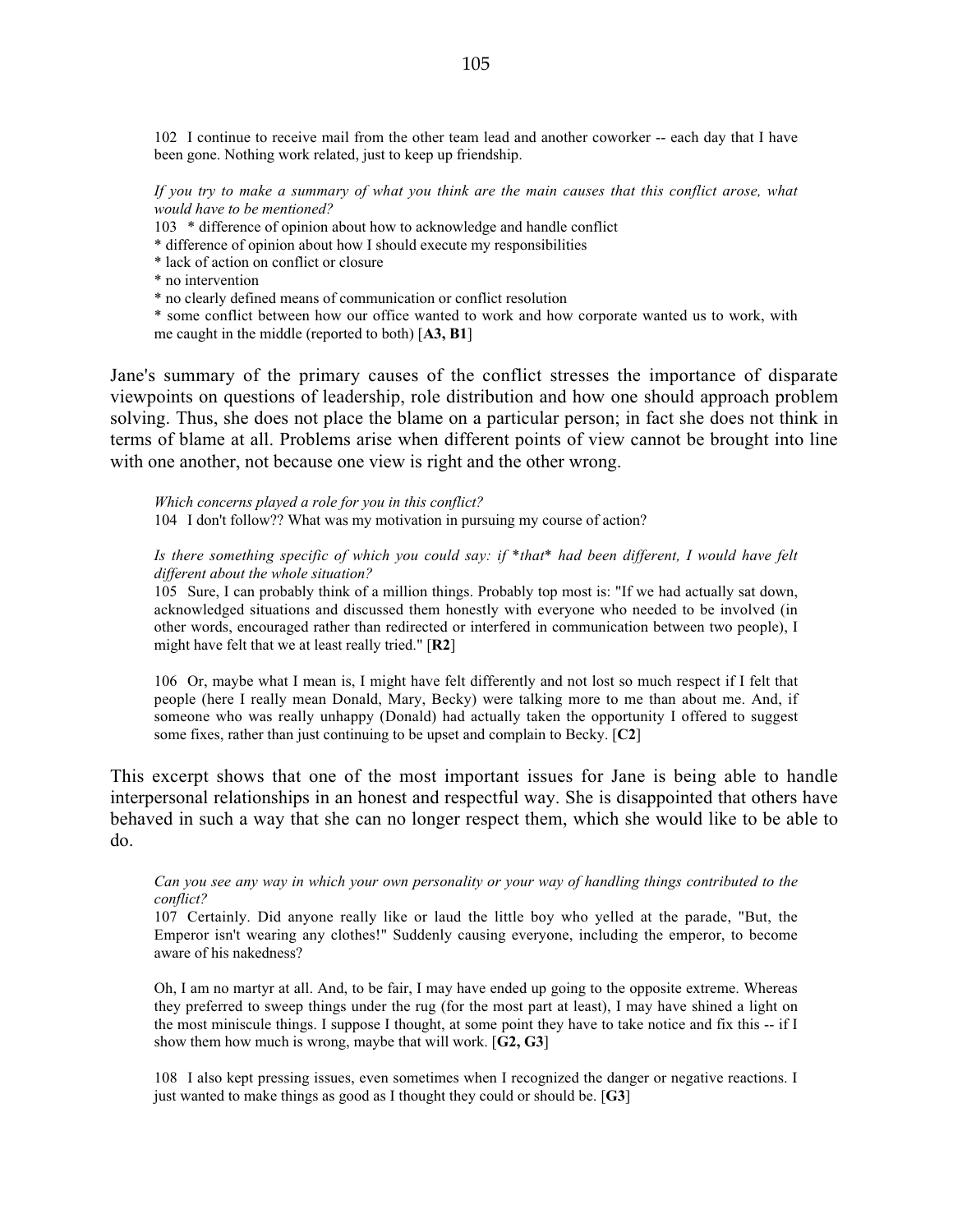102 I continue to receive mail from the other team lead and another coworker -- each day that I have been gone. Nothing work related, just to keep up friendship.

*If you try to make a summary of what you think are the main causes that this conflict arose, what would have to be mentioned?*

103 * difference of opinion about how to acknowledge and handle conflict
* difference of opinion about how I should execute my responsibilities
* lack of action on conflict or closure
* no intervention
* no clearly defined means of communication or conflict resolution
* some conflict between how our office wanted to work and how corporate wanted us to work, with me caught in the middle (reported to both) [**A3, B1**]

Jane's summary of the primary causes of the conflict stresses the importance of disparate viewpoints on questions of leadership, role distribution and how one should approach problem solving. Thus, she does not place the blame on a particular person; in fact she does not think in terms of blame at all. Problems arise when different points of view cannot be brought into line with one another, not because one view is right and the other wrong.

*Which concerns played a role for you in this conflict?*

104 I don't follow?? What was my motivation in pursuing my course of action?

*Is there something specific of which you could say: if \*that\* had been different, I would have felt different about the whole situation?*

105 Sure, I can probably think of a million things. Probably top most is: "If we had actually sat down, acknowledged situations and discussed them honestly with everyone who needed to be involved (in other words, encouraged rather than redirected or interfered in communication between two people), I might have felt that we at least really tried." [**R2**]

106 Or, maybe what I mean is, I might have felt differently and not lost so much respect if I felt that people (here I really mean Donald, Mary, Becky) were talking more to me than about me. And, if someone who was really unhappy (Donald) had actually taken the opportunity I offered to suggest some fixes, rather than just continuing to be upset and complain to Becky. [**C2**]

This excerpt shows that one of the most important issues for Jane is being able to handle interpersonal relationships in an honest and respectful way. She is disappointed that others have behaved in such a way that she can no longer respect them, which she would like to be able to do.

*Can you see any way in which your own personality or your way of handling things contributed to the conflict?*

107 Certainly. Did anyone really like or laud the little boy who yelled at the parade, "But, the Emperor isn't wearing any clothes!" Suddenly causing everyone, including the emperor, to become aware of his nakedness?

Oh, I am no martyr at all. And, to be fair, I may have ended up going to the opposite extreme. Whereas they preferred to sweep things under the rug (for the most part at least), I may have shined a light on the most miniscule things. I suppose I thought, at some point they have to take notice and fix this -- if I show them how much is wrong, maybe that will work. [**G2, G3**]

108 I also kept pressing issues, even sometimes when I recognized the danger or negative reactions. I just wanted to make things as good as I thought they could or should be. [**G3**]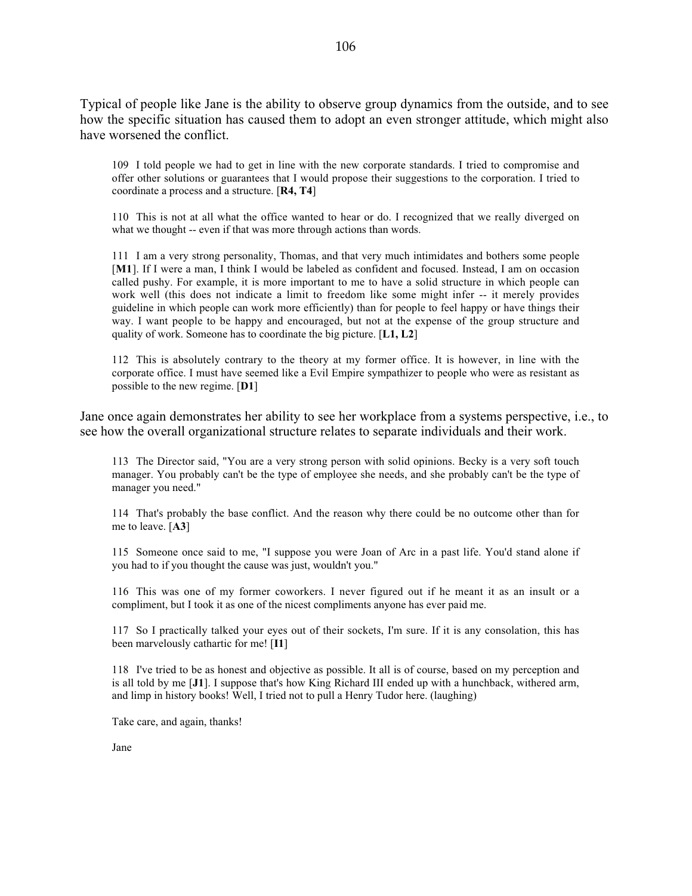Typical of people like Jane is the ability to observe group dynamics from the outside, and to see how the specific situation has caused them to adopt an even stronger attitude, which might also have worsened the conflict.

> 109 I told people we had to get in line with the new corporate standards. I tried to compromise and offer other solutions or guarantees that I would propose their suggestions to the corporation. I tried to coordinate a process and a structure. [**R4, T4**]
>
> 110 This is not at all what the office wanted to hear or do. I recognized that we really diverged on what we thought -- even if that was more through actions than words.
>
> 111 I am a very strong personality, Thomas, and that very much intimidates and bothers some people [**M1**]. If I were a man, I think I would be labeled as confident and focused. Instead, I am on occasion called pushy. For example, it is more important to me to have a solid structure in which people can work well (this does not indicate a limit to freedom like some might infer -- it merely provides guideline in which people can work more efficiently) than for people to feel happy or have things their way. I want people to be happy and encouraged, but not at the expense of the group structure and quality of work. Someone has to coordinate the big picture. [**L1, L2**]
>
> 112 This is absolutely contrary to the theory at my former office. It is however, in line with the corporate office. I must have seemed like a Evil Empire sympathizer to people who were as resistant as possible to the new regime. [**D1**]

Jane once again demonstrates her ability to see her workplace from a systems perspective, i.e., to see how the overall organizational structure relates to separate individuals and their work.

> 113 The Director said, "You are a very strong person with solid opinions. Becky is a very soft touch manager. You probably can't be the type of employee she needs, and she probably can't be the type of manager you need."
>
> 114 That's probably the base conflict. And the reason why there could be no outcome other than for me to leave. [**A3**]
>
> 115 Someone once said to me, "I suppose you were Joan of Arc in a past life. You'd stand alone if you had to if you thought the cause was just, wouldn't you."
>
> 116 This was one of my former coworkers. I never figured out if he meant it as an insult or a compliment, but I took it as one of the nicest compliments anyone has ever paid me.
>
> 117 So I practically talked your eyes out of their sockets, I'm sure. If it is any consolation, this has been marvelously cathartic for me! [**I1**]
>
> 118 I've tried to be as honest and objective as possible. It all is of course, based on my perception and is all told by me [**J1**]. I suppose that's how King Richard III ended up with a hunchback, withered arm, and limp in history books! Well, I tried not to pull a Henry Tudor here. (laughing)
>
> Take care, and again, thanks!
>
> Jane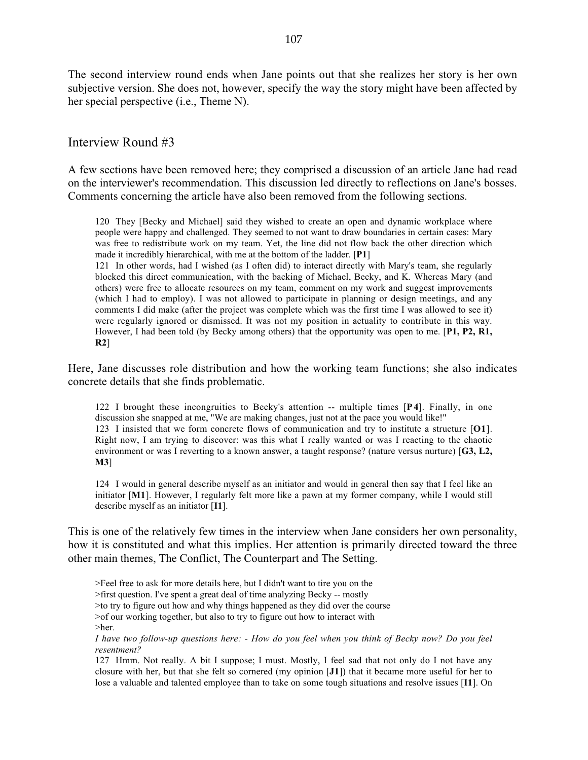The second interview round ends when Jane points out that she realizes her story is her own subjective version. She does not, however, specify the way the story might have been affected by her special perspective (i.e., Theme N).

## Interview Round #3

A few sections have been removed here; they comprised a discussion of an article Jane had read on the interviewer's recommendation. This discussion led directly to reflections on Jane's bosses. Comments concerning the article have also been removed from the following sections.

> 120 They [Becky and Michael] said they wished to create an open and dynamic workplace where people were happy and challenged. They seemed to not want to draw boundaries in certain cases: Mary was free to redistribute work on my team. Yet, the line did not flow back the other direction which made it incredibly hierarchical, with me at the bottom of the ladder. [**P1**]
>
> 121 In other words, had I wished (as I often did) to interact directly with Mary's team, she regularly blocked this direct communication, with the backing of Michael, Becky, and K. Whereas Mary (and others) were free to allocate resources on my team, comment on my work and suggest improvements (which I had to employ). I was not allowed to participate in planning or design meetings, and any comments I did make (after the project was complete which was the first time I was allowed to see it) were regularly ignored or dismissed. It was not my position in actuality to contribute in this way. However, I had been told (by Becky among others) that the opportunity was open to me. [**P1, P2, R1, R2**]

Here, Jane discusses role distribution and how the working team functions; she also indicates concrete details that she finds problematic.

> 122 I brought these incongruities to Becky's attention -- multiple times [**P4**]. Finally, in one discussion she snapped at me, "We are making changes, just not at the pace you would like!"
>
> 123 I insisted that we form concrete flows of communication and try to institute a structure [**O1**]. Right now, I am trying to discover: was this what I really wanted or was I reacting to the chaotic environment or was I reverting to a known answer, a taught response? (nature versus nurture) [**G3, L2, M3**]
>
> 124 I would in general describe myself as an initiator and would in general then say that I feel like an initiator [**M1**]. However, I regularly felt more like a pawn at my former company, while I would still describe myself as an initiator [**I1**].

This is one of the relatively few times in the interview when Jane considers her own personality, how it is constituted and what this implies. Her attention is primarily directed toward the three other main themes, The Conflict, The Counterpart and The Setting.

> >Feel free to ask for more details here, but I didn't want to tire you on the
> >first question. I've spent a great deal of time analyzing Becky -- mostly
> >to try to figure out how and why things happened as they did over the course
> >of our working together, but also to try to figure out how to interact with
> >her.
>
> *I have two follow-up questions here: - How do you feel when you think of Becky now? Do you feel resentment?*
>
> 127 Hmm. Not really. A bit I suppose; I must. Mostly, I feel sad that not only do I not have any closure with her, but that she felt so cornered (my opinion [**J1**]) that it became more useful for her to lose a valuable and talented employee than to take on some tough situations and resolve issues [**I1**]. On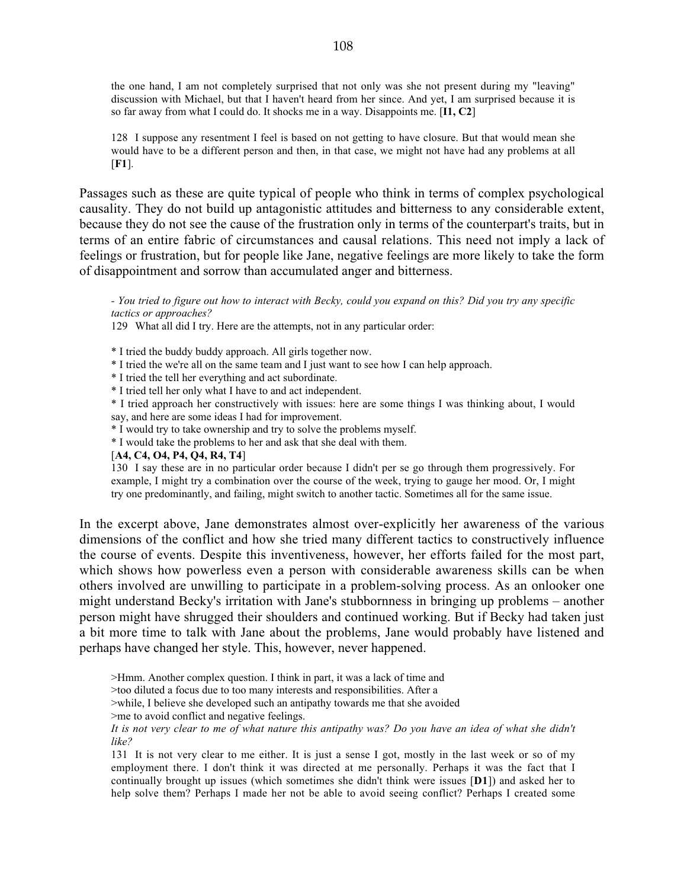the one hand, I am not completely surprised that not only was she not present during my "leaving" discussion with Michael, but that I haven't heard from her since. And yet, I am surprised because it is so far away from what I could do. It shocks me in a way. Disappoints me. [**I1, C2**]

128 I suppose any resentment I feel is based on not getting to have closure. But that would mean she would have to be a different person and then, in that case, we might not have had any problems at all [**F1**].

Passages such as these are quite typical of people who think in terms of complex psychological causality. They do not build up antagonistic attitudes and bitterness to any considerable extent, because they do not see the cause of the frustration only in terms of the counterpart's traits, but in terms of an entire fabric of circumstances and causal relations. This need not imply a lack of feelings or frustration, but for people like Jane, negative feelings are more likely to take the form of disappointment and sorrow than accumulated anger and bitterness.

*- You tried to figure out how to interact with Becky, could you expand on this? Did you try any specific tactics or approaches?*

129 What all did I try. Here are the attempts, not in any particular order:

* I tried the buddy buddy approach. All girls together now.
* I tried the we're all on the same team and I just want to see how I can help approach.
* I tried the tell her everything and act subordinate.
* I tried tell her only what I have to and act independent.
* I tried approach her constructively with issues: here are some things I was thinking about, I would say, and here are some ideas I had for improvement.
* I would try to take ownership and try to solve the problems myself.
* I would take the problems to her and ask that she deal with them.

[**A4, C4, O4, P4, Q4, R4, T4**]

130 I say these are in no particular order because I didn't per se go through them progressively. For example, I might try a combination over the course of the week, trying to gauge her mood. Or, I might try one predominantly, and failing, might switch to another tactic. Sometimes all for the same issue.

In the excerpt above, Jane demonstrates almost over-explicitly her awareness of the various dimensions of the conflict and how she tried many different tactics to constructively influence the course of events. Despite this inventiveness, however, her efforts failed for the most part, which shows how powerless even a person with considerable awareness skills can be when others involved are unwilling to participate in a problem-solving process. As an onlooker one might understand Becky's irritation with Jane's stubbornness in bringing up problems – another person might have shrugged their shoulders and continued working. But if Becky had taken just a bit more time to talk with Jane about the problems, Jane would probably have listened and perhaps have changed her style. This, however, never happened.

>Hmm. Another complex question. I think in part, it was a lack of time and
>too diluted a focus due to too many interests and responsibilities. After a
>while, I believe she developed such an antipathy towards me that she avoided
>me to avoid conflict and negative feelings.

*It is not very clear to me of what nature this antipathy was? Do you have an idea of what she didn't like?*

131 It is not very clear to me either. It is just a sense I got, mostly in the last week or so of my employment there. I don't think it was directed at me personally. Perhaps it was the fact that I continually brought up issues (which sometimes she didn't think were issues [**D1**]) and asked her to help solve them? Perhaps I made her not be able to avoid seeing conflict? Perhaps I created some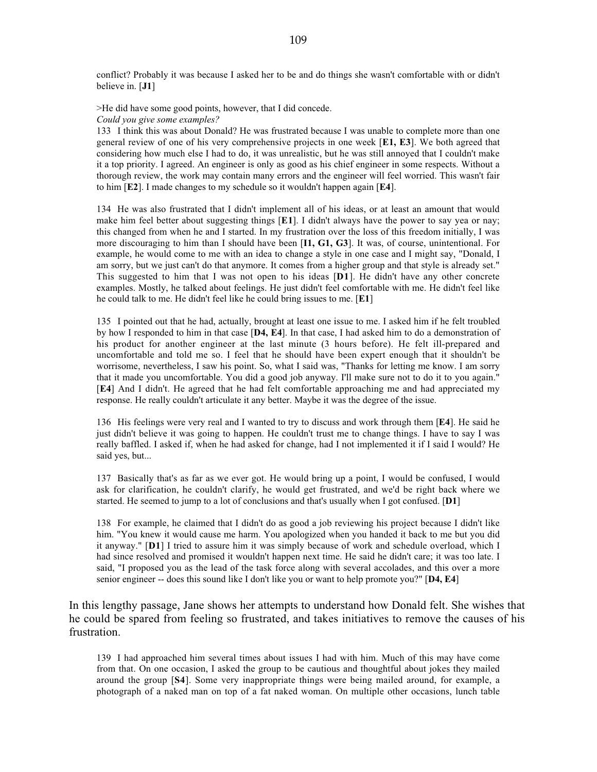conflict? Probably it was because I asked her to be and do things she wasn't comfortable with or didn't believe in. [**J1**]

>He did have some good points, however, that I did concede.
*Could you give some examples?*
133 I think this was about Donald? He was frustrated because I was unable to complete more than one general review of one of his very comprehensive projects in one week [**E1, E3**]. We both agreed that considering how much else I had to do, it was unrealistic, but he was still annoyed that I couldn't make it a top priority. I agreed. An engineer is only as good as his chief engineer in some respects. Without a thorough review, the work may contain many errors and the engineer will feel worried. This wasn't fair to him [**E2**]. I made changes to my schedule so it wouldn't happen again [**E4**].

134 He was also frustrated that I didn't implement all of his ideas, or at least an amount that would make him feel better about suggesting things [**E1**]. I didn't always have the power to say yea or nay; this changed from when he and I started. In my frustration over the loss of this freedom initially, I was more discouraging to him than I should have been [**I1, G1, G3**]. It was, of course, unintentional. For example, he would come to me with an idea to change a style in one case and I might say, "Donald, I am sorry, but we just can't do that anymore. It comes from a higher group and that style is already set." This suggested to him that I was not open to his ideas [**D1**]. He didn't have any other concrete examples. Mostly, he talked about feelings. He just didn't feel comfortable with me. He didn't feel like he could talk to me. He didn't feel like he could bring issues to me. [**E1**]

135 I pointed out that he had, actually, brought at least one issue to me. I asked him if he felt troubled by how I responded to him in that case [**D4, E4**]. In that case, I had asked him to do a demonstration of his product for another engineer at the last minute (3 hours before). He felt ill-prepared and uncomfortable and told me so. I feel that he should have been expert enough that it shouldn't be worrisome, nevertheless, I saw his point. So, what I said was, "Thanks for letting me know. I am sorry that it made you uncomfortable. You did a good job anyway. I'll make sure not to do it to you again." [**E4**] And I didn't. He agreed that he had felt comfortable approaching me and had appreciated my response. He really couldn't articulate it any better. Maybe it was the degree of the issue.

136 His feelings were very real and I wanted to try to discuss and work through them [**E4**]. He said he just didn't believe it was going to happen. He couldn't trust me to change things. I have to say I was really baffled. I asked if, when he had asked for change, had I not implemented it if I said I would? He said yes, but...

137 Basically that's as far as we ever got. He would bring up a point, I would be confused, I would ask for clarification, he couldn't clarify, he would get frustrated, and we'd be right back where we started. He seemed to jump to a lot of conclusions and that's usually when I got confused. [**D1**]

138 For example, he claimed that I didn't do as good a job reviewing his project because I didn't like him. "You knew it would cause me harm. You apologized when you handed it back to me but you did it anyway." [**D1**] I tried to assure him it was simply because of work and schedule overload, which I had since resolved and promised it wouldn't happen next time. He said he didn't care; it was too late. I said, "I proposed you as the lead of the task force along with several accolades, and this over a more senior engineer -- does this sound like I don't like you or want to help promote you?" [**D4, E4**]

In this lengthy passage, Jane shows her attempts to understand how Donald felt. She wishes that he could be spared from feeling so frustrated, and takes initiatives to remove the causes of his frustration.

139 I had approached him several times about issues I had with him. Much of this may have come from that. On one occasion, I asked the group to be cautious and thoughtful about jokes they mailed around the group [**S4**]. Some very inappropriate things were being mailed around, for example, a photograph of a naked man on top of a fat naked woman. On multiple other occasions, lunch table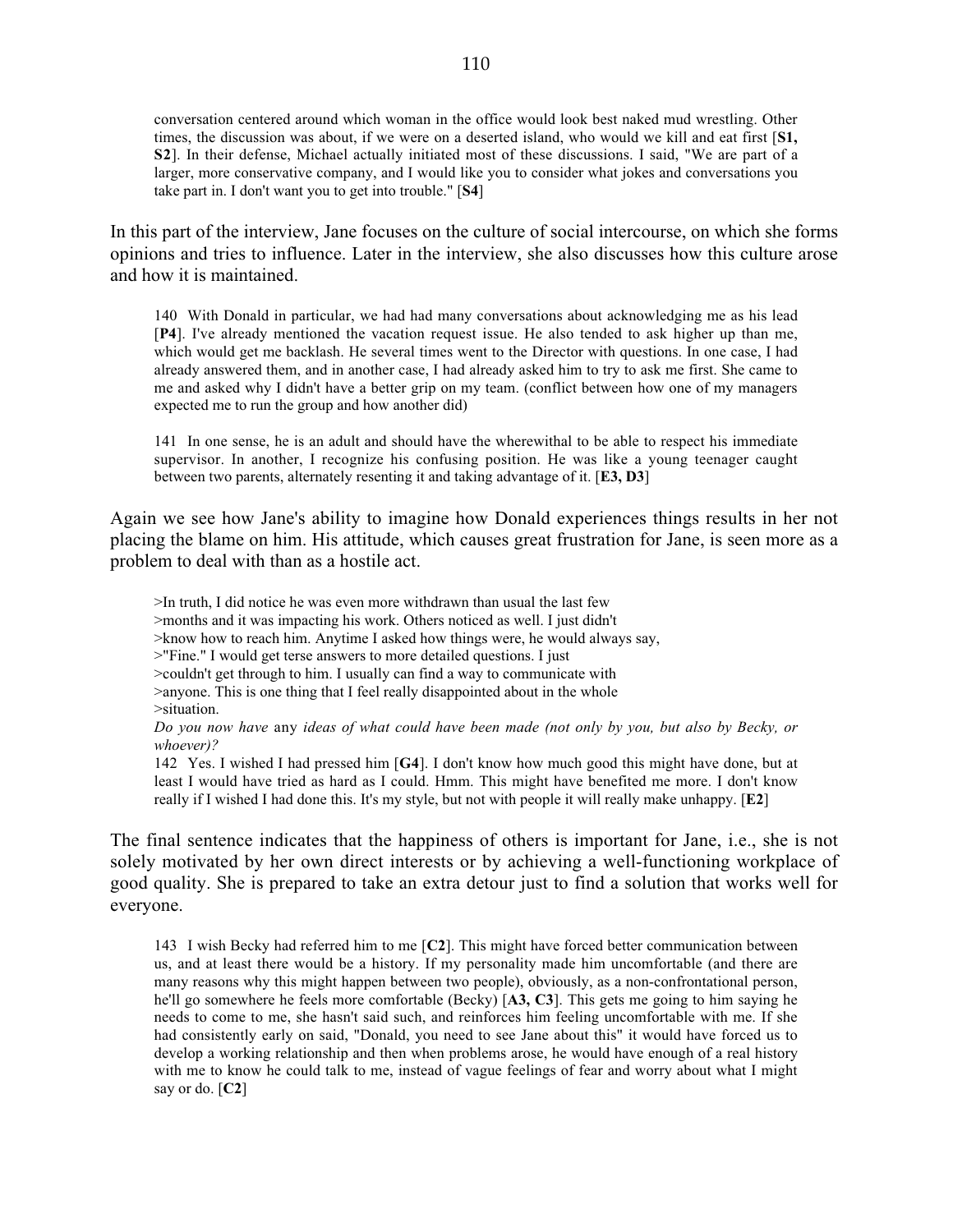conversation centered around which woman in the office would look best naked mud wrestling. Other times, the discussion was about, if we were on a deserted island, who would we kill and eat first [**S1, S2**]. In their defense, Michael actually initiated most of these discussions. I said, "We are part of a larger, more conservative company, and I would like you to consider what jokes and conversations you take part in. I don't want you to get into trouble." [**S4**]

In this part of the interview, Jane focuses on the culture of social intercourse, on which she forms opinions and tries to influence. Later in the interview, she also discusses how this culture arose and how it is maintained.

> 140 With Donald in particular, we had had many conversations about acknowledging me as his lead [**P4**]. I've already mentioned the vacation request issue. He also tended to ask higher up than me, which would get me backlash. He several times went to the Director with questions. In one case, I had already answered them, and in another case, I had already asked him to try to ask me first. She came to me and asked why I didn't have a better grip on my team. (conflict between how one of my managers expected me to run the group and how another did)
>
> 141 In one sense, he is an adult and should have the wherewithal to be able to respect his immediate supervisor. In another, I recognize his confusing position. He was like a young teenager caught between two parents, alternately resenting it and taking advantage of it. [**E3, D3**]

Again we see how Jane's ability to imagine how Donald experiences things results in her not placing the blame on him. His attitude, which causes great frustration for Jane, is seen more as a problem to deal with than as a hostile act.

> >In truth, I did notice he was even more withdrawn than usual the last few
> >months and it was impacting his work. Others noticed as well. I just didn't
> >know how to reach him. Anytime I asked how things were, he would always say,
> >"Fine." I would get terse answers to more detailed questions. I just
> >couldn't get through to him. I usually can find a way to communicate with
> >anyone. This is one thing that I feel really disappointed about in the whole
> >situation.
>
> *Do you now have* any *ideas of what could have been made (not only by you, but also by Becky, or whoever)?*
>
> 142 Yes. I wished I had pressed him [**G4**]. I don't know how much good this might have done, but at least I would have tried as hard as I could. Hmm. This might have benefited me more. I don't know really if I wished I had done this. It's my style, but not with people it will really make unhappy. [**E2**]

The final sentence indicates that the happiness of others is important for Jane, i.e., she is not solely motivated by her own direct interests or by achieving a well-functioning workplace of good quality. She is prepared to take an extra detour just to find a solution that works well for everyone.

> 143 I wish Becky had referred him to me [**C2**]. This might have forced better communication between us, and at least there would be a history. If my personality made him uncomfortable (and there are many reasons why this might happen between two people), obviously, as a non-confrontational person, he'll go somewhere he feels more comfortable (Becky) [**A3, C3**]. This gets me going to him saying he needs to come to me, she hasn't said such, and reinforces him feeling uncomfortable with me. If she had consistently early on said, "Donald, you need to see Jane about this" it would have forced us to develop a working relationship and then when problems arose, he would have enough of a real history with me to know he could talk to me, instead of vague feelings of fear and worry about what I might say or do. [**C2**]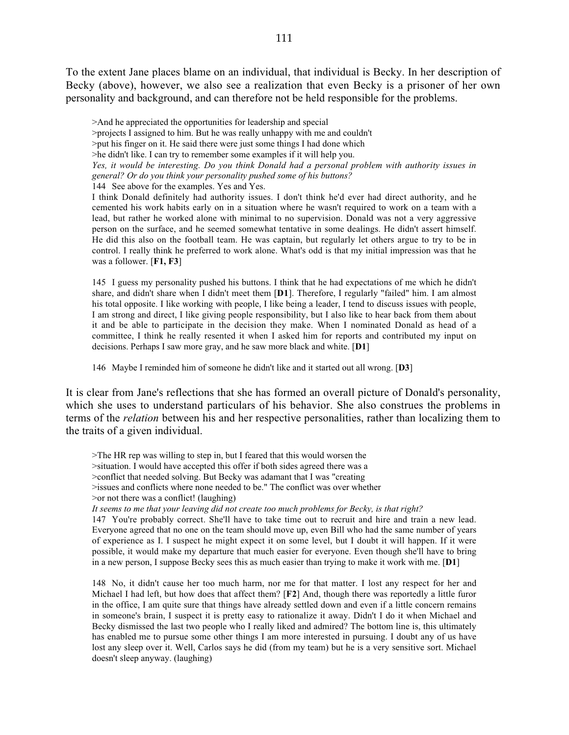To the extent Jane places blame on an individual, that individual is Becky. In her description of Becky (above), however, we also see a realization that even Becky is a prisoner of her own personality and background, and can therefore not be held responsible for the problems.

>And he appreciated the opportunities for leadership and special
>projects I assigned to him. But he was really unhappy with me and couldn't
>put his finger on it. He said there were just some things I had done which
>he didn't like. I can try to remember some examples if it will help you.

*Yes, it would be interesting. Do you think Donald had a personal problem with authority issues in general? Or do you think your personality pushed some of his buttons?*

144 See above for the examples. Yes and Yes.

I think Donald definitely had authority issues. I don't think he'd ever had direct authority, and he cemented his work habits early on in a situation where he wasn't required to work on a team with a lead, but rather he worked alone with minimal to no supervision. Donald was not a very aggressive person on the surface, and he seemed somewhat tentative in some dealings. He didn't assert himself. He did this also on the football team. He was captain, but regularly let others argue to try to be in control. I really think he preferred to work alone. What's odd is that my initial impression was that he was a follower. [**F1, F3**]

145 I guess my personality pushed his buttons. I think that he had expectations of me which he didn't share, and didn't share when I didn't meet them [**D1**]. Therefore, I regularly "failed" him. I am almost his total opposite. I like working with people, I like being a leader, I tend to discuss issues with people, I am strong and direct, I like giving people responsibility, but I also like to hear back from them about it and be able to participate in the decision they make. When I nominated Donald as head of a committee, I think he really resented it when I asked him for reports and contributed my input on decisions. Perhaps I saw more gray, and he saw more black and white. [**D1**]

146 Maybe I reminded him of someone he didn't like and it started out all wrong. [**D3**]

It is clear from Jane's reflections that she has formed an overall picture of Donald's personality, which she uses to understand particulars of his behavior. She also construes the problems in terms of the *relation* between his and her respective personalities, rather than localizing them to the traits of a given individual.

>The HR rep was willing to step in, but I feared that this would worsen the
>situation. I would have accepted this offer if both sides agreed there was a
>conflict that needed solving. But Becky was adamant that I was "creating
>issues and conflicts where none needed to be." The conflict was over whether
>or not there was a conflict! (laughing)

*It seems to me that your leaving did not create too much problems for Becky, is that right?*

147 You're probably correct. She'll have to take time out to recruit and hire and train a new lead. Everyone agreed that no one on the team should move up, even Bill who had the same number of years of experience as I. I suspect he might expect it on some level, but I doubt it will happen. If it were possible, it would make my departure that much easier for everyone. Even though she'll have to bring in a new person, I suppose Becky sees this as much easier than trying to make it work with me. [**D1**]

148 No, it didn't cause her too much harm, nor me for that matter. I lost any respect for her and Michael I had left, but how does that affect them? [**F2**] And, though there was reportedly a little furor in the office, I am quite sure that things have already settled down and even if a little concern remains in someone's brain, I suspect it is pretty easy to rationalize it away. Didn't I do it when Michael and Becky dismissed the last two people who I really liked and admired? The bottom line is, this ultimately has enabled me to pursue some other things I am more interested in pursuing. I doubt any of us have lost any sleep over it. Well, Carlos says he did (from my team) but he is a very sensitive sort. Michael doesn't sleep anyway. (laughing)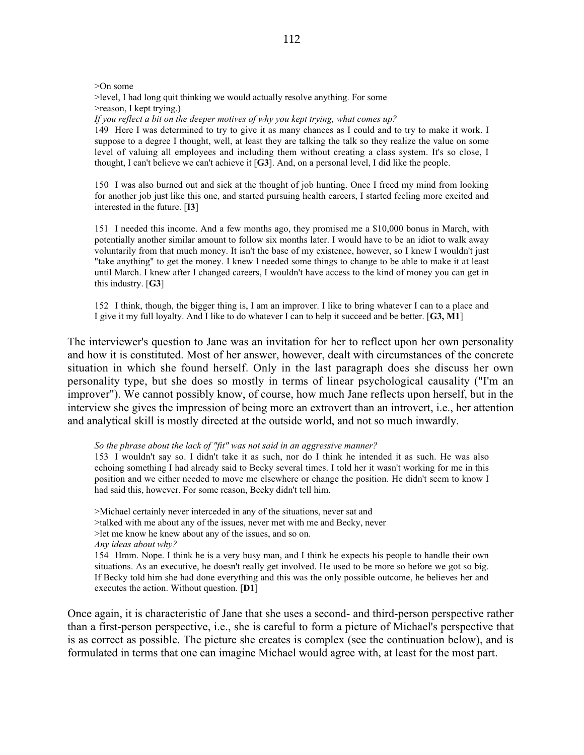>On some
>level, I had long quit thinking we would actually resolve anything. For some
>reason, I kept trying.)

*If you reflect a bit on the deeper motives of why you kept trying, what comes up?*

149 Here I was determined to try to give it as many chances as I could and to try to make it work. I suppose to a degree I thought, well, at least they are talking the talk so they realize the value on some level of valuing all employees and including them without creating a class system. It's so close, I thought, I can't believe we can't achieve it [**G3**]. And, on a personal level, I did like the people.

150 I was also burned out and sick at the thought of job hunting. Once I freed my mind from looking for another job just like this one, and started pursuing health careers, I started feeling more excited and interested in the future. [**I3**]

151 I needed this income. And a few months ago, they promised me a $10,000 bonus in March, with potentially another similar amount to follow six months later. I would have to be an idiot to walk away voluntarily from that much money. It isn't the base of my existence, however, so I knew I wouldn't just "take anything" to get the money. I knew I needed some things to change to be able to make it at least until March. I knew after I changed careers, I wouldn't have access to the kind of money you can get in this industry. [**G3**]

152 I think, though, the bigger thing is, I am an improver. I like to bring whatever I can to a place and I give it my full loyalty. And I like to do whatever I can to help it succeed and be better. [**G3, M1**]

The interviewer's question to Jane was an invitation for her to reflect upon her own personality and how it is constituted. Most of her answer, however, dealt with circumstances of the concrete situation in which she found herself. Only in the last paragraph does she discuss her own personality type, but she does so mostly in terms of linear psychological causality ("I'm an improver"). We cannot possibly know, of course, how much Jane reflects upon herself, but in the interview she gives the impression of being more an extrovert than an introvert, i.e., her attention and analytical skill is mostly directed at the outside world, and not so much inwardly.

*So the phrase about the lack of "fit" was not said in an aggressive manner?*

153 I wouldn't say so. I didn't take it as such, nor do I think he intended it as such. He was also echoing something I had already said to Becky several times. I told her it wasn't working for me in this position and we either needed to move me elsewhere or change the position. He didn't seem to know I had said this, however. For some reason, Becky didn't tell him.

>Michael certainly never interceded in any of the situations, never sat and
>talked with me about any of the issues, never met with me and Becky, never
>let me know he knew about any of the issues, and so on.

*Any ideas about why?*

154 Hmm. Nope. I think he is a very busy man, and I think he expects his people to handle their own situations. As an executive, he doesn't really get involved. He used to be more so before we got so big. If Becky told him she had done everything and this was the only possible outcome, he believes her and executes the action. Without question. [**D1**]

Once again, it is characteristic of Jane that she uses a second- and third-person perspective rather than a first-person perspective, i.e., she is careful to form a picture of Michael's perspective that is as correct as possible. The picture she creates is complex (see the continuation below), and is formulated in terms that one can imagine Michael would agree with, at least for the most part.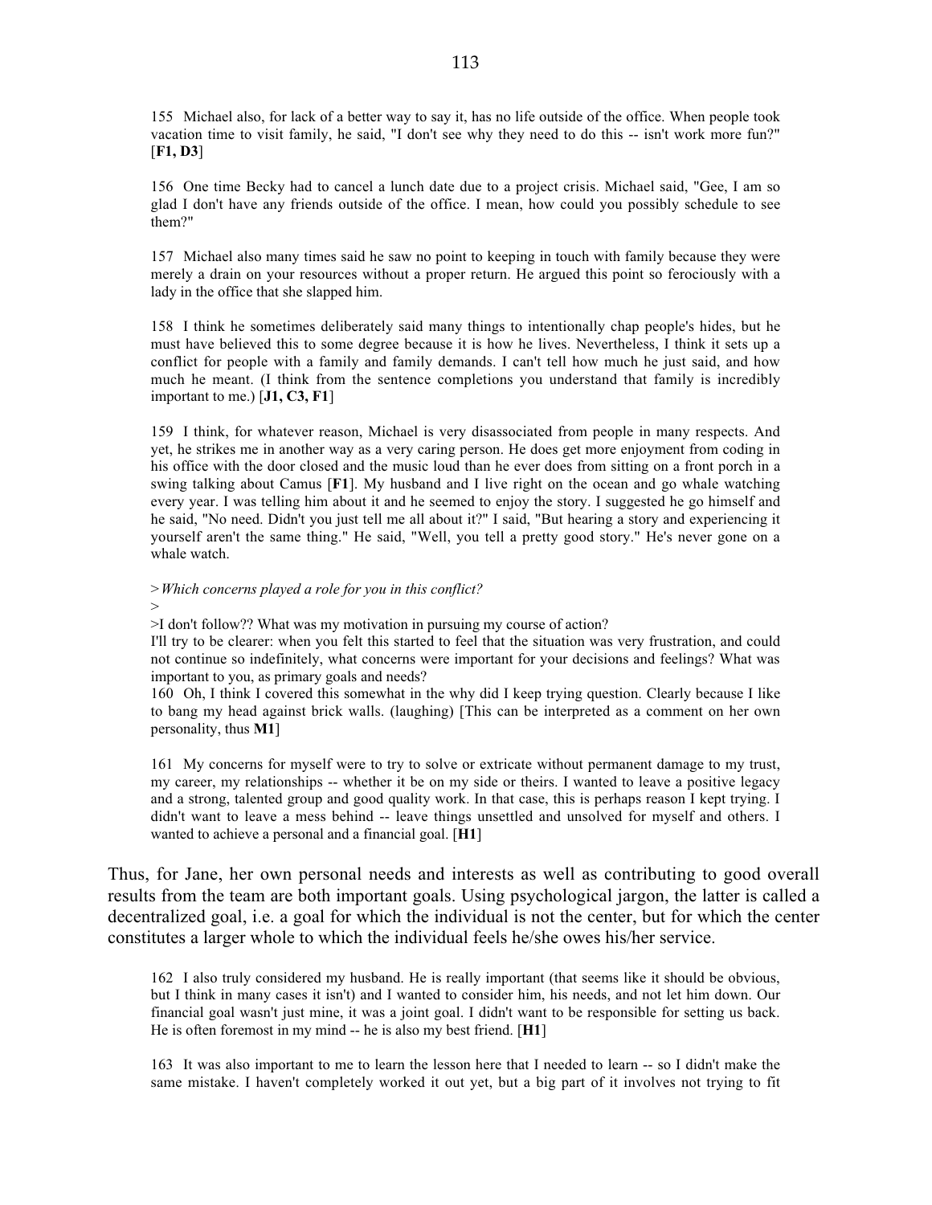155 Michael also, for lack of a better way to say it, has no life outside of the office. When people took vacation time to visit family, he said, "I don't see why they need to do this -- isn't work more fun?" [**F1, D3**]

156 One time Becky had to cancel a lunch date due to a project crisis. Michael said, "Gee, I am so glad I don't have any friends outside of the office. I mean, how could you possibly schedule to see them?"

157 Michael also many times said he saw no point to keeping in touch with family because they were merely a drain on your resources without a proper return. He argued this point so ferociously with a lady in the office that she slapped him.

158 I think he sometimes deliberately said many things to intentionally chap people's hides, but he must have believed this to some degree because it is how he lives. Nevertheless, I think it sets up a conflict for people with a family and family demands. I can't tell how much he just said, and how much he meant. (I think from the sentence completions you understand that family is incredibly important to me.) [**J1, C3, F1**]

159 I think, for whatever reason, Michael is very disassociated from people in many respects. And yet, he strikes me in another way as a very caring person. He does get more enjoyment from coding in his office with the door closed and the music loud than he ever does from sitting on a front porch in a swing talking about Camus [**F1**]. My husband and I live right on the ocean and go whale watching every year. I was telling him about it and he seemed to enjoy the story. I suggested he go himself and he said, "No need. Didn't you just tell me all about it?" I said, "But hearing a story and experiencing it yourself aren't the same thing." He said, "Well, you tell a pretty good story." He's never gone on a whale watch.

>*Which concerns played a role for you in this conflict?*
>
>I don't follow?? What was my motivation in pursuing my course of action?
I'll try to be clearer: when you felt this started to feel that the situation was very frustration, and could not continue so indefinitely, what concerns were important for your decisions and feelings? What was important to you, as primary goals and needs?
160 Oh, I think I covered this somewhat in the why did I keep trying question. Clearly because I like to bang my head against brick walls. (laughing) [This can be interpreted as a comment on her own personality, thus **M1**]

161 My concerns for myself were to try to solve or extricate without permanent damage to my trust, my career, my relationships -- whether it be on my side or theirs. I wanted to leave a positive legacy and a strong, talented group and good quality work. In that case, this is perhaps reason I kept trying. I didn't want to leave a mess behind -- leave things unsettled and unsolved for myself and others. I wanted to achieve a personal and a financial goal. [**H1**]

Thus, for Jane, her own personal needs and interests as well as contributing to good overall results from the team are both important goals. Using psychological jargon, the latter is called a decentralized goal, i.e. a goal for which the individual is not the center, but for which the center constitutes a larger whole to which the individual feels he/she owes his/her service.

162 I also truly considered my husband. He is really important (that seems like it should be obvious, but I think in many cases it isn't) and I wanted to consider him, his needs, and not let him down. Our financial goal wasn't just mine, it was a joint goal. I didn't want to be responsible for setting us back. He is often foremost in my mind -- he is also my best friend. [**H1**]

163 It was also important to me to learn the lesson here that I needed to learn -- so I didn't make the same mistake. I haven't completely worked it out yet, but a big part of it involves not trying to fit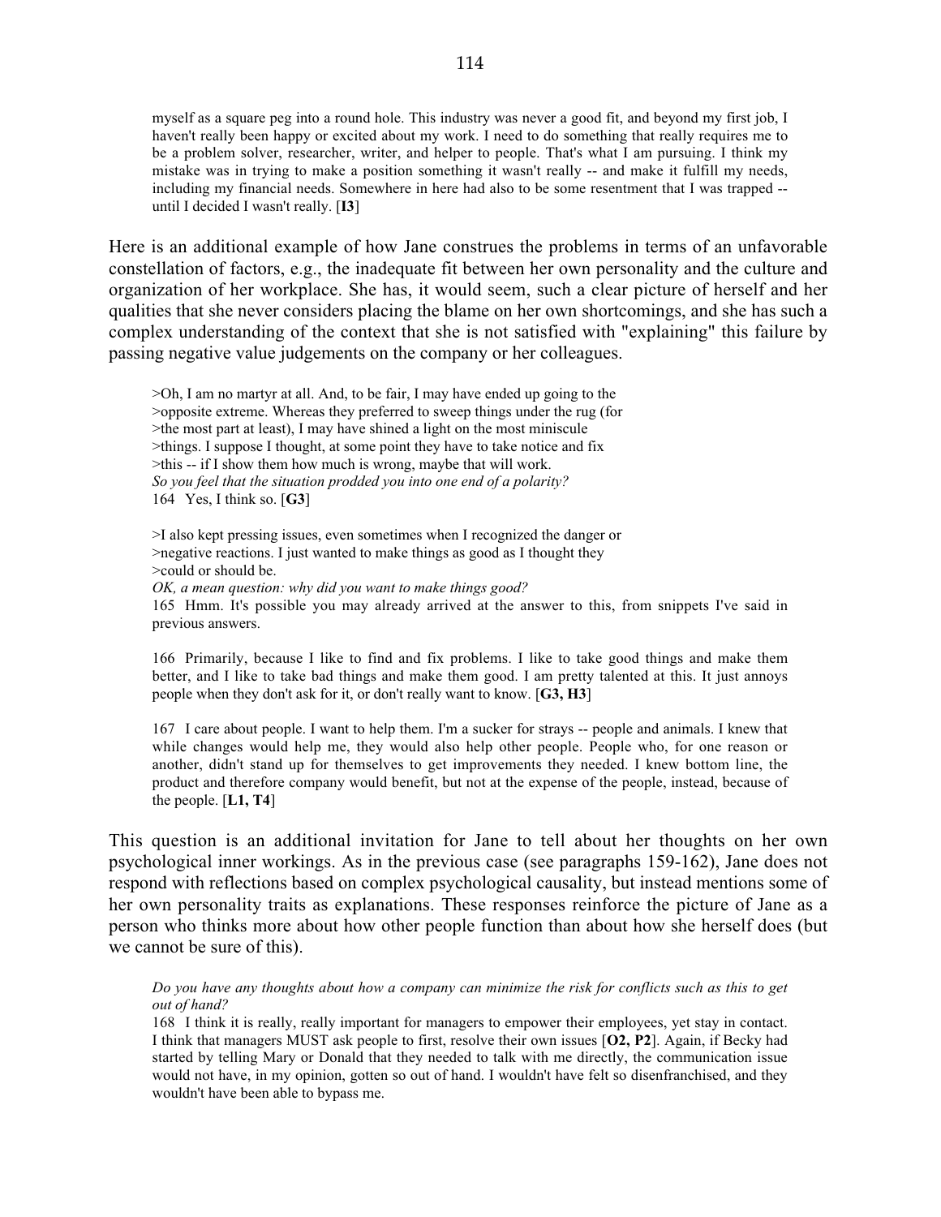myself as a square peg into a round hole. This industry was never a good fit, and beyond my first job, I haven't really been happy or excited about my work. I need to do something that really requires me to be a problem solver, researcher, writer, and helper to people. That's what I am pursuing. I think my mistake was in trying to make a position something it wasn't really -- and make it fulfill my needs, including my financial needs. Somewhere in here had also to be some resentment that I was trapped -- until I decided I wasn't really. [**I3**]

Here is an additional example of how Jane construes the problems in terms of an unfavorable constellation of factors, e.g., the inadequate fit between her own personality and the culture and organization of her workplace. She has, it would seem, such a clear picture of herself and her qualities that she never considers placing the blame on her own shortcomings, and she has such a complex understanding of the context that she is not satisfied with "explaining" this failure by passing negative value judgements on the company or her colleagues.

>Oh, I am no martyr at all. And, to be fair, I may have ended up going to the
>opposite extreme. Whereas they preferred to sweep things under the rug (for
>the most part at least), I may have shined a light on the most miniscule
>things. I suppose I thought, at some point they have to take notice and fix
>this -- if I show them how much is wrong, maybe that will work.
*So you feel that the situation prodded you into one end of a polarity?*
164 Yes, I think so. [**G3**]

>I also kept pressing issues, even sometimes when I recognized the danger or
>negative reactions. I just wanted to make things as good as I thought they
>could or should be.
*OK, a mean question: why did you want to make things good?*
165 Hmm. It's possible you may already arrived at the answer to this, from snippets I've said in previous answers.

166 Primarily, because I like to find and fix problems. I like to take good things and make them better, and I like to take bad things and make them good. I am pretty talented at this. It just annoys people when they don't ask for it, or don't really want to know. [**G3, H3**]

167 I care about people. I want to help them. I'm a sucker for strays -- people and animals. I knew that while changes would help me, they would also help other people. People who, for one reason or another, didn't stand up for themselves to get improvements they needed. I knew bottom line, the product and therefore company would benefit, but not at the expense of the people, instead, because of the people. [**L1, T4**]

This question is an additional invitation for Jane to tell about her thoughts on her own psychological inner workings. As in the previous case (see paragraphs 159-162), Jane does not respond with reflections based on complex psychological causality, but instead mentions some of her own personality traits as explanations. These responses reinforce the picture of Jane as a person who thinks more about how other people function than about how she herself does (but we cannot be sure of this).

*Do you have any thoughts about how a company can minimize the risk for conflicts such as this to get out of hand?*
168 I think it is really, really important for managers to empower their employees, yet stay in contact. I think that managers MUST ask people to first, resolve their own issues [**O2, P2**]. Again, if Becky had started by telling Mary or Donald that they needed to talk with me directly, the communication issue would not have, in my opinion, gotten so out of hand. I wouldn't have felt so disenfranchised, and they wouldn't have been able to bypass me.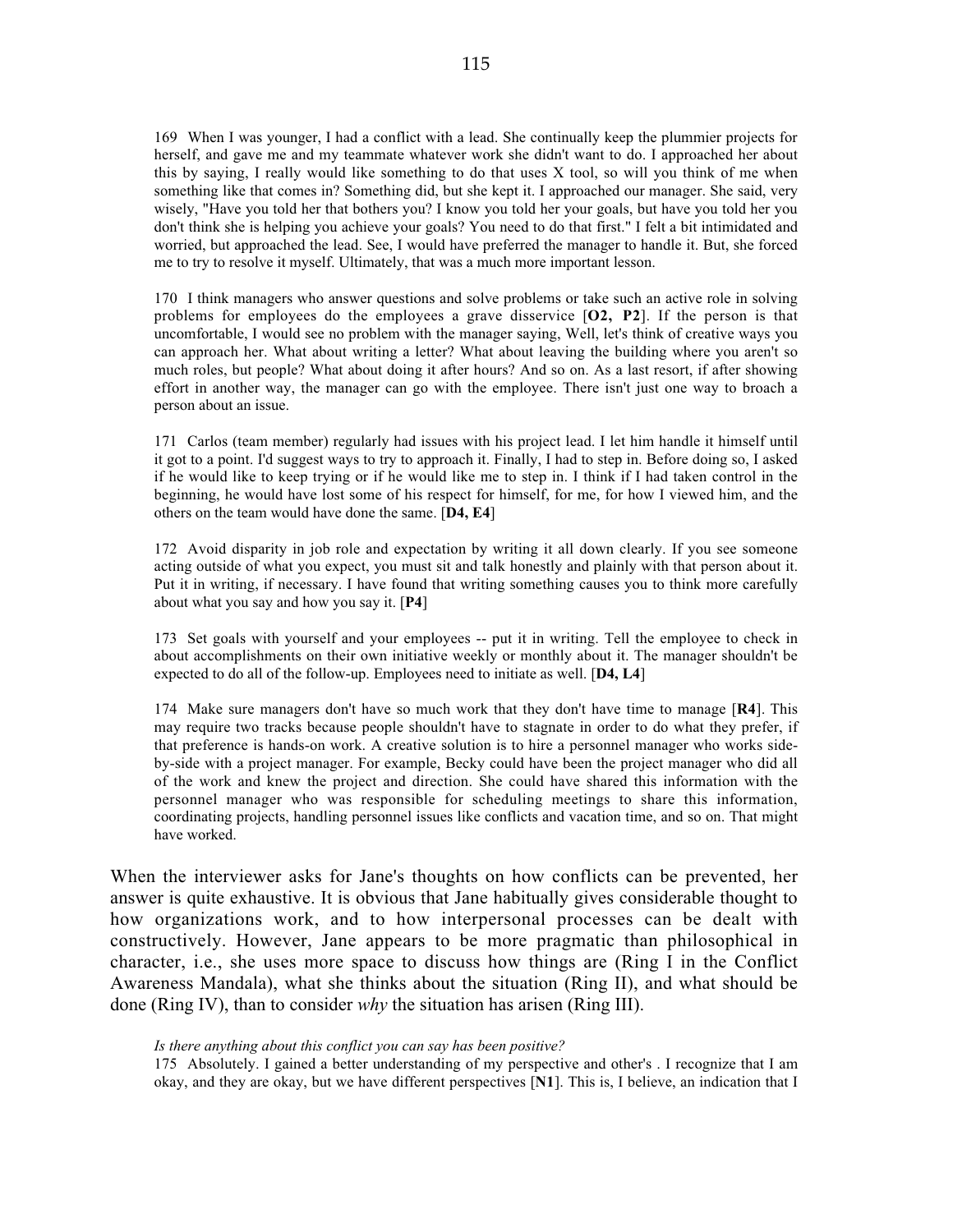169 When I was younger, I had a conflict with a lead. She continually keep the plummier projects for herself, and gave me and my teammate whatever work she didn't want to do. I approached her about this by saying, I really would like something to do that uses X tool, so will you think of me when something like that comes in? Something did, but she kept it. I approached our manager. She said, very wisely, "Have you told her that bothers you? I know you told her your goals, but have you told her you don't think she is helping you achieve your goals? You need to do that first." I felt a bit intimidated and worried, but approached the lead. See, I would have preferred the manager to handle it. But, she forced me to try to resolve it myself. Ultimately, that was a much more important lesson.

170 I think managers who answer questions and solve problems or take such an active role in solving problems for employees do the employees a grave disservice [**O2, P2**]. If the person is that uncomfortable, I would see no problem with the manager saying, Well, let's think of creative ways you can approach her. What about writing a letter? What about leaving the building where you aren't so much roles, but people? What about doing it after hours? And so on. As a last resort, if after showing effort in another way, the manager can go with the employee. There isn't just one way to broach a person about an issue.

171 Carlos (team member) regularly had issues with his project lead. I let him handle it himself until it got to a point. I'd suggest ways to try to approach it. Finally, I had to step in. Before doing so, I asked if he would like to keep trying or if he would like me to step in. I think if I had taken control in the beginning, he would have lost some of his respect for himself, for me, for how I viewed him, and the others on the team would have done the same. [**D4, E4**]

172 Avoid disparity in job role and expectation by writing it all down clearly. If you see someone acting outside of what you expect, you must sit and talk honestly and plainly with that person about it. Put it in writing, if necessary. I have found that writing something causes you to think more carefully about what you say and how you say it. [**P4**]

173 Set goals with yourself and your employees -- put it in writing. Tell the employee to check in about accomplishments on their own initiative weekly or monthly about it. The manager shouldn't be expected to do all of the follow-up. Employees need to initiate as well. [**D4, L4**]

174 Make sure managers don't have so much work that they don't have time to manage [**R4**]. This may require two tracks because people shouldn't have to stagnate in order to do what they prefer, if that preference is hands-on work. A creative solution is to hire a personnel manager who works side-by-side with a project manager. For example, Becky could have been the project manager who did all of the work and knew the project and direction. She could have shared this information with the personnel manager who was responsible for scheduling meetings to share this information, coordinating projects, handling personnel issues like conflicts and vacation time, and so on. That might have worked.

When the interviewer asks for Jane's thoughts on how conflicts can be prevented, her answer is quite exhaustive. It is obvious that Jane habitually gives considerable thought to how organizations work, and to how interpersonal processes can be dealt with constructively. However, Jane appears to be more pragmatic than philosophical in character, i.e., she uses more space to discuss how things are (Ring I in the Conflict Awareness Mandala), what she thinks about the situation (Ring II), and what should be done (Ring IV), than to consider *why* the situation has arisen (Ring III).

*Is there anything about this conflict you can say has been positive?*

175 Absolutely. I gained a better understanding of my perspective and other's . I recognize that I am okay, and they are okay, but we have different perspectives [**N1**]. This is, I believe, an indication that I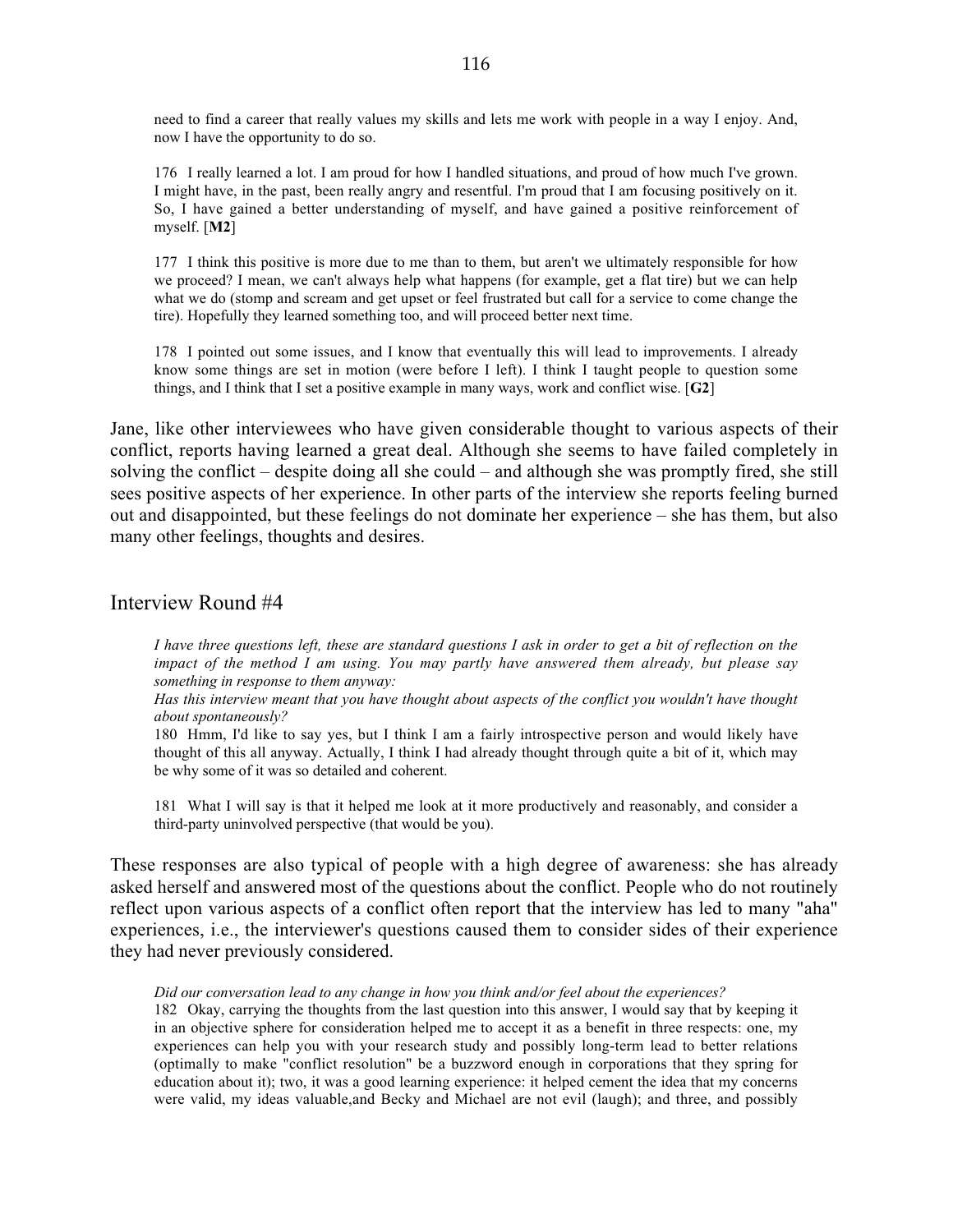need to find a career that really values my skills and lets me work with people in a way I enjoy. And, now I have the opportunity to do so.

176 I really learned a lot. I am proud for how I handled situations, and proud of how much I've grown. I might have, in the past, been really angry and resentful. I'm proud that I am focusing positively on it. So, I have gained a better understanding of myself, and have gained a positive reinforcement of myself. [**M2**]

177 I think this positive is more due to me than to them, but aren't we ultimately responsible for how we proceed? I mean, we can't always help what happens (for example, get a flat tire) but we can help what we do (stomp and scream and get upset or feel frustrated but call for a service to come change the tire). Hopefully they learned something too, and will proceed better next time.

178 I pointed out some issues, and I know that eventually this will lead to improvements. I already know some things are set in motion (were before I left). I think I taught people to question some things, and I think that I set a positive example in many ways, work and conflict wise. [**G2**]

Jane, like other interviewees who have given considerable thought to various aspects of their conflict, reports having learned a great deal. Although she seems to have failed completely in solving the conflict – despite doing all she could – and although she was promptly fired, she still sees positive aspects of her experience. In other parts of the interview she reports feeling burned out and disappointed, but these feelings do not dominate her experience – she has them, but also many other feelings, thoughts and desires.

## Interview Round #4

*I have three questions left, these are standard questions I ask in order to get a bit of reflection on the impact of the method I am using. You may partly have answered them already, but please say something in response to them anyway:*

*Has this interview meant that you have thought about aspects of the conflict you wouldn't have thought about spontaneously?*

180 Hmm, I'd like to say yes, but I think I am a fairly introspective person and would likely have thought of this all anyway. Actually, I think I had already thought through quite a bit of it, which may be why some of it was so detailed and coherent.

181 What I will say is that it helped me look at it more productively and reasonably, and consider a third-party uninvolved perspective (that would be you).

These responses are also typical of people with a high degree of awareness: she has already asked herself and answered most of the questions about the conflict. People who do not routinely reflect upon various aspects of a conflict often report that the interview has led to many "aha" experiences, i.e., the interviewer's questions caused them to consider sides of their experience they had never previously considered.

*Did our conversation lead to any change in how you think and/or feel about the experiences?*

182 Okay, carrying the thoughts from the last question into this answer, I would say that by keeping it in an objective sphere for consideration helped me to accept it as a benefit in three respects: one, my experiences can help you with your research study and possibly long-term lead to better relations (optimally to make "conflict resolution" be a buzzword enough in corporations that they spring for education about it); two, it was a good learning experience: it helped cement the idea that my concerns were valid, my ideas valuable,and Becky and Michael are not evil (laugh); and three, and possibly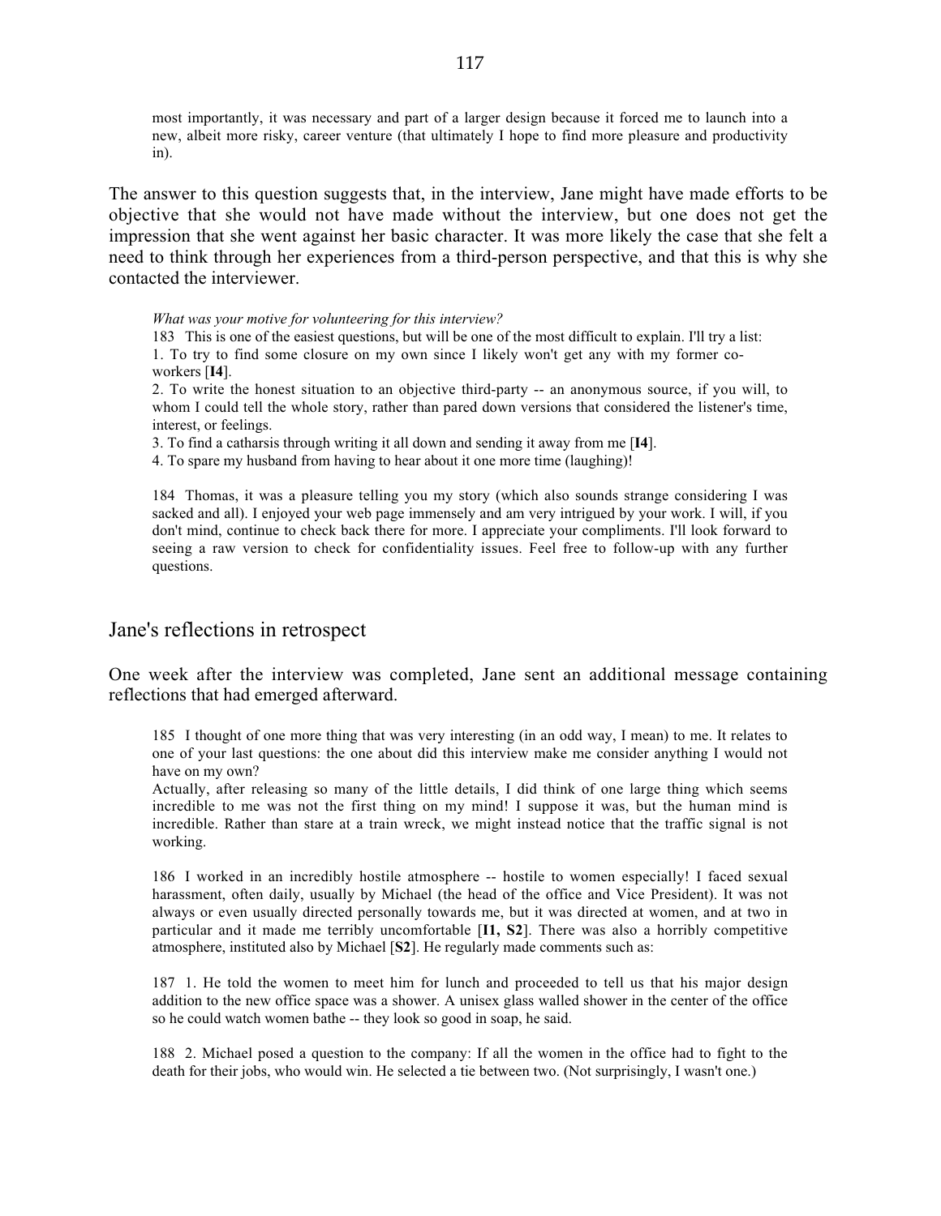most importantly, it was necessary and part of a larger design because it forced me to launch into a new, albeit more risky, career venture (that ultimately I hope to find more pleasure and productivity in).

The answer to this question suggests that, in the interview, Jane might have made efforts to be objective that she would not have made without the interview, but one does not get the impression that she went against her basic character. It was more likely the case that she felt a need to think through her experiences from a third-person perspective, and that this is why she contacted the interviewer.

*What was your motive for volunteering for this interview?*

183 This is one of the easiest questions, but will be one of the most difficult to explain. I'll try a list:
1. To try to find some closure on my own since I likely won't get any with my former co-workers [**I4**].
2. To write the honest situation to an objective third-party -- an anonymous source, if you will, to whom I could tell the whole story, rather than pared down versions that considered the listener's time, interest, or feelings.
3. To find a catharsis through writing it all down and sending it away from me [**I4**].
4. To spare my husband from having to hear about it one more time (laughing)!

184 Thomas, it was a pleasure telling you my story (which also sounds strange considering I was sacked and all). I enjoyed your web page immensely and am very intrigued by your work. I will, if you don't mind, continue to check back there for more. I appreciate your compliments. I'll look forward to seeing a raw version to check for confidentiality issues. Feel free to follow-up with any further questions.

## Jane's reflections in retrospect

One week after the interview was completed, Jane sent an additional message containing reflections that had emerged afterward.

185 I thought of one more thing that was very interesting (in an odd way, I mean) to me. It relates to one of your last questions: the one about did this interview make me consider anything I would not have on my own?
Actually, after releasing so many of the little details, I did think of one large thing which seems incredible to me was not the first thing on my mind! I suppose it was, but the human mind is incredible. Rather than stare at a train wreck, we might instead notice that the traffic signal is not working.

186 I worked in an incredibly hostile atmosphere -- hostile to women especially! I faced sexual harassment, often daily, usually by Michael (the head of the office and Vice President). It was not always or even usually directed personally towards me, but it was directed at women, and at two in particular and it made me terribly uncomfortable [**I1, S2**]. There was also a horribly competitive atmosphere, instituted also by Michael [**S2**]. He regularly made comments such as:

187 1. He told the women to meet him for lunch and proceeded to tell us that his major design addition to the new office space was a shower. A unisex glass walled shower in the center of the office so he could watch women bathe -- they look so good in soap, he said.

188 2. Michael posed a question to the company: If all the women in the office had to fight to the death for their jobs, who would win. He selected a tie between two. (Not surprisingly, I wasn't one.)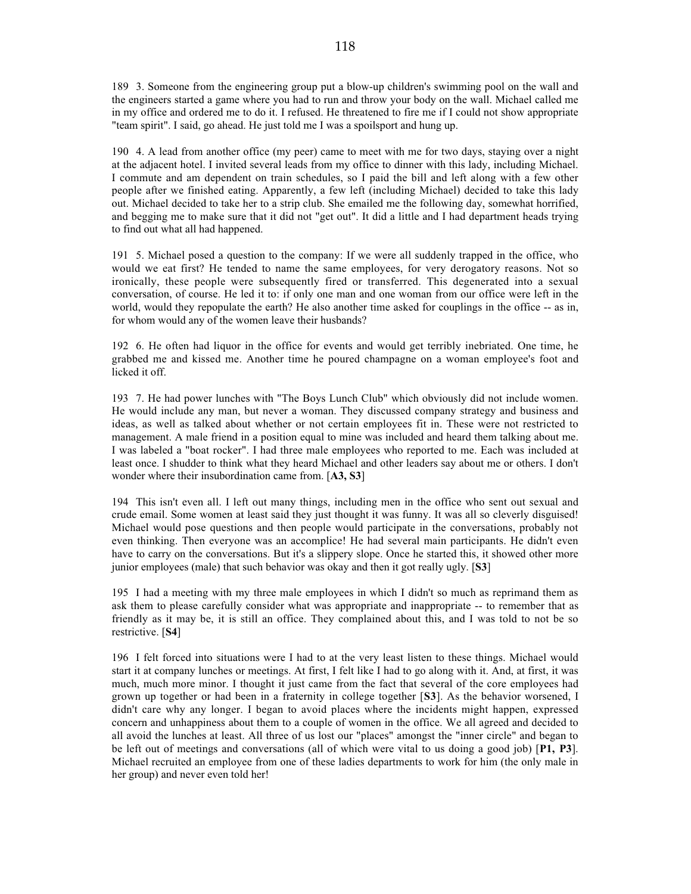189 3. Someone from the engineering group put a blow-up children's swimming pool on the wall and the engineers started a game where you had to run and throw your body on the wall. Michael called me in my office and ordered me to do it. I refused. He threatened to fire me if I could not show appropriate "team spirit". I said, go ahead. He just told me I was a spoilsport and hung up.

190 4. A lead from another office (my peer) came to meet with me for two days, staying over a night at the adjacent hotel. I invited several leads from my office to dinner with this lady, including Michael. I commute and am dependent on train schedules, so I paid the bill and left along with a few other people after we finished eating. Apparently, a few left (including Michael) decided to take this lady out. Michael decided to take her to a strip club. She emailed me the following day, somewhat horrified, and begging me to make sure that it did not "get out". It did a little and I had department heads trying to find out what all had happened.

191 5. Michael posed a question to the company: If we were all suddenly trapped in the office, who would we eat first? He tended to name the same employees, for very derogatory reasons. Not so ironically, these people were subsequently fired or transferred. This degenerated into a sexual conversation, of course. He led it to: if only one man and one woman from our office were left in the world, would they repopulate the earth? He also another time asked for couplings in the office -- as in, for whom would any of the women leave their husbands?

192 6. He often had liquor in the office for events and would get terribly inebriated. One time, he grabbed me and kissed me. Another time he poured champagne on a woman employee's foot and licked it off.

193 7. He had power lunches with "The Boys Lunch Club" which obviously did not include women. He would include any man, but never a woman. They discussed company strategy and business and ideas, as well as talked about whether or not certain employees fit in. These were not restricted to management. A male friend in a position equal to mine was included and heard them talking about me. I was labeled a "boat rocker". I had three male employees who reported to me. Each was included at least once. I shudder to think what they heard Michael and other leaders say about me or others. I don't wonder where their insubordination came from. [**A3, S3**]

194 This isn't even all. I left out many things, including men in the office who sent out sexual and crude email. Some women at least said they just thought it was funny. It was all so cleverly disguised! Michael would pose questions and then people would participate in the conversations, probably not even thinking. Then everyone was an accomplice! He had several main participants. He didn't even have to carry on the conversations. But it's a slippery slope. Once he started this, it showed other more junior employees (male) that such behavior was okay and then it got really ugly. [**S3**]

195 I had a meeting with my three male employees in which I didn't so much as reprimand them as ask them to please carefully consider what was appropriate and inappropriate -- to remember that as friendly as it may be, it is still an office. They complained about this, and I was told to not be so restrictive. [**S4**]

196 I felt forced into situations were I had to at the very least listen to these things. Michael would start it at company lunches or meetings. At first, I felt like I had to go along with it. And, at first, it was much, much more minor. I thought it just came from the fact that several of the core employees had grown up together or had been in a fraternity in college together [**S3**]. As the behavior worsened, I didn't care why any longer. I began to avoid places where the incidents might happen, expressed concern and unhappiness about them to a couple of women in the office. We all agreed and decided to all avoid the lunches at least. All three of us lost our "places" amongst the "inner circle" and began to be left out of meetings and conversations (all of which were vital to us doing a good job) [**P1, P3**]. Michael recruited an employee from one of these ladies departments to work for him (the only male in her group) and never even told her!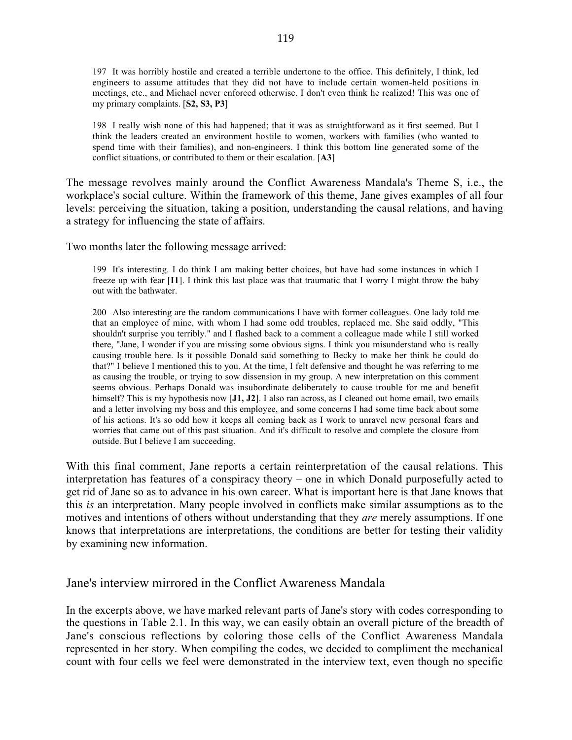197 It was horribly hostile and created a terrible undertone to the office. This definitely, I think, led engineers to assume attitudes that they did not have to include certain women-held positions in meetings, etc., and Michael never enforced otherwise. I don't even think he realized! This was one of my primary complaints. [**S2, S3, P3**]

198 I really wish none of this had happened; that it was as straightforward as it first seemed. But I think the leaders created an environment hostile to women, workers with families (who wanted to spend time with their families), and non-engineers. I think this bottom line generated some of the conflict situations, or contributed to them or their escalation. [**A3**]

The message revolves mainly around the Conflict Awareness Mandala's Theme S, i.e., the workplace's social culture. Within the framework of this theme, Jane gives examples of all four levels: perceiving the situation, taking a position, understanding the causal relations, and having a strategy for influencing the state of affairs.

Two months later the following message arrived:

199 It's interesting. I do think I am making better choices, but have had some instances in which I freeze up with fear [**I1**]. I think this last place was that traumatic that I worry I might throw the baby out with the bathwater.

200 Also interesting are the random communications I have with former colleagues. One lady told me that an employee of mine, with whom I had some odd troubles, replaced me. She said oddly, "This shouldn't surprise you terribly." and I flashed back to a comment a colleague made while I still worked there, "Jane, I wonder if you are missing some obvious signs. I think you misunderstand who is really causing trouble here. Is it possible Donald said something to Becky to make her think he could do that?" I believe I mentioned this to you. At the time, I felt defensive and thought he was referring to me as causing the trouble, or trying to sow dissension in my group. A new interpretation on this comment seems obvious. Perhaps Donald was insubordinate deliberately to cause trouble for me and benefit himself? This is my hypothesis now [**J1, J2**]. I also ran across, as I cleaned out home email, two emails and a letter involving my boss and this employee, and some concerns I had some time back about some of his actions. It's so odd how it keeps all coming back as I work to unravel new personal fears and worries that came out of this past situation. And it's difficult to resolve and complete the closure from outside. But I believe I am succeeding.

With this final comment, Jane reports a certain reinterpretation of the causal relations. This interpretation has features of a conspiracy theory – one in which Donald purposefully acted to get rid of Jane so as to advance in his own career. What is important here is that Jane knows that this *is* an interpretation. Many people involved in conflicts make similar assumptions as to the motives and intentions of others without understanding that they *are* merely assumptions. If one knows that interpretations are interpretations, the conditions are better for testing their validity by examining new information.

## Jane's interview mirrored in the Conflict Awareness Mandala

In the excerpts above, we have marked relevant parts of Jane's story with codes corresponding to the questions in Table 2.1. In this way, we can easily obtain an overall picture of the breadth of Jane's conscious reflections by coloring those cells of the Conflict Awareness Mandala represented in her story. When compiling the codes, we decided to compliment the mechanical count with four cells we feel were demonstrated in the interview text, even though no specific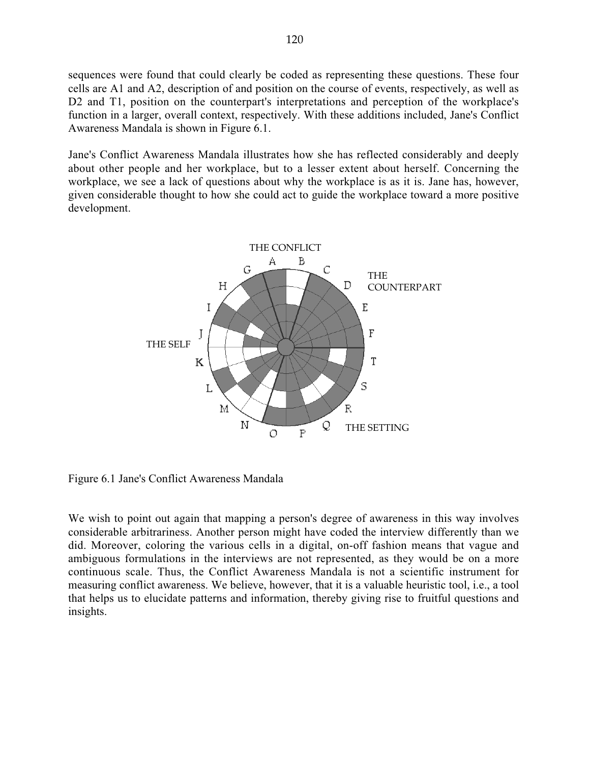sequences were found that could clearly be coded as representing these questions. These four cells are A1 and A2, description of and position on the course of events, respectively, as well as D2 and T1, position on the counterpart's interpretations and perception of the workplace's function in a larger, overall context, respectively. With these additions included, Jane's Conflict Awareness Mandala is shown in Figure 6.1.

Jane's Conflict Awareness Mandala illustrates how she has reflected considerably and deeply about other people and her workplace, but to a lesser extent about herself. Concerning the workplace, we see a lack of questions about why the workplace is as it is. Jane has, however, given considerable thought to how she could act to guide the workplace toward a more positive development.

Figure 6.1 Jane's Conflict Awareness Mandala

We wish to point out again that mapping a person's degree of awareness in this way involves considerable arbitrariness. Another person might have coded the interview differently than we did. Moreover, coloring the various cells in a digital, on-off fashion means that vague and ambiguous formulations in the interviews are not represented, as they would be on a more continuous scale. Thus, the Conflict Awareness Mandala is not a scientific instrument for measuring conflict awareness. We believe, however, that it is a valuable heuristic tool, i.e., a tool that helps us to elucidate patterns and information, thereby giving rise to fruitful questions and insights.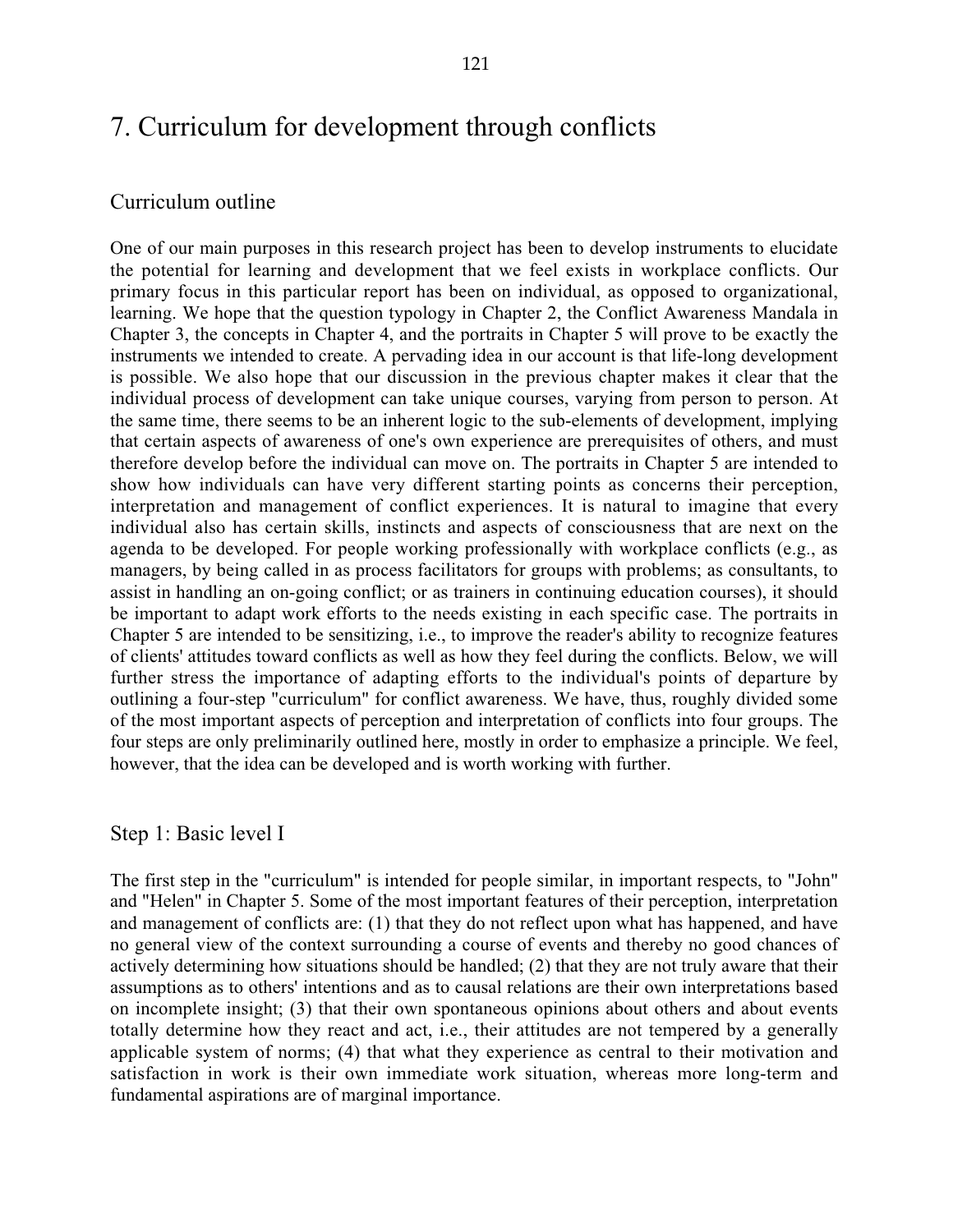# 7. Curriculum for development through conflicts

## Curriculum outline

One of our main purposes in this research project has been to develop instruments to elucidate the potential for learning and development that we feel exists in workplace conflicts. Our primary focus in this particular report has been on individual, as opposed to organizational, learning. We hope that the question typology in Chapter 2, the Conflict Awareness Mandala in Chapter 3, the concepts in Chapter 4, and the portraits in Chapter 5 will prove to be exactly the instruments we intended to create. A pervading idea in our account is that life-long development is possible. We also hope that our discussion in the previous chapter makes it clear that the individual process of development can take unique courses, varying from person to person. At the same time, there seems to be an inherent logic to the sub-elements of development, implying that certain aspects of awareness of one's own experience are prerequisites of others, and must therefore develop before the individual can move on. The portraits in Chapter 5 are intended to show how individuals can have very different starting points as concerns their perception, interpretation and management of conflict experiences. It is natural to imagine that every individual also has certain skills, instincts and aspects of consciousness that are next on the agenda to be developed. For people working professionally with workplace conflicts (e.g., as managers, by being called in as process facilitators for groups with problems; as consultants, to assist in handling an on-going conflict; or as trainers in continuing education courses), it should be important to adapt work efforts to the needs existing in each specific case. The portraits in Chapter 5 are intended to be sensitizing, i.e., to improve the reader's ability to recognize features of clients' attitudes toward conflicts as well as how they feel during the conflicts. Below, we will further stress the importance of adapting efforts to the individual's points of departure by outlining a four-step "curriculum" for conflict awareness. We have, thus, roughly divided some of the most important aspects of perception and interpretation of conflicts into four groups. The four steps are only preliminarily outlined here, mostly in order to emphasize a principle. We feel, however, that the idea can be developed and is worth working with further.

## Step 1: Basic level I

The first step in the "curriculum" is intended for people similar, in important respects, to "John" and "Helen" in Chapter 5. Some of the most important features of their perception, interpretation and management of conflicts are: (1) that they do not reflect upon what has happened, and have no general view of the context surrounding a course of events and thereby no good chances of actively determining how situations should be handled; (2) that they are not truly aware that their assumptions as to others' intentions and as to causal relations are their own interpretations based on incomplete insight; (3) that their own spontaneous opinions about others and about events totally determine how they react and act, i.e., their attitudes are not tempered by a generally applicable system of norms; (4) that what they experience as central to their motivation and satisfaction in work is their own immediate work situation, whereas more long-term and fundamental aspirations are of marginal importance.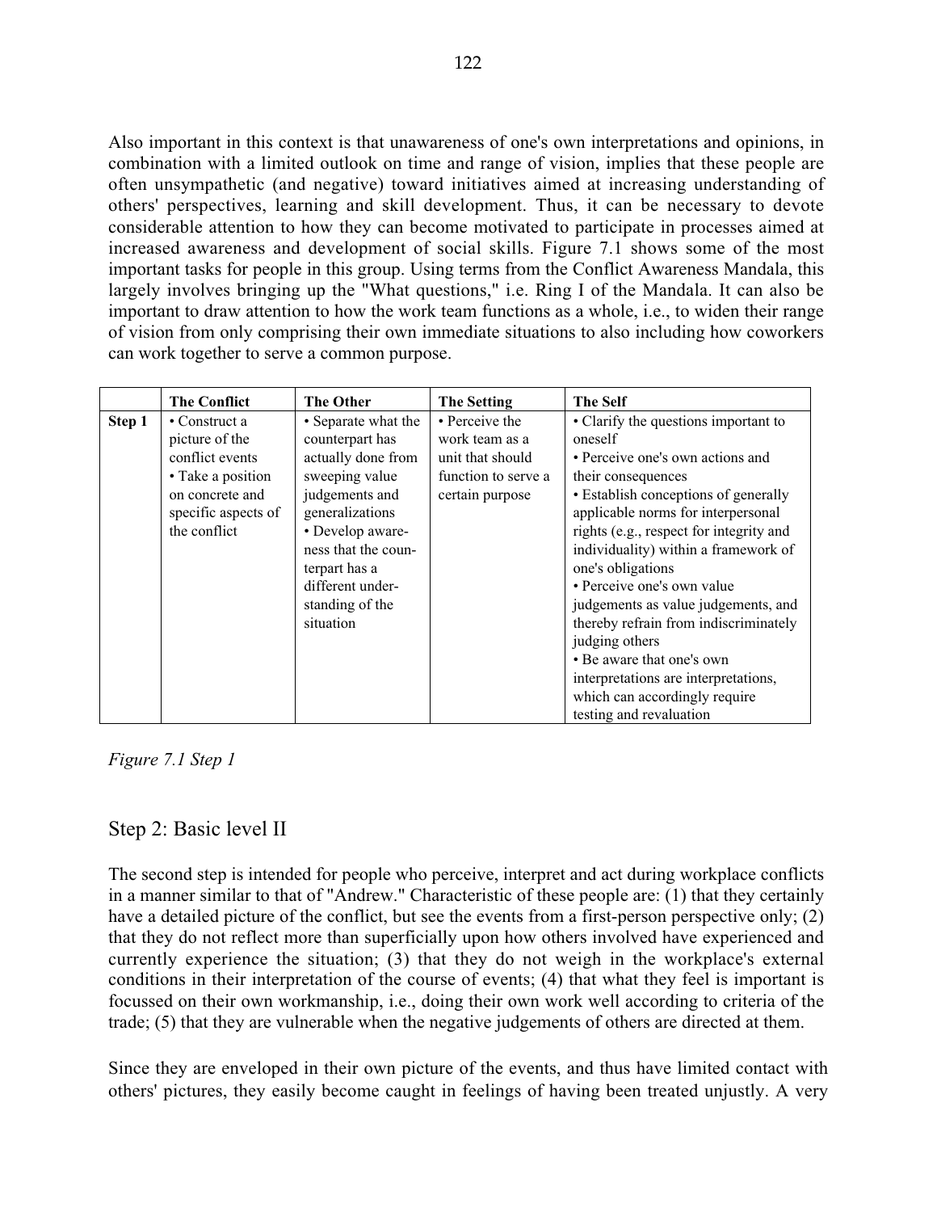Also important in this context is that unawareness of one's own interpretations and opinions, in combination with a limited outlook on time and range of vision, implies that these people are often unsympathetic (and negative) toward initiatives aimed at increasing understanding of others' perspectives, learning and skill development. Thus, it can be necessary to devote considerable attention to how they can become motivated to participate in processes aimed at increased awareness and development of social skills. Figure 7.1 shows some of the most important tasks for people in this group. Using terms from the Conflict Awareness Mandala, this largely involves bringing up the "What questions," i.e. Ring I of the Mandala. It can also be important to draw attention to how the work team functions as a whole, i.e., to widen their range of vision from only comprising their own immediate situations to also including how coworkers can work together to serve a common purpose.

| | **The Conflict** | **The Other** | **The Setting** | **The Self** |
|---|---|---|---|---|
| **Step 1** | • Construct a picture of the conflict events<br>• Take a position on concrete and specific aspects of the conflict | • Separate what the counterpart has actually done from sweeping value judgements and generalizations<br>• Develop awareness that the counterpart has a different understanding of the situation | • Perceive the work team as a unit that should function to serve a certain purpose | • Clarify the questions important to oneself<br>• Perceive one's own actions and their consequences<br>• Establish conceptions of generally applicable norms for interpersonal rights (e.g., respect for integrity and individuality) within a framework of one's obligations<br>• Perceive one's own value judgements as value judgements, and thereby refrain from indiscriminately judging others<br>• Be aware that one's own interpretations are interpretations, which can accordingly require testing and revaluation |

*Figure 7.1 Step 1*

## Step 2: Basic level II

The second step is intended for people who perceive, interpret and act during workplace conflicts in a manner similar to that of "Andrew." Characteristic of these people are: (1) that they certainly have a detailed picture of the conflict, but see the events from a first-person perspective only; (2) that they do not reflect more than superficially upon how others involved have experienced and currently experience the situation; (3) that they do not weigh in the workplace's external conditions in their interpretation of the course of events; (4) that what they feel is important is focussed on their own workmanship, i.e., doing their own work well according to criteria of the trade; (5) that they are vulnerable when the negative judgements of others are directed at them.

Since they are enveloped in their own picture of the events, and thus have limited contact with others' pictures, they easily become caught in feelings of having been treated unjustly. A very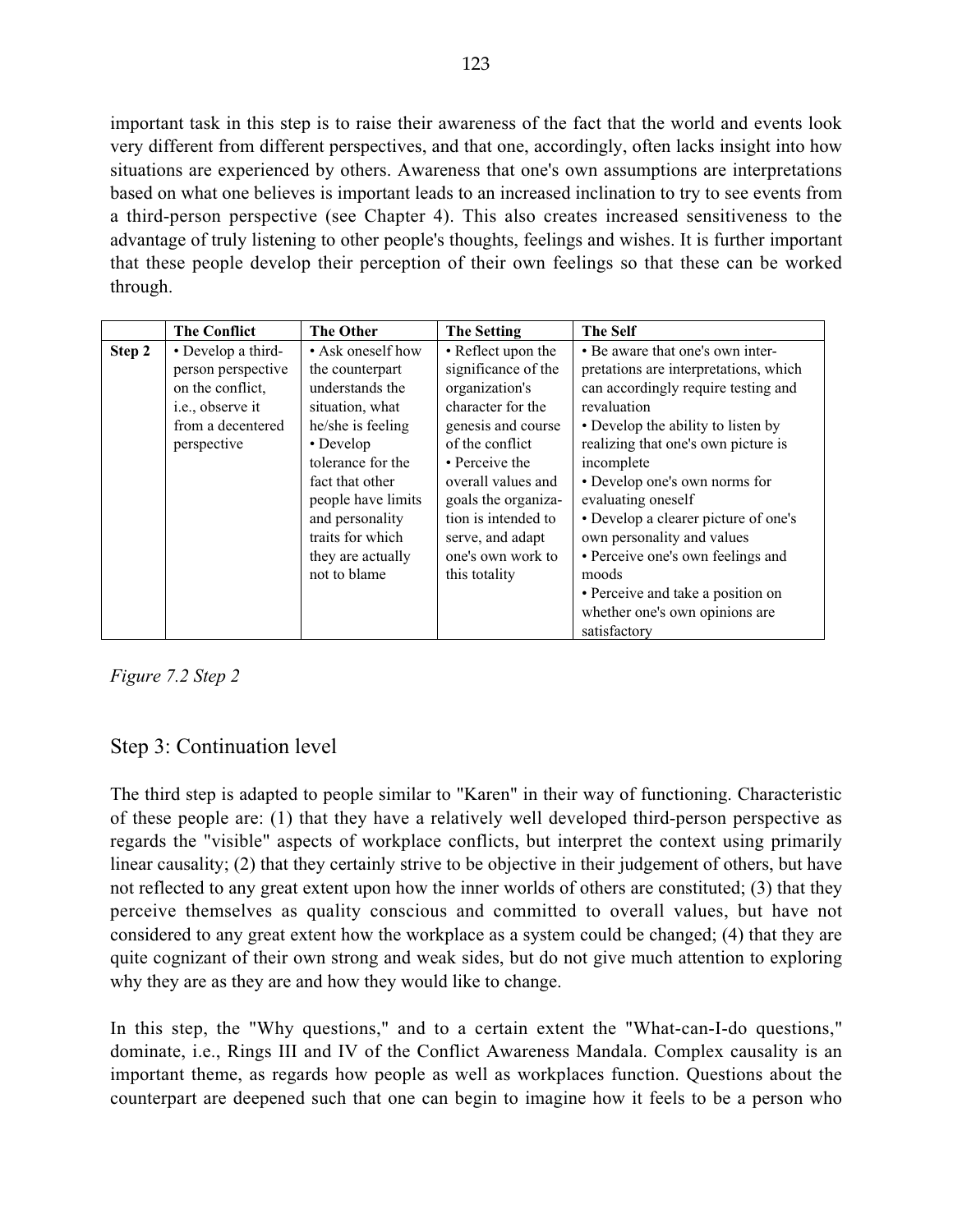important task in this step is to raise their awareness of the fact that the world and events look very different from different perspectives, and that one, accordingly, often lacks insight into how situations are experienced by others. Awareness that one's own assumptions are interpretations based on what one believes is important leads to an increased inclination to try to see events from a third-person perspective (see Chapter 4). This also creates increased sensitiveness to the advantage of truly listening to other people's thoughts, feelings and wishes. It is further important that these people develop their perception of their own feelings so that these can be worked through.

| | The Conflict | The Other | The Setting | The Self |
|---|---|---|---|---|
| **Step 2** | • Develop a third-person perspective on the conflict, i.e., observe it from a decentered perspective | • Ask oneself how the counterpart understands the situation, what he/she is feeling<br>• Develop tolerance for the fact that other people have limits and personality traits for which they are actually not to blame | • Reflect upon the significance of the organization's character for the genesis and course of the conflict<br>• Perceive the overall values and goals the organization is intended to serve, and adapt one's own work to this totality | • Be aware that one's own interpretations are interpretations, which can accordingly require testing and revaluation<br>• Develop the ability to listen by realizing that one's own picture is incomplete<br>• Develop one's own norms for evaluating oneself<br>• Develop a clearer picture of one's own personality and values<br>• Perceive one's own feelings and moods<br>• Perceive and take a position on whether one's own opinions are satisfactory |

*Figure 7.2 Step 2*

## Step 3: Continuation level

The third step is adapted to people similar to "Karen" in their way of functioning. Characteristic of these people are: (1) that they have a relatively well developed third-person perspective as regards the "visible" aspects of workplace conflicts, but interpret the context using primarily linear causality; (2) that they certainly strive to be objective in their judgement of others, but have not reflected to any great extent upon how the inner worlds of others are constituted; (3) that they perceive themselves as quality conscious and committed to overall values, but have not considered to any great extent how the workplace as a system could be changed; (4) that they are quite cognizant of their own strong and weak sides, but do not give much attention to exploring why they are as they are and how they would like to change.

In this step, the "Why questions," and to a certain extent the "What-can-I-do questions," dominate, i.e., Rings III and IV of the Conflict Awareness Mandala. Complex causality is an important theme, as regards how people as well as workplaces function. Questions about the counterpart are deepened such that one can begin to imagine how it feels to be a person who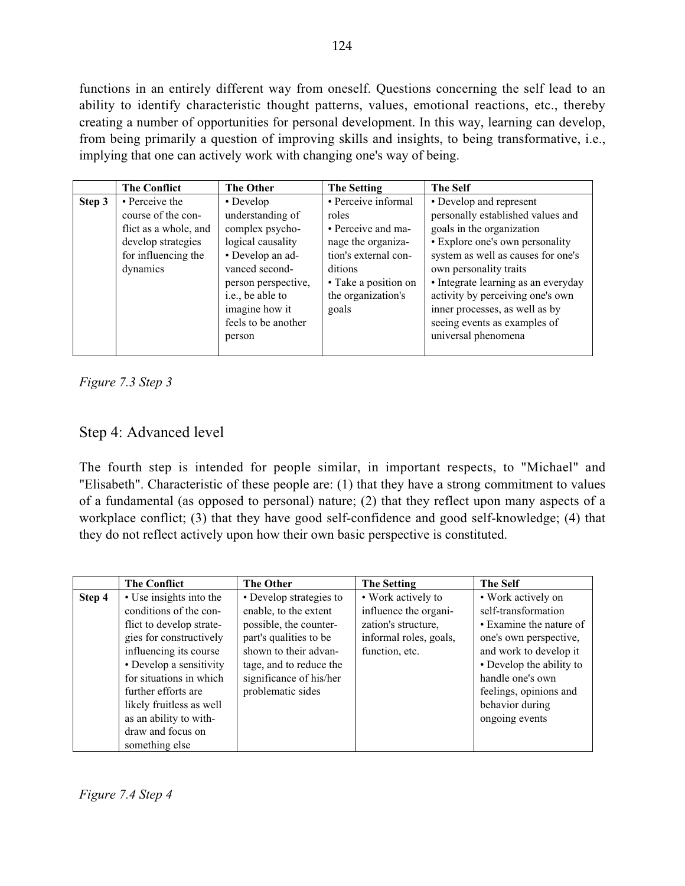functions in an entirely different way from oneself. Questions concerning the self lead to an ability to identify characteristic thought patterns, values, emotional reactions, etc., thereby creating a number of opportunities for personal development. In this way, learning can develop, from being primarily a question of improving skills and insights, to being transformative, i.e., implying that one can actively work with changing one's way of being.

| | The Conflict | The Other | The Setting | The Self |
|---|---|---|---|---|
| **Step 3** | • Perceive the course of the conflict as a whole, and develop strategies for influencing the dynamics | • Develop understanding of complex psychological causality<br>• Develop an advanced second-person perspective, i.e., be able to imagine how it feels to be another person | • Perceive informal roles<br>• Perceive and manage the organization's external conditions<br>• Take a position on the organization's goals | • Develop and represent personally established values and goals in the organization<br>• Explore one's own personality system as well as causes for one's own personality traits<br>• Integrate learning as an everyday activity by perceiving one's own inner processes, as well as by seeing events as examples of universal phenomena |

*Figure 7.3 Step 3*

## Step 4: Advanced level

The fourth step is intended for people similar, in important respects, to "Michael" and "Elisabeth". Characteristic of these people are: (1) that they have a strong commitment to values of a fundamental (as opposed to personal) nature; (2) that they reflect upon many aspects of a workplace conflict; (3) that they have good self-confidence and good self-knowledge; (4) that they do not reflect actively upon how their own basic perspective is constituted.

| | The Conflict | The Other | The Setting | The Self |
|---|---|---|---|---|
| **Step 4** | • Use insights into the conditions of the conflict to develop strategies for constructively influencing its course<br>• Develop a sensitivity for situations in which further efforts are likely fruitless as well as an ability to withdraw and focus on something else | • Develop strategies to enable, to the extent possible, the counterpart's qualities to be shown to their advantage, and to reduce the significance of his/her problematic sides | • Work actively to influence the organization's structure, informal roles, goals, function, etc. | • Work actively on self-transformation<br>• Examine the nature of one's own perspective, and work to develop it<br>• Develop the ability to handle one's own feelings, opinions and behavior during ongoing events |

*Figure 7.4 Step 4*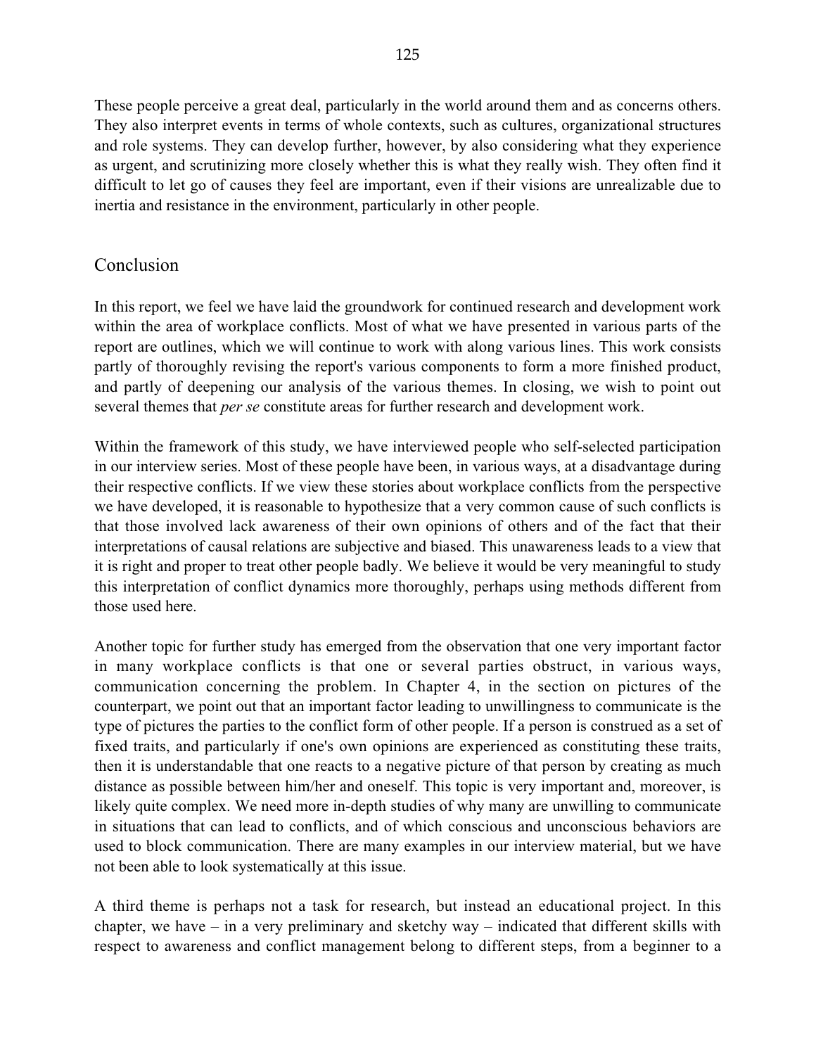These people perceive a great deal, particularly in the world around them and as concerns others. They also interpret events in terms of whole contexts, such as cultures, organizational structures and role systems. They can develop further, however, by also considering what they experience as urgent, and scrutinizing more closely whether this is what they really wish. They often find it difficult to let go of causes they feel are important, even if their visions are unrealizable due to inertia and resistance in the environment, particularly in other people.

## Conclusion

In this report, we feel we have laid the groundwork for continued research and development work within the area of workplace conflicts. Most of what we have presented in various parts of the report are outlines, which we will continue to work with along various lines. This work consists partly of thoroughly revising the report's various components to form a more finished product, and partly of deepening our analysis of the various themes. In closing, we wish to point out several themes that *per se* constitute areas for further research and development work.

Within the framework of this study, we have interviewed people who self-selected participation in our interview series. Most of these people have been, in various ways, at a disadvantage during their respective conflicts. If we view these stories about workplace conflicts from the perspective we have developed, it is reasonable to hypothesize that a very common cause of such conflicts is that those involved lack awareness of their own opinions of others and of the fact that their interpretations of causal relations are subjective and biased. This unawareness leads to a view that it is right and proper to treat other people badly. We believe it would be very meaningful to study this interpretation of conflict dynamics more thoroughly, perhaps using methods different from those used here.

Another topic for further study has emerged from the observation that one very important factor in many workplace conflicts is that one or several parties obstruct, in various ways, communication concerning the problem. In Chapter 4, in the section on pictures of the counterpart, we point out that an important factor leading to unwillingness to communicate is the type of pictures the parties to the conflict form of other people. If a person is construed as a set of fixed traits, and particularly if one's own opinions are experienced as constituting these traits, then it is understandable that one reacts to a negative picture of that person by creating as much distance as possible between him/her and oneself. This topic is very important and, moreover, is likely quite complex. We need more in-depth studies of why many are unwilling to communicate in situations that can lead to conflicts, and of which conscious and unconscious behaviors are used to block communication. There are many examples in our interview material, but we have not been able to look systematically at this issue.

A third theme is perhaps not a task for research, but instead an educational project. In this chapter, we have – in a very preliminary and sketchy way – indicated that different skills with respect to awareness and conflict management belong to different steps, from a beginner to a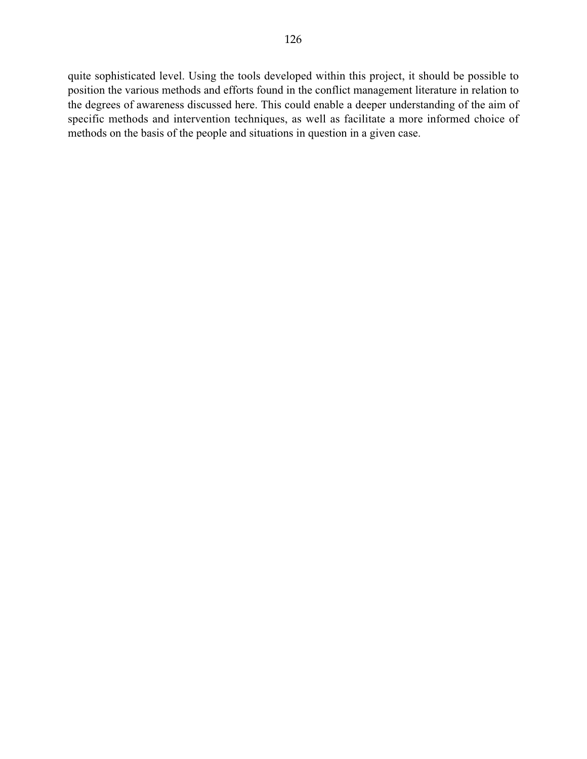quite sophisticated level. Using the tools developed within this project, it should be possible to position the various methods and efforts found in the conflict management literature in relation to the degrees of awareness discussed here. This could enable a deeper understanding of the aim of specific methods and intervention techniques, as well as facilitate a more informed choice of methods on the basis of the people and situations in question in a given case.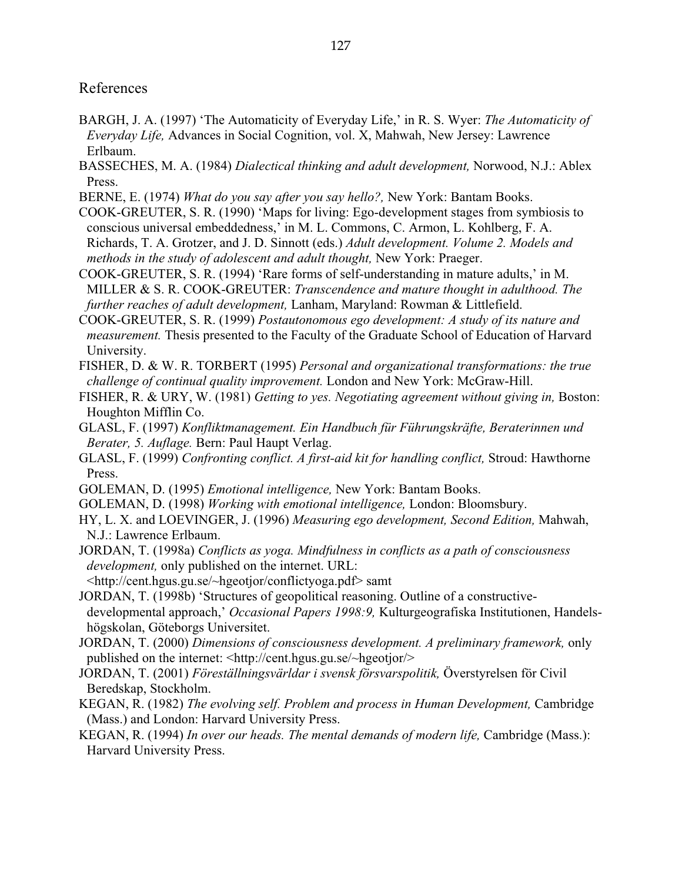## References

BARGH, J. A. (1997) 'The Automaticity of Everyday Life,' in R. S. Wyer: *The Automaticity of Everyday Life,* Advances in Social Cognition, vol. X, Mahwah, New Jersey: Lawrence Erlbaum.

BASSECHES, M. A. (1984) *Dialectical thinking and adult development,* Norwood, N.J.: Ablex Press.

BERNE, E. (1974) *What do you say after you say hello?,* New York: Bantam Books.

COOK-GREUTER, S. R. (1990) 'Maps for living: Ego-development stages from symbiosis to conscious universal embeddedness,' in M. L. Commons, C. Armon, L. Kohlberg, F. A. Richards, T. A. Grotzer, and J. D. Sinnott (eds.) *Adult development. Volume 2. Models and methods in the study of adolescent and adult thought,* New York: Praeger.

COOK-GREUTER, S. R. (1994) 'Rare forms of self-understanding in mature adults,' in M. MILLER & S. R. COOK-GREUTER: *Transcendence and mature thought in adulthood. The further reaches of adult development,* Lanham, Maryland: Rowman & Littlefield.

COOK-GREUTER, S. R. (1999) *Postautonomous ego development: A study of its nature and measurement.* Thesis presented to the Faculty of the Graduate School of Education of Harvard University.

FISHER, D. & W. R. TORBERT (1995) *Personal and organizational transformations: the true challenge of continual quality improvement.* London and New York: McGraw-Hill.

FISHER, R. & URY, W. (1981) *Getting to yes. Negotiating agreement without giving in,* Boston: Houghton Mifflin Co.

GLASL, F. (1997) *Konfliktmanagement. Ein Handbuch für Führungskräfte, Beraterinnen und Berater, 5. Auflage.* Bern: Paul Haupt Verlag.

GLASL, F. (1999) *Confronting conflict. A first-aid kit for handling conflict,* Stroud: Hawthorne Press.

GOLEMAN, D. (1995) *Emotional intelligence,* New York: Bantam Books.

GOLEMAN, D. (1998) *Working with emotional intelligence,* London: Bloomsbury.

HY, L. X. and LOEVINGER, J. (1996) *Measuring ego development, Second Edition,* Mahwah, N.J.: Lawrence Erlbaum.

JORDAN, T. (1998a) *Conflicts as yoga. Mindfulness in conflicts as a path of consciousness development,* only published on the internet. URL: <http://cent.hgus.gu.se/~hgeotjor/conflictyoga.pdf> samt

JORDAN, T. (1998b) 'Structures of geopolitical reasoning. Outline of a constructive-developmental approach,' *Occasional Papers 1998:9,* Kulturgeografiska Institutionen, Handelshögskolan, Göteborgs Universitet.

JORDAN, T. (2000) *Dimensions of consciousness development. A preliminary framework,* only published on the internet: <http://cent.hgus.gu.se/~hgeotjor/>

JORDAN, T. (2001) *Föreställningsvärldar i svensk försvarspolitik,* Överstyrelsen för Civil Beredskap, Stockholm.

KEGAN, R. (1982) *The evolving self. Problem and process in Human Development,* Cambridge (Mass.) and London: Harvard University Press.

KEGAN, R. (1994) *In over our heads. The mental demands of modern life,* Cambridge (Mass.): Harvard University Press.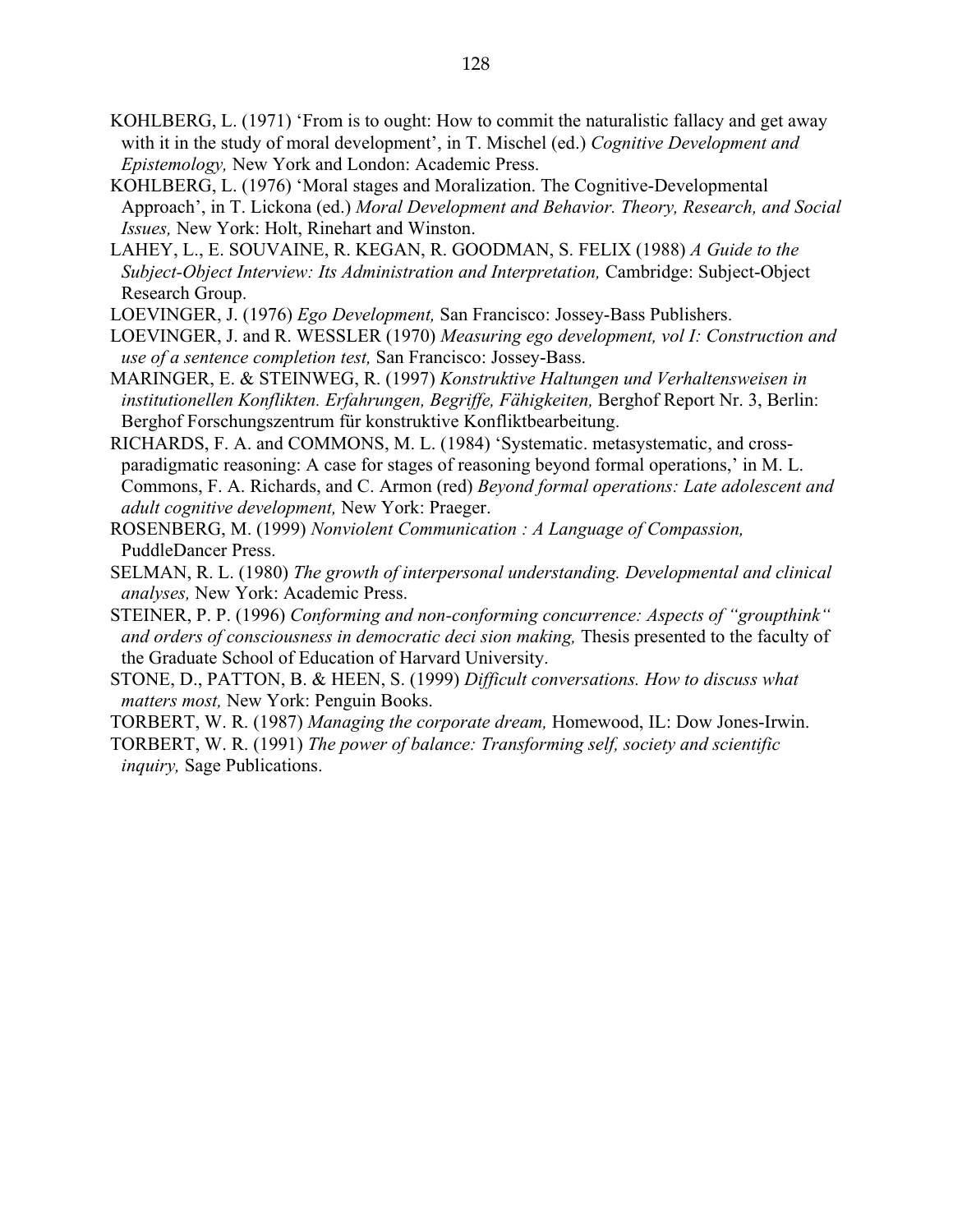KOHLBERG, L. (1971) 'From is to ought: How to commit the naturalistic fallacy and get away with it in the study of moral development', in T. Mischel (ed.) *Cognitive Development and Epistemology,* New York and London: Academic Press.

KOHLBERG, L. (1976) 'Moral stages and Moralization. The Cognitive-Developmental Approach', in T. Lickona (ed.) *Moral Development and Behavior. Theory, Research, and Social Issues,* New York: Holt, Rinehart and Winston.

LAHEY, L., E. SOUVAINE, R. KEGAN, R. GOODMAN, S. FELIX (1988) *A Guide to the Subject-Object Interview: Its Administration and Interpretation,* Cambridge: Subject-Object Research Group.

LOEVINGER, J. (1976) *Ego Development,* San Francisco: Jossey-Bass Publishers.

LOEVINGER, J. and R. WESSLER (1970) *Measuring ego development, vol I: Construction and use of a sentence completion test,* San Francisco: Jossey-Bass.

MARINGER, E. & STEINWEG, R. (1997) *Konstruktive Haltungen und Verhaltensweisen in institutionellen Konflikten. Erfahrungen, Begriffe, Fähigkeiten,* Berghof Report Nr. 3, Berlin: Berghof Forschungszentrum für konstruktive Konfliktbearbeitung.

RICHARDS, F. A. and COMMONS, M. L. (1984) 'Systematic. metasystematic, and cross-paradigmatic reasoning: A case for stages of reasoning beyond formal operations,' in M. L. Commons, F. A. Richards, and C. Armon (red) *Beyond formal operations: Late adolescent and adult cognitive development,* New York: Praeger.

ROSENBERG, M. (1999) *Nonviolent Communication : A Language of Compassion,* PuddleDancer Press.

SELMAN, R. L. (1980) *The growth of interpersonal understanding. Developmental and clinical analyses,* New York: Academic Press.

STEINER, P. P. (1996) *Conforming and non-conforming concurrence: Aspects of "groupthink" and orders of consciousness in democratic deci sion making,* Thesis presented to the faculty of the Graduate School of Education of Harvard University.

STONE, D., PATTON, B. & HEEN, S. (1999) *Difficult conversations. How to discuss what matters most,* New York: Penguin Books.

TORBERT, W. R. (1987) *Managing the corporate dream,* Homewood, IL: Dow Jones-Irwin.

TORBERT, W. R. (1991) *The power of balance: Transforming self, society and scientific inquiry,* Sage Publications.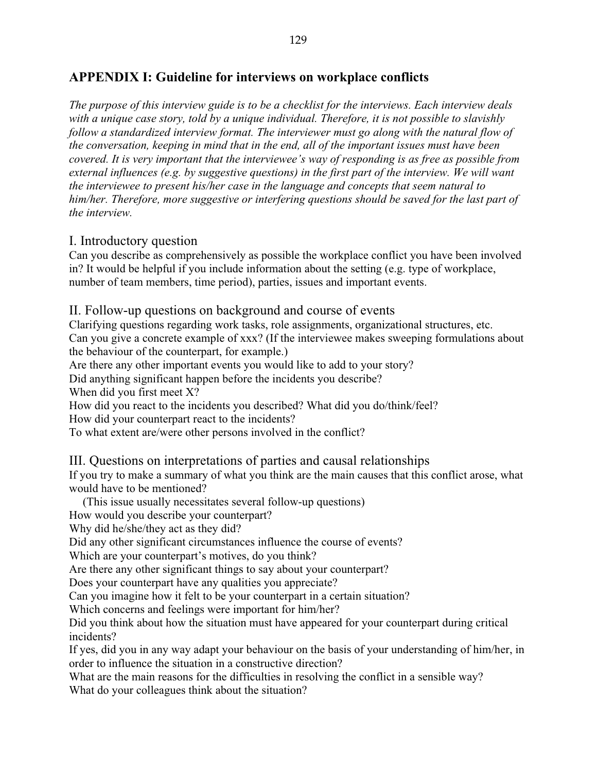## APPENDIX I: Guideline for interviews on workplace conflicts

*The purpose of this interview guide is to be a checklist for the interviews. Each interview deals with a unique case story, told by a unique individual. Therefore, it is not possible to slavishly follow a standardized interview format. The interviewer must go along with the natural flow of the conversation, keeping in mind that in the end, all of the important issues must have been covered. It is very important that the interviewee's way of responding is as free as possible from external influences (e.g. by suggestive questions) in the first part of the interview. We will want the interviewee to present his/her case in the language and concepts that seem natural to him/her. Therefore, more suggestive or interfering questions should be saved for the last part of the interview.*

### I. Introductory question

Can you describe as comprehensively as possible the workplace conflict you have been involved in? It would be helpful if you include information about the setting (e.g. type of workplace, number of team members, time period), parties, issues and important events.

### II. Follow-up questions on background and course of events

Clarifying questions regarding work tasks, role assignments, organizational structures, etc.
Can you give a concrete example of xxx? (If the interviewee makes sweeping formulations about the behaviour of the counterpart, for example.)
Are there any other important events you would like to add to your story?
Did anything significant happen before the incidents you describe?
When did you first meet X?
How did you react to the incidents you described? What did you do/think/feel?
How did your counterpart react to the incidents?
To what extent are/were other persons involved in the conflict?

### III. Questions on interpretations of parties and causal relationships

If you try to make a summary of what you think are the main causes that this conflict arose, what would have to be mentioned?
(This issue usually necessitates several follow-up questions)
How would you describe your counterpart?
Why did he/she/they act as they did?
Did any other significant circumstances influence the course of events?
Which are your counterpart's motives, do you think?
Are there any other significant things to say about your counterpart?
Does your counterpart have any qualities you appreciate?
Can you imagine how it felt to be your counterpart in a certain situation?
Which concerns and feelings were important for him/her?
Did you think about how the situation must have appeared for your counterpart during critical incidents?
If yes, did you in any way adapt your behaviour on the basis of your understanding of him/her, in order to influence the situation in a constructive direction?
What are the main reasons for the difficulties in resolving the conflict in a sensible way?
What do your colleagues think about the situation?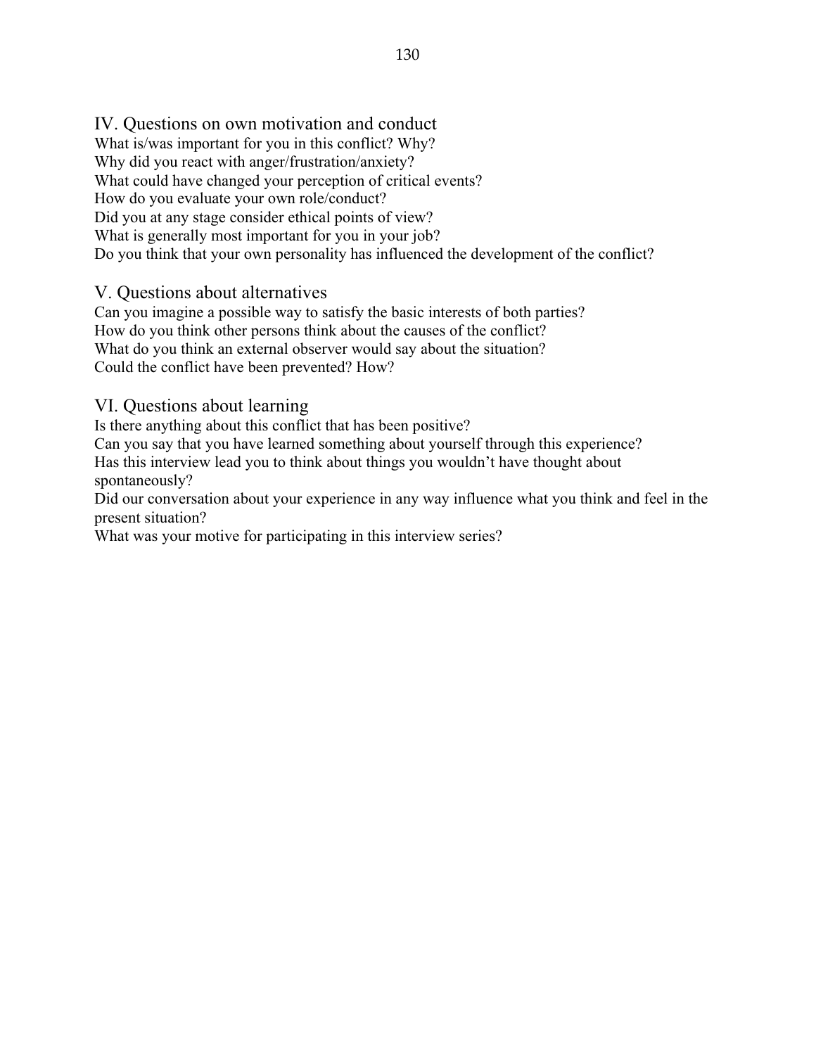## IV. Questions on own motivation and conduct

What is/was important for you in this conflict? Why?
What could have changed your perception of critical events?
Why did you react with anger/frustration/anxiety?
How do you evaluate your own role/conduct?
Did you at any stage consider ethical points of view?
What is generally most important for you in your job?
Do you think that your own personality has influenced the development of the conflict?

## V. Questions about alternatives

Can you imagine a possible way to satisfy the basic interests of both parties?
How do you think other persons think about the causes of the conflict?
What do you think an external observer would say about the situation?
Could the conflict have been prevented? How?

## VI. Questions about learning

Is there anything about this conflict that has been positive?
Can you say that you have learned something about yourself through this experience?
Has this interview lead you to think about things you wouldn't have thought about spontaneously?
Did our conversation about your experience in any way influence what you think and feel in the present situation?
What was your motive for participating in this interview series?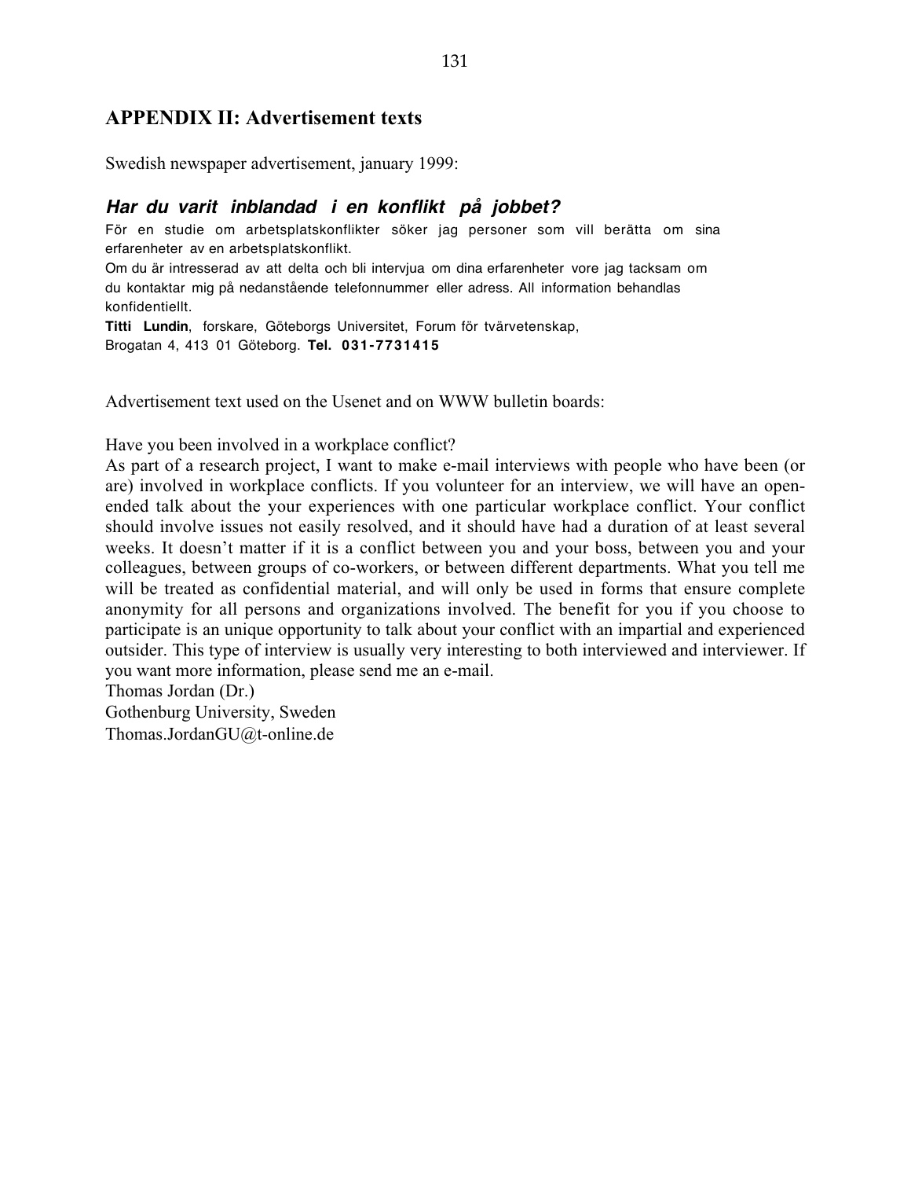## APPENDIX II: Advertisement texts

Swedish newspaper advertisement, january 1999:

***Har du varit inblandad i en konflikt på jobbet?***

För en studie om arbetsplatskonflikter söker jag personer som vill berätta om sina erfarenheter av en arbetsplatskonflikt.

Om du är intresserad av att delta och bli intervjua om dina erfarenheter vore jag tacksam om du kontaktar mig på nedanstående telefonnummer eller adress. All information behandlas konfidentiellt.

**Titti Lundin**, forskare, Göteborgs Universitet, Forum för tvärvetenskap, Brogatan 4, 413 01 Göteborg. **Tel. 031-7731415**

Advertisement text used on the Usenet and on WWW bulletin boards:

Have you been involved in a workplace conflict?

As part of a research project, I want to make e-mail interviews with people who have been (or are) involved in workplace conflicts. If you volunteer for an interview, we will have an open-ended talk about the your experiences with one particular workplace conflict. Your conflict should involve issues not easily resolved, and it should have had a duration of at least several weeks. It doesn't matter if it is a conflict between you and your boss, between you and your colleagues, between groups of co-workers, or between different departments. What you tell me will be treated as confidential material, and will only be used in forms that ensure complete anonymity for all persons and organizations involved. The benefit for you if you choose to participate is an unique opportunity to talk about your conflict with an impartial and experienced outsider. This type of interview is usually very interesting to both interviewed and interviewer. If you want more information, please send me an e-mail.

Thomas Jordan (Dr.)
Gothenburg University, Sweden
Thomas.JordanGU@t-online.de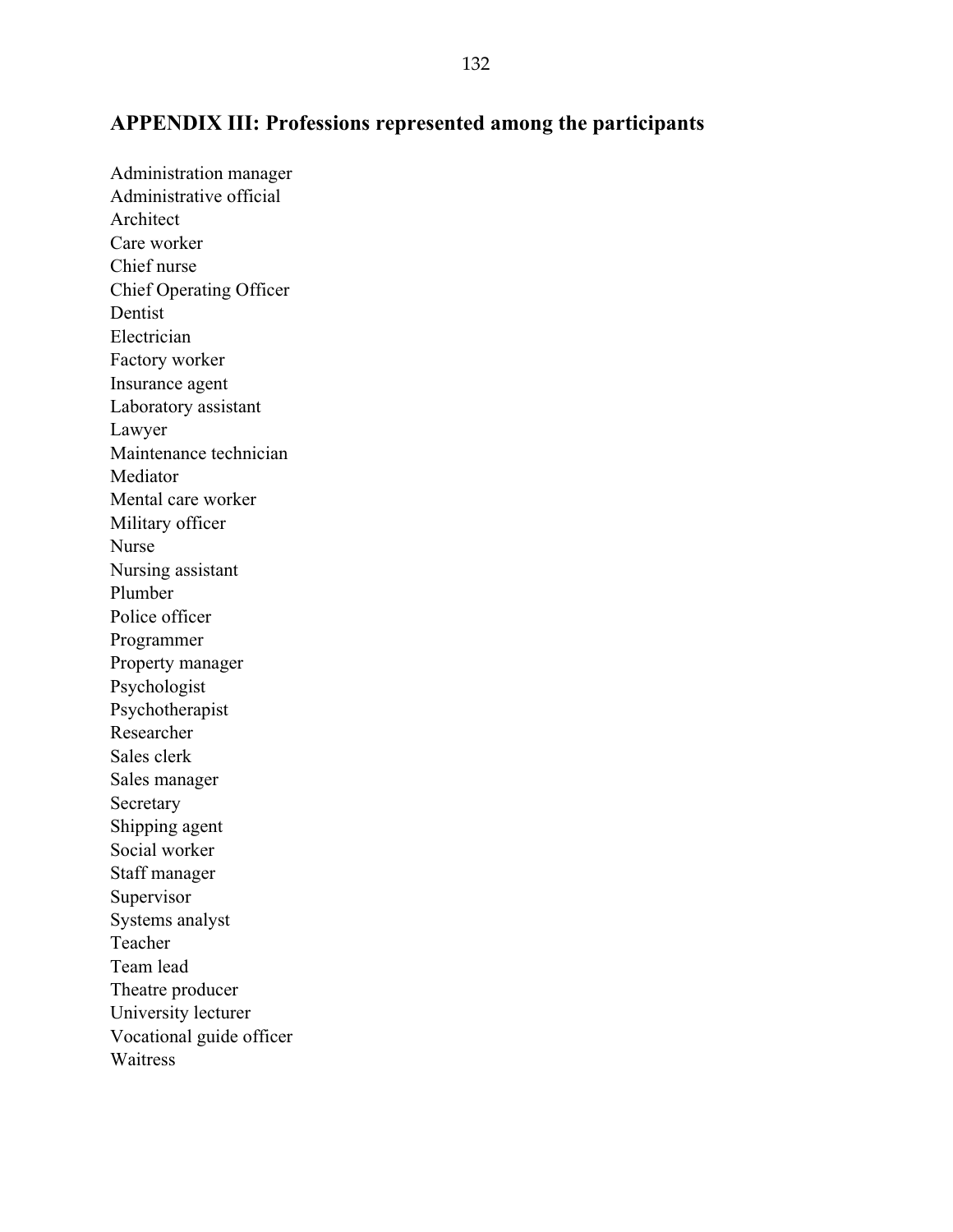## APPENDIX III: Professions represented among the participants

Administration manager
Administrative official
Architect
Care worker
Chief nurse
Chief Operating Officer
Dentist
Electrician
Factory worker
Insurance agent
Laboratory assistant
Lawyer
Maintenance technician
Mediator
Mental care worker
Military officer
Nurse
Nursing assistant
Plumber
Police officer
Programmer
Property manager
Psychologist
Psychotherapist
Researcher
Sales clerk
Sales manager
Secretary
Shipping agent
Social worker
Staff manager
Supervisor
Systems analyst
Teacher
Team lead
Theatre producer
University lecturer
Vocational guide officer
Waitress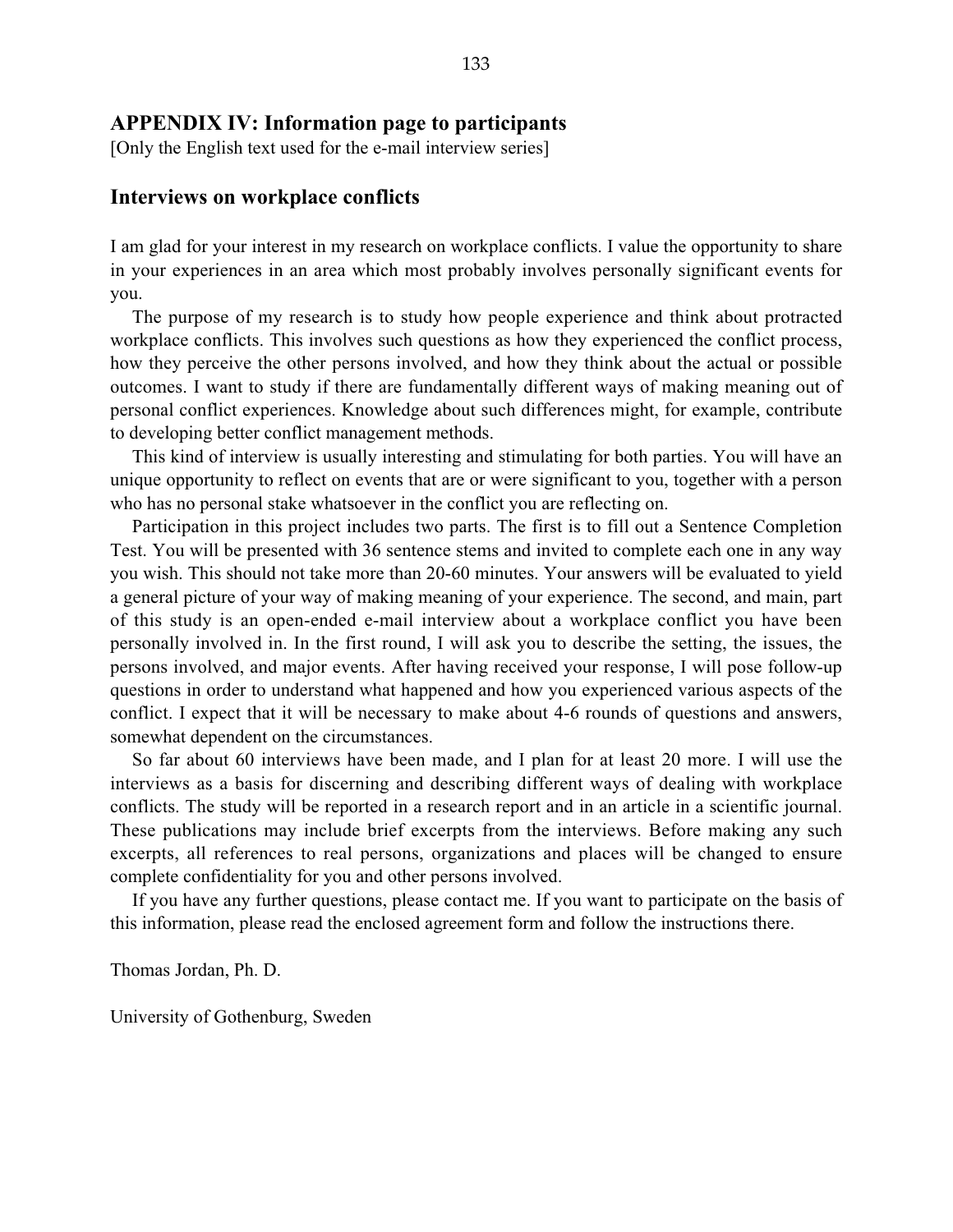## APPENDIX IV: Information page to participants

[Only the English text used for the e-mail interview series]

### Interviews on workplace conflicts

I am glad for your interest in my research on workplace conflicts. I value the opportunity to share in your experiences in an area which most probably involves personally significant events for you.

The purpose of my research is to study how people experience and think about protracted workplace conflicts. This involves such questions as how they experienced the conflict process, how they perceive the other persons involved, and how they think about the actual or possible outcomes. I want to study if there are fundamentally different ways of making meaning out of personal conflict experiences. Knowledge about such differences might, for example, contribute to developing better conflict management methods.

This kind of interview is usually interesting and stimulating for both parties. You will have an unique opportunity to reflect on events that are or were significant to you, together with a person who has no personal stake whatsoever in the conflict you are reflecting on.

Participation in this project includes two parts. The first is to fill out a Sentence Completion Test. You will be presented with 36 sentence stems and invited to complete each one in any way you wish. This should not take more than 20-60 minutes. Your answers will be evaluated to yield a general picture of your way of making meaning of your experience. The second, and main, part of this study is an open-ended e-mail interview about a workplace conflict you have been personally involved in. In the first round, I will ask you to describe the setting, the issues, the persons involved, and major events. After having received your response, I will pose follow-up questions in order to understand what happened and how you experienced various aspects of the conflict. I expect that it will be necessary to make about 4-6 rounds of questions and answers, somewhat dependent on the circumstances.

So far about 60 interviews have been made, and I plan for at least 20 more. I will use the interviews as a basis for discerning and describing different ways of dealing with workplace conflicts. The study will be reported in a research report and in an article in a scientific journal. These publications may include brief excerpts from the interviews. Before making any such excerpts, all references to real persons, organizations and places will be changed to ensure complete confidentiality for you and other persons involved.

If you have any further questions, please contact me. If you want to participate on the basis of this information, please read the enclosed agreement form and follow the instructions there.

Thomas Jordan, Ph. D.

University of Gothenburg, Sweden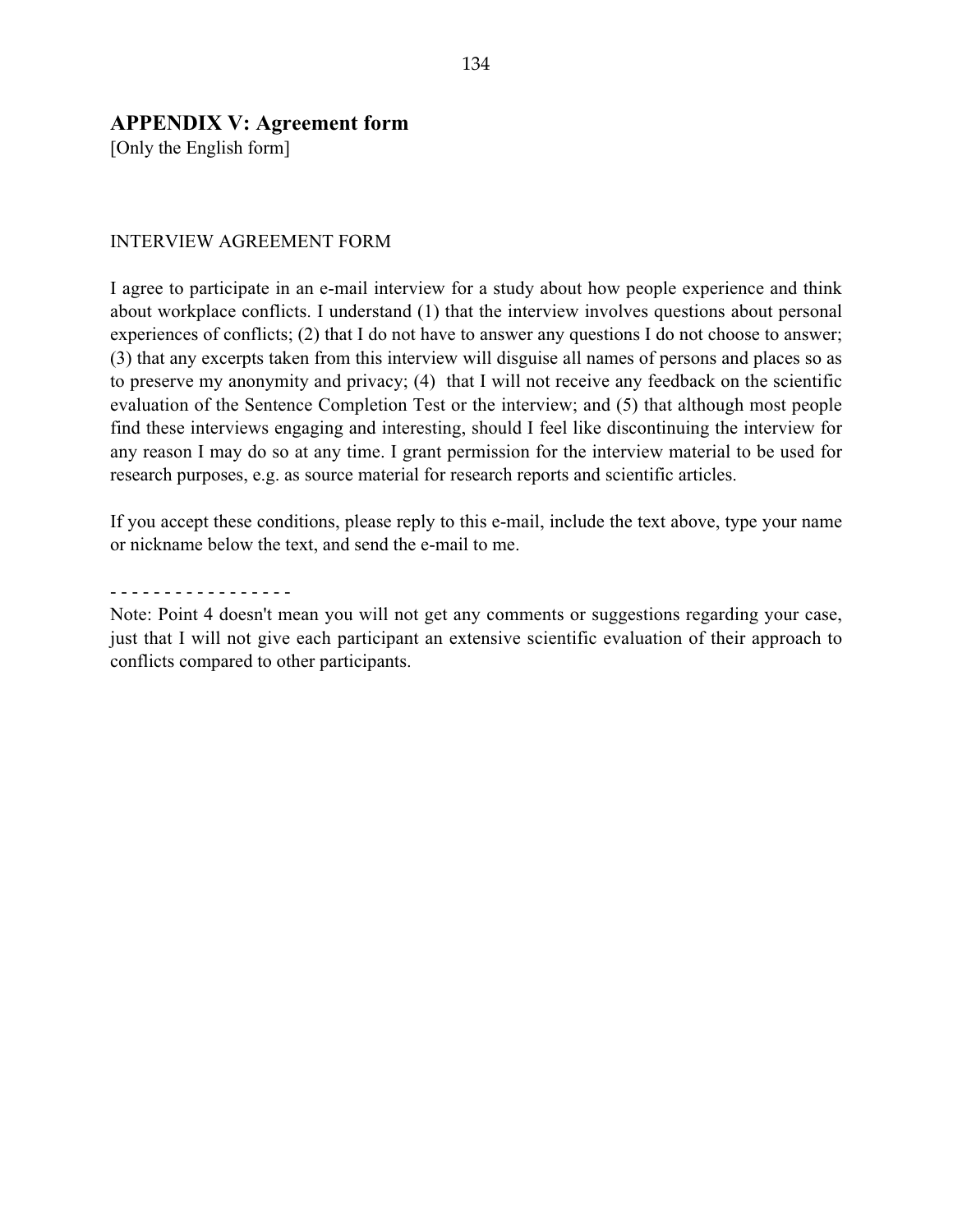## APPENDIX V: Agreement form

[Only the English form]

INTERVIEW AGREEMENT FORM

I agree to participate in an e-mail interview for a study about how people experience and think about workplace conflicts. I understand (1) that the interview involves questions about personal experiences of conflicts; (2) that I do not have to answer any questions I do not choose to answer; (3) that any excerpts taken from this interview will disguise all names of persons and places so as to preserve my anonymity and privacy; (4) that I will not receive any feedback on the scientific evaluation of the Sentence Completion Test or the interview; and (5) that although most people find these interviews engaging and interesting, should I feel like discontinuing the interview for any reason I may do so at any time. I grant permission for the interview material to be used for research purposes, e.g. as source material for research reports and scientific articles.

If you accept these conditions, please reply to this e-mail, include the text above, type your name or nickname below the text, and send the e-mail to me.

- - - - - - - - - - - - - - - - -

Note: Point 4 doesn't mean you will not get any comments or suggestions regarding your case, just that I will not give each participant an extensive scientific evaluation of their approach to conflicts compared to other participants.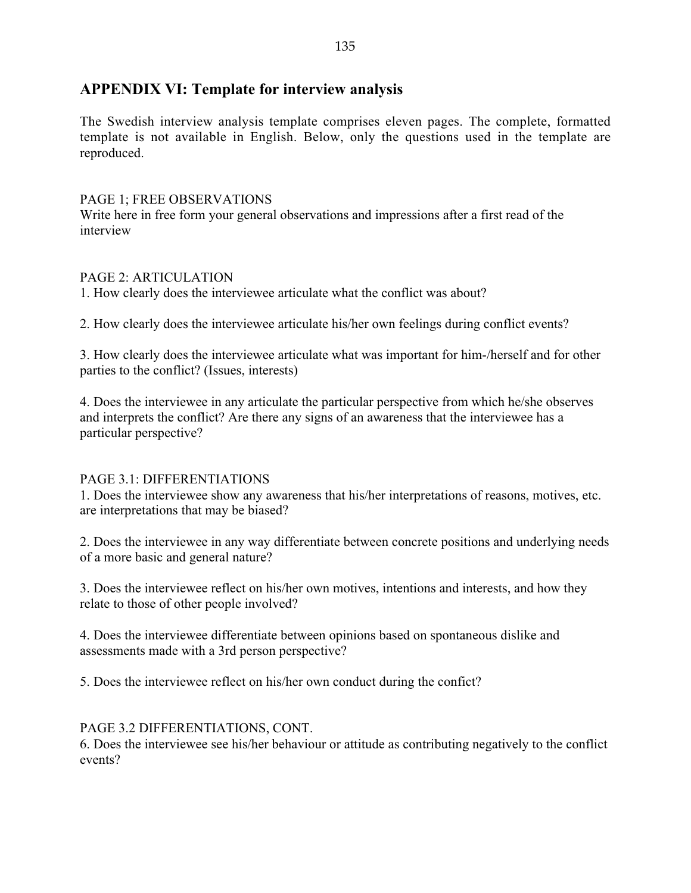## APPENDIX VI: Template for interview analysis

The Swedish interview analysis template comprises eleven pages. The complete, formatted template is not available in English. Below, only the questions used in the template are reproduced.

PAGE 1; FREE OBSERVATIONS
Write here in free form your general observations and impressions after a first read of the interview

PAGE 2: ARTICULATION
1. How clearly does the interviewee articulate what the conflict was about?

2. How clearly does the interviewee articulate his/her own feelings during conflict events?

3. How clearly does the interviewee articulate what was important for him-/herself and for other parties to the conflict? (Issues, interests)

4. Does the interviewee in any articulate the particular perspective from which he/she observes and interprets the conflict? Are there any signs of an awareness that the interviewee has a particular perspective?

PAGE 3.1: DIFFERENTIATIONS
1. Does the interviewee show any awareness that his/her interpretations of reasons, motives, etc. are interpretations that may be biased?

2. Does the interviewee in any way differentiate between concrete positions and underlying needs of a more basic and general nature?

3. Does the interviewee reflect on his/her own motives, intentions and interests, and how they relate to those of other people involved?

4. Does the interviewee differentiate between opinions based on spontaneous dislike and assessments made with a 3rd person perspective?

5. Does the interviewee reflect on his/her own conduct during the confict?

PAGE 3.2 DIFFERENTIATIONS, CONT.
6. Does the interviewee see his/her behaviour or attitude as contributing negatively to the conflict events?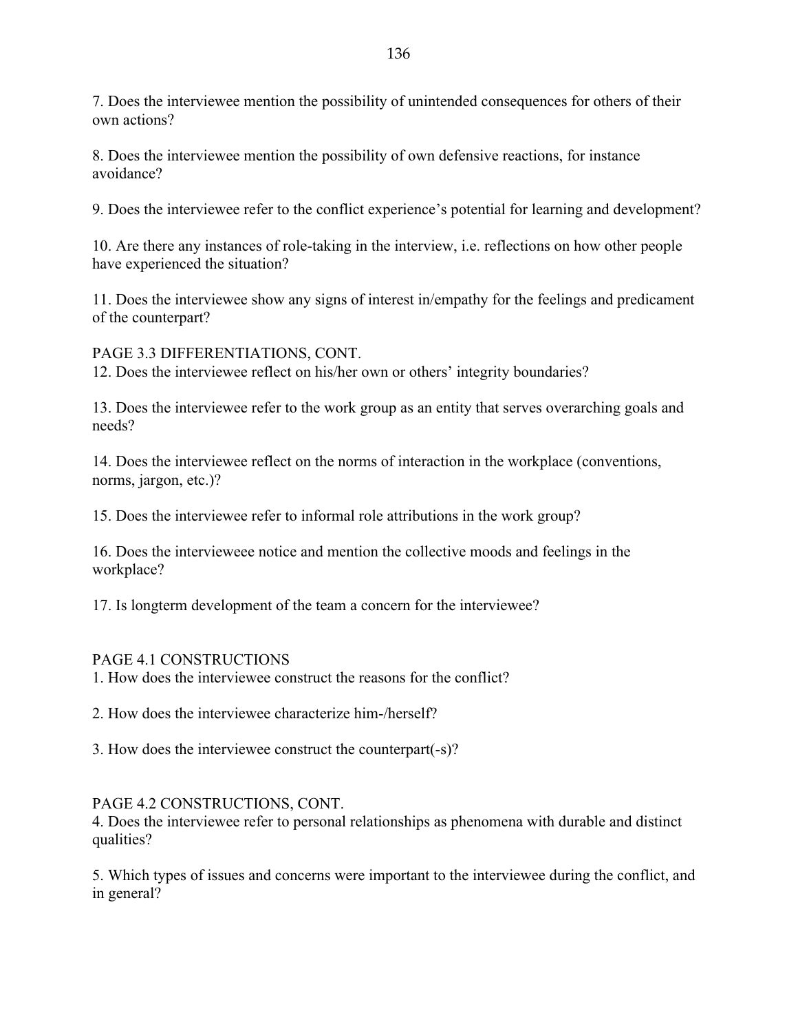7. Does the interviewee mention the possibility of unintended consequences for others of their own actions?

8. Does the interviewee mention the possibility of own defensive reactions, for instance avoidance?

9. Does the interviewee refer to the conflict experience's potential for learning and development?

10. Are there any instances of role-taking in the interview, i.e. reflections on how other people have experienced the situation?

11. Does the interviewee show any signs of interest in/empathy for the feelings and predicament of the counterpart?

PAGE 3.3 DIFFERENTIATIONS, CONT.

12. Does the interviewee reflect on his/her own or others' integrity boundaries?

13. Does the interviewee refer to the work group as an entity that serves overarching goals and needs?

14. Does the interviewee reflect on the norms of interaction in the workplace (conventions, norms, jargon, etc.)?

15. Does the interviewee refer to informal role attributions in the work group?

16. Does the intervieweee notice and mention the collective moods and feelings in the workplace?

17. Is longterm development of the team a concern for the interviewee?

PAGE 4.1 CONSTRUCTIONS

1. How does the interviewee construct the reasons for the conflict?

2. How does the interviewee characterize him-/herself?

3. How does the interviewee construct the counterpart(-s)?

PAGE 4.2 CONSTRUCTIONS, CONT.

4. Does the interviewee refer to personal relationships as phenomena with durable and distinct qualities?

5. Which types of issues and concerns were important to the interviewee during the conflict, and in general?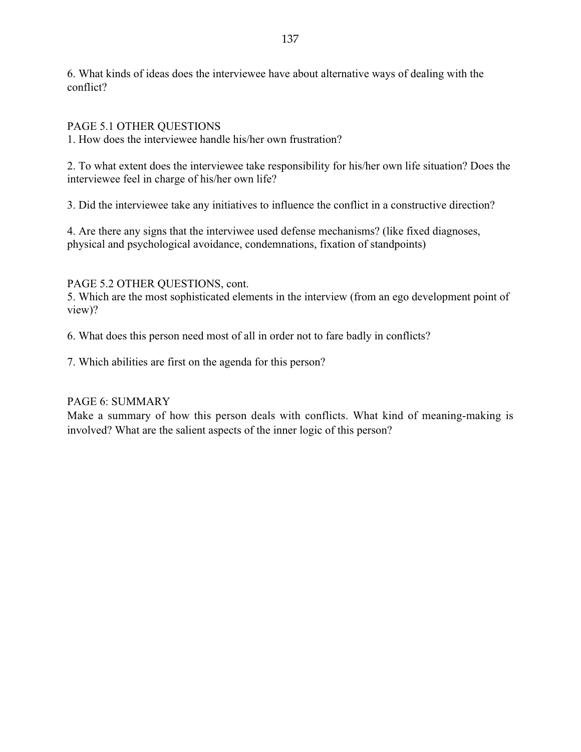6. What kinds of ideas does the interviewee have about alternative ways of dealing with the conflict?

PAGE 5.1 OTHER QUESTIONS

1. How does the interviewee handle his/her own frustration?

2. To what extent does the interviewee take responsibility for his/her own life situation? Does the interviewee feel in charge of his/her own life?

3. Did the interviewee take any initiatives to influence the conflict in a constructive direction?

4. Are there any signs that the interviwee used defense mechanisms? (like fixed diagnoses, physical and psychological avoidance, condemnations, fixation of standpoints)

PAGE 5.2 OTHER QUESTIONS, cont.

5. Which are the most sophisticated elements in the interview (from an ego development point of view)?

6. What does this person need most of all in order not to fare badly in conflicts?

7. Which abilities are first on the agenda for this person?

PAGE 6: SUMMARY

Make a summary of how this person deals with conflicts. What kind of meaning-making is involved? What are the salient aspects of the inner logic of this person?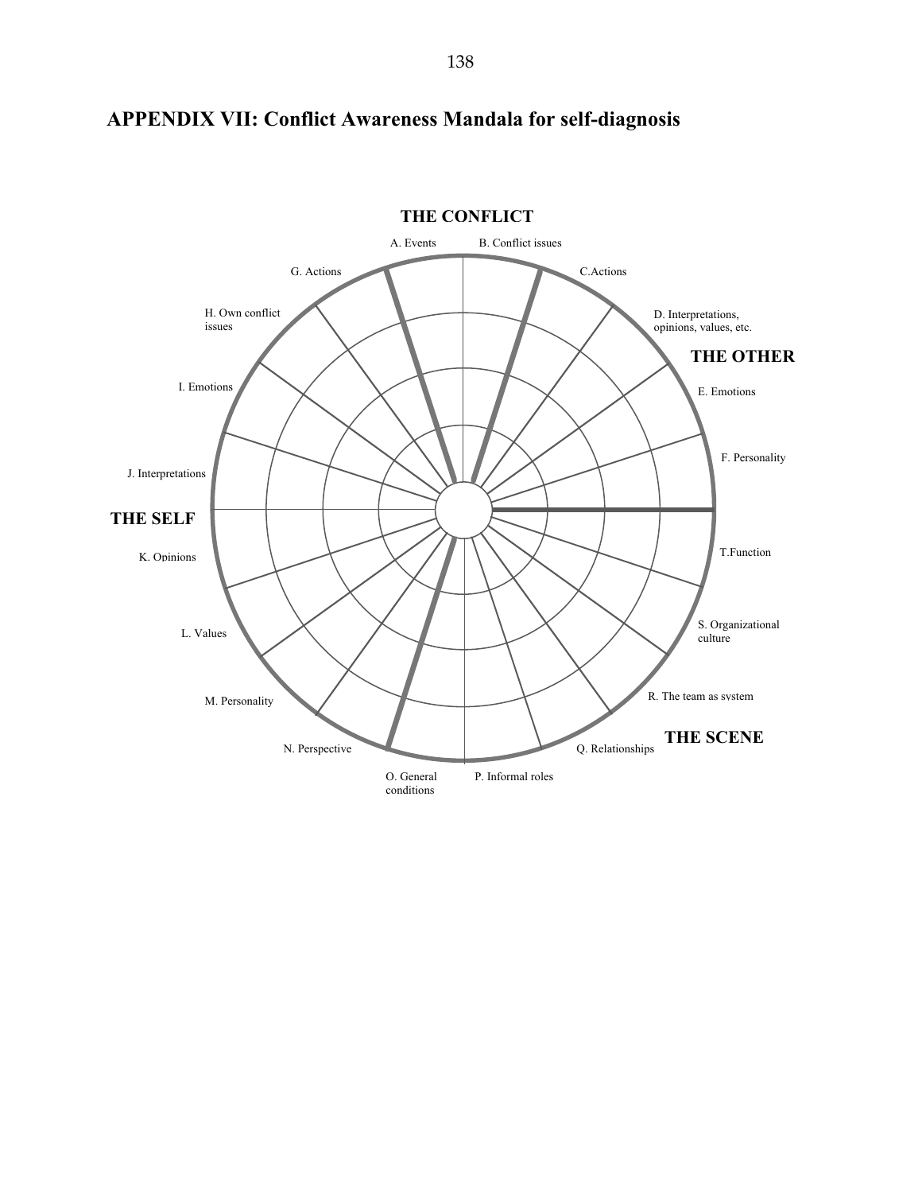# APPENDIX VII: Conflict Awareness Mandala for self-diagnosis

THE CONFLICT

A. Events

B. Conflict issues

C.Actions

D. Interpretations, opinions, values, etc.

THE OTHER

E. Emotions

F. Personality

T.Function

S. Organizational culture

R. The team as system

THE SCENE

Q. Relationships

P. Informal roles

O. General conditions

N. Perspective

M. Personality

L. Values

K. Opinions

THE SELF

J. Interpretations

I. Emotions

H. Own conflict issues

G. Actions